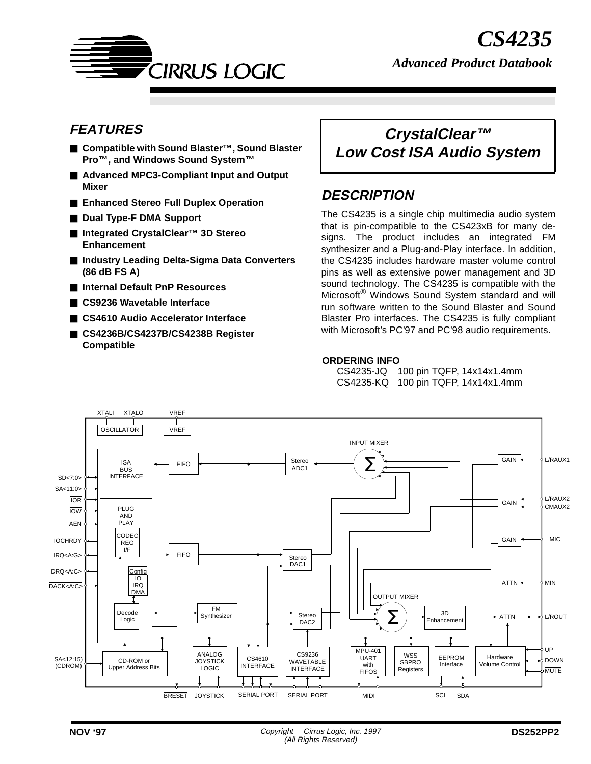# CS4235

*Advanced Product Databook*

## FEATURES

- **Compatible with Sound Blaster™, Sound Blaster Pro™, and Windows Sound System™**
- **Advanced MPC3-Compliant Input and Output Mixer**
- **Enhanced Stereo Full Duplex Operation**
- **Dual Type-F DMA Support**
- **Integrated CrystalClear™ 3D Stereo Enhancement**
- **Industry Leading Delta-Sigma Data Converters (86 dB FS A)**
- **Internal Default PnP Resources**
- **CS9236 Wavetable Interface**
- **CS4610 Audio Accelerator Interface**
- **CS4236B/CS4237B/CS4238B Register Compatible**

## CrystalClear™ Low Cost ISA Audio System

## DESCRIPTION

The CS4235 is a single chip multimedia audio system that is pin-compatible to the CS423xB for many designs. The product includes an integrated FM synthesizer and a Plug-and-Play interface. In addition, the CS4235 includes hardware master volume control pins as well as extensive power management and 3D sound technology. The CS4235 is compatible with the Microsoft® Windows Sound System standard and will run software written to the Sound Blaster and Sound Blaster Pro interfaces. The CS4235 is fully compliant with Microsoft's PC'97 and PC'98 audio requirements.

**ORDERING INFO**

CS4235-JQ 100 pin TQFP, 14x14x1.4mm
CS4235-KQ 100 pin TQFP, 14x14x1.4mm

NOV '97

Copyright Cirrus Logic, Inc. 1997
(All Rights Reserved)

DS252PP2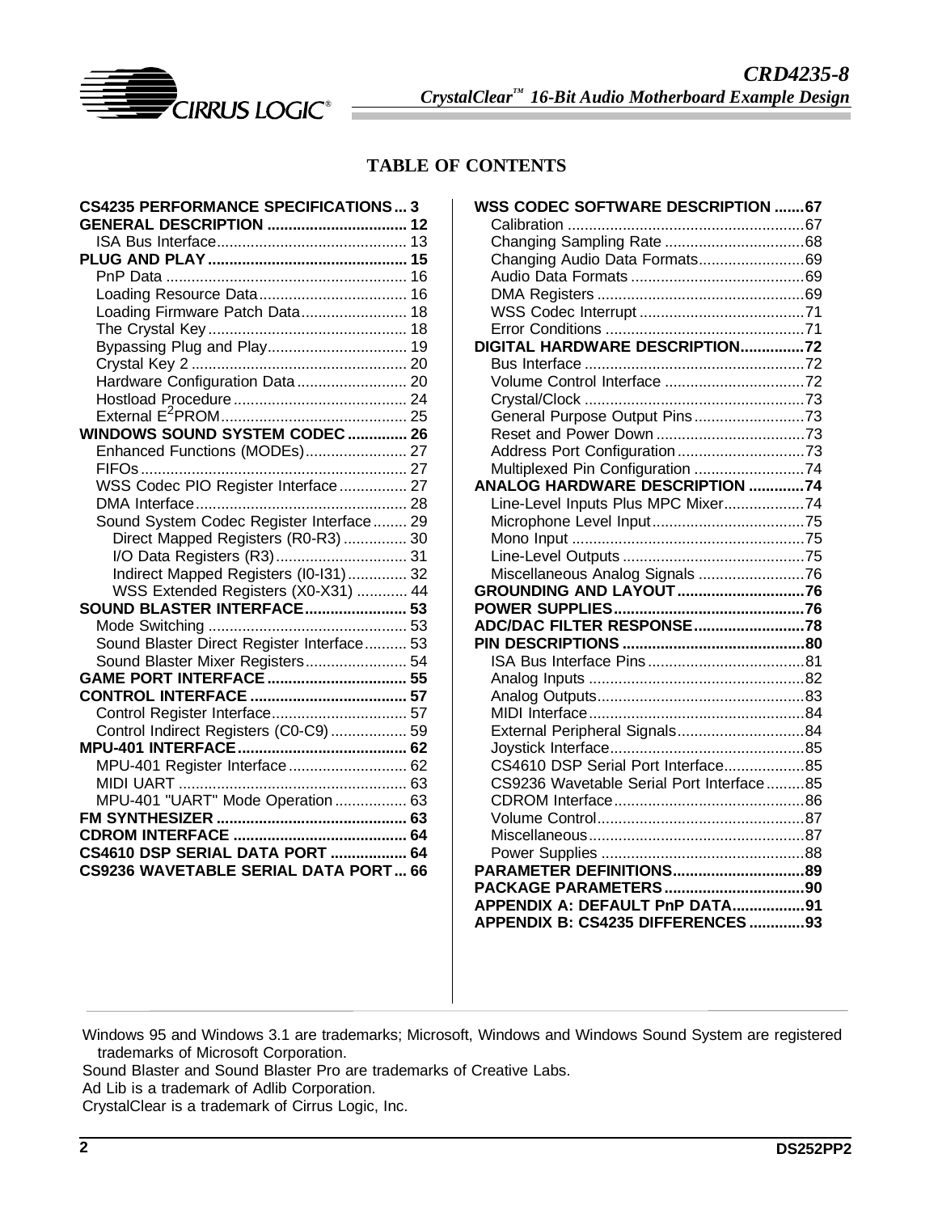## TABLE OF CONTENTS

**CS4235 PERFORMANCE SPECIFICATIONS ... 3**
**GENERAL DESCRIPTION ... 12**
- ISA Bus Interface ... 13

**PLUG AND PLAY ... 15**
- PnP Data ... 16
- Loading Resource Data ... 16
- Loading Firmware Patch Data ... 18
- The Crystal Key ... 18
- Bypassing Plug and Play ... 19
- Crystal Key 2 ... 20
- Hardware Configuration Data ... 20
- Hostload Procedure ... 24
- External $E^2$PROM ... 25

**WINDOWS SOUND SYSTEM CODEC ... 26**
- Enhanced Functions (MODEs) ... 27
- FIFOs ... 27
- WSS Codec PIO Register Interface ... 27
- DMA Interface ... 28
- Sound System Codec Register Interface ... 29
  - Direct Mapped Registers (R0-R3) ... 30
  - I/O Data Registers (R3) ... 31
  - Indirect Mapped Registers (I0-I31) ... 32
  - WSS Extended Registers (X0-X31) ... 44

**SOUND BLASTER INTERFACE ... 53**
- Mode Switching ... 53
- Sound Blaster Direct Register Interface ... 53
- Sound Blaster Mixer Registers ... 54

**GAME PORT INTERFACE ... 55**
**CONTROL INTERFACE ... 57**
- Control Register Interface ... 57
- Control Indirect Registers (C0-C9) ... 59

**MPU-401 INTERFACE ... 62**
- MPU-401 Register Interface ... 62
- MIDI UART ... 63
- MPU-401 "UART" Mode Operation ... 63

**FM SYNTHESIZER ... 63**
**CDROM INTERFACE ... 64**
**CS4610 DSP SERIAL DATA PORT ... 64**
**CS9236 WAVETABLE SERIAL DATA PORT ... 66**
**WSS CODEC SOFTWARE DESCRIPTION ... 67**
- Calibration ... 67
- Changing Sampling Rate ... 68
- Changing Audio Data Formats ... 69
- Audio Data Formats ... 69
- DMA Registers ... 69
- WSS Codec Interrupt ... 71
- Error Conditions ... 71

**DIGITAL HARDWARE DESCRIPTION ... 72**
- Bus Interface ... 72
- Volume Control Interface ... 72
- Crystal/Clock ... 73
- General Purpose Output Pins ... 73
- Reset and Power Down ... 73
- Address Port Configuration ... 73
- Multiplexed Pin Configuration ... 74

**ANALOG HARDWARE DESCRIPTION ... 74**
- Line-Level Inputs Plus MPC Mixer ... 74
- Microphone Level Input ... 75
- Mono Input ... 75
- Line-Level Outputs ... 75
- Miscellaneous Analog Signals ... 76

**GROUNDING AND LAYOUT ... 76**
**POWER SUPPLIES ... 76**
**ADC/DAC FILTER RESPONSE ... 78**
**PIN DESCRIPTIONS ... 80**
- ISA Bus Interface Pins ... 81
- Analog Inputs ... 82
- Analog Outputs ... 83
- MIDI Interface ... 84
- External Peripheral Signals ... 84
- Joystick Interface ... 85
- CS4610 DSP Serial Port Interface ... 85
- CS9236 Wavetable Serial Port Interface ... 85
- CDROM Interface ... 86
- Volume Control ... 87
- Miscellaneous ... 87
- Power Supplies ... 88

**PARAMETER DEFINITIONS ... 89**
**PACKAGE PARAMETERS ... 90**
**APPENDIX A: DEFAULT PnP DATA ... 91**
**APPENDIX B: CS4235 DIFFERENCES ... 93**

Windows 95 and Windows 3.1 are trademarks; Microsoft, Windows and Windows Sound System are registered trademarks of Microsoft Corporation.

Sound Blaster and Sound Blaster Pro are trademarks of Creative Labs.

Ad Lib is a trademark of Adlib Corporation.

CrystalClear is a trademark of Cirrus Logic, Inc.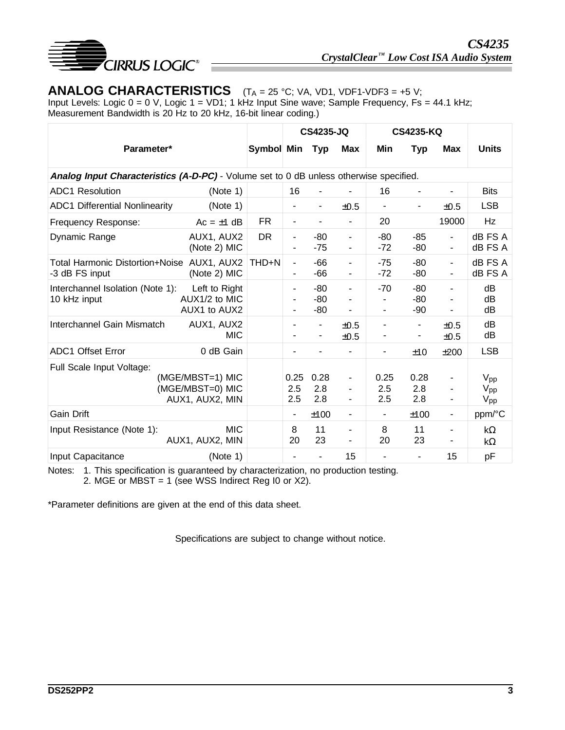## ANALOG CHARACTERISTICS

($T_A$ = 25 °C; VA, VD1, VDF1-VDF3 = +5 V; Input Levels: Logic 0 = 0 V, Logic 1 = VD1; 1 kHz Input Sine wave; Sample Frequency, Fs = 44.1 kHz; Measurement Bandwidth is 20 Hz to 20 kHz, 16-bit linear coding.)

| Parameter* | | Symbol | CS4235-JQ | | | CS4235-KQ | | | Units |
|---|---|---|---|---|---|---|---|---|---|
| | | | Min | Typ | Max | Min | Typ | Max | |
| ***Analog Input Characteristics (A-D-PC)*** - Volume set to 0 dB unless otherwise specified. | | | | | | | | | |
| ADC1 Resolution | (Note 1) | | 16 | - | - | 16 | - | - | Bits |
| ADC1 Differential Nonlinearity | (Note 1) | | - | - | ±0.5 | - | - | ±0.5 | LSB |
| Frequency Response: | Ac = ±1 dB | FR | - | - | - | 20 | | 19000 | Hz |
| Dynamic Range | AUX1, AUX2 | DR | - | -80 | - | -80 | -85 | - | dB FS A |
| | (Note 2) MIC | | - | -75 | - | -72 | -80 | - | dB FS A |
| Total Harmonic Distortion+Noise | AUX1, AUX2 | THD+N | - | -66 | - | -75 | -80 | - | dB FS A |
| -3 dB FS input | (Note 2) MIC | | - | -66 | - | -72 | -80 | - | dB FS A |
| Interchannel Isolation (Note 1): | Left to Right | | - | -80 | - | -70 | -80 | - | dB |
| 10 kHz input | AUX1/2 to MIC | | - | -80 | - | - | -80 | - | dB |
| | AUX1 to AUX2 | | - | -80 | - | - | -90 | - | dB |
| Interchannel Gain Mismatch | AUX1, AUX2 | | - | - | ±0.5 | - | - | ±0.5 | dB |
| | MIC | | - | - | ±0.5 | - | - | ±0.5 | dB |
| ADC1 Offset Error | 0 dB Gain | | - | - | - | - | ±10 | ±200 | LSB |
| Full Scale Input Voltage: | | | | | | | | | |
| | (MGE/MBST=1) MIC | | 0.25 | 0.28 | - | 0.25 | 0.28 | - | $V_{pp}$ |
| | (MGE/MBST=0) MIC | | 2.5 | 2.8 | - | 2.5 | 2.8 | - | $V_{pp}$ |
| | AUX1, AUX2, MIN | | 2.5 | 2.8 | - | 2.5 | 2.8 | - | $V_{pp}$ |
| Gain Drift | | | - | ±100 | - | - | ±100 | - | ppm/°C |
| Input Resistance (Note 1): | MIC | | 8 | 11 | - | 8 | 11 | - | kΩ |
| | AUX1, AUX2, MIN | | 20 | 23 | - | 20 | 23 | - | kΩ |
| Input Capacitance | (Note 1) | | - | - | 15 | - | - | 15 | pF |

Notes: 1. This specification is guaranteed by characterization, no production testing.
2. MGE or MBST = 1 (see WSS Indirect Reg I0 or X2).

*Parameter definitions are given at the end of this data sheet.

Specifications are subject to change without notice.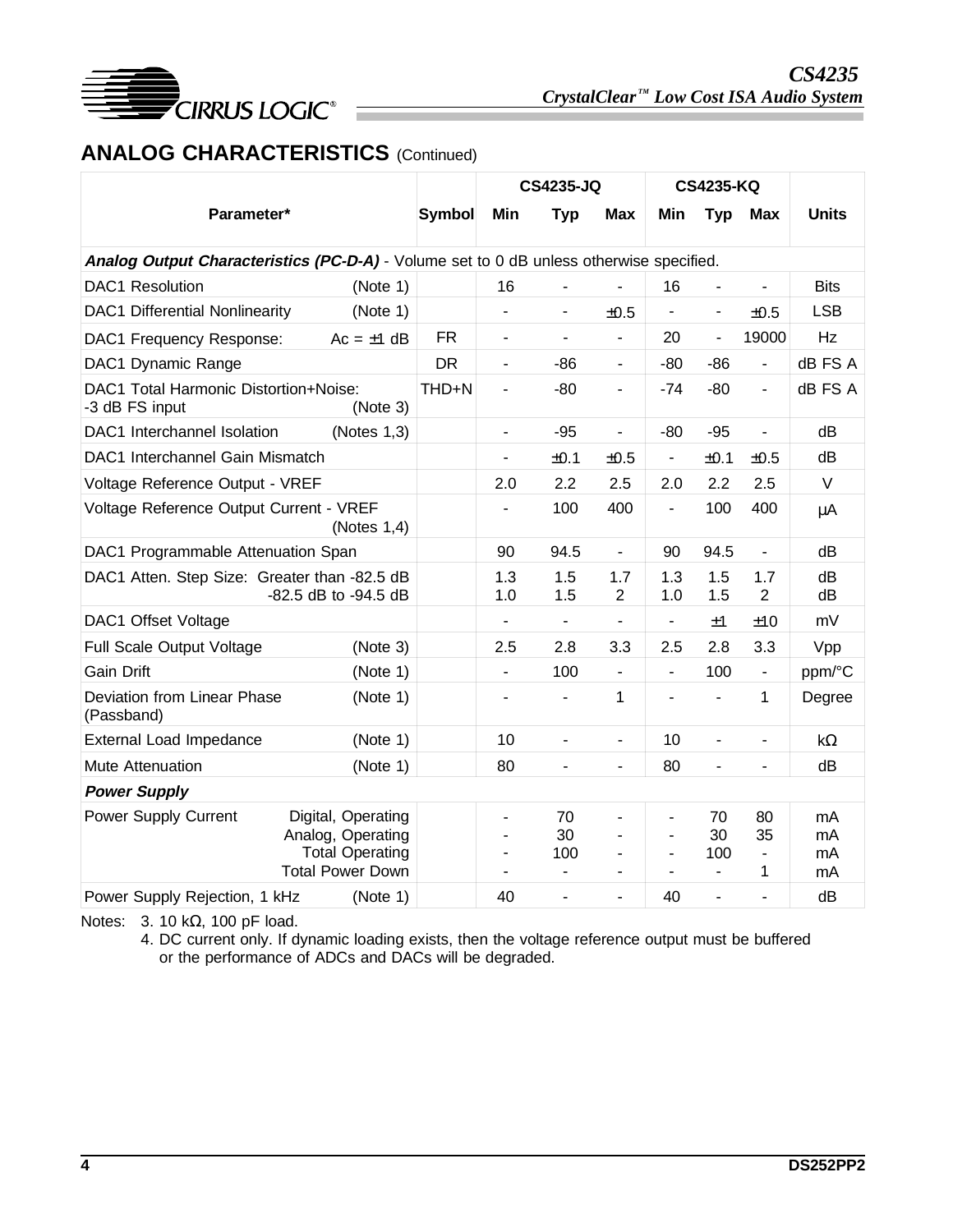## ANALOG CHARACTERISTICS (Continued)

| Parameter* | Symbol | CS4235-JQ Min | CS4235-JQ Typ | CS4235-JQ Max | CS4235-KQ Min | CS4235-KQ Typ | CS4235-KQ Max | Units |
|---|---|---|---|---|---|---|---|---|
| ***Analog Output Characteristics (PC-D-A)*** - Volume set to 0 dB unless otherwise specified. | | | | | | | | |
| DAC1 Resolution (Note 1) | | 16 | - | - | 16 | - | - | Bits |
| DAC1 Differential Nonlinearity (Note 1) | | - | - | ±0.5 | - | - | ±0.5 | LSB |
| DAC1 Frequency Response: Ac = ±1 dB | FR | - | - | - | 20 | - | 19000 | Hz |
| DAC1 Dynamic Range | DR | - | -86 | - | -80 | -86 | - | dB FS A |
| DAC1 Total Harmonic Distortion+Noise: -3 dB FS input (Note 3) | THD+N | - | -80 | - | -74 | -80 | - | dB FS A |
| DAC1 Interchannel Isolation (Notes 1,3) | | - | -95 | - | -80 | -95 | - | dB |
| DAC1 Interchannel Gain Mismatch | | - | ±0.1 | ±0.5 | - | ±0.1 | ±0.5 | dB |
| Voltage Reference Output - VREF | | 2.0 | 2.2 | 2.5 | 2.0 | 2.2 | 2.5 | V |
| Voltage Reference Output Current - VREF (Notes 1,4) | | - | 100 | 400 | - | 100 | 400 | µA |
| DAC1 Programmable Attenuation Span | | 90 | 94.5 | - | 90 | 94.5 | - | dB |
| DAC1 Atten. Step Size: Greater than -82.5 dB | | 1.3 | 1.5 | 1.7 | 1.3 | 1.5 | 1.7 | dB |
| -82.5 dB to -94.5 dB | | 1.0 | 1.5 | 2 | 1.0 | 1.5 | 2 | dB |
| DAC1 Offset Voltage | | - | - | - | - | ±1 | ±10 | mV |
| Full Scale Output Voltage (Note 3) | | 2.5 | 2.8 | 3.3 | 2.5 | 2.8 | 3.3 | Vpp |
| Gain Drift (Note 1) | | - | 100 | - | - | 100 | - | ppm/°C |
| Deviation from Linear Phase (Passband) (Note 1) | | - | - | 1 | - | - | 1 | Degree |
| External Load Impedance (Note 1) | | 10 | - | - | 10 | - | - | kΩ |
| Mute Attenuation (Note 1) | | 80 | - | - | 80 | - | - | dB |
| ***Power Supply*** | | | | | | | | |
| Power Supply Current: Digital, Operating | | - | 70 | - | - | 70 | 80 | mA |
| Analog, Operating | | - | 30 | - | - | 30 | 35 | mA |
| Total Operating | | - | 100 | - | - | 100 | - | mA |
| Total Power Down | | - | - | - | - | - | 1 | mA |
| Power Supply Rejection, 1 kHz (Note 1) | | 40 | - | - | 40 | - | - | dB |

Notes: 3. 10 kΩ, 100 pF load.

4. DC current only. If dynamic loading exists, then the voltage reference output must be buffered or the performance of ADCs and DACs will be degraded.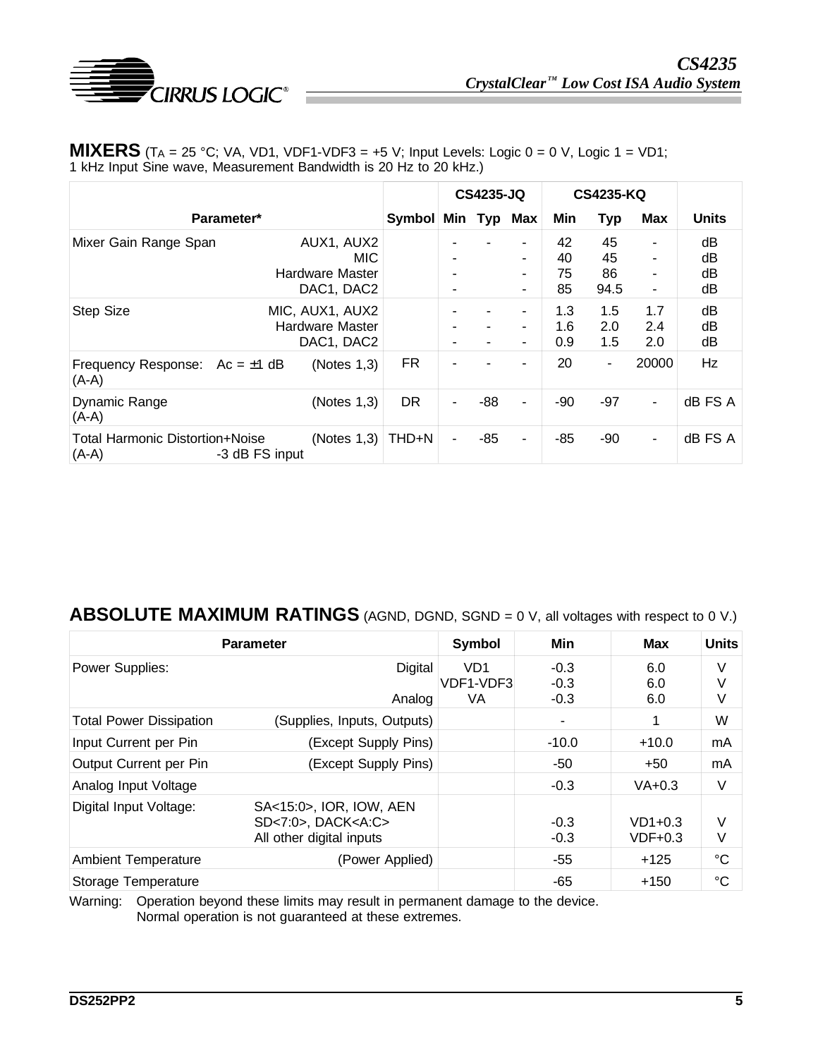## MIXERS ($T_A$ = 25 °C; VA, VD1, VDF1-VDF3 = +5 V; Input Levels: Logic 0 = 0 V, Logic 1 = VD1; 1 kHz Input Sine wave, Measurement Bandwidth is 20 Hz to 20 kHz.)

| Parameter* | | Symbol | CS4235-JQ | | | CS4235-KQ | | | Units |
|---|---|---|---|---|---|---|---|---|---|
| | | | Min | Typ | Max | Min | Typ | Max | |
| Mixer Gain Range Span | AUX1, AUX2<br>MIC<br>Hardware Master<br>DAC1, DAC2 | | -<br>-<br>-<br>- | - | -<br>-<br>-<br>- | 42<br>40<br>75<br>85 | 45<br>45<br>86<br>94.5 | -<br>-<br>-<br>- | dB<br>dB<br>dB<br>dB |
| Step Size | MIC, AUX1, AUX2<br>Hardware Master<br>DAC1, DAC2 | | -<br>-<br>- | -<br>-<br>- | -<br>-<br>- | 1.3<br>1.6<br>0.9 | 1.5<br>2.0<br>1.5 | 1.7<br>2.4<br>2.0 | dB<br>dB<br>dB |
| Frequency Response: Ac = ±1 dB<br>(A-A) | (Notes 1,3) | FR | - | - | - | 20 | - | 20000 | Hz |
| Dynamic Range<br>(A-A) | (Notes 1,3) | DR | - | -88 | - | -90 | -97 | - | dB FS A |
| Total Harmonic Distortion+Noise<br>(A-A) -3 dB FS input | (Notes 1,3) | THD+N | - | -85 | - | -85 | -90 | - | dB FS A |

## ABSOLUTE MAXIMUM RATINGS (AGND, DGND, SGND = 0 V, all voltages with respect to 0 V.)

| Parameter | | Symbol | Min | Max | Units |
|---|---|---|---|---|---|
| Power Supplies: | Digital<br><br>Analog | VD1<br>VDF1-VDF3<br>VA | -0.3<br>-0.3<br>-0.3 | 6.0<br>6.0<br>6.0 | V<br>V<br>V |
| Total Power Dissipation | (Supplies, Inputs, Outputs) | | - | 1 | W |
| Input Current per Pin | (Except Supply Pins) | | -10.0 | +10.0 | mA |
| Output Current per Pin | (Except Supply Pins) | | -50 | +50 | mA |
| Analog Input Voltage | | | -0.3 | VA+0.3 | V |
| Digital Input Voltage: | SA<15:0>, IOR, IOW, AEN<br>SD<7:0>, DACK<A:C><br>All other digital inputs | | <br>-0.3<br>-0.3 | <br>VD1+0.3<br>VDF+0.3 | <br>V<br>V |
| Ambient Temperature | (Power Applied) | | -55 | +125 | °C |
| Storage Temperature | | | -65 | +150 | °C |

Warning: Operation beyond these limits may result in permanent damage to the device. Normal operation is not guaranteed at these extremes.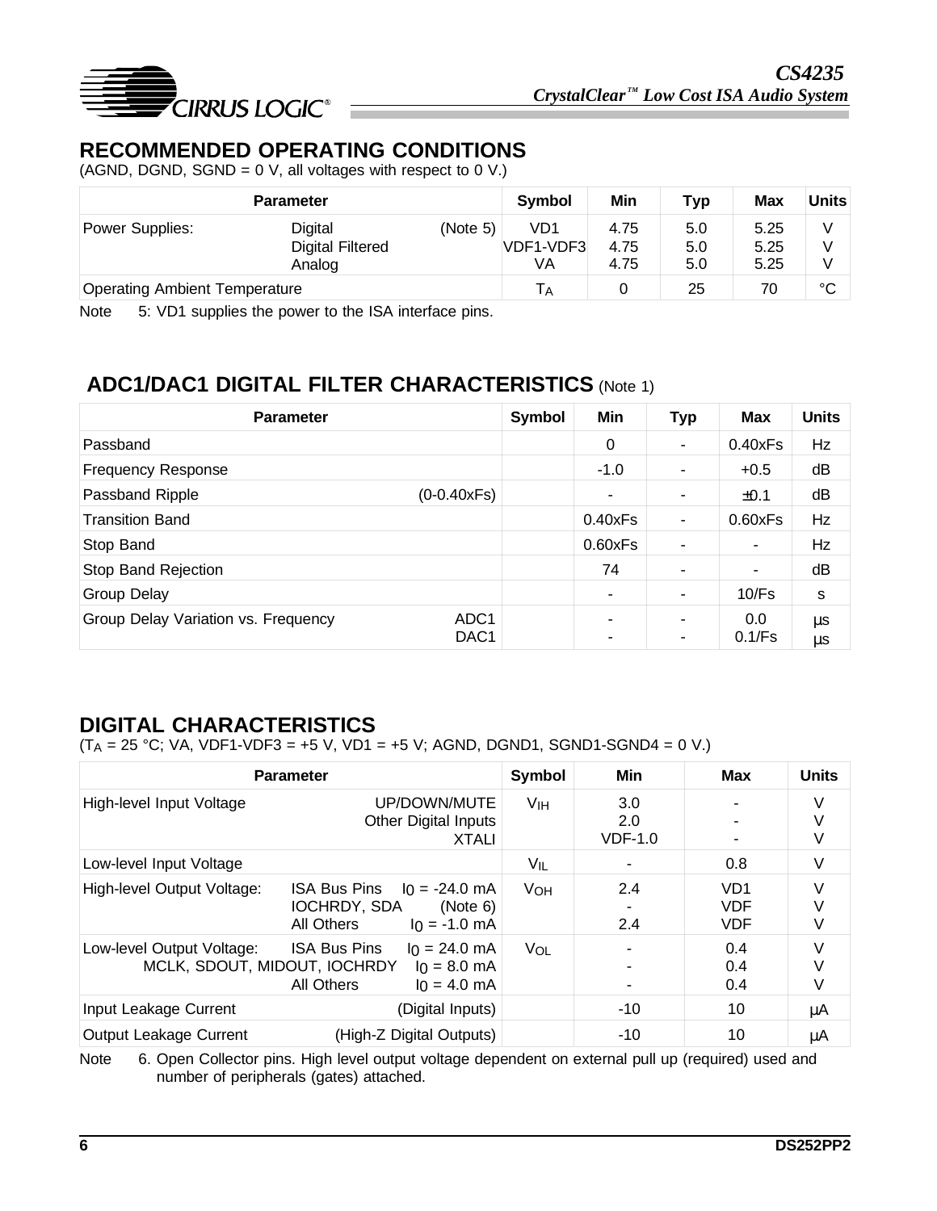## RECOMMENDED OPERATING CONDITIONS

(AGND, DGND, SGND = 0 V, all voltages with respect to 0 V.)

| Parameter | | | Symbol | Min | Typ | Max | Units |
|---|---|---|---|---|---|---|---|
| Power Supplies: | Digital | (Note 5) | VD1 | 4.75 | 5.0 | 5.25 | V |
| | Digital Filtered | | VDF1-VDF3 | 4.75 | 5.0 | 5.25 | V |
| | Analog | | VA | 4.75 | 5.0 | 5.25 | V |
| Operating Ambient Temperature | | | $T_A$ | 0 | 25 | 70 | °C |

Note 5: VD1 supplies the power to the ISA interface pins.

## ADC1/DAC1 DIGITAL FILTER CHARACTERISTICS (Note 1)

| Parameter | | Symbol | Min | Typ | Max | Units |
|---|---|---|---|---|---|---|
| Passband | | | 0 | - | 0.40xFs | Hz |
| Frequency Response | | | -1.0 | - | +0.5 | dB |
| Passband Ripple | (0-0.40xFs) | | - | - | ±0.1 | dB |
| Transition Band | | | 0.40xFs | - | 0.60xFs | Hz |
| Stop Band | | | 0.60xFs | - | - | Hz |
| Stop Band Rejection | | | 74 | - | - | dB |
| Group Delay | | | - | - | 10/Fs | s |
| Group Delay Variation vs. Frequency | ADC1 | | - | - | 0.0 | µs |
| | DAC1 | | - | - | 0.1/Fs | µs |

## DIGITAL CHARACTERISTICS

($T_A$ = 25 °C; VA, VDF1-VDF3 = +5 V, VD1 = +5 V; AGND, DGND1, SGND1-SGND4 = 0 V.)

| Parameter | | Symbol | Min | Max | Units |
|---|---|---|---|---|---|
| High-level Input Voltage | UP/DOWN/MUTE | $V_{IH}$ | 3.0 | - | V |
| | Other Digital Inputs | | 2.0 | - | V |
| | XTALI | | VDF-1.0 | - | V |
| Low-level Input Voltage | | $V_{IL}$ | - | 0.8 | V |
| High-level Output Voltage: | ISA Bus Pins $I_0$ = -24.0 mA | $V_{OH}$ | 2.4 | VD1 | V |
| | IOCHRDY, SDA (Note 6) | | - | VDF | V |
| | All Others $I_0$ = -1.0 mA | | 2.4 | VDF | V |
| Low-level Output Voltage: | ISA Bus Pins $I_0$ = 24.0 mA | $V_{OL}$ | - | 0.4 | V |
| | MCLK, SDOUT, MIDOUT, IOCHRDY $I_0$ = 8.0 mA | | - | 0.4 | V |
| | All Others $I_0$ = 4.0 mA | | - | 0.4 | V |
| Input Leakage Current | (Digital Inputs) | | -10 | 10 | µA |
| Output Leakage Current | (High-Z Digital Outputs) | | -10 | 10 | µA |

Note 6. Open Collector pins. High level output voltage dependent on external pull up (required) used and number of peripherals (gates) attached.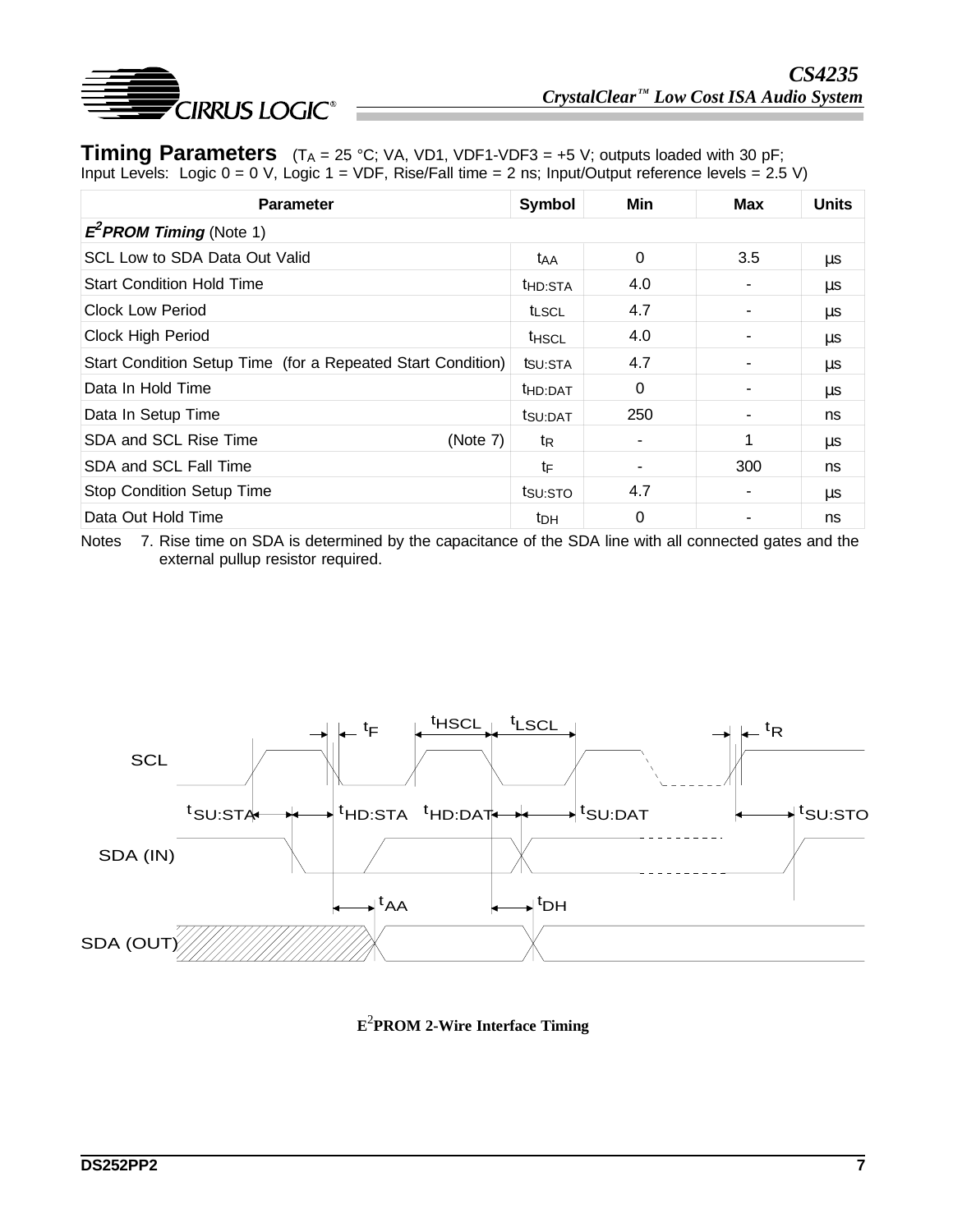## Timing Parameters

($T_A$ = 25 °C; VA, VD1, VDF1-VDF3 = +5 V; outputs loaded with 30 pF; Input Levels: Logic 0 = 0 V, Logic 1 = VDF, Rise/Fall time = 2 ns; Input/Output reference levels = 2.5 V)

| Parameter | Symbol | Min | Max | Units |
|---|---|---|---|---|
| ***E²PROM Timing*** (Note 1) | | | | |
| SCL Low to SDA Data Out Valid | $t_{AA}$ | 0 | 3.5 | µs |
| Start Condition Hold Time | $t_{HD:STA}$ | 4.0 | - | µs |
| Clock Low Period | $t_{LSCL}$ | 4.7 | - | µs |
| Clock High Period | $t_{HSCL}$ | 4.0 | - | µs |
| Start Condition Setup Time (for a Repeated Start Condition) | $t_{SU:STA}$ | 4.7 | - | µs |
| Data In Hold Time | $t_{HD:DAT}$ | 0 | - | µs |
| Data In Setup Time | $t_{SU:DAT}$ | 250 | - | ns |
| SDA and SCL Rise Time (Note 7) | $t_R$ | - | 1 | µs |
| SDA and SCL Fall Time | $t_F$ | - | 300 | ns |
| Stop Condition Setup Time | $t_{SU:STO}$ | 4.7 | - | µs |
| Data Out Hold Time | $t_{DH}$ | 0 | - | ns |

Notes 7. Rise time on SDA is determined by the capacitance of the SDA line with all connected gates and the external pullup resistor required.

**E²PROM 2-Wire Interface Timing**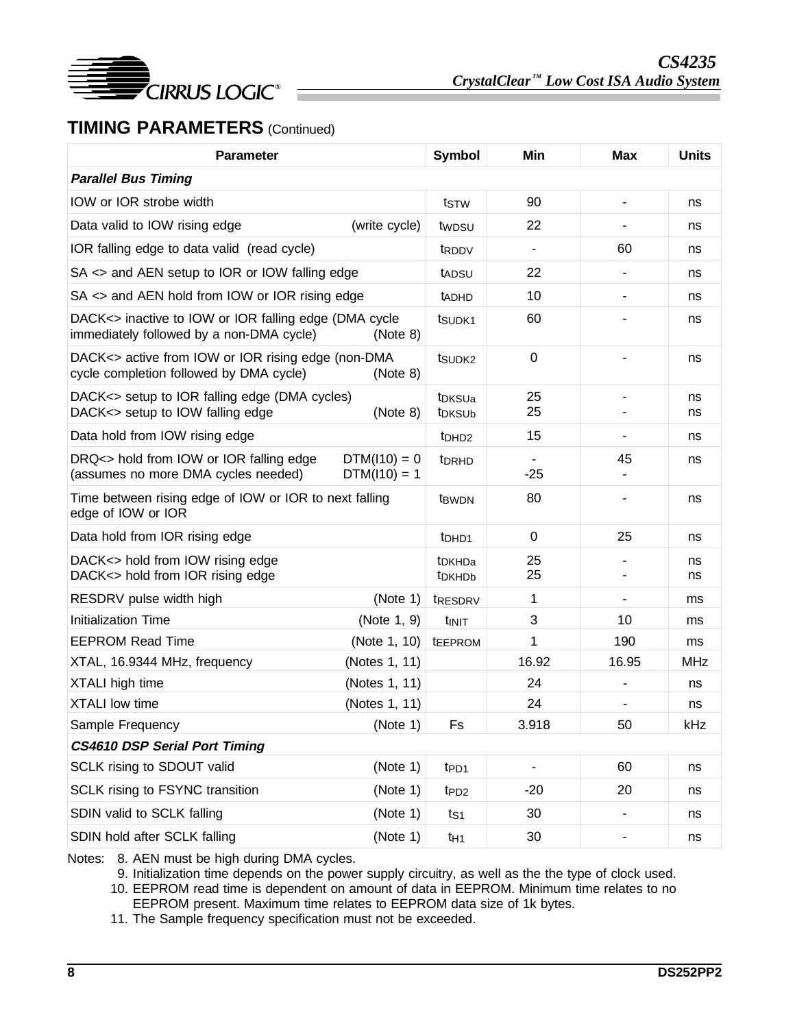## TIMING PARAMETERS (Continued)

| Parameter | | Symbol | Min | Max | Units |
|---|---|---|---|---|---|
| ***Parallel Bus Timing*** | | | | | |
| IOW or IOR strobe width | | $t_{STW}$ | 90 | - | ns |
| Data valid to IOW rising edge | (write cycle) | $t_{WDSU}$ | 22 | - | ns |
| IOR falling edge to data valid (read cycle) | | $t_{RDDV}$ | - | 60 | ns |
| SA <> and AEN setup to IOR or IOW falling edge | | $t_{ADSU}$ | 22 | - | ns |
| SA <> and AEN hold from IOW or IOR rising edge | | $t_{ADHD}$ | 10 | - | ns |
| DACK<> inactive to IOW or IOR falling edge (DMA cycle immediately followed by a non-DMA cycle) | (Note 8) | $t_{SUDK1}$ | 60 | - | ns |
| DACK<> active from IOW or IOR rising edge (non-DMA cycle completion followed by DMA cycle) | (Note 8) | $t_{SUDK2}$ | 0 | - | ns |
| DACK<> setup to IOR falling edge (DMA cycles)<br>DACK<> setup to IOW falling edge | (Note 8) | $t_{DKSUa}$<br>$t_{DKSUb}$ | 25<br>25 | -<br>- | ns<br>ns |
| Data hold from IOW rising edge | | $t_{DHD2}$ | 15 | - | ns |
| DRQ<> hold from IOW or IOR falling edge<br>(assumes no more DMA cycles needed) | DTM(I10) = 0<br>DTM(I10) = 1 | $t_{DRHD}$ | -<br>-25 | 45<br>- | ns |
| Time between rising edge of IOW or IOR to next falling edge of IOW or IOR | | $t_{BWDN}$ | 80 | - | ns |
| Data hold from IOR rising edge | | $t_{DHD1}$ | 0 | 25 | ns |
| DACK<> hold from IOW rising edge<br>DACK<> hold from IOR rising edge | | $t_{DKHDa}$<br>$t_{DKHDb}$ | 25<br>25 | -<br>- | ns<br>ns |
| RESDRV pulse width high | (Note 1) | $t_{RESDRV}$ | 1 | - | ms |
| Initialization Time | (Note 1, 9) | $t_{INIT}$ | 3 | 10 | ms |
| EEPROM Read Time | (Note 1, 10) | $t_{EEPROM}$ | 1 | 190 | ms |
| XTAL, 16.9344 MHz, frequency | (Notes 1, 11) | | 16.92 | 16.95 | MHz |
| XTALI high time | (Notes 1, 11) | | 24 | - | ns |
| XTALI low time | (Notes 1, 11) | | 24 | - | ns |
| Sample Frequency | (Note 1) | Fs | 3.918 | 50 | kHz |
| ***CS4610 DSP Serial Port Timing*** | | | | | |
| SCLK rising to SDOUT valid | (Note 1) | $t_{PD1}$ | - | 60 | ns |
| SCLK rising to FSYNC transition | (Note 1) | $t_{PD2}$ | -20 | 20 | ns |
| SDIN valid to SCLK falling | (Note 1) | $t_{S1}$ | 30 | - | ns |
| SDIN hold after SCLK falling | (Note 1) | $t_{H1}$ | 30 | - | ns |

Notes:
8. AEN must be high during DMA cycles.
9. Initialization time depends on the power supply circuitry, as well as the the type of clock used.
10. EEPROM read time is dependent on amount of data in EEPROM. Minimum time relates to no EEPROM present. Maximum time relates to EEPROM data size of 1k bytes.
11. The Sample frequency specification must not be exceeded.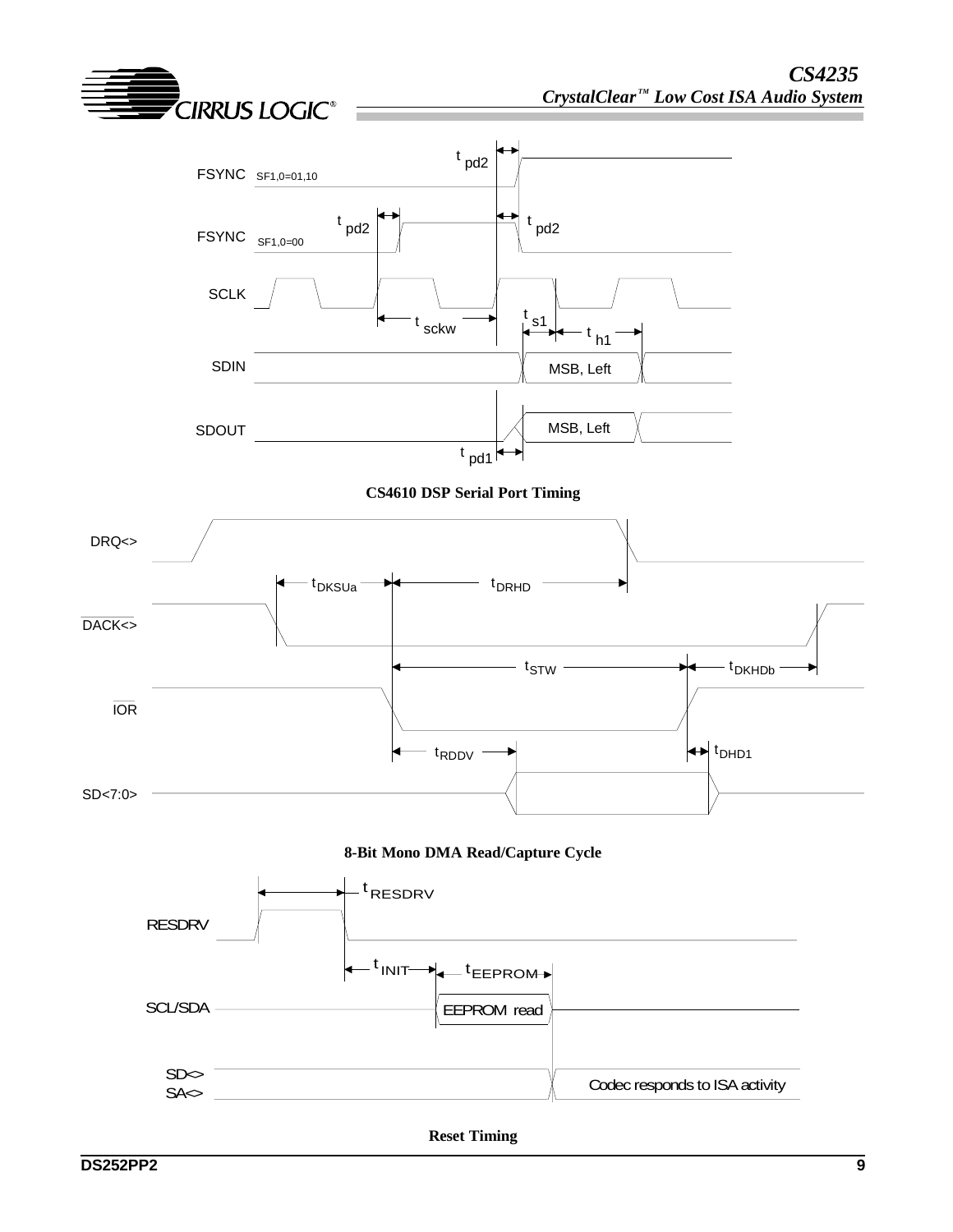FSYNC SF1,0=01,10

FSYNC SF1,0=00

SCLK

SDIN

SDOUT

$t_{pd2}$ $t_{pd2}$ $t_{pd2}$ $t_{sckw}$ $t_{s1}$ $t_{h1}$ $t_{pd1}$

MSB, Left

MSB, Left

**CS4610 DSP Serial Port Timing**

DRQ<>

$\overline{\text{DACK}}$<>

$\overline{\text{IOR}}$

SD<7:0>

$t_{DKSUa}$ $t_{DRHD}$ $t_{STW}$ $t_{DKHDb}$ $t_{RDDV}$ $t_{DHD1}$

**8-Bit Mono DMA Read/Capture Cycle**

RESDRV

SCL/SDA

SD<>
SA<>

$t_{RESDRV}$ $t_{INIT}$ $t_{EEPROM}$

EEPROM read

Codec responds to ISA activity

**Reset Timing**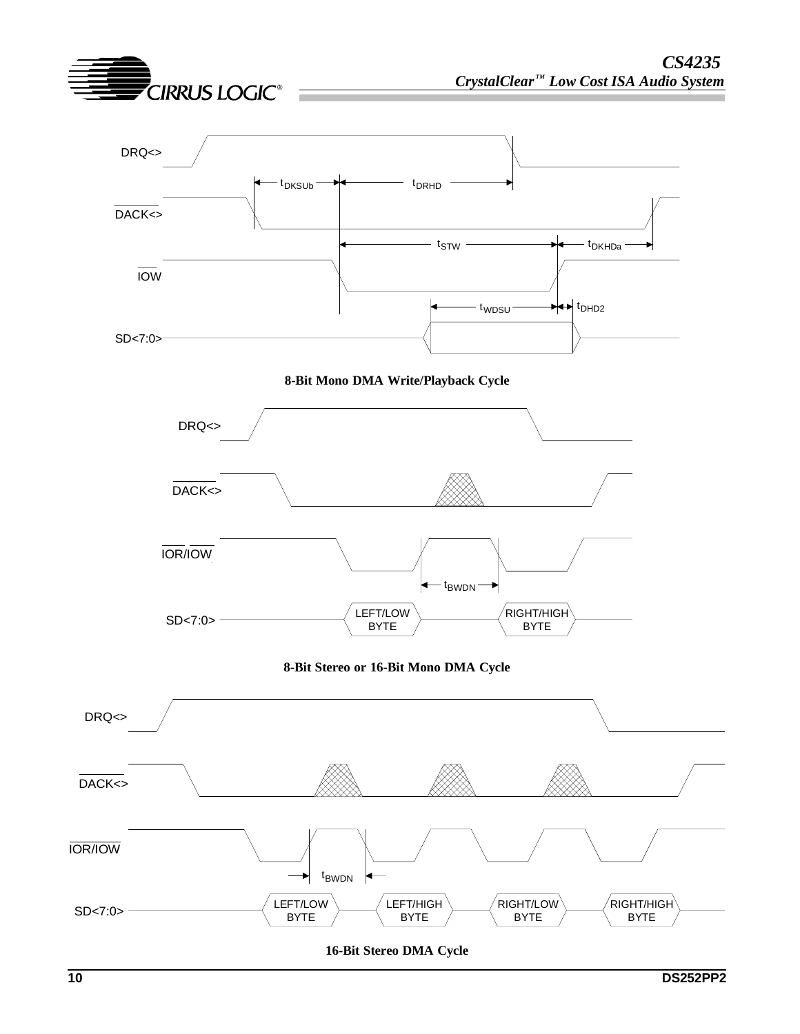DRQ<>

$t_{DKSUb}$ $t_{DRHD}$

DACK<>

$t_{STW}$ $t_{DKHDa}$

IOW

$t_{WDSU}$ $t_{DHD2}$

SD<7:0>

**8-Bit Mono DMA Write/Playback Cycle**

DRQ<>

DACK<>

IOR/IOW

$t_{BWDN}$

SD<7:0> LEFT/LOW BYTE RIGHT/HIGH BYTE

**8-Bit Stereo or 16-Bit Mono DMA Cycle**

DRQ<>

DACK<>

IOR/IOW

$t_{BWDN}$

SD<7:0> LEFT/LOW BYTE LEFT/HIGH BYTE RIGHT/LOW BYTE RIGHT/HIGH BYTE

**16-Bit Stereo DMA Cycle**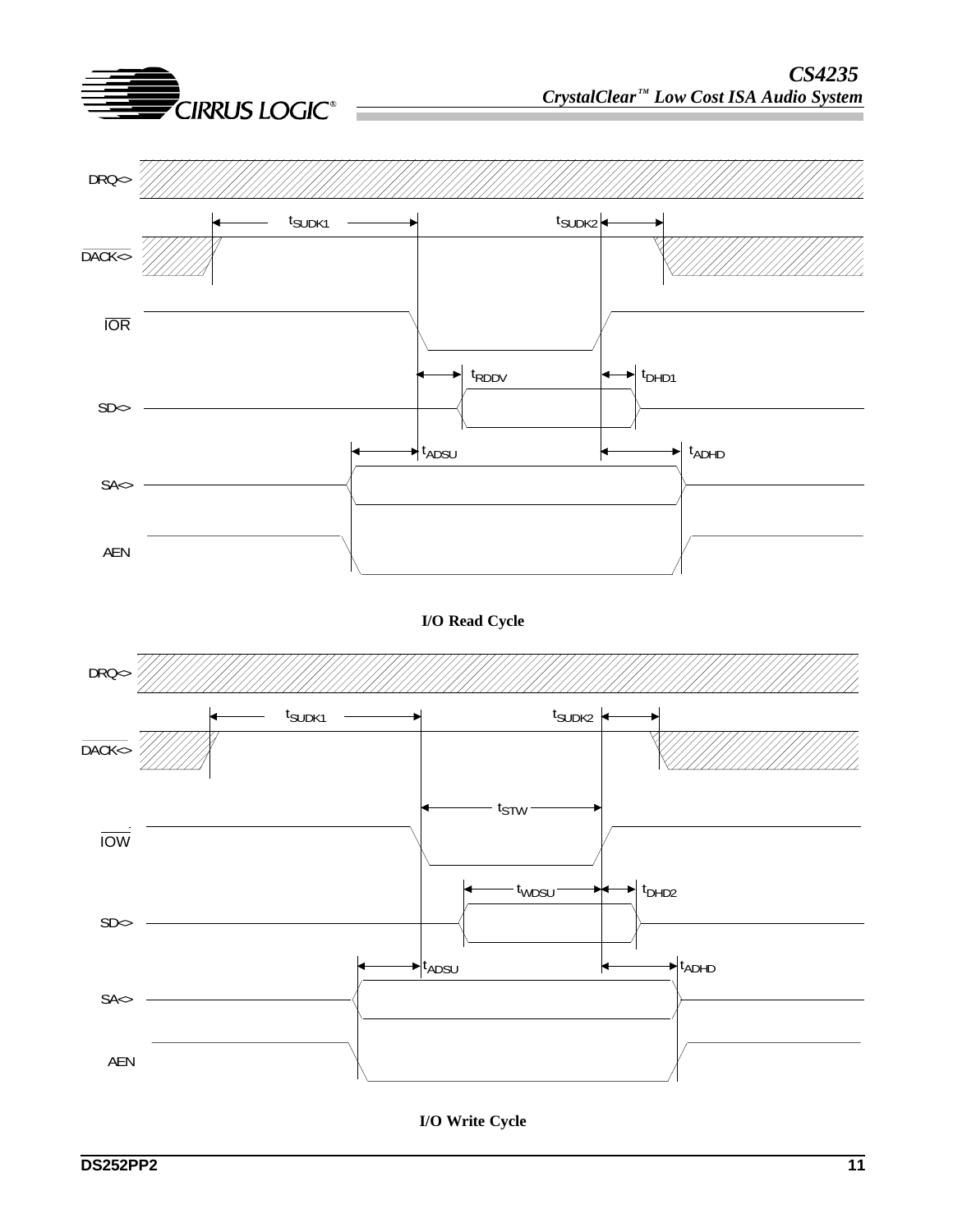DRQ<>

$t_{SUDK1}$ $t_{SUDK2}$

DACK<>

IOR

$t_{RDDV}$ $t_{DHD1}$

SD<>

$t_{ADSU}$ $t_{ADHD}$

SA<>

AEN

**I/O Read Cycle**

DRQ<>

$t_{SUDK1}$ $t_{SUDK2}$

DACK<>

$t_{STW}$

IOW

$t_{WDSU}$ $t_{DHD2}$

SD<>

$t_{ADSU}$ $t_{ADHD}$

SA<>

AEN

**I/O Write Cycle**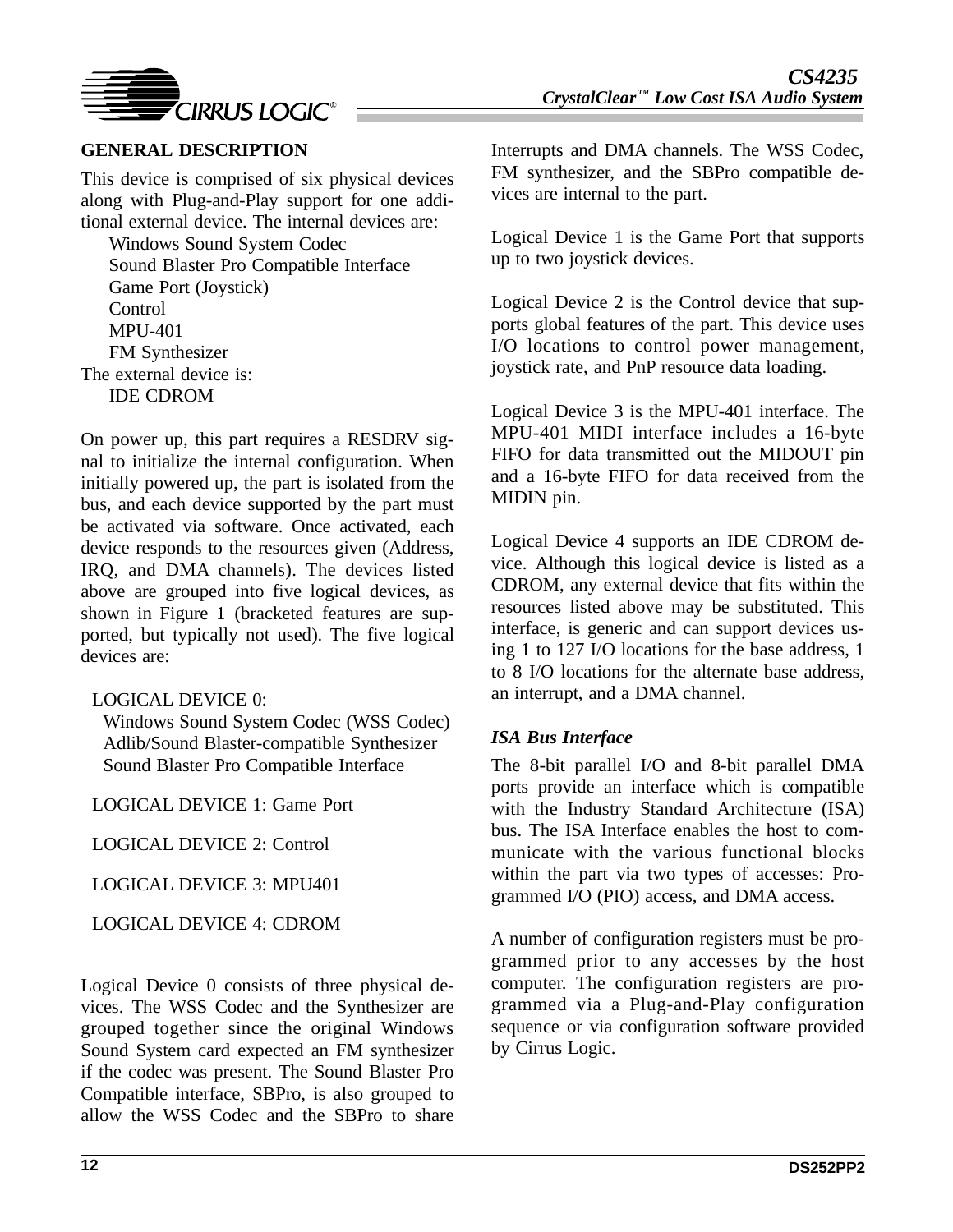## GENERAL DESCRIPTION

This device is comprised of six physical devices along with Plug-and-Play support for one additional external device. The internal devices are:

- Windows Sound System Codec
- Sound Blaster Pro Compatible Interface
- Game Port (Joystick)
- Control
- MPU-401
- FM Synthesizer

The external device is:

- IDE CDROM

On power up, this part requires a RESDRV signal to initialize the internal configuration. When initially powered up, the part is isolated from the bus, and each device supported by the part must be activated via software. Once activated, each device responds to the resources given (Address, IRQ, and DMA channels). The devices listed above are grouped into five logical devices, as shown in Figure 1 (bracketed features are supported, but typically not used). The five logical devices are:

LOGICAL DEVICE 0:
- Windows Sound System Codec (WSS Codec)
- Adlib/Sound Blaster-compatible Synthesizer
- Sound Blaster Pro Compatible Interface

LOGICAL DEVICE 1: Game Port

LOGICAL DEVICE 2: Control

LOGICAL DEVICE 3: MPU401

LOGICAL DEVICE 4: CDROM

Logical Device 0 consists of three physical devices. The WSS Codec and the Synthesizer are grouped together since the original Windows Sound System card expected an FM synthesizer if the codec was present. The Sound Blaster Pro Compatible interface, SBPro, is also grouped to allow the WSS Codec and the SBPro to share Interrupts and DMA channels. The WSS Codec, FM synthesizer, and the SBPro compatible devices are internal to the part.

Logical Device 1 is the Game Port that supports up to two joystick devices.

Logical Device 2 is the Control device that supports global features of the part. This device uses I/O locations to control power management, joystick rate, and PnP resource data loading.

Logical Device 3 is the MPU-401 interface. The MPU-401 MIDI interface includes a 16-byte FIFO for data transmitted out the MIDOUT pin and a 16-byte FIFO for data received from the MIDIN pin.

Logical Device 4 supports an IDE CDROM device. Although this logical device is listed as a CDROM, any external device that fits within the resources listed above may be substituted. This interface, is generic and can support devices using 1 to 127 I/O locations for the base address, 1 to 8 I/O locations for the alternate base address, an interrupt, and a DMA channel.

### *ISA Bus Interface*

The 8-bit parallel I/O and 8-bit parallel DMA ports provide an interface which is compatible with the Industry Standard Architecture (ISA) bus. The ISA Interface enables the host to communicate with the various functional blocks within the part via two types of accesses: Programmed I/O (PIO) access, and DMA access.

A number of configuration registers must be programmed prior to any accesses by the host computer. The configuration registers are programmed via a Plug-and-Play configuration sequence or via configuration software provided by Cirrus Logic.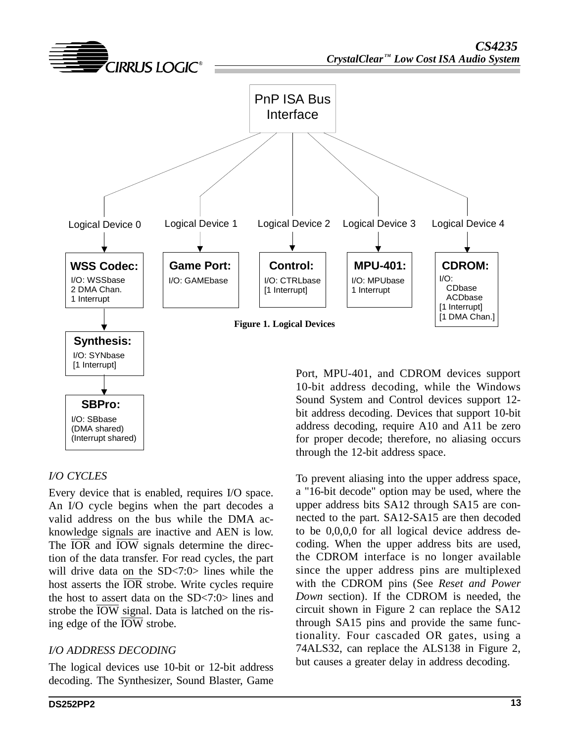PnP ISA Bus Interface

Logical Device 0 → **WSS Codec:** I/O: WSSbase, 2 DMA Chan., 1 Interrupt → **Synthesis:** I/O: SYNbase, [1 Interrupt] → **SBPro:** I/O: SBbase, (DMA shared), (Interrupt shared)

Logical Device 1 → **Game Port:** I/O: GAMEbase

Logical Device 2 → **Control:** I/O: CTRLbase, [1 Interrupt]

Logical Device 3 → **MPU-401:** I/O: MPUbase, 1 Interrupt

Logical Device 4 → **CDROM:** I/O: CDbase, ACDbase, [1 Interrupt], [1 DMA Chan.]

**Figure 1. Logical Devices**

### *I/O CYCLES*

Every device that is enabled, requires I/O space. An I/O cycle begins when the part decodes a valid address on the bus while the DMA acknowledge signals are inactive and AEN is low. The $\overline{IOR}$ and $\overline{IOW}$ signals determine the direction of the data transfer. For read cycles, the part will drive data on the SD<7:0> lines while the host asserts the $\overline{IOR}$ strobe. Write cycles require the host to assert data on the SD<7:0> lines and strobe the $\overline{IOW}$ signal. Data is latched on the rising edge of the $\overline{IOW}$ strobe.

### *I/O ADDRESS DECODING*

The logical devices use 10-bit or 12-bit address decoding. The Synthesizer, Sound Blaster, Game Port, MPU-401, and CDROM devices support 10-bit address decoding, while the Windows Sound System and Control devices support 12-bit address decoding. Devices that support 10-bit address decoding, require A10 and A11 be zero for proper decode; therefore, no aliasing occurs through the 12-bit address space.

To prevent aliasing into the upper address space, a "16-bit decode" option may be used, where the upper address bits SA12 through SA15 are connected to the part. SA12-SA15 are then decoded to be 0,0,0,0 for all logical device address decoding. When the upper address bits are used, the CDROM interface is no longer available since the upper address pins are multiplexed with the CDROM pins (See *Reset and Power Down* section). If the CDROM is needed, the circuit shown in Figure 2 can replace the SA12 through SA15 pins and provide the same functionality. Four cascaded OR gates, using a 74ALS32, can replace the ALS138 in Figure 2, but causes a greater delay in address decoding.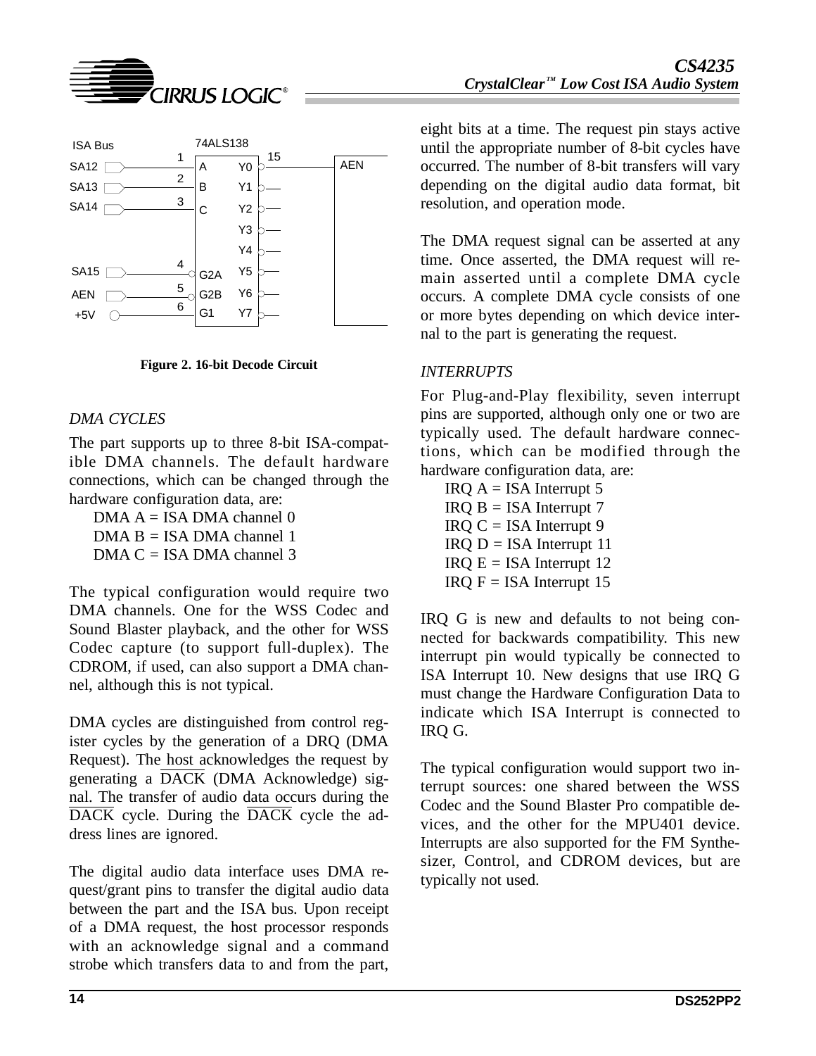ISA Bus | 74ALS138

SA12 → 1 A, Y0 (15) → AEN
SA13 → 2 B, Y1
SA14 → 3 C, Y2
Y3
Y4
SA15 → 4 G2A, Y5
AEN → 5 G2B, Y6
+5V → 6 G1, Y7

**Figure 2. 16-bit Decode Circuit**

### *DMA CYCLES*

The part supports up to three 8-bit ISA-compatible DMA channels. The default hardware connections, which can be changed through the hardware configuration data, are:

DMA A = ISA DMA channel 0
DMA B = ISA DMA channel 1
DMA C = ISA DMA channel 3

The typical configuration would require two DMA channels. One for the WSS Codec and Sound Blaster playback, and the other for WSS Codec capture (to support full-duplex). The CDROM, if used, can also support a DMA channel, although this is not typical.

DMA cycles are distinguished from control register cycles by the generation of a DRQ (DMA Request). The host acknowledges the request by generating a $\overline{DACK}$ (DMA Acknowledge) signal. The transfer of audio data occurs during the $\overline{DACK}$ cycle. During the $\overline{DACK}$ cycle the address lines are ignored.

The digital audio data interface uses DMA request/grant pins to transfer the digital audio data between the part and the ISA bus. Upon receipt of a DMA request, the host processor responds with an acknowledge signal and a command strobe which transfers data to and from the part, eight bits at a time. The request pin stays active until the appropriate number of 8-bit cycles have occurred. The number of 8-bit transfers will vary depending on the digital audio data format, bit resolution, and operation mode.

The DMA request signal can be asserted at any time. Once asserted, the DMA request will remain asserted until a complete DMA cycle occurs. A complete DMA cycle consists of one or more bytes depending on which device internal to the part is generating the request.

### *INTERRUPTS*

For Plug-and-Play flexibility, seven interrupt pins are supported, although only one or two are typically used. The default hardware connections, which can be modified through the hardware configuration data, are:

IRQ A = ISA Interrupt 5
IRQ B = ISA Interrupt 7
IRQ C = ISA Interrupt 9
IRQ D = ISA Interrupt 11
IRQ E = ISA Interrupt 12
IRQ F = ISA Interrupt 15

IRQ G is new and defaults to not being connected for backwards compatibility. This new interrupt pin would typically be connected to ISA Interrupt 10. New designs that use IRQ G must change the Hardware Configuration Data to indicate which ISA Interrupt is connected to IRQ G.

The typical configuration would support two interrupt sources: one shared between the WSS Codec and the Sound Blaster Pro compatible devices, and the other for the MPU401 device. Interrupts are also supported for the FM Synthesizer, Control, and CDROM devices, but are typically not used.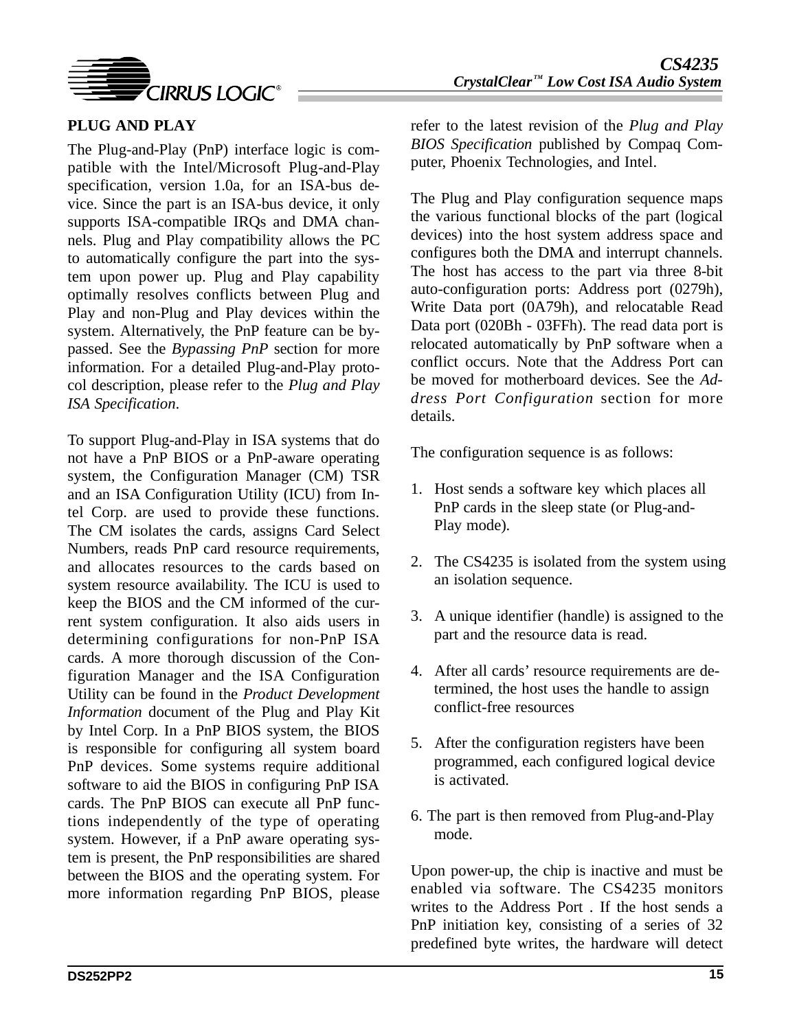## PLUG AND PLAY

The Plug-and-Play (PnP) interface logic is compatible with the Intel/Microsoft Plug-and-Play specification, version 1.0a, for an ISA-bus device. Since the part is an ISA-bus device, it only supports ISA-compatible IRQs and DMA channels. Plug and Play compatibility allows the PC to automatically configure the part into the system upon power up. Plug and Play capability optimally resolves conflicts between Plug and Play and non-Plug and Play devices within the system. Alternatively, the PnP feature can be bypassed. See the *Bypassing PnP* section for more information. For a detailed Plug-and-Play protocol description, please refer to the *Plug and Play ISA Specification*.

To support Plug-and-Play in ISA systems that do not have a PnP BIOS or a PnP-aware operating system, the Configuration Manager (CM) TSR and an ISA Configuration Utility (ICU) from Intel Corp. are used to provide these functions. The CM isolates the cards, assigns Card Select Numbers, reads PnP card resource requirements, and allocates resources to the cards based on system resource availability. The ICU is used to keep the BIOS and the CM informed of the current system configuration. It also aids users in determining configurations for non-PnP ISA cards. A more thorough discussion of the Configuration Manager and the ISA Configuration Utility can be found in the *Product Development Information* document of the Plug and Play Kit by Intel Corp. In a PnP BIOS system, the BIOS is responsible for configuring all system board PnP devices. Some systems require additional software to aid the BIOS in configuring PnP ISA cards. The PnP BIOS can execute all PnP functions independently of the type of operating system. However, if a PnP aware operating system is present, the PnP responsibilities are shared between the BIOS and the operating system. For more information regarding PnP BIOS, please refer to the latest revision of the *Plug and Play BIOS Specification* published by Compaq Computer, Phoenix Technologies, and Intel.

The Plug and Play configuration sequence maps the various functional blocks of the part (logical devices) into the host system address space and configures both the DMA and interrupt channels. The host has access to the part via three 8-bit auto-configuration ports: Address port (0279h), Write Data port (0A79h), and relocatable Read Data port (020Bh - 03FFh). The read data port is relocated automatically by PnP software when a conflict occurs. Note that the Address Port can be moved for motherboard devices. See the *Address Port Configuration* section for more details.

The configuration sequence is as follows:

1. Host sends a software key which places all PnP cards in the sleep state (or Plug-and-Play mode).
2. The CS4235 is isolated from the system using an isolation sequence.
3. A unique identifier (handle) is assigned to the part and the resource data is read.
4. After all cards' resource requirements are determined, the host uses the handle to assign conflict-free resources
5. After the configuration registers have been programmed, each configured logical device is activated.
6. The part is then removed from Plug-and-Play mode.

Upon power-up, the chip is inactive and must be enabled via software. The CS4235 monitors writes to the Address Port . If the host sends a PnP initiation key, consisting of a series of 32 predefined byte writes, the hardware will detect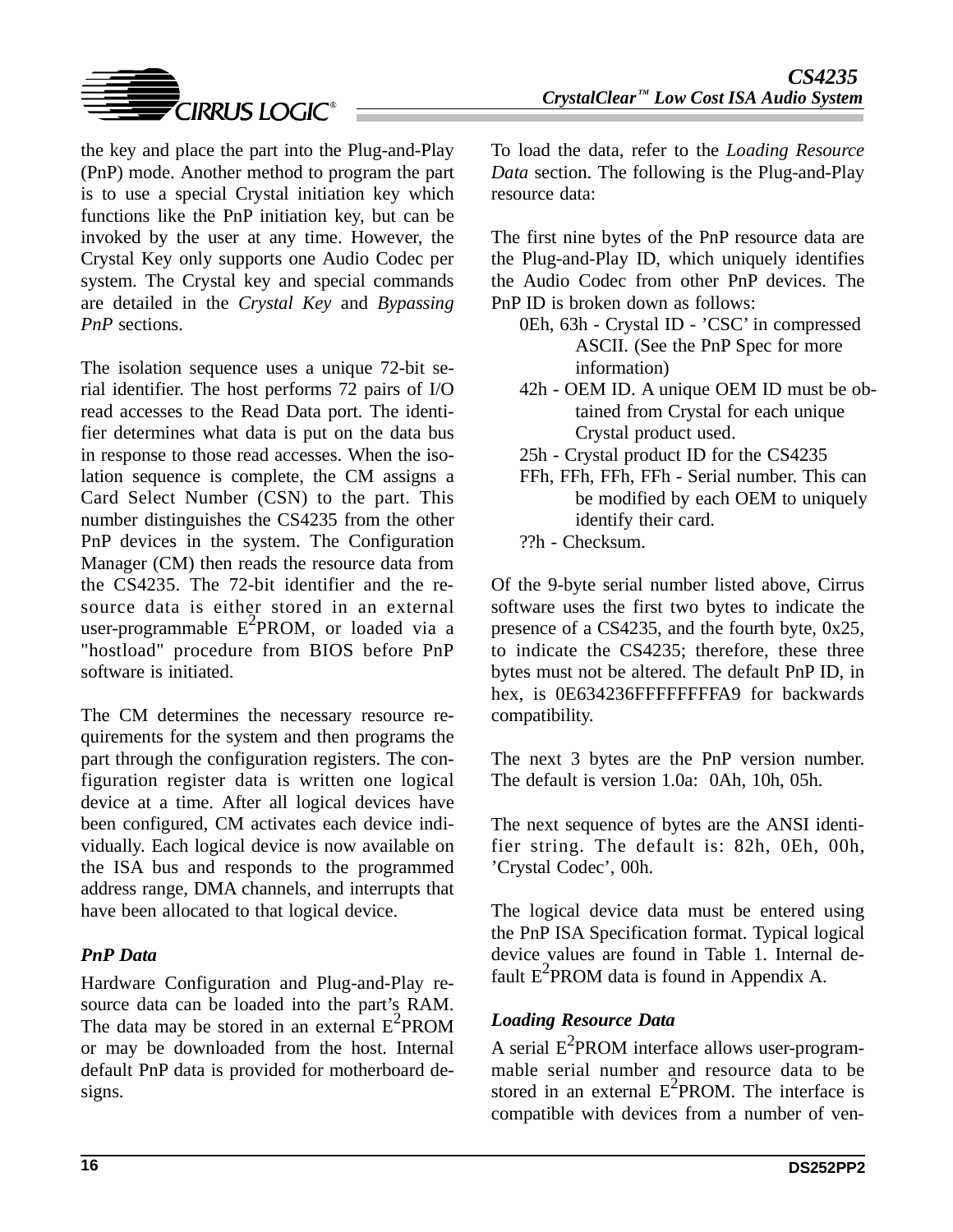the key and place the part into the Plug-and-Play (PnP) mode. Another method to program the part is to use a special Crystal initiation key which functions like the PnP initiation key, but can be invoked by the user at any time. However, the Crystal Key only supports one Audio Codec per system. The Crystal key and special commands are detailed in the *Crystal Key* and *Bypassing PnP* sections.

The isolation sequence uses a unique 72-bit serial identifier. The host performs 72 pairs of I/O read accesses to the Read Data port. The identifier determines what data is put on the data bus in response to those read accesses. When the isolation sequence is complete, the CM assigns a Card Select Number (CSN) to the part. This number distinguishes the CS4235 from the other PnP devices in the system. The Configuration Manager (CM) then reads the resource data from the CS4235. The 72-bit identifier and the resource data is either stored in an external user-programmable $E^2$PROM, or loaded via a "hostload" procedure from BIOS before PnP software is initiated.

The CM determines the necessary resource requirements for the system and then programs the part through the configuration registers. The configuration register data is written one logical device at a time. After all logical devices have been configured, CM activates each device individually. Each logical device is now available on the ISA bus and responds to the programmed address range, DMA channels, and interrupts that have been allocated to that logical device.

### *PnP Data*

Hardware Configuration and Plug-and-Play resource data can be loaded into the part's RAM. The data may be stored in an external $E^2$PROM or may be downloaded from the host. Internal default PnP data is provided for motherboard designs.

To load the data, refer to the *Loading Resource Data* section. The following is the Plug-and-Play resource data:

The first nine bytes of the PnP resource data are the Plug-and-Play ID, which uniquely identifies the Audio Codec from other PnP devices. The PnP ID is broken down as follows:

- 0Eh, 63h - Crystal ID - 'CSC' in compressed ASCII. (See the PnP Spec for more information)
- 42h - OEM ID. A unique OEM ID must be obtained from Crystal for each unique Crystal product used.
- 25h - Crystal product ID for the CS4235
- FFh, FFh, FFh, FFh - Serial number. This can be modified by each OEM to uniquely identify their card.
- ??h - Checksum.

Of the 9-byte serial number listed above, Cirrus software uses the first two bytes to indicate the presence of a CS4235, and the fourth byte, 0x25, to indicate the CS4235; therefore, these three bytes must not be altered. The default PnP ID, in hex, is 0E634236FFFFFFFFA9 for backwards compatibility.

The next 3 bytes are the PnP version number. The default is version 1.0a: 0Ah, 10h, 05h.

The next sequence of bytes are the ANSI identifier string. The default is: 82h, 0Eh, 00h, 'Crystal Codec', 00h.

The logical device data must be entered using the PnP ISA Specification format. Typical logical device values are found in Table 1. Internal default $E^2$PROM data is found in Appendix A.

### *Loading Resource Data*

A serial $E^2$PROM interface allows user-programmable serial number and resource data to be stored in an external $E^2$PROM. The interface is compatible with devices from a number of ven-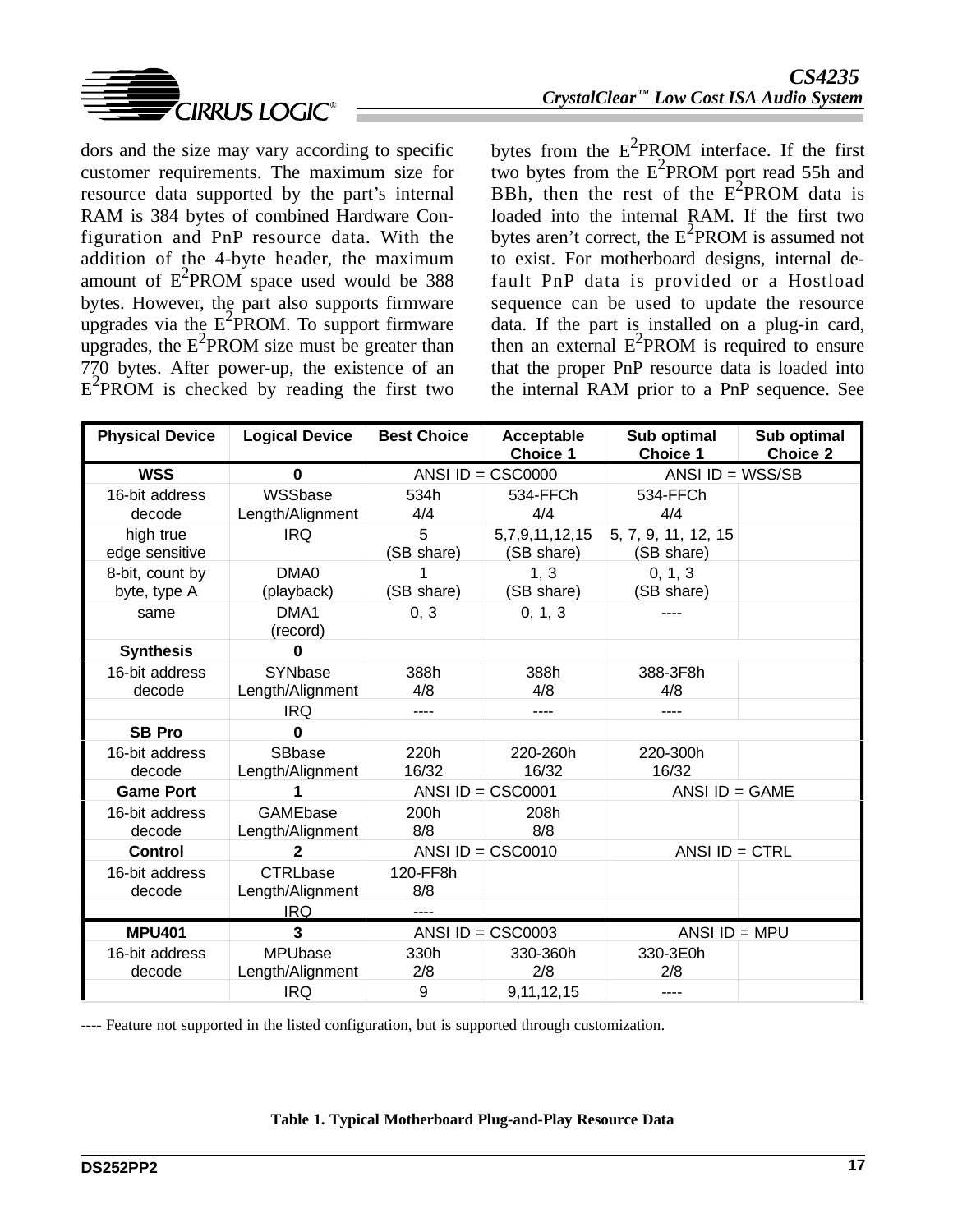dors and the size may vary according to specific customer requirements. The maximum size for resource data supported by the part's internal RAM is 384 bytes of combined Hardware Configuration and PnP resource data. With the addition of the 4-byte header, the maximum amount of $E^2$PROM space used would be 388 bytes. However, the part also supports firmware upgrades via the $E^2$PROM. To support firmware upgrades, the $E^2$PROM size must be greater than 770 bytes. After power-up, the existence of an $E^2$PROM is checked by reading the first two bytes from the $E^2$PROM interface. If the first two bytes from the $E^2$PROM port read 55h and BBh, then the rest of the $E^2$PROM data is loaded into the internal RAM. If the first two bytes aren't correct, the $E^2$PROM is assumed not to exist. For motherboard designs, internal default PnP data is provided or a Hostload sequence can be used to update the resource data. If the part is installed on a plug-in card, then an external $E^2$PROM is required to ensure that the proper PnP resource data is loaded into the internal RAM prior to a PnP sequence. See

| Physical Device | Logical Device | Best Choice | Acceptable Choice 1 | Sub optimal Choice 1 | Sub optimal Choice 2 |
|---|---|---|---|---|---|
| **WSS** | **0** | ANSI ID = CSC0000 | | ANSI ID = WSS/SB | |
| 16-bit address decode | WSSbase Length/Alignment | 534h 4/4 | 534-FFCh 4/4 | 534-FFCh 4/4 | |
| high true edge sensitive | IRQ | 5 (SB share) | 5,7,9,11,12,15 (SB share) | 5, 7, 9, 11, 12, 15 (SB share) | |
| 8-bit, count by byte, type A | DMA0 (playback) | 1 (SB share) | 1, 3 (SB share) | 0, 1, 3 (SB share) | |
| same | DMA1 (record) | 0, 3 | 0, 1, 3 | ---- | |
| **Synthesis** | **0** | | | | |
| 16-bit address decode | SYNbase Length/Alignment | 388h 4/8 | 388h 4/8 | 388-3F8h 4/8 | |
| | IRQ | ---- | ---- | ---- | |
| **SB Pro** | **0** | | | | |
| 16-bit address decode | SBbase Length/Alignment | 220h 16/32 | 220-260h 16/32 | 220-300h 16/32 | |
| **Game Port** | **1** | ANSI ID = CSC0001 | | ANSI ID = GAME | |
| 16-bit address decode | GAMEbase Length/Alignment | 200h 8/8 | 208h 8/8 | | |
| **Control** | **2** | ANSI ID = CSC0010 | | ANSI ID = CTRL | |
| 16-bit address decode | CTRLbase Length/Alignment | 120-FF8h 8/8 | | | |
| | IRQ | ---- | | | |
| **MPU401** | **3** | ANSI ID = CSC0003 | | ANSI ID = MPU | |
| 16-bit address decode | MPUbase Length/Alignment | 330h 2/8 | 330-360h 2/8 | 330-3E0h 2/8 | |
| | IRQ | 9 | 9,11,12,15 | ---- | |

---- Feature not supported in the listed configuration, but is supported through customization.

**Table 1. Typical Motherboard Plug-and-Play Resource Data**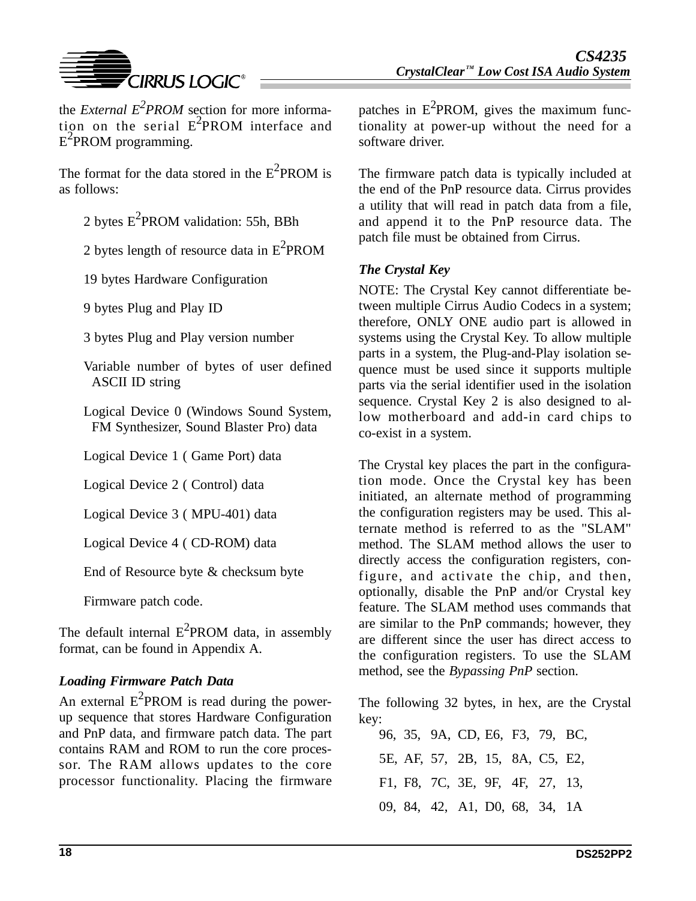the *External $E^2PROM$* section for more information on the serial $E^2$PROM interface and $E^2$PROM programming.

The format for the data stored in the $E^2$PROM is as follows:

2 bytes $E^2$PROM validation: 55h, BBh

2 bytes length of resource data in $E^2$PROM

19 bytes Hardware Configuration

9 bytes Plug and Play ID

3 bytes Plug and Play version number

Variable number of bytes of user defined ASCII ID string

Logical Device 0 (Windows Sound System, FM Synthesizer, Sound Blaster Pro) data

Logical Device 1 ( Game Port) data

Logical Device 2 ( Control) data

Logical Device 3 ( MPU-401) data

Logical Device 4 ( CD-ROM) data

End of Resource byte & checksum byte

Firmware patch code.

The default internal $E^2$PROM data, in assembly format, can be found in Appendix A.

### *Loading Firmware Patch Data*

An external $E^2$PROM is read during the power-up sequence that stores Hardware Configuration and PnP data, and firmware patch data. The part contains RAM and ROM to run the core processor. The RAM allows updates to the core processor functionality. Placing the firmware patches in $E^2$PROM, gives the maximum functionality at power-up without the need for a software driver.

The firmware patch data is typically included at the end of the PnP resource data. Cirrus provides a utility that will read in patch data from a file, and append it to the PnP resource data. The patch file must be obtained from Cirrus.

### *The Crystal Key*

NOTE: The Crystal Key cannot differentiate between multiple Cirrus Audio Codecs in a system; therefore, ONLY ONE audio part is allowed in systems using the Crystal Key. To allow multiple parts in a system, the Plug-and-Play isolation sequence must be used since it supports multiple parts via the serial identifier used in the isolation sequence. Crystal Key 2 is also designed to allow motherboard and add-in card chips to co-exist in a system.

The Crystal key places the part in the configuration mode. Once the Crystal key has been initiated, an alternate method of programming the configuration registers may be used. This alternate method is referred to as the "SLAM" method. The SLAM method allows the user to directly access the configuration registers, configure, and activate the chip, and then, optionally, disable the PnP and/or Crystal key feature. The SLAM method uses commands that are similar to the PnP commands; however, they are different since the user has direct access to the configuration registers. To use the SLAM method, see the *Bypassing PnP* section.

The following 32 bytes, in hex, are the Crystal key:

96, 35, 9A, CD, E6, F3, 79, BC,

5E, AF, 57, 2B, 15, 8A, C5, E2,

F1, F8, 7C, 3E, 9F, 4F, 27, 13,

09, 84, 42, A1, D0, 68, 34, 1A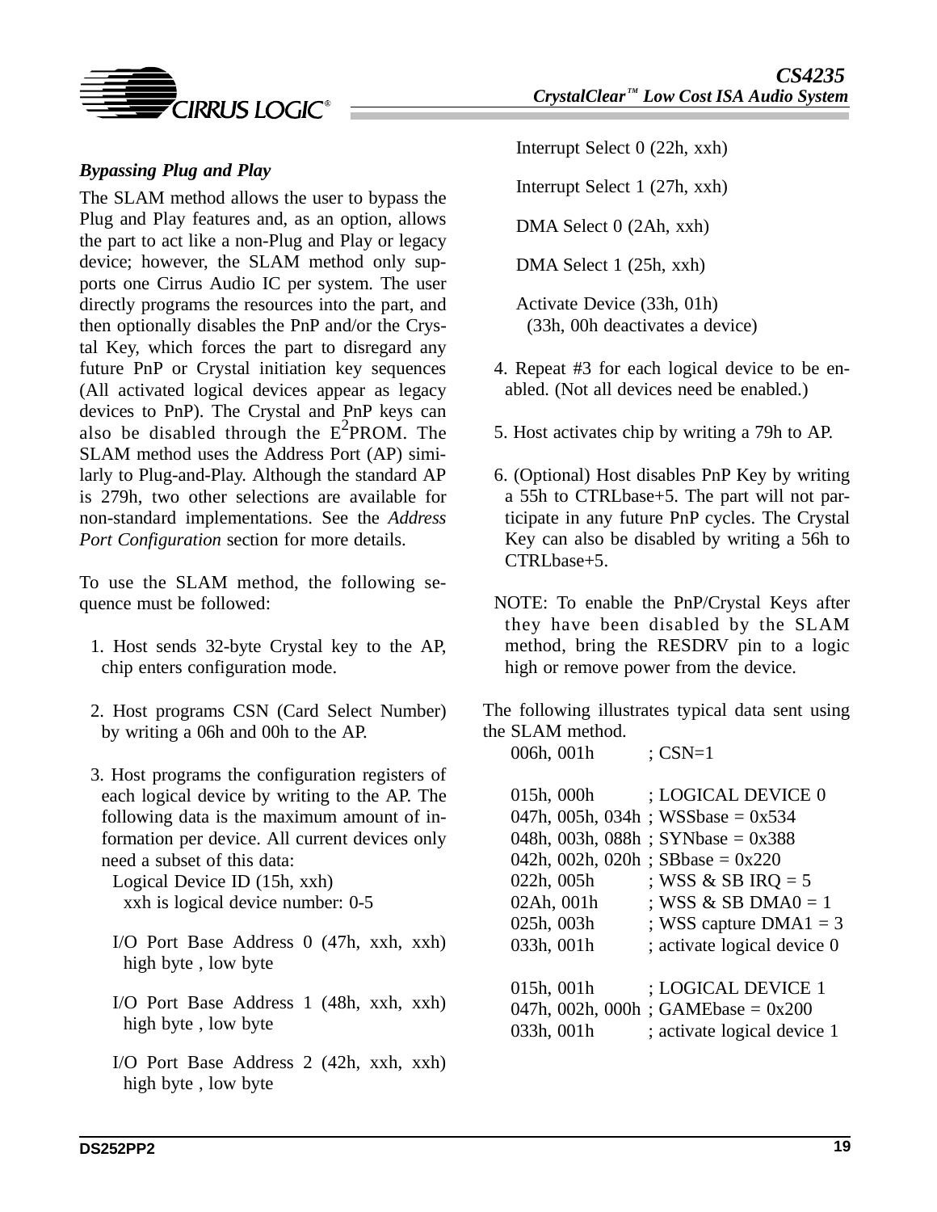### *Bypassing Plug and Play*

The SLAM method allows the user to bypass the Plug and Play features and, as an option, allows the part to act like a non-Plug and Play or legacy device; however, the SLAM method only supports one Cirrus Audio IC per system. The user directly programs the resources into the part, and then optionally disables the PnP and/or the Crystal Key, which forces the part to disregard any future PnP or Crystal initiation key sequences (All activated logical devices appear as legacy devices to PnP). The Crystal and PnP keys can also be disabled through the $E^2$PROM. The SLAM method uses the Address Port (AP) similarly to Plug-and-Play. Although the standard AP is 279h, two other selections are available for non-standard implementations. See the *Address Port Configuration* section for more details.

To use the SLAM method, the following sequence must be followed:

1. Host sends 32-byte Crystal key to the AP, chip enters configuration mode.

2. Host programs CSN (Card Select Number) by writing a 06h and 00h to the AP.

3. Host programs the configuration registers of each logical device by writing to the AP. The following data is the maximum amount of information per device. All current devices only need a subset of this data:

   Logical Device ID (15h, xxh)
   xxh is logical device number: 0-5

   I/O Port Base Address 0 (47h, xxh, xxh) high byte , low byte

   I/O Port Base Address 1 (48h, xxh, xxh) high byte , low byte

   I/O Port Base Address 2 (42h, xxh, xxh) high byte , low byte

   Interrupt Select 0 (22h, xxh)

   Interrupt Select 1 (27h, xxh)

   DMA Select 0 (2Ah, xxh)

   DMA Select 1 (25h, xxh)

   Activate Device (33h, 01h)
   (33h, 00h deactivates a device)

4. Repeat #3 for each logical device to be enabled. (Not all devices need be enabled.)

5. Host activates chip by writing a 79h to AP.

6. (Optional) Host disables PnP Key by writing a 55h to CTRLbase+5. The part will not participate in any future PnP cycles. The Crystal Key can also be disabled by writing a 56h to CTRLbase+5.

NOTE: To enable the PnP/Crystal Keys after they have been disabled by the SLAM method, bring the RESDRV pin to a logic high or remove power from the device.

The following illustrates typical data sent using the SLAM method.

```
006h, 001h          ; CSN=1

015h, 000h          ; LOGICAL DEVICE 0
047h, 005h, 034h    ; WSSbase = 0x534
048h, 003h, 088h    ; SYNbase = 0x388
042h, 002h, 020h    ; SBbase = 0x220
022h, 005h          ; WSS & SB IRQ = 5
02Ah, 001h          ; WSS & SB DMA0 = 1
025h, 003h          ; WSS capture DMA1 = 3
033h, 001h          ; activate logical device 0

015h, 001h          ; LOGICAL DEVICE 1
047h, 002h, 000h    ; GAMEbase = 0x200
033h, 001h          ; activate logical device 1
```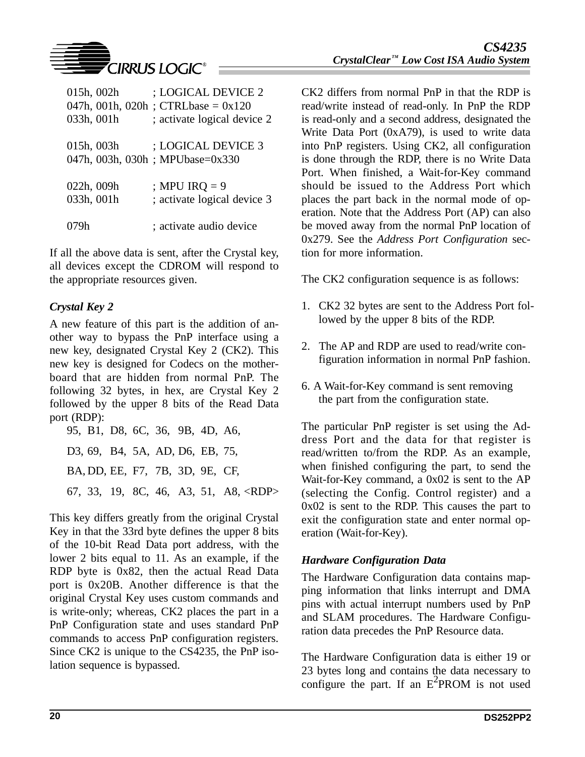```
015h, 002h          ; LOGICAL DEVICE 2
047h, 001h, 020h ; CTRLbase = 0x120
033h, 001h          ; activate logical device 2

015h, 003h          ; LOGICAL DEVICE 3
047h, 003h, 030h ; MPUbase=0x330

022h, 009h          ; MPU IRQ = 9
033h, 001h          ; activate logical device 3

079h                ; activate audio device
```

If all the above data is sent, after the Crystal key, all devices except the CDROM will respond to the appropriate resources given.

### *Crystal Key 2*

A new feature of this part is the addition of another way to bypass the PnP interface using a new key, designated Crystal Key 2 (CK2). This new key is designed for Codecs on the motherboard that are hidden from normal PnP. The following 32 bytes, in hex, are Crystal Key 2 followed by the upper 8 bits of the Read Data port (RDP):

```
95, B1, D8, 6C, 36, 9B, 4D, A6,
D3, 69, B4, 5A, AD, D6, EB, 75,
BA, DD, EE, F7, 7B, 3D, 9E, CF,
67, 33, 19, 8C, 46, A3, 51, A8, <RDP>
```

This key differs greatly from the original Crystal Key in that the 33rd byte defines the upper 8 bits of the 10-bit Read Data port address, with the lower 2 bits equal to 11. As an example, if the RDP byte is 0x82, then the actual Read Data port is 0x20B. Another difference is that the original Crystal Key uses custom commands and is write-only; whereas, CK2 places the part in a PnP Configuration state and uses standard PnP commands to access PnP configuration registers. Since CK2 is unique to the CS4235, the PnP isolation sequence is bypassed.

CK2 differs from normal PnP in that the RDP is read/write instead of read-only. In PnP the RDP is read-only and a second address, designated the Write Data Port (0xA79), is used to write data into PnP registers. Using CK2, all configuration is done through the RDP, there is no Write Data Port. When finished, a Wait-for-Key command should be issued to the Address Port which places the part back in the normal mode of operation. Note that the Address Port (AP) can also be moved away from the normal PnP location of 0x279. See the *Address Port Configuration* section for more information.

The CK2 configuration sequence is as follows:

1. CK2 32 bytes are sent to the Address Port followed by the upper 8 bits of the RDP.

2. The AP and RDP are used to read/write configuration information in normal PnP fashion.

6. A Wait-for-Key command is sent removing the part from the configuration state.

The particular PnP register is set using the Address Port and the data for that register is read/written to/from the RDP. As an example, when finished configuring the part, to send the Wait-for-Key command, a 0x02 is sent to the AP (selecting the Config. Control register) and a 0x02 is sent to the RDP. This causes the part to exit the configuration state and enter normal operation (Wait-for-Key).

### *Hardware Configuration Data*

The Hardware Configuration data contains mapping information that links interrupt and DMA pins with actual interrupt numbers used by PnP and SLAM procedures. The Hardware Configuration data precedes the PnP Resource data.

The Hardware Configuration data is either 19 or 23 bytes long and contains the data necessary to configure the part. If an $E^2$PROM is not used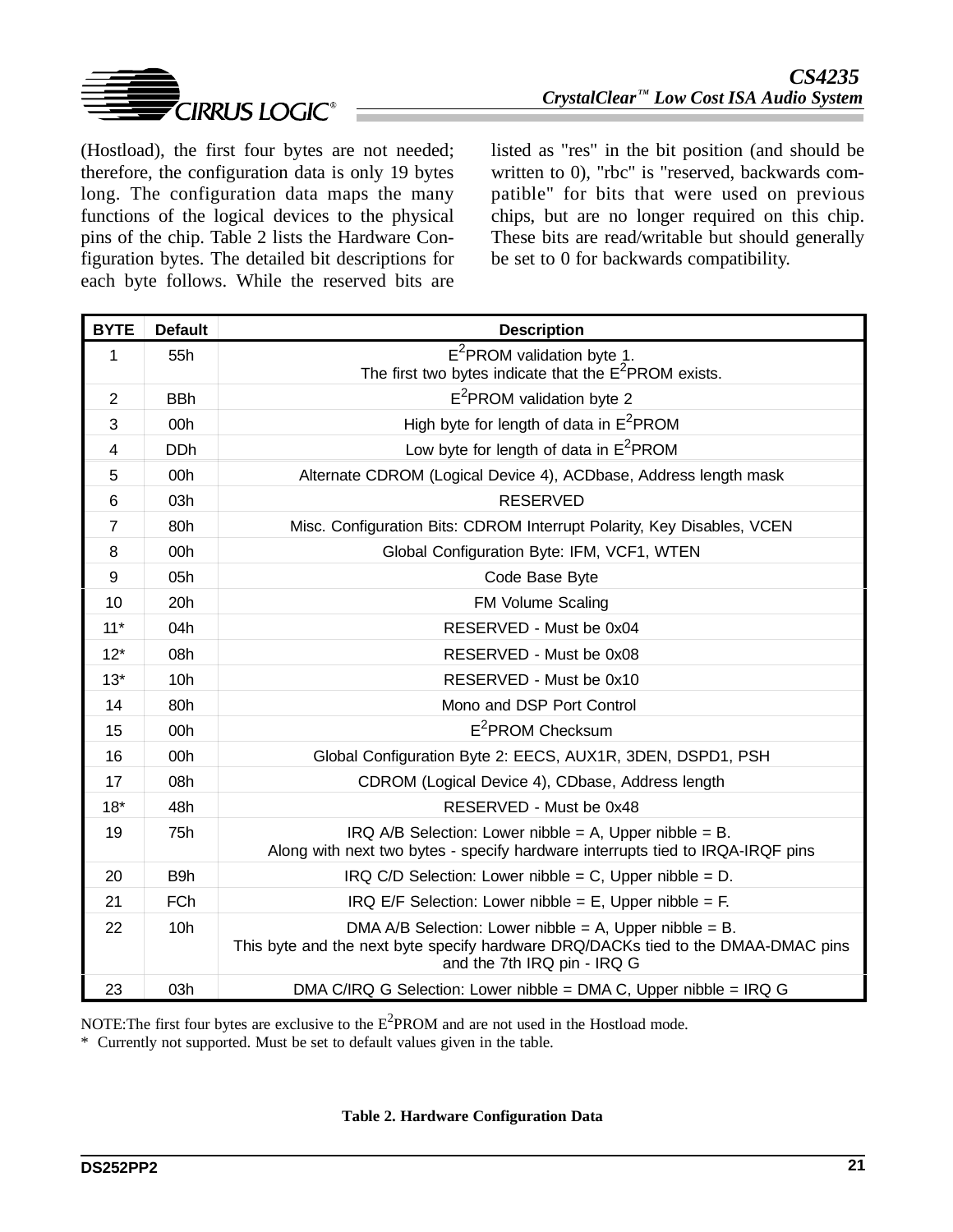(Hostload), the first four bytes are not needed; therefore, the configuration data is only 19 bytes long. The configuration data maps the many functions of the logical devices to the physical pins of the chip. Table 2 lists the Hardware Configuration bytes. The detailed bit descriptions for each byte follows. While the reserved bits are listed as "res" in the bit position (and should be written to 0), "rbc" is "reserved, backwards compatible" for bits that were used on previous chips, but are no longer required on this chip. These bits are read/writable but should generally be set to 0 for backwards compatibility.

| BYTE | Default | Description |
|---|---|---|
| 1 | 55h | $E^2$PROM validation byte 1.<br>The first two bytes indicate that the $E^2$PROM exists. |
| 2 | BBh | $E^2$PROM validation byte 2 |
| 3 | 00h | High byte for length of data in $E^2$PROM |
| 4 | DDh | Low byte for length of data in $E^2$PROM |
| 5 | 00h | Alternate CDROM (Logical Device 4), ACDbase, Address length mask |
| 6 | 03h | RESERVED |
| 7 | 80h | Misc. Configuration Bits: CDROM Interrupt Polarity, Key Disables, VCEN |
| 8 | 00h | Global Configuration Byte: IFM, VCF1, WTEN |
| 9 | 05h | Code Base Byte |
| 10 | 20h | FM Volume Scaling |
| 11* | 04h | RESERVED - Must be 0x04 |
| 12* | 08h | RESERVED - Must be 0x08 |
| 13* | 10h | RESERVED - Must be 0x10 |
| 14 | 80h | Mono and DSP Port Control |
| 15 | 00h | $E^2$PROM Checksum |
| 16 | 00h | Global Configuration Byte 2: EECS, AUX1R, 3DEN, DSPD1, PSH |
| 17 | 08h | CDROM (Logical Device 4), CDbase, Address length |
| 18* | 48h | RESERVED - Must be 0x48 |
| 19 | 75h | IRQ A/B Selection: Lower nibble = A, Upper nibble = B.<br>Along with next two bytes - specify hardware interrupts tied to IRQA-IRQF pins |
| 20 | B9h | IRQ C/D Selection: Lower nibble = C, Upper nibble = D. |
| 21 | FCh | IRQ E/F Selection: Lower nibble = E, Upper nibble = F. |
| 22 | 10h | DMA A/B Selection: Lower nibble = A, Upper nibble = B.<br>This byte and the next byte specify hardware DRQ/DACKs tied to the DMAA-DMAC pins and the 7th IRQ pin - IRQ G |
| 23 | 03h | DMA C/IRQ G Selection: Lower nibble = DMA C, Upper nibble = IRQ G |

NOTE:The first four bytes are exclusive to the $E^2$PROM and are not used in the Hostload mode.
* Currently not supported. Must be set to default values given in the table.

**Table 2. Hardware Configuration Data**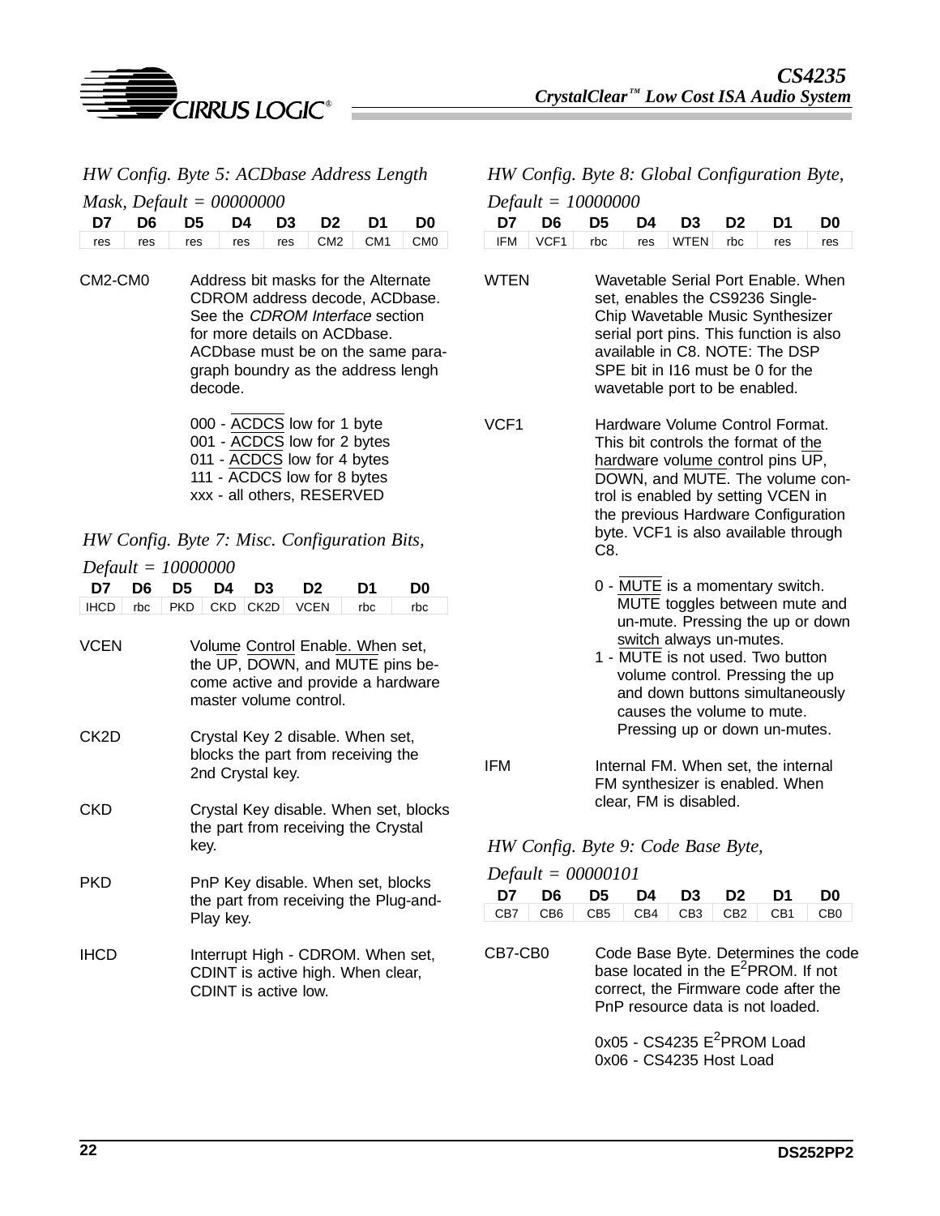*HW Config. Byte 5: ACDbase Address Length Mask, Default = 00000000*

| D7 | D6 | D5 | D4 | D3 | D2 | D1 | D0 |
|---|---|---|---|---|---|---|---|
| res | res | res | res | res | CM2 | CM1 | CM0 |

CM2-CM0 — Address bit masks for the Alternate CDROM address decode, ACDbase. See the *CDROM Interface* section for more details on ACDbase. ACDbase must be on the same paragraph boundry as the address lengh decode.

000 - ACDCS low for 1 byte
001 - ACDCS low for 2 bytes
011 - ACDCS low for 4 bytes
111 - ACDCS low for 8 bytes
xxx - all others, RESERVED

*HW Config. Byte 7: Misc. Configuration Bits, Default = 10000000*

| D7 | D6 | D5 | D4 | D3 | D2 | D1 | D0 |
|---|---|---|---|---|---|---|---|
| IHCD | rbc | PKD | CKD | CK2D | VCEN | rbc | rbc |

VCEN — Volume Control Enable. When set, the UP, DOWN, and MUTE pins become active and provide a hardware master volume control.

CK2D — Crystal Key 2 disable. When set, blocks the part from receiving the 2nd Crystal key.

CKD — Crystal Key disable. When set, blocks the part from receiving the Crystal key.

PKD — PnP Key disable. When set, blocks the part from receiving the Plug-and-Play key.

IHCD — Interrupt High - CDROM. When set, CDINT is active high. When clear, CDINT is active low.

*HW Config. Byte 8: Global Configuration Byte, Default = 10000000*

| D7 | D6 | D5 | D4 | D3 | D2 | D1 | D0 |
|---|---|---|---|---|---|---|---|
| IFM | VCF1 | rbc | res | WTEN | rbc | res | res |

WTEN — Wavetable Serial Port Enable. When set, enables the CS9236 Single-Chip Wavetable Music Synthesizer serial port pins. This function is also available in C8. NOTE: The DSP SPE bit in I16 must be 0 for the wavetable port to be enabled.

VCF1 — Hardware Volume Control Format. This bit controls the format of the hardware volume control pins UP, DOWN, and MUTE. The volume control is enabled by setting VCEN in the previous Hardware Configuration byte. VCF1 is also available through C8.

0 - MUTE is a momentary switch. MUTE toggles between mute and un-mute. Pressing the up or down switch always un-mutes.
1 - MUTE is not used. Two button volume control. Pressing the up and down buttons simultaneously causes the volume to mute. Pressing up or down un-mutes.

IFM — Internal FM. When set, the internal FM synthesizer is enabled. When clear, FM is disabled.

*HW Config. Byte 9: Code Base Byte, Default = 00000101*

| D7 | D6 | D5 | D4 | D3 | D2 | D1 | D0 |
|---|---|---|---|---|---|---|---|
| CB7 | CB6 | CB5 | CB4 | CB3 | CB2 | CB1 | CB0 |

CB7-CB0 — Code Base Byte. Determines the code base located in the $E^2$PROM. If not correct, the Firmware code after the PnP resource data is not loaded.

0x05 - CS4235 $E^2$PROM Load
0x06 - CS4235 Host Load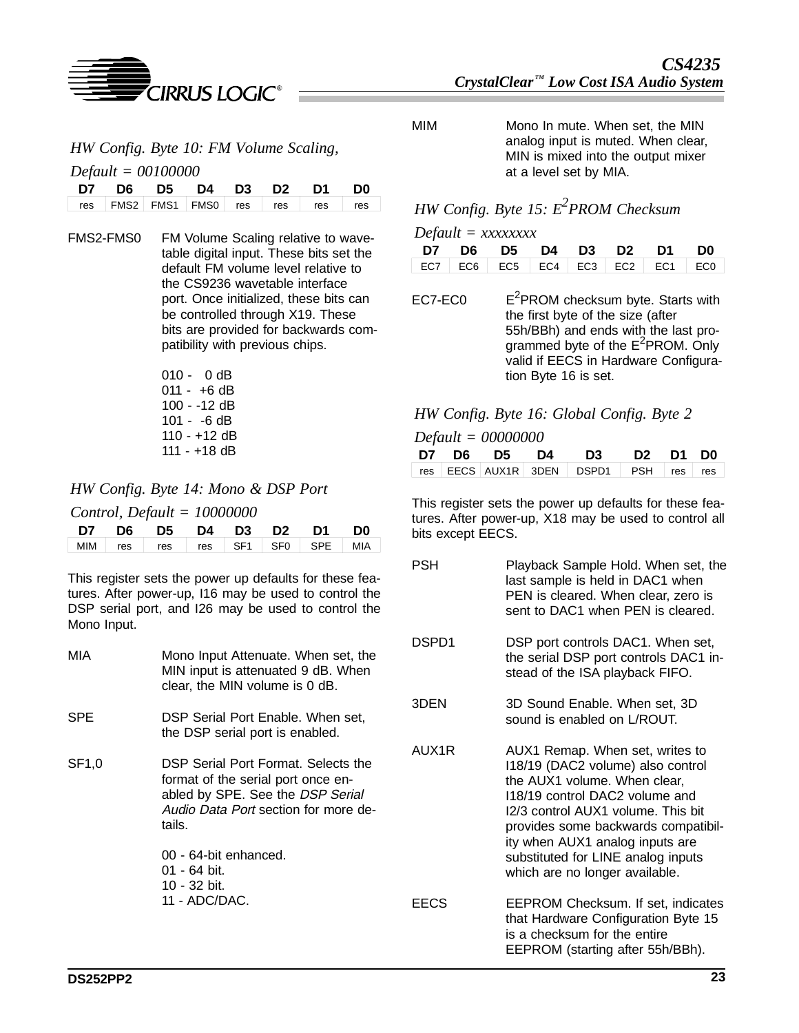### HW Config. Byte 10: FM Volume Scaling, Default = 00100000

| D7 | D6 | D5 | D4 | D3 | D2 | D1 | D0 |
|---|---|---|---|---|---|---|---|
| res | FMS2 | FMS1 | FMS0 | res | res | res | res |

FMS2-FMS0 — FM Volume Scaling relative to wavetable digital input. These bits set the default FM volume level relative to the CS9236 wavetable interface port. Once initialized, these bits can be controlled through X19. These bits are provided for backwards compatibility with previous chips.

010 - 0 dB
011 - +6 dB
100 - -12 dB
101 - -6 dB
110 - +12 dB
111 - +18 dB

### HW Config. Byte 14: Mono & DSP Port Control, Default = 10000000

| D7 | D6 | D5 | D4 | D3 | D2 | D1 | D0 |
|---|---|---|---|---|---|---|---|
| MIM | res | res | res | SF1 | SF0 | SPE | MIA |

This register sets the power up defaults for these features. After power-up, I16 may be used to control the DSP serial port, and I26 may be used to control the Mono Input.

MIA — Mono Input Attenuate. When set, the MIN input is attenuated 9 dB. When clear, the MIN volume is 0 dB.

SPE — DSP Serial Port Enable. When set, the DSP serial port is enabled.

SF1,0 — DSP Serial Port Format. Selects the format of the serial port once enabled by SPE. See the *DSP Serial Audio Data Port* section for more details.

00 - 64-bit enhanced.
01 - 64 bit.
10 - 32 bit.
11 - ADC/DAC.

MIM — Mono In mute. When set, the MIN analog input is muted. When clear, MIN is mixed into the output mixer at a level set by MIA.

### HW Config. Byte 15: E²PROM Checksum Default = xxxxxxxx

| D7 | D6 | D5 | D4 | D3 | D2 | D1 | D0 |
|---|---|---|---|---|---|---|---|
| EC7 | EC6 | EC5 | EC4 | EC3 | EC2 | EC1 | EC0 |

EC7-EC0 — E²PROM checksum byte. Starts with the first byte of the size (after 55h/BBh) and ends with the last programmed byte of the E²PROM. Only valid if EECS in Hardware Configuration Byte 16 is set.

### HW Config. Byte 16: Global Config. Byte 2 Default = 00000000

| D7 | D6 | D5 | D4 | D3 | D2 | D1 | D0 |
|---|---|---|---|---|---|---|---|
| res | EECS | AUX1R | 3DEN | DSPD1 | PSH | res | res |

This register sets the power up defaults for these features. After power-up, X18 may be used to control all bits except EECS.

PSH — Playback Sample Hold. When set, the last sample is held in DAC1 when PEN is cleared. When clear, zero is sent to DAC1 when PEN is cleared.

DSPD1 — DSP port controls DAC1. When set, the serial DSP port controls DAC1 instead of the ISA playback FIFO.

3DEN — 3D Sound Enable. When set, 3D sound is enabled on L/ROUT.

AUX1R — AUX1 Remap. When set, writes to I18/19 (DAC2 volume) also control the AUX1 volume. When clear, I18/19 control DAC2 volume and I2/3 control AUX1 volume. This bit provides some backwards compatibility when AUX1 analog inputs are substituted for LINE analog inputs which are no longer available.

EECS — EEPROM Checksum. If set, indicates that Hardware Configuration Byte 15 is a checksum for the entire EEPROM (starting after 55h/BBh).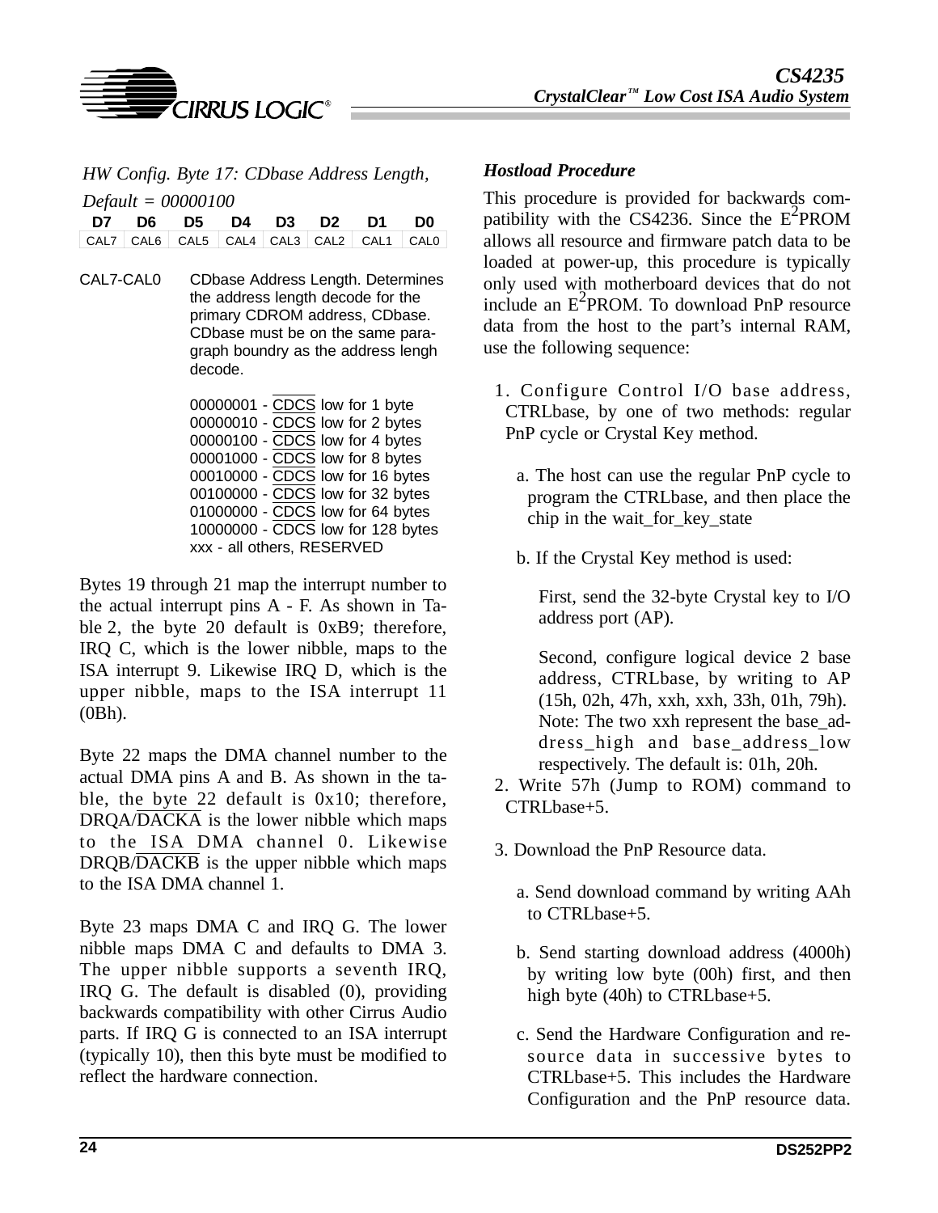*HW Config. Byte 17: CDbase Address Length, Default = 00000100*

| D7 | D6 | D5 | D4 | D3 | D2 | D1 | D0 |
|---|---|---|---|---|---|---|---|
| CAL7 | CAL6 | CAL5 | CAL4 | CAL3 | CAL2 | CAL1 | CAL0 |

CAL7-CAL0 CDbase Address Length. Determines the address length decode for the primary CDROM address, CDbase. CDbase must be on the same paragraph boundry as the address lengh decode.

00000001 - $\overline{\text{CDCS}}$ low for 1 byte
00000010 - $\overline{\text{CDCS}}$ low for 2 bytes
00000100 - $\overline{\text{CDCS}}$ low for 4 bytes
00001000 - $\overline{\text{CDCS}}$ low for 8 bytes
00010000 - $\overline{\text{CDCS}}$ low for 16 bytes
00100000 - $\overline{\text{CDCS}}$ low for 32 bytes
01000000 - $\overline{\text{CDCS}}$ low for 64 bytes
10000000 - $\overline{\text{CDCS}}$ low for 128 bytes
xxx - all others, RESERVED

Bytes 19 through 21 map the interrupt number to the actual interrupt pins A - F. As shown in Table 2, the byte 20 default is 0xB9; therefore, IRQ C, which is the lower nibble, maps to the ISA interrupt 9. Likewise IRQ D, which is the upper nibble, maps to the ISA interrupt 11 (0Bh).

Byte 22 maps the DMA channel number to the actual DMA pins A and B. As shown in the table, the byte 22 default is 0x10; therefore, DRQA/$\overline{\text{DACKA}}$ is the lower nibble which maps to the ISA DMA channel 0. Likewise DRQB/$\overline{\text{DACKB}}$ is the upper nibble which maps to the ISA DMA channel 1.

Byte 23 maps DMA C and IRQ G. The lower nibble maps DMA C and defaults to DMA 3. The upper nibble supports a seventh IRQ, IRQ G. The default is disabled (0), providing backwards compatibility with other Cirrus Audio parts. If IRQ G is connected to an ISA interrupt (typically 10), then this byte must be modified to reflect the hardware connection.

### *Hostload Procedure*

This procedure is provided for backwards compatibility with the CS4236. Since the $E^2$PROM allows all resource and firmware patch data to be loaded at power-up, this procedure is typically only used with motherboard devices that do not include an $E^2$PROM. To download PnP resource data from the host to the part's internal RAM, use the following sequence:

1. Configure Control I/O base address, CTRLbase, by one of two methods: regular PnP cycle or Crystal Key method.

   a. The host can use the regular PnP cycle to program the CTRLbase, and then place the chip in the wait_for_key_state

   b. If the Crystal Key method is used:

      First, send the 32-byte Crystal key to I/O address port (AP).

      Second, configure logical device 2 base address, CTRLbase, by writing to AP (15h, 02h, 47h, xxh, xxh, 33h, 01h, 79h). Note: The two xxh represent the base_address_high and base_address_low respectively. The default is: 01h, 20h.

2. Write 57h (Jump to ROM) command to CTRLbase+5.

3. Download the PnP Resource data.

   a. Send download command by writing AAh to CTRLbase+5.

   b. Send starting download address (4000h) by writing low byte (00h) first, and then high byte (40h) to CTRLbase+5.

   c. Send the Hardware Configuration and resource data in successive bytes to CTRLbase+5. This includes the Hardware Configuration and the PnP resource data.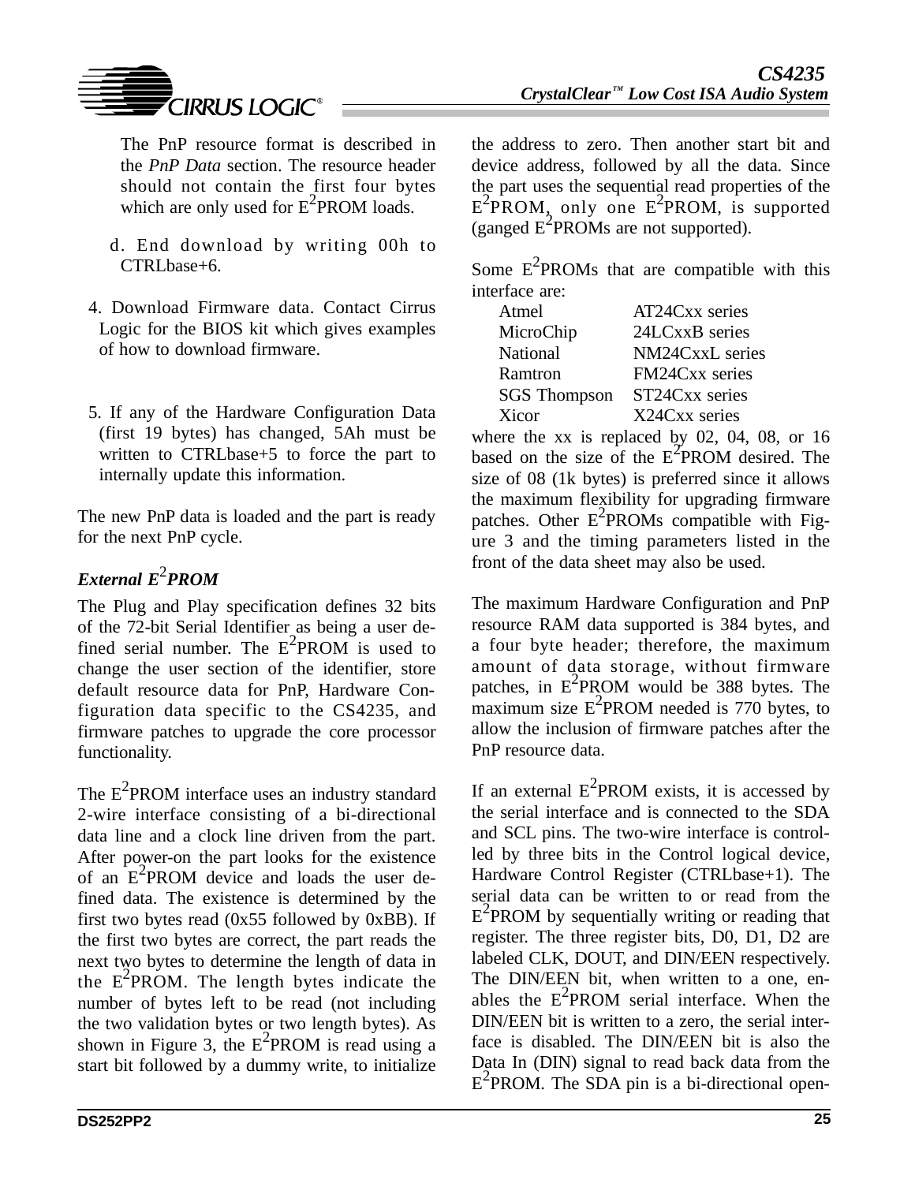The PnP resource format is described in the *PnP Data* section. The resource header should not contain the first four bytes which are only used for $E^2$PROM loads.

d. End download by writing 00h to CTRLbase+6.

4. Download Firmware data. Contact Cirrus Logic for the BIOS kit which gives examples of how to download firmware.

5. If any of the Hardware Configuration Data (first 19 bytes) has changed, 5Ah must be written to CTRLbase+5 to force the part to internally update this information.

The new PnP data is loaded and the part is ready for the next PnP cycle.

### *External $E^2$PROM*

The Plug and Play specification defines 32 bits of the 72-bit Serial Identifier as being a user defined serial number. The $E^2$PROM is used to change the user section of the identifier, store default resource data for PnP, Hardware Configuration data specific to the CS4235, and firmware patches to upgrade the core processor functionality.

The $E^2$PROM interface uses an industry standard 2-wire interface consisting of a bi-directional data line and a clock line driven from the part. After power-on the part looks for the existence of an $E^2$PROM device and loads the user defined data. The existence is determined by the first two bytes read (0x55 followed by 0xBB). If the first two bytes are correct, the part reads the next two bytes to determine the length of data in the $E^2$PROM. The length bytes indicate the number of bytes left to be read (not including the two validation bytes or two length bytes). As shown in Figure 3, the $E^2$PROM is read using a start bit followed by a dummy write, to initialize the address to zero. Then another start bit and device address, followed by all the data. Since the part uses the sequential read properties of the $E^2$PROM, only one $E^2$PROM, is supported (ganged $E^2$PROMs are not supported).

Some $E^2$PROMs that are compatible with this interface are:

| | |
|---|---|
| Atmel | AT24Cxx series |
| MicroChip | 24LCxxB series |
| National | NM24CxxL series |
| Ramtron | FM24Cxx series |
| SGS Thompson | ST24Cxx series |
| Xicor | X24Cxx series |

where the xx is replaced by 02, 04, 08, or 16 based on the size of the $E^2$PROM desired. The size of 08 (1k bytes) is preferred since it allows the maximum flexibility for upgrading firmware patches. Other $E^2$PROMs compatible with Figure 3 and the timing parameters listed in the front of the data sheet may also be used.

The maximum Hardware Configuration and PnP resource RAM data supported is 384 bytes, and a four byte header; therefore, the maximum amount of data storage, without firmware patches, in $E^2$PROM would be 388 bytes. The maximum size $E^2$PROM needed is 770 bytes, to allow the inclusion of firmware patches after the PnP resource data.

If an external $E^2$PROM exists, it is accessed by the serial interface and is connected to the SDA and SCL pins. The two-wire interface is controlled by three bits in the Control logical device, Hardware Control Register (CTRLbase+1). The serial data can be written to or read from the $E^2$PROM by sequentially writing or reading that register. The three register bits, D0, D1, D2 are labeled CLK, DOUT, and DIN/EEN respectively. The DIN/EEN bit, when written to a one, enables the $E^2$PROM serial interface. When the DIN/EEN bit is written to a zero, the serial interface is disabled. The DIN/EEN bit is also the Data In (DIN) signal to read back data from the $E^2$PROM. The SDA pin is a bi-directional open-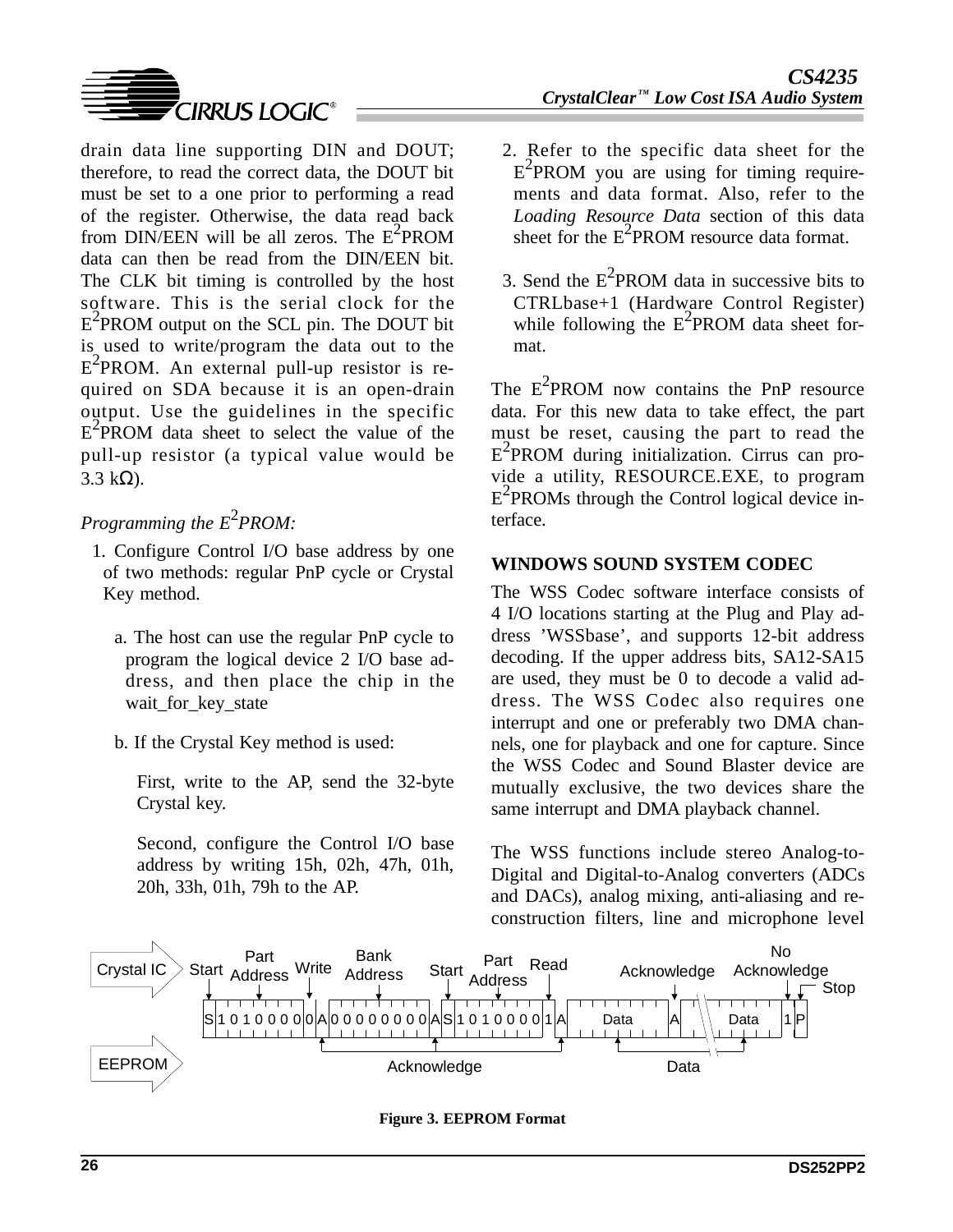drain data line supporting DIN and DOUT; therefore, to read the correct data, the DOUT bit must be set to a one prior to performing a read of the register. Otherwise, the data read back from DIN/EEN will be all zeros. The $E^2$PROM data can then be read from the DIN/EEN bit. The CLK bit timing is controlled by the host software. This is the serial clock for the $E^2$PROM output on the SCL pin. The DOUT bit is used to write/program the data out to the $E^2$PROM. An external pull-up resistor is required on SDA because it is an open-drain output. Use the guidelines in the specific $E^2$PROM data sheet to select the value of the pull-up resistor (a typical value would be 3.3 kΩ).

*Programming the $E^2$PROM:*

1. Configure Control I/O base address by one of two methods: regular PnP cycle or Crystal Key method.

   a. The host can use the regular PnP cycle to program the logical device 2 I/O base address, and then place the chip in the wait_for_key_state

   b. If the Crystal Key method is used:

      First, write to the AP, send the 32-byte Crystal key.

      Second, configure the Control I/O base address by writing 15h, 02h, 47h, 01h, 20h, 33h, 01h, 79h to the AP.

2. Refer to the specific data sheet for the $E^2$PROM you are using for timing requirements and data format. Also, refer to the *Loading Resource Data* section of this data sheet for the $E^2$PROM resource data format.

3. Send the $E^2$PROM data in successive bits to CTRLbase+1 (Hardware Control Register) while following the $E^2$PROM data sheet format.

The $E^2$PROM now contains the PnP resource data. For this new data to take effect, the part must be reset, causing the part to read the $E^2$PROM during initialization. Cirrus can provide a utility, RESOURCE.EXE, to program $E^2$PROMs through the Control logical device interface.

## WINDOWS SOUND SYSTEM CODEC

The WSS Codec software interface consists of 4 I/O locations starting at the Plug and Play address 'WSSbase', and supports 12-bit address decoding. If the upper address bits, SA12-SA15 are used, they must be 0 to decode a valid address. The WSS Codec also requires one interrupt and one or preferably two DMA channels, one for playback and one for capture. Since the WSS Codec and Sound Blaster device are mutually exclusive, the two devices share the same interrupt and DMA playback channel.

The WSS functions include stereo Analog-to-Digital and Digital-to-Analog converters (ADCs and DACs), analog mixing, anti-aliasing and reconstruction filters, line and microphone level

Crystal IC — Start, Part Address, Write, Bank Address, Start, Part Address, Read, Acknowledge, No Acknowledge, Stop

S 1 0 1 0 0 0 0 0 A 0 0 0 0 0 0 0 0 A S 1 0 1 0 0 0 0 1 A Data A Data 1 P

EEPROM — Acknowledge, Data

**Figure 3. EEPROM Format**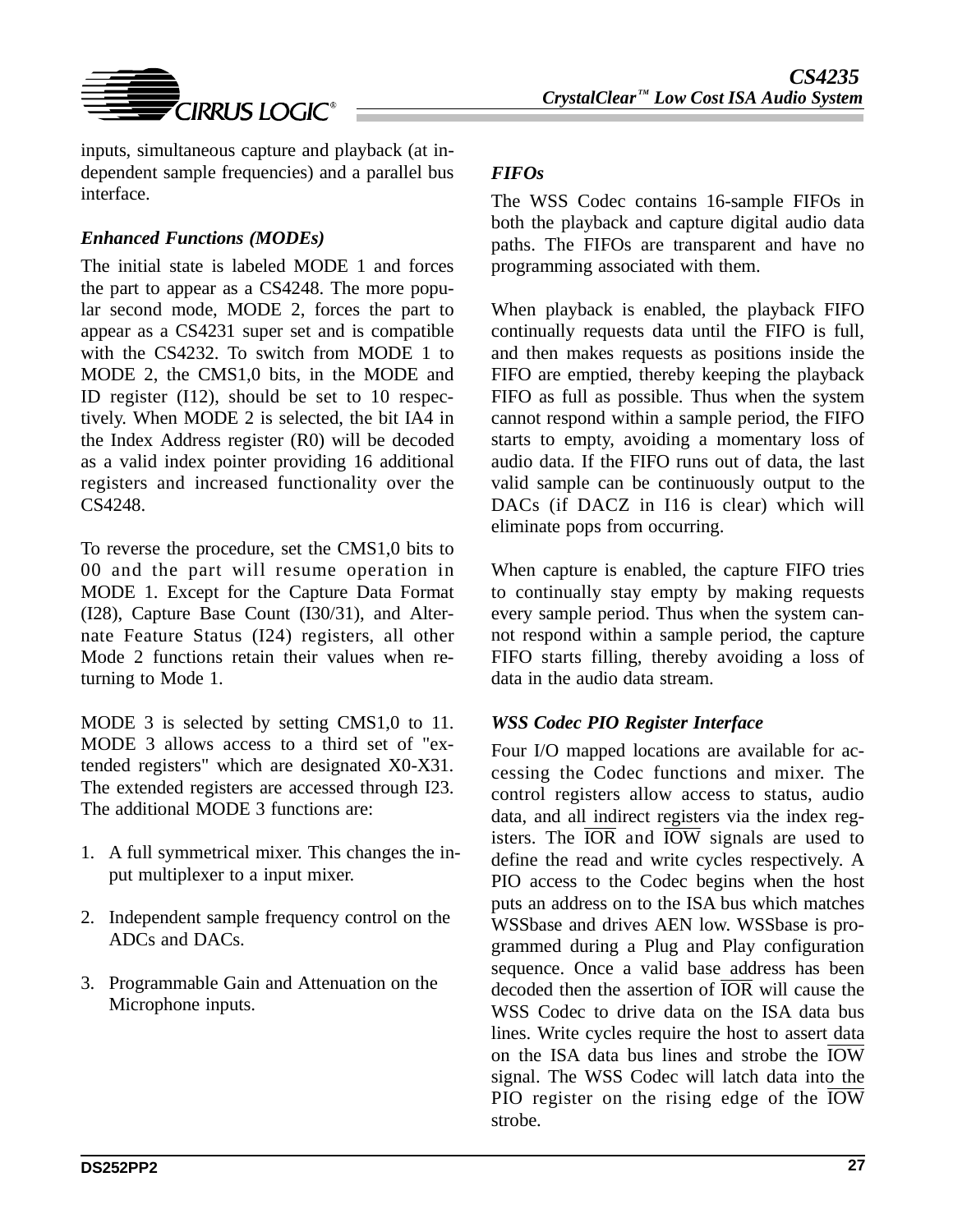inputs, simultaneous capture and playback (at independent sample frequencies) and a parallel bus interface.

### *Enhanced Functions (MODEs)*

The initial state is labeled MODE 1 and forces the part to appear as a CS4248. The more popular second mode, MODE 2, forces the part to appear as a CS4231 super set and is compatible with the CS4232. To switch from MODE 1 to MODE 2, the CMS1,0 bits, in the MODE and ID register (I12), should be set to 10 respectively. When MODE 2 is selected, the bit IA4 in the Index Address register (R0) will be decoded as a valid index pointer providing 16 additional registers and increased functionality over the CS4248.

To reverse the procedure, set the CMS1,0 bits to 00 and the part will resume operation in MODE 1. Except for the Capture Data Format (I28), Capture Base Count (I30/31), and Alternate Feature Status (I24) registers, all other Mode 2 functions retain their values when returning to Mode 1.

MODE 3 is selected by setting CMS1,0 to 11. MODE 3 allows access to a third set of "extended registers" which are designated X0-X31. The extended registers are accessed through I23. The additional MODE 3 functions are:

1. A full symmetrical mixer. This changes the input multiplexer to a input mixer.
2. Independent sample frequency control on the ADCs and DACs.
3. Programmable Gain and Attenuation on the Microphone inputs.

### *FIFOs*

The WSS Codec contains 16-sample FIFOs in both the playback and capture digital audio data paths. The FIFOs are transparent and have no programming associated with them.

When playback is enabled, the playback FIFO continually requests data until the FIFO is full, and then makes requests as positions inside the FIFO are emptied, thereby keeping the playback FIFO as full as possible. Thus when the system cannot respond within a sample period, the FIFO starts to empty, avoiding a momentary loss of audio data. If the FIFO runs out of data, the last valid sample can be continuously output to the DACs (if DACZ in I16 is clear) which will eliminate pops from occurring.

When capture is enabled, the capture FIFO tries to continually stay empty by making requests every sample period. Thus when the system cannot respond within a sample period, the capture FIFO starts filling, thereby avoiding a loss of data in the audio data stream.

### *WSS Codec PIO Register Interface*

Four I/O mapped locations are available for accessing the Codec functions and mixer. The control registers allow access to status, audio data, and all indirect registers via the index registers. The $\overline{IOR}$ and $\overline{IOW}$ signals are used to define the read and write cycles respectively. A PIO access to the Codec begins when the host puts an address on to the ISA bus which matches WSSbase and drives AEN low. WSSbase is programmed during a Plug and Play configuration sequence. Once a valid base address has been decoded then the assertion of $\overline{IOR}$ will cause the WSS Codec to drive data on the ISA data bus lines. Write cycles require the host to assert data on the ISA data bus lines and strobe the $\overline{IOW}$ signal. The WSS Codec will latch data into the PIO register on the rising edge of the $\overline{IOW}$ strobe.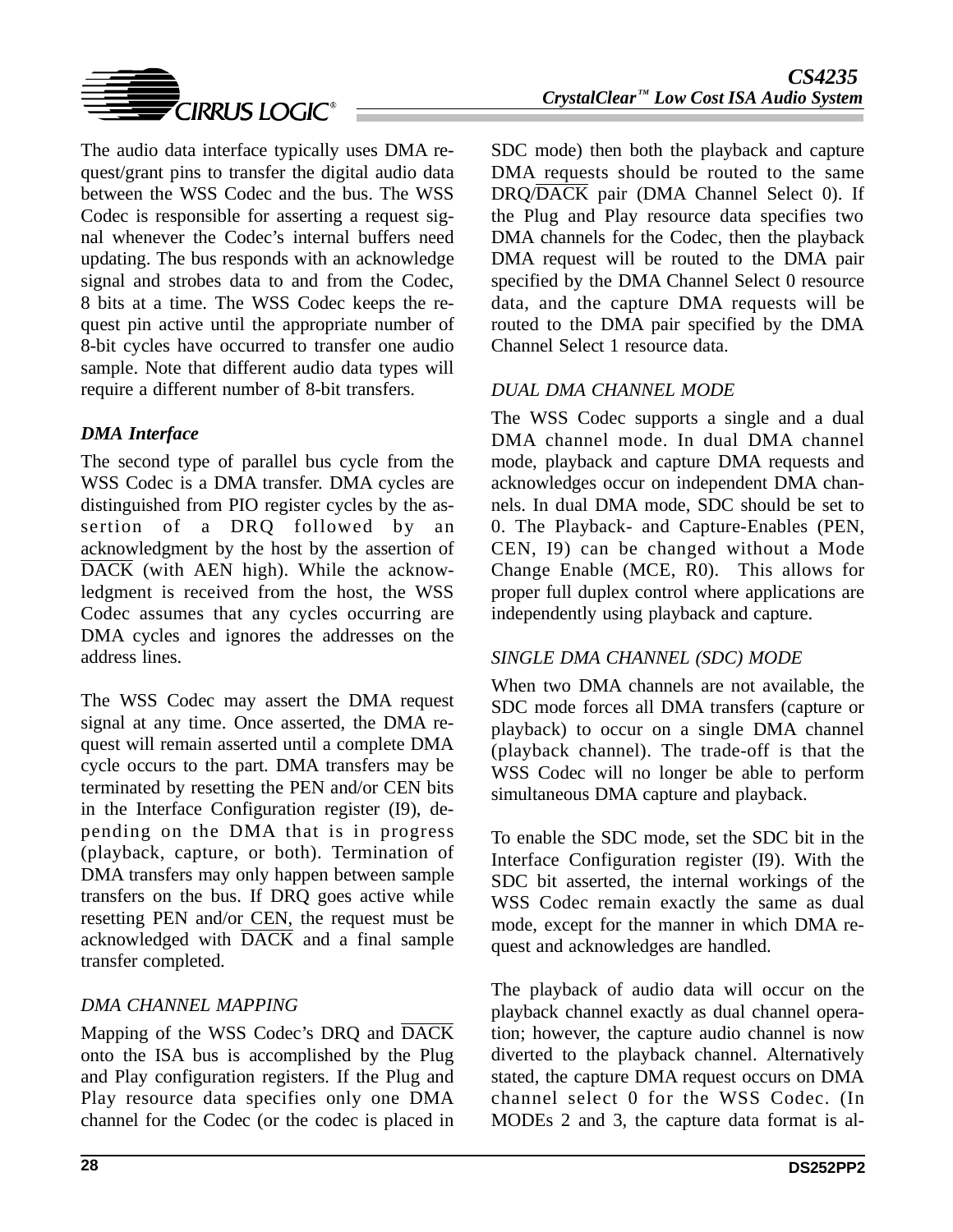The audio data interface typically uses DMA request/grant pins to transfer the digital audio data between the WSS Codec and the bus. The WSS Codec is responsible for asserting a request signal whenever the Codec's internal buffers need updating. The bus responds with an acknowledge signal and strobes data to and from the Codec, 8 bits at a time. The WSS Codec keeps the request pin active until the appropriate number of 8-bit cycles have occurred to transfer one audio sample. Note that different audio data types will require a different number of 8-bit transfers.

### *DMA Interface*

The second type of parallel bus cycle from the WSS Codec is a DMA transfer. DMA cycles are distinguished from PIO register cycles by the assertion of a DRQ followed by an acknowledgment by the host by the assertion of $\overline{\text{DACK}}$ (with AEN high). While the acknowledgment is received from the host, the WSS Codec assumes that any cycles occurring are DMA cycles and ignores the addresses on the address lines.

The WSS Codec may assert the DMA request signal at any time. Once asserted, the DMA request will remain asserted until a complete DMA cycle occurs to the part. DMA transfers may be terminated by resetting the PEN and/or CEN bits in the Interface Configuration register (I9), depending on the DMA that is in progress (playback, capture, or both). Termination of DMA transfers may only happen between sample transfers on the bus. If DRQ goes active while resetting PEN and/or CEN, the request must be acknowledged with $\overline{\text{DACK}}$ and a final sample transfer completed.

#### *DMA CHANNEL MAPPING*

Mapping of the WSS Codec's DRQ and $\overline{\text{DACK}}$ onto the ISA bus is accomplished by the Plug and Play configuration registers. If the Plug and Play resource data specifies only one DMA channel for the Codec (or the codec is placed in SDC mode) then both the playback and capture DMA requests should be routed to the same DRQ/$\overline{\text{DACK}}$ pair (DMA Channel Select 0). If the Plug and Play resource data specifies two DMA channels for the Codec, then the playback DMA request will be routed to the DMA pair specified by the DMA Channel Select 0 resource data, and the capture DMA requests will be routed to the DMA pair specified by the DMA Channel Select 1 resource data.

#### *DUAL DMA CHANNEL MODE*

The WSS Codec supports a single and a dual DMA channel mode. In dual DMA channel mode, playback and capture DMA requests and acknowledges occur on independent DMA channels. In dual DMA mode, SDC should be set to 0. The Playback- and Capture-Enables (PEN, CEN, I9) can be changed without a Mode Change Enable (MCE, R0). This allows for proper full duplex control where applications are independently using playback and capture.

#### *SINGLE DMA CHANNEL (SDC) MODE*

When two DMA channels are not available, the SDC mode forces all DMA transfers (capture or playback) to occur on a single DMA channel (playback channel). The trade-off is that the WSS Codec will no longer be able to perform simultaneous DMA capture and playback.

To enable the SDC mode, set the SDC bit in the Interface Configuration register (I9). With the SDC bit asserted, the internal workings of the WSS Codec remain exactly the same as dual mode, except for the manner in which DMA request and acknowledges are handled.

The playback of audio data will occur on the playback channel exactly as dual channel operation; however, the capture audio channel is now diverted to the playback channel. Alternatively stated, the capture DMA request occurs on DMA channel select 0 for the WSS Codec. (In MODEs 2 and 3, the capture data format is al-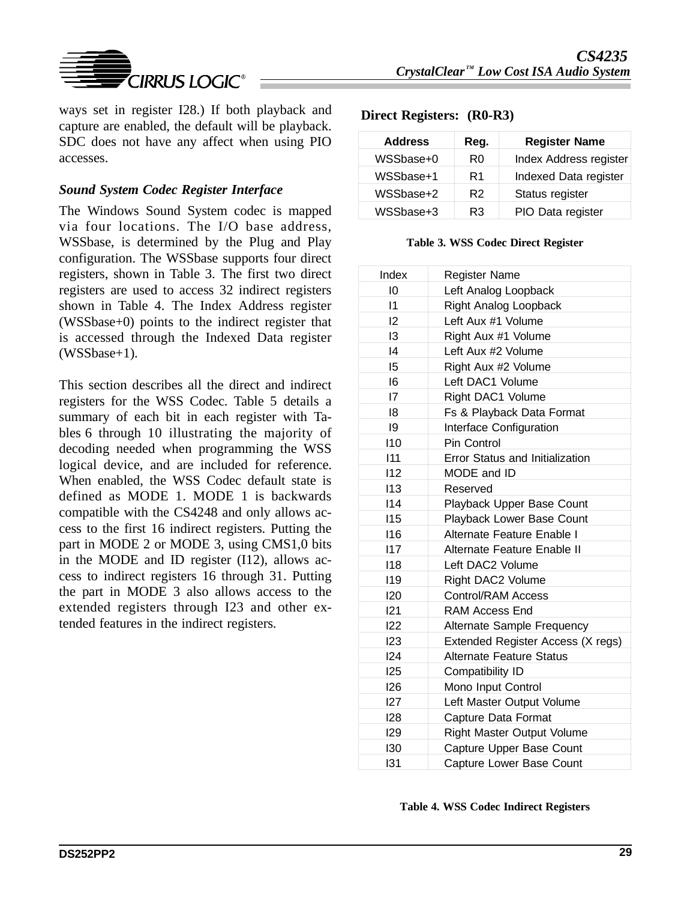ways set in register I28.) If both playback and capture are enabled, the default will be playback. SDC does not have any affect when using PIO accesses.

### *Sound System Codec Register Interface*

The Windows Sound System codec is mapped via four locations. The I/O base address, WSSbase, is determined by the Plug and Play configuration. The WSSbase supports four direct registers, shown in Table 3. The first two direct registers are used to access 32 indirect registers shown in Table 4. The Index Address register (WSSbase+0) points to the indirect register that is accessed through the Indexed Data register (WSSbase+1).

This section describes all the direct and indirect registers for the WSS Codec. Table 5 details a summary of each bit in each register with Tables 6 through 10 illustrating the majority of decoding needed when programming the WSS logical device, and are included for reference. When enabled, the WSS Codec default state is defined as MODE 1. MODE 1 is backwards compatible with the CS4248 and only allows access to the first 16 indirect registers. Putting the part in MODE 2 or MODE 3, using CMS1,0 bits in the MODE and ID register (I12), allows access to indirect registers 16 through 31. Putting the part in MODE 3 also allows access to the extended registers through I23 and other extended features in the indirect registers.

**Direct Registers: (R0-R3)**

| Address | Reg. | Register Name |
|---|---|---|
| WSSbase+0 | R0 | Index Address register |
| WSSbase+1 | R1 | Indexed Data register |
| WSSbase+2 | R2 | Status register |
| WSSbase+3 | R3 | PIO Data register |

**Table 3. WSS Codec Direct Register**

| Index | Register Name |
|---|---|
| I0 | Left Analog Loopback |
| I1 | Right Analog Loopback |
| I2 | Left Aux #1 Volume |
| I3 | Right Aux #1 Volume |
| I4 | Left Aux #2 Volume |
| I5 | Right Aux #2 Volume |
| I6 | Left DAC1 Volume |
| I7 | Right DAC1 Volume |
| I8 | Fs & Playback Data Format |
| I9 | Interface Configuration |
| I10 | Pin Control |
| I11 | Error Status and Initialization |
| I12 | MODE and ID |
| I13 | Reserved |
| I14 | Playback Upper Base Count |
| I15 | Playback Lower Base Count |
| I16 | Alternate Feature Enable I |
| I17 | Alternate Feature Enable II |
| I18 | Left DAC2 Volume |
| I19 | Right DAC2 Volume |
| I20 | Control/RAM Access |
| I21 | RAM Access End |
| I22 | Alternate Sample Frequency |
| I23 | Extended Register Access (X regs) |
| I24 | Alternate Feature Status |
| I25 | Compatibility ID |
| I26 | Mono Input Control |
| I27 | Left Master Output Volume |
| I28 | Capture Data Format |
| I29 | Right Master Output Volume |
| I30 | Capture Upper Base Count |
| I31 | Capture Lower Base Count |

**Table 4. WSS Codec Indirect Registers**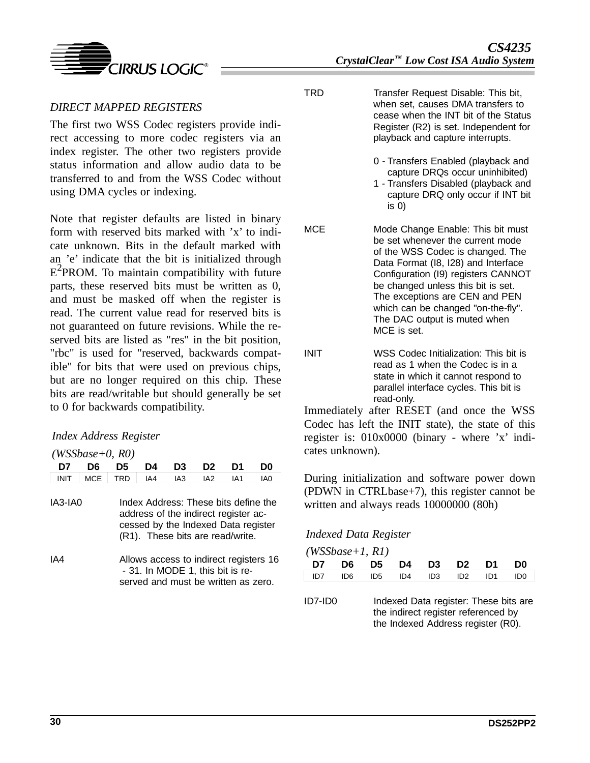### *DIRECT MAPPED REGISTERS*

The first two WSS Codec registers provide indirect accessing to more codec registers via an index register. The other two registers provide status information and allow audio data to be transferred to and from the WSS Codec without using DMA cycles or indexing.

Note that register defaults are listed in binary form with reserved bits marked with 'x' to indicate unknown. Bits in the default marked with an 'e' indicate that the bit is initialized through $E^2$PROM. To maintain compatibility with future parts, these reserved bits must be written as 0, and must be masked off when the register is read. The current value read for reserved bits is not guaranteed on future revisions. While the reserved bits are listed as "res" in the bit position, "rbc" is used for "reserved, backwards compatible" for bits that were used on previous chips, but are no longer required on this chip. These bits are read/writable but should generally be set to 0 for backwards compatibility.

#### *Index Address Register*

*(WSSbase+0, R0)*

| D7 | D6 | D5 | D4 | D3 | D2 | D1 | D0 |
|---|---|---|---|---|---|---|---|
| INIT | MCE | TRD | IA4 | IA3 | IA2 | IA1 | IA0 |

IA3-IA0 — Index Address: These bits define the address of the indirect register accessed by the Indexed Data register (R1). These bits are read/write.

IA4 — Allows access to indirect registers 16 - 31. In MODE 1, this bit is reserved and must be written as zero.

TRD — Transfer Request Disable: This bit, when set, causes DMA transfers to cease when the INT bit of the Status Register (R2) is set. Independent for playback and capture interrupts.

- 0 - Transfers Enabled (playback and capture DRQs occur uninhibited)
- 1 - Transfers Disabled (playback and capture DRQ only occur if INT bit is 0)

MCE — Mode Change Enable: This bit must be set whenever the current mode of the WSS Codec is changed. The Data Format (I8, I28) and Interface Configuration (I9) registers CANNOT be changed unless this bit is set. The exceptions are CEN and PEN which can be changed "on-the-fly". The DAC output is muted when MCE is set.

INIT — WSS Codec Initialization: This bit is read as 1 when the Codec is in a state in which it cannot respond to parallel interface cycles. This bit is read-only.

Immediately after RESET (and once the WSS Codec has left the INIT state), the state of this register is: 010x0000 (binary - where 'x' indicates unknown).

During initialization and software power down (PDWN in CTRLbase+7), this register cannot be written and always reads 10000000 (80h)

#### *Indexed Data Register*

*(WSSbase+1, R1)*

| D7 | D6 | D5 | D4 | D3 | D2 | D1 | D0 |
|---|---|---|---|---|---|---|---|
| ID7 | ID6 | ID5 | ID4 | ID3 | ID2 | ID1 | ID0 |

ID7-ID0 — Indexed Data register: These bits are the indirect register referenced by the Indexed Address register (R0).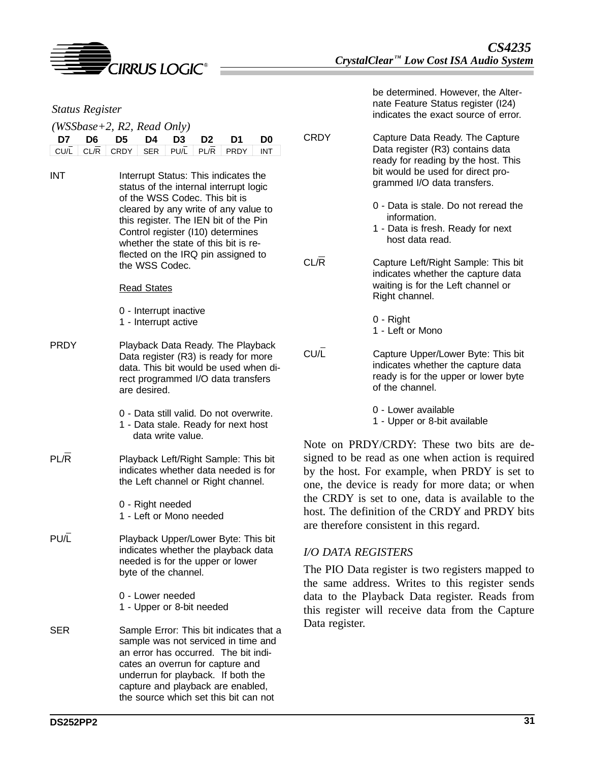*Status Register*

*(WSSbase+2, R2, Read Only)*

| D7 | D6 | D5 | D4 | D3 | D2 | D1 | D0 |
|---|---|---|---|---|---|---|---|
| CU/$\overline{L}$ | CL/$\overline{R}$ | CRDY | SER | PU/$\overline{L}$ | PL/$\overline{R}$ | PRDY | INT |

INT — Interrupt Status: This indicates the status of the internal interrupt logic of the WSS Codec. This bit is cleared by any write of any value to this register. The IEN bit of the Pin Control register (I10) determines whether the state of this bit is reflected on the IRQ pin assigned to the WSS Codec.

Read States

0 - Interrupt inactive
1 - Interrupt active

PRDY — Playback Data Ready. The Playback Data register (R3) is ready for more data. This bit would be used when direct programmed I/O data transfers are desired.

0 - Data still valid. Do not overwrite.
1 - Data stale. Ready for next host data write value.

PL/$\overline{R}$ — Playback Left/Right Sample: This bit indicates whether data needed is for the Left channel or Right channel.

0 - Right needed
1 - Left or Mono needed

PU/$\overline{L}$ — Playback Upper/Lower Byte: This bit indicates whether the playback data needed is for the upper or lower byte of the channel.

0 - Lower needed
1 - Upper or 8-bit needed

SER — Sample Error: This bit indicates that a sample was not serviced in time and an error has occurred. The bit indicates an overrun for capture and underrun for playback. If both the capture and playback are enabled, the source which set this bit can not be determined. However, the Alternate Feature Status register (I24) indicates the exact source of error.

CRDY — Capture Data Ready. The Capture Data register (R3) contains data ready for reading by the host. This bit would be used for direct programmed I/O data transfers.

0 - Data is stale. Do not reread the information.
1 - Data is fresh. Ready for next host data read.

CL/$\overline{R}$ — Capture Left/Right Sample: This bit indicates whether the capture data waiting is for the Left channel or Right channel.

0 - Right
1 - Left or Mono

CU/$\overline{L}$ — Capture Upper/Lower Byte: This bit indicates whether the capture data ready is for the upper or lower byte of the channel.

0 - Lower available
1 - Upper or 8-bit available

Note on PRDY/CRDY: These two bits are designed to be read as one when action is required by the host. For example, when PRDY is set to one, the device is ready for more data; or when the CRDY is set to one, data is available to the host. The definition of the CRDY and PRDY bits are therefore consistent in this regard.

## I/O DATA REGISTERS

The PIO Data register is two registers mapped to the same address. Writes to this register sends data to the Playback Data register. Reads from this register will receive data from the Capture Data register.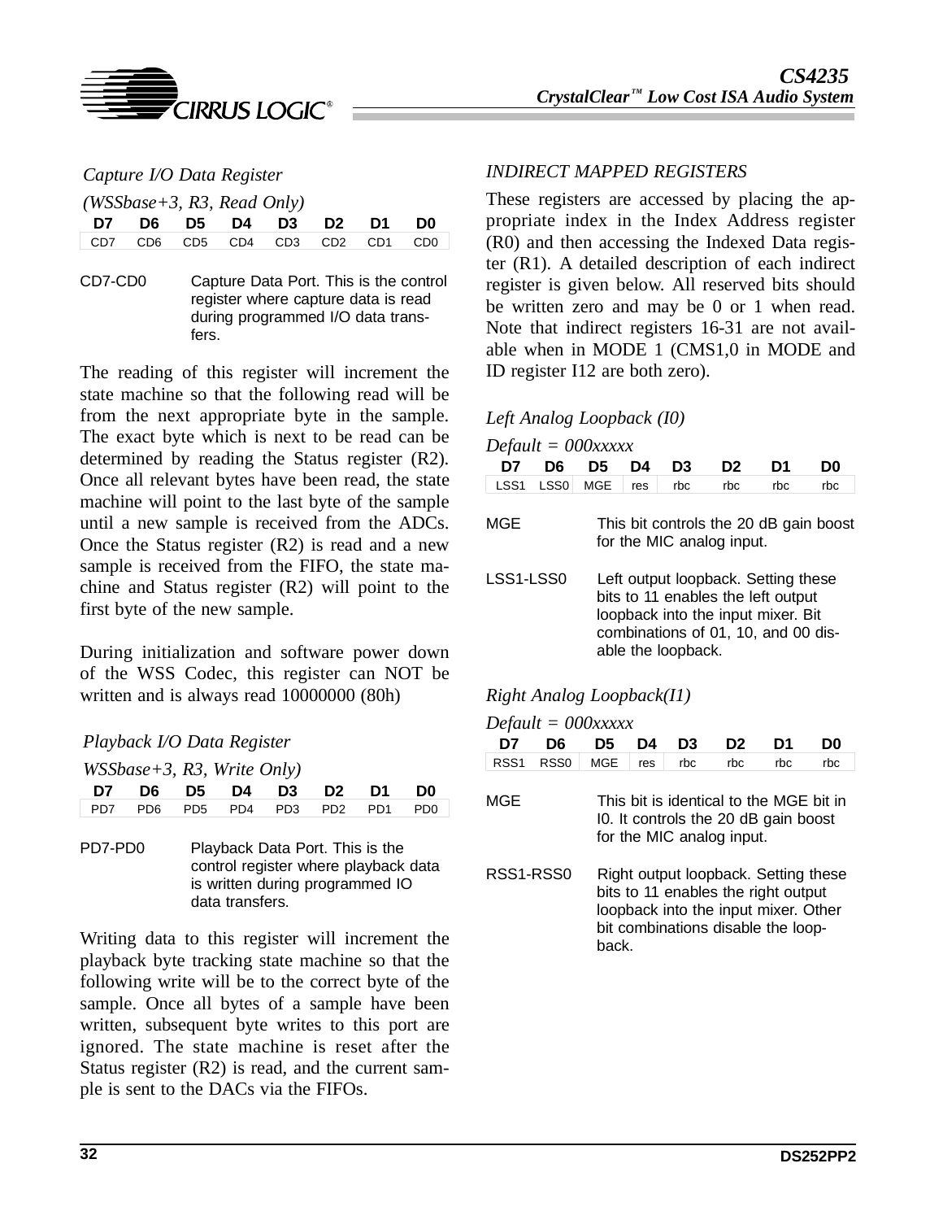### *Capture I/O Data Register*

*(WSSbase+3, R3, Read Only)*

| D7 | D6 | D5 | D4 | D3 | D2 | D1 | D0 |
|---|---|---|---|---|---|---|---|
| CD7 | CD6 | CD5 | CD4 | CD3 | CD2 | CD1 | CD0 |

CD7-CD0 — Capture Data Port. This is the control register where capture data is read during programmed I/O data transfers.

The reading of this register will increment the state machine so that the following read will be from the next appropriate byte in the sample. The exact byte which is next to be read can be determined by reading the Status register (R2). Once all relevant bytes have been read, the state machine will point to the last byte of the sample until a new sample is received from the ADCs. Once the Status register (R2) is read and a new sample is received from the FIFO, the state machine and Status register (R2) will point to the first byte of the new sample.

During initialization and software power down of the WSS Codec, this register can NOT be written and is always read 10000000 (80h)

### *Playback I/O Data Register*

*WSSbase+3, R3, Write Only)*

| D7 | D6 | D5 | D4 | D3 | D2 | D1 | D0 |
|---|---|---|---|---|---|---|---|
| PD7 | PD6 | PD5 | PD4 | PD3 | PD2 | PD1 | PD0 |

PD7-PD0 — Playback Data Port. This is the control register where playback data is written during programmed IO data transfers.

Writing data to this register will increment the playback byte tracking state machine so that the following write will be to the correct byte of the sample. Once all bytes of a sample have been written, subsequent byte writes to this port are ignored. The state machine is reset after the Status register (R2) is read, and the current sample is sent to the DACs via the FIFOs.

## *INDIRECT MAPPED REGISTERS*

These registers are accessed by placing the appropriate index in the Index Address register (R0) and then accessing the Indexed Data register (R1). A detailed description of each indirect register is given below. All reserved bits should be written zero and may be 0 or 1 when read. Note that indirect registers 16-31 are not available when in MODE 1 (CMS1,0 in MODE and ID register I12 are both zero).

### *Left Analog Loopback (I0)*

*Default = 000xxxxx*

| D7 | D6 | D5 | D4 | D3 | D2 | D1 | D0 |
|---|---|---|---|---|---|---|---|
| LSS1 | LSS0 | MGE | res | rbc | rbc | rbc | rbc |

MGE — This bit controls the 20 dB gain boost for the MIC analog input.

LSS1-LSS0 — Left output loopback. Setting these bits to 11 enables the left output loopback into the input mixer. Bit combinations of 01, 10, and 00 disable the loopback.

### *Right Analog Loopback(I1)*

*Default = 000xxxxx*

| D7 | D6 | D5 | D4 | D3 | D2 | D1 | D0 |
|---|---|---|---|---|---|---|---|
| RSS1 | RSS0 | MGE | res | rbc | rbc | rbc | rbc |

MGE — This bit is identical to the MGE bit in I0. It controls the 20 dB gain boost for the MIC analog input.

RSS1-RSS0 — Right output loopback. Setting these bits to 11 enables the right output loopback into the input mixer. Other bit combinations disable the loopback.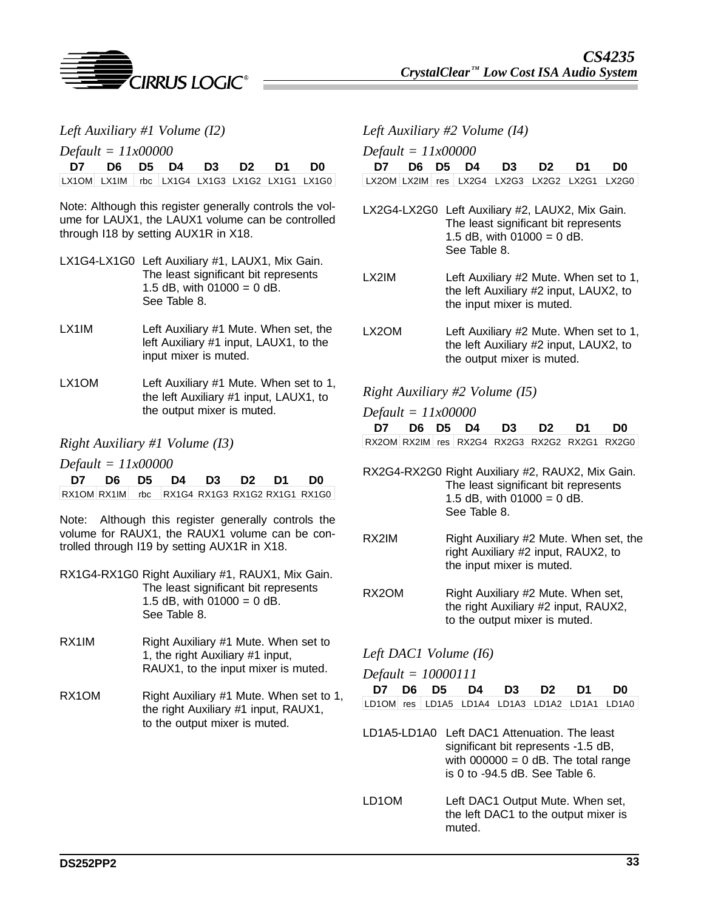### *Left Auxiliary #1 Volume (I2)*

*Default = 11x00000*

| D7 | D6 | D5 | D4 | D3 | D2 | D1 | D0 |
|---|---|---|---|---|---|---|---|
| LX1OM | LX1IM | rbc | LX1G4 | LX1G3 | LX1G2 | LX1G1 | LX1G0 |

Note: Although this register generally controls the volume for LAUX1, the LAUX1 volume can be controlled through I18 by setting AUX1R in X18.

LX1G4-LX1G0 Left Auxiliary #1, LAUX1, Mix Gain. The least significant bit represents 1.5 dB, with 01000 = 0 dB. See Table 8.

LX1IM Left Auxiliary #1 Mute. When set, the left Auxiliary #1 input, LAUX1, to the input mixer is muted.

LX1OM Left Auxiliary #1 Mute. When set to 1, the left Auxiliary #1 input, LAUX1, to the output mixer is muted.

### *Right Auxiliary #1 Volume (I3)*

*Default = 11x00000*

| D7 | D6 | D5 | D4 | D3 | D2 | D1 | D0 |
|---|---|---|---|---|---|---|---|
| RX1OM | RX1IM | rbc | RX1G4 | RX1G3 | RX1G2 | RX1G1 | RX1G0 |

Note: Although this register generally controls the volume for RAUX1, the RAUX1 volume can be controlled through I19 by setting AUX1R in X18.

RX1G4-RX1G0 Right Auxiliary #1, RAUX1, Mix Gain. The least significant bit represents 1.5 dB, with 01000 = 0 dB. See Table 8.

RX1IM Right Auxiliary #1 Mute. When set to 1, the right Auxiliary #1 input, RAUX1, to the input mixer is muted.

RX1OM Right Auxiliary #1 Mute. When set to 1, the right Auxiliary #1 input, RAUX1, to the output mixer is muted.

### *Left Auxiliary #2 Volume (I4)*

*Default = 11x00000*

| D7 | D6 | D5 | D4 | D3 | D2 | D1 | D0 |
|---|---|---|---|---|---|---|---|
| LX2OM | LX2IM | res | LX2G4 | LX2G3 | LX2G2 | LX2G1 | LX2G0 |

LX2G4-LX2G0 Left Auxiliary #2, LAUX2, Mix Gain. The least significant bit represents 1.5 dB, with 01000 = 0 dB. See Table 8.

LX2IM Left Auxiliary #2 Mute. When set to 1, the left Auxiliary #2 input, LAUX2, to the input mixer is muted.

LX2OM Left Auxiliary #2 Mute. When set to 1, the left Auxiliary #2 input, LAUX2, to the output mixer is muted.

### *Right Auxiliary #2 Volume (I5)*

*Default = 11x00000*

| D7 | D6 | D5 | D4 | D3 | D2 | D1 | D0 |
|---|---|---|---|---|---|---|---|
| RX2OM | RX2IM | res | RX2G4 | RX2G3 | RX2G2 | RX2G1 | RX2G0 |

RX2G4-RX2G0 Right Auxiliary #2, RAUX2, Mix Gain. The least significant bit represents 1.5 dB, with 01000 = 0 dB. See Table 8.

RX2IM Right Auxiliary #2 Mute. When set, the right Auxiliary #2 input, RAUX2, to the input mixer is muted.

RX2OM Right Auxiliary #2 Mute. When set, the right Auxiliary #2 input, RAUX2, to the output mixer is muted.

### *Left DAC1 Volume (I6)*

*Default = 10000111*

| D7 | D6 | D5 | D4 | D3 | D2 | D1 | D0 |
|---|---|---|---|---|---|---|---|
| LD1OM | res | LD1A5 | LD1A4 | LD1A3 | LD1A2 | LD1A1 | LD1A0 |

LD1A5-LD1A0 Left DAC1 Attenuation. The least significant bit represents -1.5 dB, with 000000 = 0 dB. The total range is 0 to -94.5 dB. See Table 6.

LD1OM Left DAC1 Output Mute. When set, the left DAC1 to the output mixer is muted.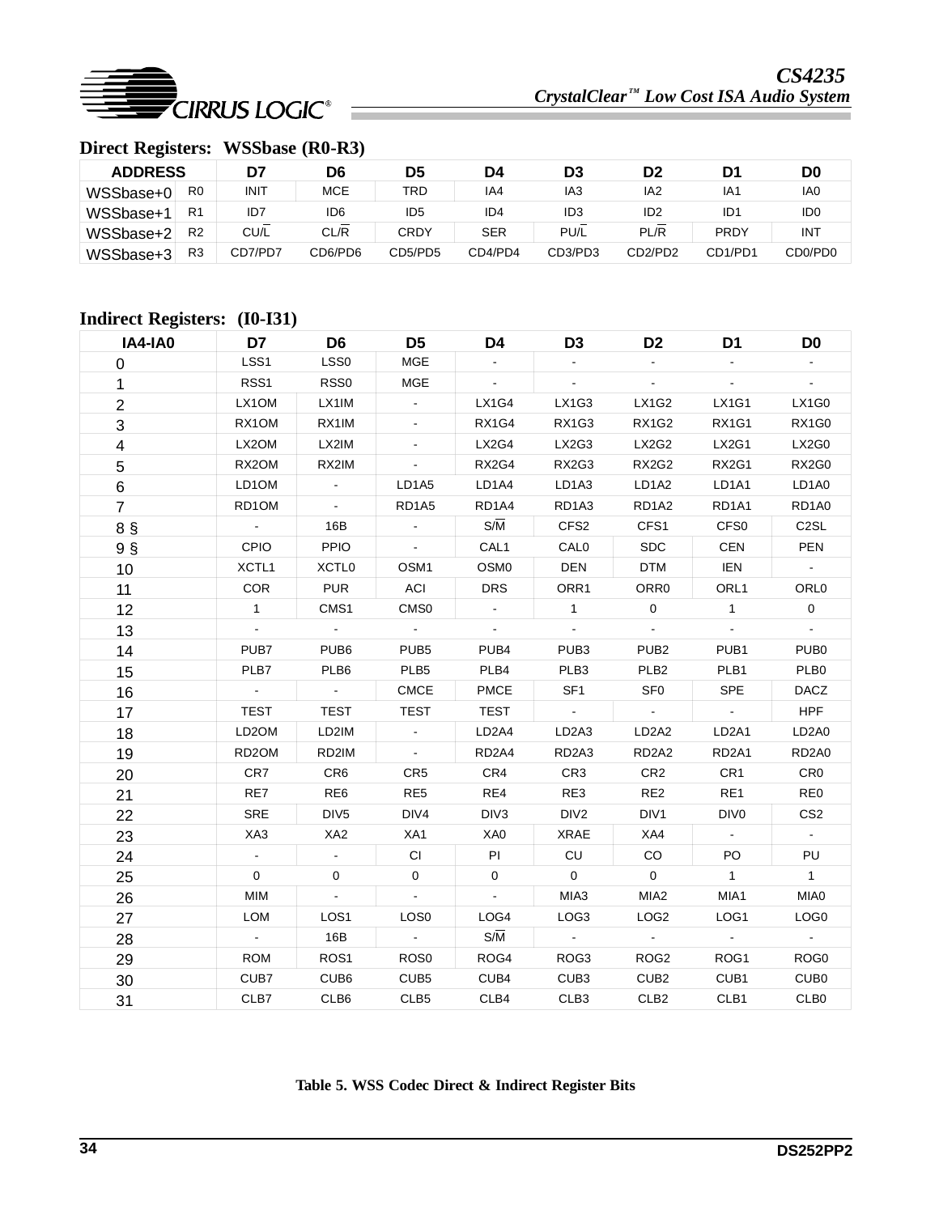### Direct Registers: WSSbase (R0-R3)

| ADDRESS | | D7 | D6 | D5 | D4 | D3 | D2 | D1 | D0 |
|---|---|---|---|---|---|---|---|---|---|
| WSSbase+0 | R0 | INIT | MCE | TRD | IA4 | IA3 | IA2 | IA1 | IA0 |
| WSSbase+1 | R1 | ID7 | ID6 | ID5 | ID4 | ID3 | ID2 | ID1 | ID0 |
| WSSbase+2 | R2 | CU/$\overline{L}$ | CL/$\overline{R}$ | CRDY | SER | PU/$\overline{L}$ | PL/$\overline{R}$ | PRDY | INT |
| WSSbase+3 | R3 | CD7/PD7 | CD6/PD6 | CD5/PD5 | CD4/PD4 | CD3/PD3 | CD2/PD2 | CD1/PD1 | CD0/PD0 |

### Indirect Registers: (I0-I31)

| IA4-IA0 | D7 | D6 | D5 | D4 | D3 | D2 | D1 | D0 |
|---|---|---|---|---|---|---|---|---|
| 0 | LSS1 | LSS0 | MGE | - | - | - | - | - |
| 1 | RSS1 | RSS0 | MGE | - | - | - | - | - |
| 2 | LX1OM | LX1IM | - | LX1G4 | LX1G3 | LX1G2 | LX1G1 | LX1G0 |
| 3 | RX1OM | RX1IM | - | RX1G4 | RX1G3 | RX1G2 | RX1G1 | RX1G0 |
| 4 | LX2OM | LX2IM | - | LX2G4 | LX2G3 | LX2G2 | LX2G1 | LX2G0 |
| 5 | RX2OM | RX2IM | - | RX2G4 | RX2G3 | RX2G2 | RX2G1 | RX2G0 |
| 6 | LD1OM | - | LD1A5 | LD1A4 | LD1A3 | LD1A2 | LD1A1 | LD1A0 |
| 7 | RD1OM | - | RD1A5 | RD1A4 | RD1A3 | RD1A2 | RD1A1 | RD1A0 |
| 8 § | - | 16B | - | S/$\overline{M}$ | CFS2 | CFS1 | CFS0 | C2SL |
| 9 § | CPIO | PPIO | - | CAL1 | CAL0 | SDC | CEN | PEN |
| 10 | XCTL1 | XCTL0 | OSM1 | OSM0 | DEN | DTM | IEN | - |
| 11 | COR | PUR | ACI | DRS | ORR1 | ORR0 | ORL1 | ORL0 |
| 12 | 1 | CMS1 | CMS0 | - | 1 | 0 | 1 | 0 |
| 13 | - | - | - | - | - | - | - | - |
| 14 | PUB7 | PUB6 | PUB5 | PUB4 | PUB3 | PUB2 | PUB1 | PUB0 |
| 15 | PLB7 | PLB6 | PLB5 | PLB4 | PLB3 | PLB2 | PLB1 | PLB0 |
| 16 | - | - | CMCE | PMCE | SF1 | SF0 | SPE | DACZ |
| 17 | TEST | TEST | TEST | TEST | - | - | - | HPF |
| 18 | LD2OM | LD2IM | - | LD2A4 | LD2A3 | LD2A2 | LD2A1 | LD2A0 |
| 19 | RD2OM | RD2IM | - | RD2A4 | RD2A3 | RD2A2 | RD2A1 | RD2A0 |
| 20 | CR7 | CR6 | CR5 | CR4 | CR3 | CR2 | CR1 | CR0 |
| 21 | RE7 | RE6 | RE5 | RE4 | RE3 | RE2 | RE1 | RE0 |
| 22 | SRE | DIV5 | DIV4 | DIV3 | DIV2 | DIV1 | DIV0 | CS2 |
| 23 | XA3 | XA2 | XA1 | XA0 | XRAE | XA4 | - | - |
| 24 | - | - | CI | PI | CU | CO | PO | PU |
| 25 | 0 | 0 | 0 | 0 | 0 | 0 | 1 | 1 |
| 26 | MIM | - | - | - | MIA3 | MIA2 | MIA1 | MIA0 |
| 27 | LOM | LOS1 | LOS0 | LOG4 | LOG3 | LOG2 | LOG1 | LOG0 |
| 28 | - | 16B | - | S/$\overline{M}$ | - | - | - | - |
| 29 | ROM | ROS1 | ROS0 | ROG4 | ROG3 | ROG2 | ROG1 | ROG0 |
| 30 | CUB7 | CUB6 | CUB5 | CUB4 | CUB3 | CUB2 | CUB1 | CUB0 |
| 31 | CLB7 | CLB6 | CLB5 | CLB4 | CLB3 | CLB2 | CLB1 | CLB0 |

**Table 5. WSS Codec Direct & Indirect Register Bits**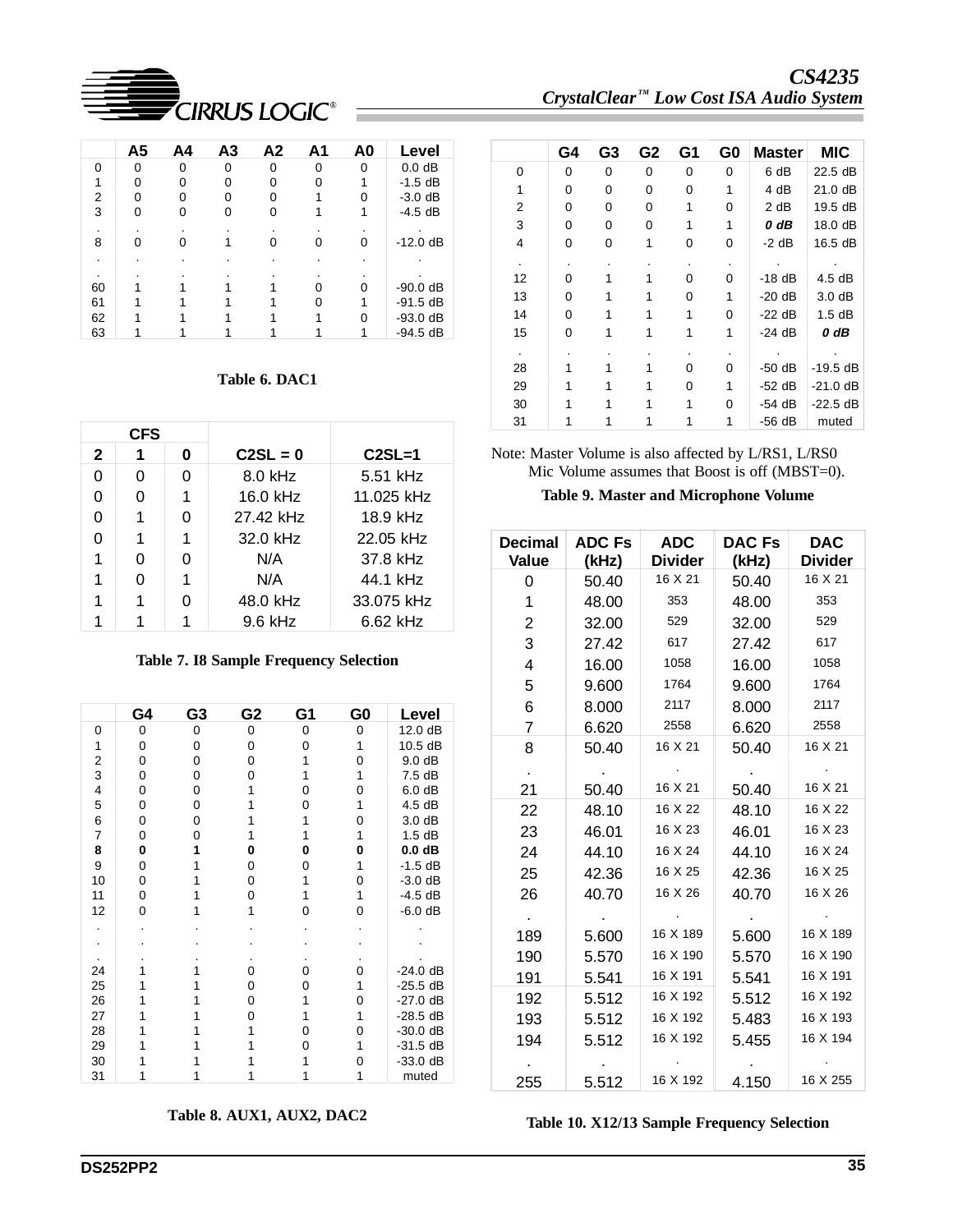| | A5 | A4 | A3 | A2 | A1 | A0 | Level |
|---|---|---|---|---|---|---|---|
| 0 | 0 | 0 | 0 | 0 | 0 | 0 | 0.0 dB |
| 1 | 0 | 0 | 0 | 0 | 0 | 1 | -1.5 dB |
| 2 | 0 | 0 | 0 | 0 | 1 | 0 | -3.0 dB |
| 3 | 0 | 0 | 0 | 0 | 1 | 1 | -4.5 dB |
| . | . | . | . | . | . | . | . |
| 8 | 0 | 0 | 1 | 0 | 0 | 0 | -12.0 dB |
| . | . | . | . | . | . | . | . |
| . | . | . | . | . | . | . | . |
| 60 | 1 | 1 | 1 | 1 | 0 | 0 | -90.0 dB |
| 61 | 1 | 1 | 1 | 1 | 0 | 1 | -91.5 dB |
| 62 | 1 | 1 | 1 | 1 | 1 | 0 | -93.0 dB |
| 63 | 1 | 1 | 1 | 1 | 1 | 1 | -94.5 dB |

**Table 6. DAC1**

| CFS | | | | |
|---|---|---|---|---|
| 2 | 1 | 0 | C2SL = 0 | C2SL=1 |
| 0 | 0 | 0 | 8.0 kHz | 5.51 kHz |
| 0 | 0 | 1 | 16.0 kHz | 11.025 kHz |
| 0 | 1 | 0 | 27.42 kHz | 18.9 kHz |
| 0 | 1 | 1 | 32.0 kHz | 22.05 kHz |
| 1 | 0 | 0 | N/A | 37.8 kHz |
| 1 | 0 | 1 | N/A | 44.1 kHz |
| 1 | 1 | 0 | 48.0 kHz | 33.075 kHz |
| 1 | 1 | 1 | 9.6 kHz | 6.62 kHz |

**Table 7. I8 Sample Frequency Selection**

| | G4 | G3 | G2 | G1 | G0 | Level |
|---|---|---|---|---|---|---|
| 0 | 0 | 0 | 0 | 0 | 0 | 12.0 dB |
| 1 | 0 | 0 | 0 | 0 | 1 | 10.5 dB |
| 2 | 0 | 0 | 0 | 1 | 0 | 9.0 dB |
| 3 | 0 | 0 | 0 | 1 | 1 | 7.5 dB |
| 4 | 0 | 0 | 1 | 0 | 0 | 6.0 dB |
| 5 | 0 | 0 | 1 | 0 | 1 | 4.5 dB |
| 6 | 0 | 0 | 1 | 1 | 0 | 3.0 dB |
| 7 | 0 | 0 | 1 | 1 | 1 | 1.5 dB |
| **8** | **0** | **1** | **0** | **0** | **0** | **0.0 dB** |
| 9 | 0 | 1 | 0 | 0 | 1 | -1.5 dB |
| 10 | 0 | 1 | 0 | 1 | 0 | -3.0 dB |
| 11 | 0 | 1 | 0 | 1 | 1 | -4.5 dB |
| 12 | 0 | 1 | 1 | 0 | 0 | -6.0 dB |
| . | . | . | . | . | . | . |
| . | . | . | . | . | . | . |
| . | . | . | . | . | . | . |
| 24 | 1 | 1 | 0 | 0 | 0 | -24.0 dB |
| 25 | 1 | 1 | 0 | 0 | 1 | -25.5 dB |
| 26 | 1 | 1 | 0 | 1 | 0 | -27.0 dB |
| 27 | 1 | 1 | 0 | 1 | 1 | -28.5 dB |
| 28 | 1 | 1 | 1 | 0 | 0 | -30.0 dB |
| 29 | 1 | 1 | 1 | 0 | 1 | -31.5 dB |
| 30 | 1 | 1 | 1 | 1 | 0 | -33.0 dB |
| 31 | 1 | 1 | 1 | 1 | 1 | muted |

**Table 8. AUX1, AUX2, DAC2**

| | G4 | G3 | G2 | G1 | G0 | Master | MIC |
|---|---|---|---|---|---|---|---|
| 0 | 0 | 0 | 0 | 0 | 0 | 6 dB | 22.5 dB |
| 1 | 0 | 0 | 0 | 0 | 1 | 4 dB | 21.0 dB |
| 2 | 0 | 0 | 0 | 1 | 0 | 2 dB | 19.5 dB |
| 3 | 0 | 0 | 0 | 1 | 1 | ***0 dB*** | 18.0 dB |
| 4 | 0 | 0 | 1 | 0 | 0 | -2 dB | 16.5 dB |
| . | . | . | . | . | . | . | . |
| 12 | 0 | 1 | 1 | 0 | 0 | -18 dB | 4.5 dB |
| 13 | 0 | 1 | 1 | 0 | 1 | -20 dB | 3.0 dB |
| 14 | 0 | 1 | 1 | 1 | 0 | -22 dB | 1.5 dB |
| 15 | 0 | 1 | 1 | 1 | 1 | -24 dB | ***0 dB*** |
| . | . | . | . | . | . | . | . |
| 28 | 1 | 1 | 1 | 0 | 0 | -50 dB | -19.5 dB |
| 29 | 1 | 1 | 1 | 0 | 1 | -52 dB | -21.0 dB |
| 30 | 1 | 1 | 1 | 1 | 0 | -54 dB | -22.5 dB |
| 31 | 1 | 1 | 1 | 1 | 1 | -56 dB | muted |

Note: Master Volume is also affected by L/RS1, L/RS0
Mic Volume assumes that Boost is off (MBST=0).

**Table 9. Master and Microphone Volume**

| Decimal Value | ADC Fs (kHz) | ADC Divider | DAC Fs (kHz) | DAC Divider |
|---|---|---|---|---|
| 0 | 50.40 | 16 X 21 | 50.40 | 16 X 21 |
| 1 | 48.00 | 353 | 48.00 | 353 |
| 2 | 32.00 | 529 | 32.00 | 529 |
| 3 | 27.42 | 617 | 27.42 | 617 |
| 4 | 16.00 | 1058 | 16.00 | 1058 |
| 5 | 9.600 | 1764 | 9.600 | 1764 |
| 6 | 8.000 | 2117 | 8.000 | 2117 |
| 7 | 6.620 | 2558 | 6.620 | 2558 |
| 8 | 50.40 | 16 X 21 | 50.40 | 16 X 21 |
| . | . | . | . | . |
| 21 | 50.40 | 16 X 21 | 50.40 | 16 X 21 |
| 22 | 48.10 | 16 X 22 | 48.10 | 16 X 22 |
| 23 | 46.01 | 16 X 23 | 46.01 | 16 X 23 |
| 24 | 44.10 | 16 X 24 | 44.10 | 16 X 24 |
| 25 | 42.36 | 16 X 25 | 42.36 | 16 X 25 |
| 26 | 40.70 | 16 X 26 | 40.70 | 16 X 26 |
| . | . | . | . | . |
| 189 | 5.600 | 16 X 189 | 5.600 | 16 X 189 |
| 190 | 5.570 | 16 X 190 | 5.570 | 16 X 190 |
| 191 | 5.541 | 16 X 191 | 5.541 | 16 X 191 |
| 192 | 5.512 | 16 X 192 | 5.512 | 16 X 192 |
| 193 | 5.512 | 16 X 192 | 5.483 | 16 X 193 |
| 194 | 5.512 | 16 X 192 | 5.455 | 16 X 194 |
| . | . | . | . | . |
| 255 | 5.512 | 16 X 192 | 4.150 | 16 X 255 |

**Table 10. X12/13 Sample Frequency Selection**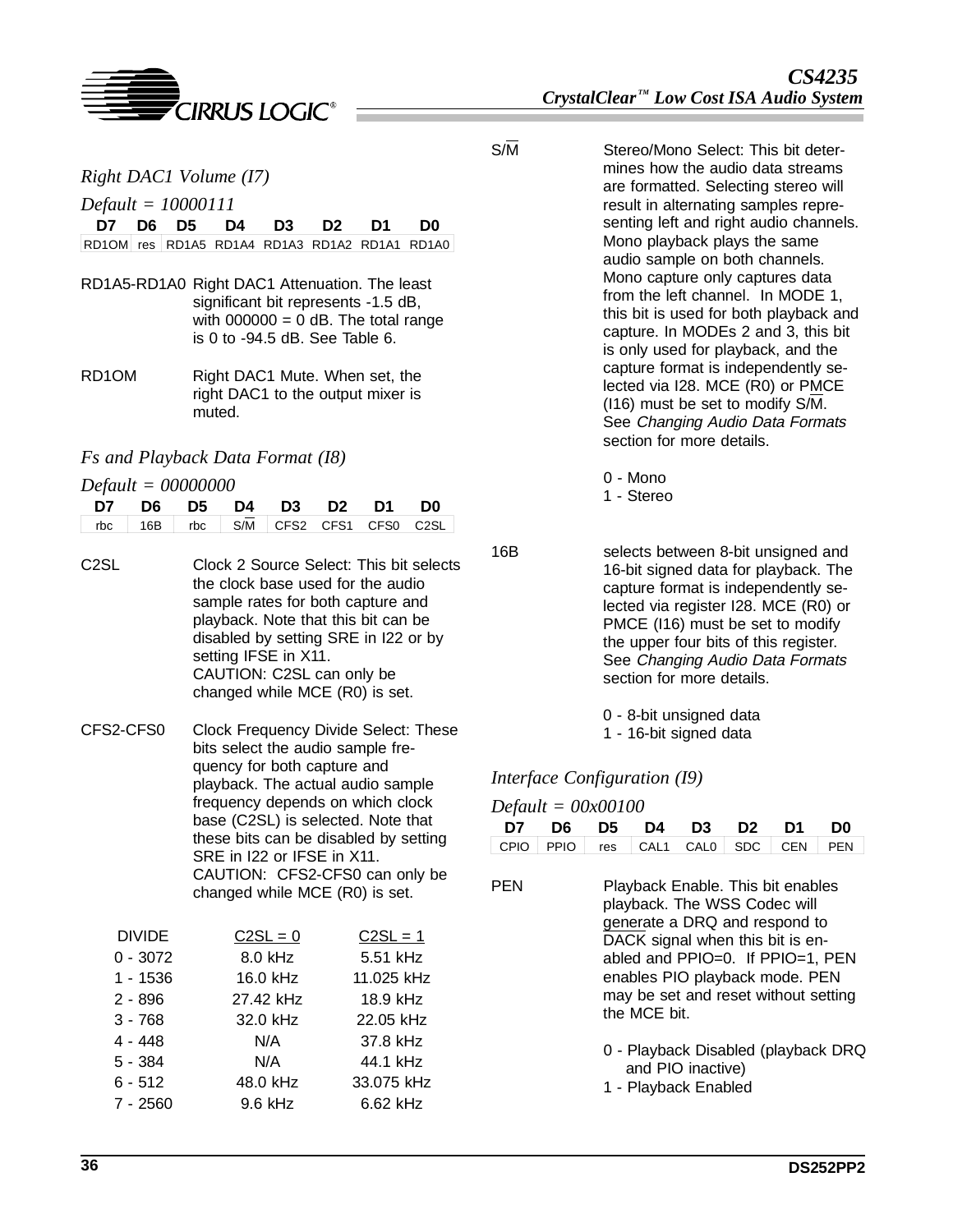### *Right DAC1 Volume (I7)*

*Default = 10000111*

| D7 | D6 | D5 | D4 | D3 | D2 | D1 | D0 |
|---|---|---|---|---|---|---|---|
| RD1OM | res | RD1A5 | RD1A4 | RD1A3 | RD1A2 | RD1A1 | RD1A0 |

RD1A5-RD1A0 Right DAC1 Attenuation. The least significant bit represents -1.5 dB, with 000000 = 0 dB. The total range is 0 to -94.5 dB. See Table 6.

RD1OM Right DAC1 Mute. When set, the right DAC1 to the output mixer is muted.

### *Fs and Playback Data Format (I8)*

*Default = 00000000*

| D7 | D6 | D5 | D4 | D3 | D2 | D1 | D0 |
|---|---|---|---|---|---|---|---|
| rbc | 16B | rbc | S/$\overline{M}$ | CFS2 | CFS1 | CFS0 | C2SL |

C2SL Clock 2 Source Select: This bit selects the clock base used for the audio sample rates for both capture and playback. Note that this bit can be disabled by setting SRE in I22 or by setting IFSE in X11.
CAUTION: C2SL can only be changed while MCE (R0) is set.

CFS2-CFS0 Clock Frequency Divide Select: These bits select the audio sample frequency for both capture and playback. The actual audio sample frequency depends on which clock base (C2SL) is selected. Note that these bits can be disabled by setting SRE in I22 or IFSE in X11.
CAUTION: CFS2-CFS0 can only be changed while MCE (R0) is set.

| DIVIDE | C2SL = 0 | C2SL = 1 |
|---|---|---|
| 0 - 3072 | 8.0 kHz | 5.51 kHz |
| 1 - 1536 | 16.0 kHz | 11.025 kHz |
| 2 - 896 | 27.42 kHz | 18.9 kHz |
| 3 - 768 | 32.0 kHz | 22.05 kHz |
| 4 - 448 | N/A | 37.8 kHz |
| 5 - 384 | N/A | 44.1 kHz |
| 6 - 512 | 48.0 kHz | 33.075 kHz |
| 7 - 2560 | 9.6 kHz | 6.62 kHz |

S/$\overline{M}$ Stereo/Mono Select: This bit determines how the audio data streams are formatted. Selecting stereo will result in alternating samples representing left and right audio channels. Mono playback plays the same audio sample on both channels. Mono capture only captures data from the left channel. In MODE 1, this bit is used for both playback and capture. In MODEs 2 and 3, this bit is only used for playback, and the capture format is independently selected via I28. MCE (R0) or PMCE (I16) must be set to modify S/$\overline{M}$. See *Changing Audio Data Formats* section for more details.

0 - Mono
1 - Stereo

16B selects between 8-bit unsigned and 16-bit signed data for playback. The capture format is independently selected via register I28. MCE (R0) or PMCE (I16) must be set to modify the upper four bits of this register. See *Changing Audio Data Formats* section for more details.

0 - 8-bit unsigned data
1 - 16-bit signed data

### *Interface Configuration (I9)*

*Default = 00x00100*

| D7 | D6 | D5 | D4 | D3 | D2 | D1 | D0 |
|---|---|---|---|---|---|---|---|
| CPIO | PPIO | res | CAL1 | CAL0 | SDC | CEN | PEN |

PEN Playback Enable. This bit enables playback. The WSS Codec will generate a DRQ and respond to DACK signal when this bit is enabled and PPIO=0. If PPIO=1, PEN enables PIO playback mode. PEN may be set and reset without setting the MCE bit.

0 - Playback Disabled (playback DRQ and PIO inactive)
1 - Playback Enabled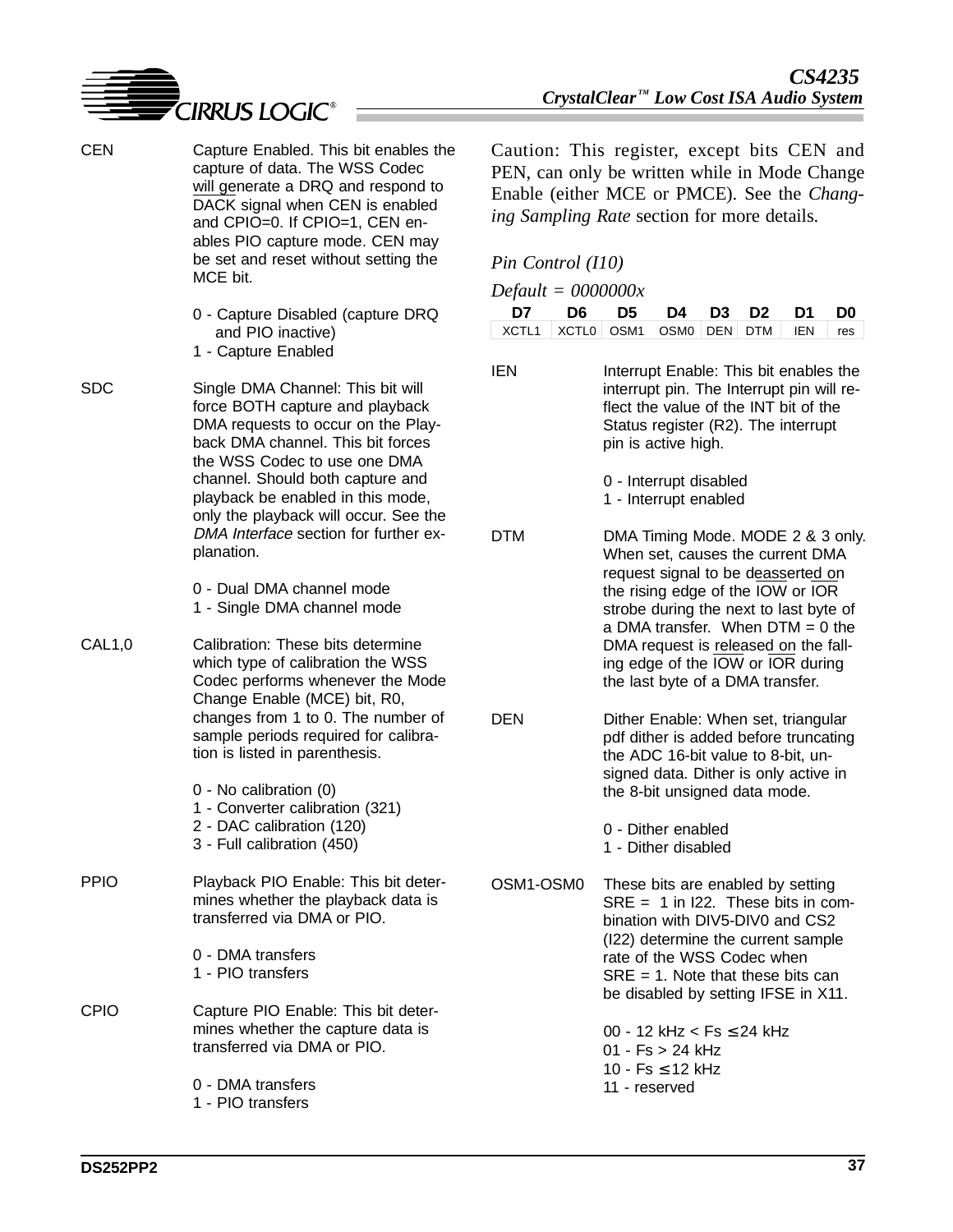CEN — Capture Enabled. This bit enables the capture of data. The WSS Codec will generate a DRQ and respond to DACK signal when CEN is enabled and CPIO=0. If CPIO=1, CEN enables PIO capture mode. CEN may be set and reset without setting the MCE bit.

0 - Capture Disabled (capture DRQ and PIO inactive)
1 - Capture Enabled

SDC — Single DMA Channel: This bit will force BOTH capture and playback DMA requests to occur on the Playback DMA channel. This bit forces the WSS Codec to use one DMA channel. Should both capture and playback be enabled in this mode, only the playback will occur. See the *DMA Interface* section for further explanation.

0 - Dual DMA channel mode
1 - Single DMA channel mode

CAL1,0 — Calibration: These bits determine which type of calibration the WSS Codec performs whenever the Mode Change Enable (MCE) bit, R0, changes from 1 to 0. The number of sample periods required for calibration is listed in parenthesis.

0 - No calibration (0)
1 - Converter calibration (321)
2 - DAC calibration (120)
3 - Full calibration (450)

PPIO — Playback PIO Enable: This bit determines whether the playback data is transferred via DMA or PIO.

0 - DMA transfers
1 - PIO transfers

CPIO — Capture PIO Enable: This bit determines whether the capture data is transferred via DMA or PIO.

0 - DMA transfers
1 - PIO transfers

Caution: This register, except bits CEN and PEN, can only be written while in Mode Change Enable (either MCE or PMCE). See the *Changing Sampling Rate* section for more details.

*Pin Control (I10)*

*Default = 0000000x*

| D7 | D6 | D5 | D4 | D3 | D2 | D1 | D0 |
|---|---|---|---|---|---|---|---|
| XCTL1 | XCTL0 | OSM1 | OSM0 | DEN | DTM | IEN | res |

IEN — Interrupt Enable: This bit enables the interrupt pin. The Interrupt pin will reflect the value of the INT bit of the Status register (R2). The interrupt pin is active high.

0 - Interrupt disabled
1 - Interrupt enabled

DTM — DMA Timing Mode. MODE 2 & 3 only. When set, causes the current DMA request signal to be deasserted on the rising edge of the IOW or IOR strobe during the next to last byte of a DMA transfer. When DTM = 0 the DMA request is released on the falling edge of the IOW or IOR during the last byte of a DMA transfer.

DEN — Dither Enable: When set, triangular pdf dither is added before truncating the ADC 16-bit value to 8-bit, unsigned data. Dither is only active in the 8-bit unsigned data mode.

0 - Dither enabled
1 - Dither disabled

OSM1-OSM0 — These bits are enabled by setting SRE = 1 in I22. These bits in combination with DIV5-DIV0 and CS2 (I22) determine the current sample rate of the WSS Codec when SRE = 1. Note that these bits can be disabled by setting IFSE in X11.

00 - 12 kHz < Fs ≤ 24 kHz
01 - Fs > 24 kHz
10 - Fs ≤ 12 kHz
11 - reserved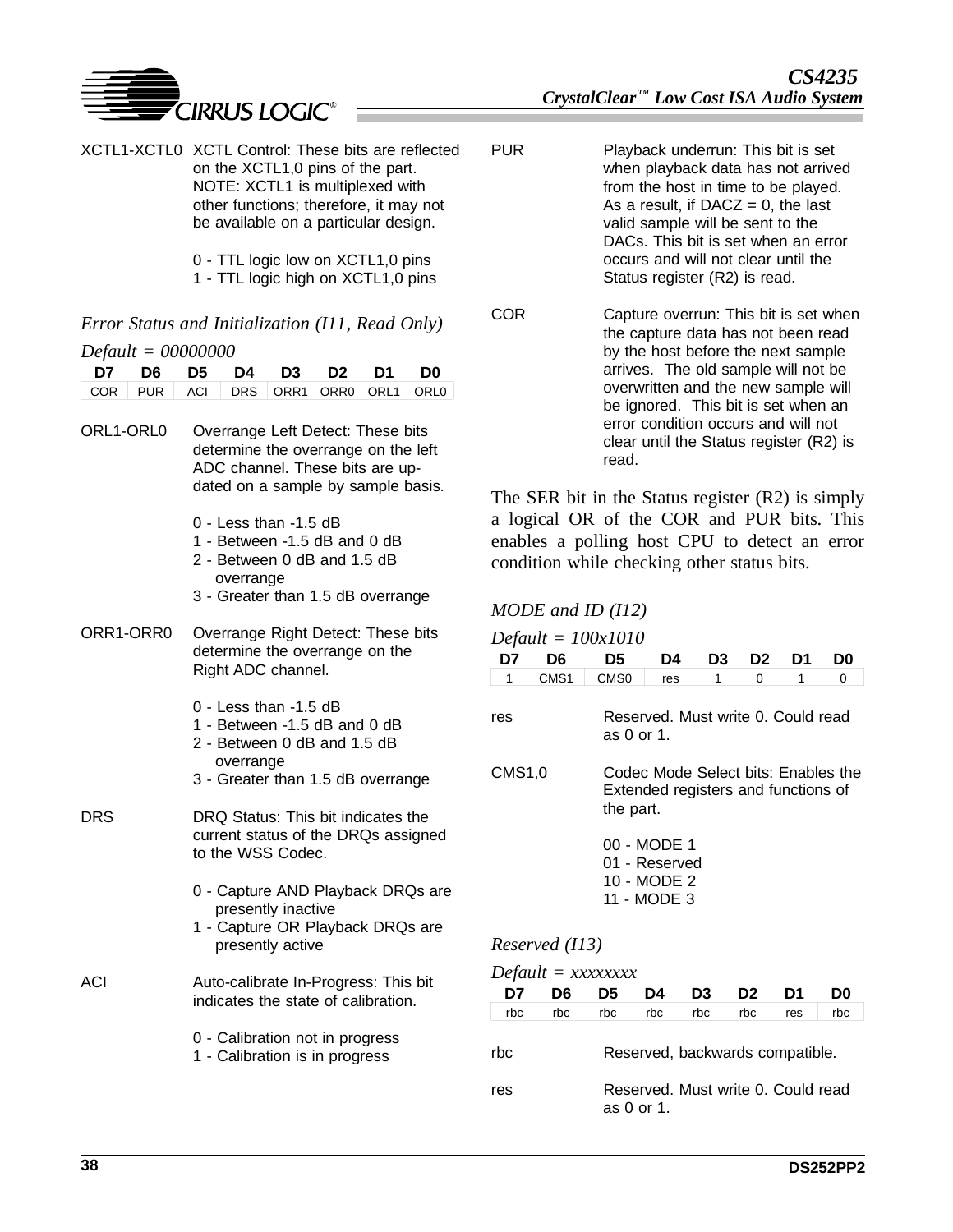XCTL1-XCTL0 XCTL Control: These bits are reflected on the XCTL1,0 pins of the part. NOTE: XCTL1 is multiplexed with other functions; therefore, it may not be available on a particular design.

0 - TTL logic low on XCTL1,0 pins
1 - TTL logic high on XCTL1,0 pins

### *Error Status and Initialization (I11, Read Only)*

*Default = 00000000*

| D7 | D6 | D5 | D4 | D3 | D2 | D1 | D0 |
|---|---|---|---|---|---|---|---|
| COR | PUR | ACI | DRS | ORR1 | ORR0 | ORL1 | ORL0 |

ORL1-ORL0 Overrange Left Detect: These bits determine the overrange on the left ADC channel. These bits are updated on a sample by sample basis.

0 - Less than -1.5 dB
1 - Between -1.5 dB and 0 dB
2 - Between 0 dB and 1.5 dB overrange
3 - Greater than 1.5 dB overrange

ORR1-ORR0 Overrange Right Detect: These bits determine the overrange on the Right ADC channel.

0 - Less than -1.5 dB
1 - Between -1.5 dB and 0 dB
2 - Between 0 dB and 1.5 dB overrange
3 - Greater than 1.5 dB overrange

DRS DRQ Status: This bit indicates the current status of the DRQs assigned to the WSS Codec.

0 - Capture AND Playback DRQs are presently inactive
1 - Capture OR Playback DRQs are presently active

ACI Auto-calibrate In-Progress: This bit indicates the state of calibration.

0 - Calibration not in progress
1 - Calibration is in progress

PUR Playback underrun: This bit is set when playback data has not arrived from the host in time to be played. As a result, if DACZ = 0, the last valid sample will be sent to the DACs. This bit is set when an error occurs and will not clear until the Status register (R2) is read.

COR Capture overrun: This bit is set when the capture data has not been read by the host before the next sample arrives. The old sample will not be overwritten and the new sample will be ignored. This bit is set when an error condition occurs and will not clear until the Status register (R2) is read.

The SER bit in the Status register (R2) is simply a logical OR of the COR and PUR bits. This enables a polling host CPU to detect an error condition while checking other status bits.

### *MODE and ID (I12)*

*Default = 100x1010*

| D7 | D6 | D5 | D4 | D3 | D2 | D1 | D0 |
|---|---|---|---|---|---|---|---|
| 1 | CMS1 | CMS0 | res | 1 | 0 | 1 | 0 |

res Reserved. Must write 0. Could read as 0 or 1.

CMS1,0 Codec Mode Select bits: Enables the Extended registers and functions of the part.

00 - MODE 1
01 - Reserved
10 - MODE 2
11 - MODE 3

### *Reserved (I13)*

*Default = xxxxxxxx*

| D7 | D6 | D5 | D4 | D3 | D2 | D1 | D0 |
|---|---|---|---|---|---|---|---|
| rbc | rbc | rbc | rbc | rbc | rbc | res | rbc |

rbc Reserved, backwards compatible.

res Reserved. Must write 0. Could read as 0 or 1.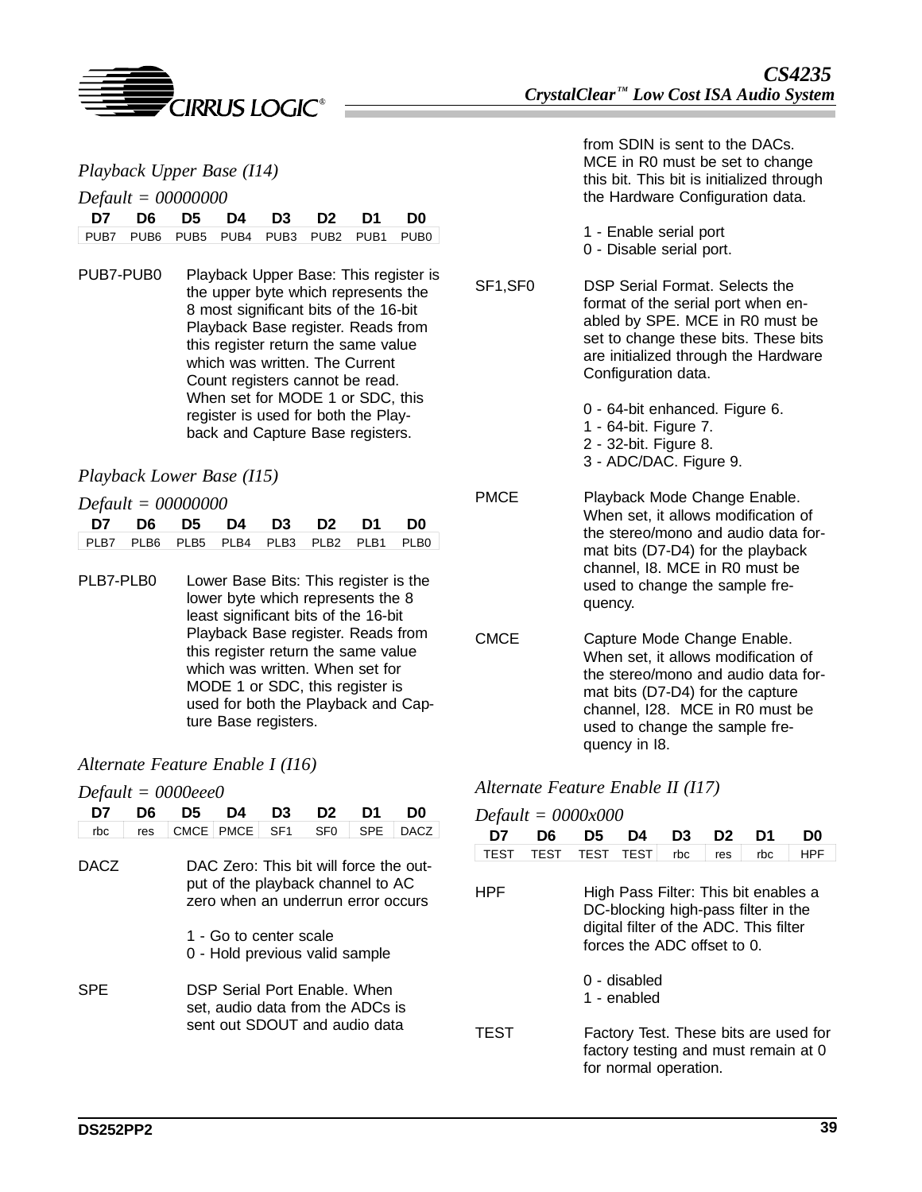### *Playback Upper Base (I14)*

*Default = 00000000*

| D7 | D6 | D5 | D4 | D3 | D2 | D1 | D0 |
|---|---|---|---|---|---|---|---|
| PUB7 | PUB6 | PUB5 | PUB4 | PUB3 | PUB2 | PUB1 | PUB0 |

PUB7-PUB0 Playback Upper Base: This register is the upper byte which represents the 8 most significant bits of the 16-bit Playback Base register. Reads from this register return the same value which was written. The Current Count registers cannot be read. When set for MODE 1 or SDC, this register is used for both the Playback and Capture Base registers.

### *Playback Lower Base (I15)*

*Default = 00000000*

| D7 | D6 | D5 | D4 | D3 | D2 | D1 | D0 |
|---|---|---|---|---|---|---|---|
| PLB7 | PLB6 | PLB5 | PLB4 | PLB3 | PLB2 | PLB1 | PLB0 |

PLB7-PLB0 Lower Base Bits: This register is the lower byte which represents the 8 least significant bits of the 16-bit Playback Base register. Reads from this register return the same value which was written. When set for MODE 1 or SDC, this register is used for both the Playback and Capture Base registers.

### *Alternate Feature Enable I (I16)*

*Default = 0000eee0*

| D7 | D6 | D5 | D4 | D3 | D2 | D1 | D0 |
|---|---|---|---|---|---|---|---|
| rbc | res | CMCE | PMCE | SF1 | SF0 | SPE | DACZ |

DACZ DAC Zero: This bit will force the output of the playback channel to AC zero when an underrun error occurs

1 - Go to center scale
0 - Hold previous valid sample

SPE DSP Serial Port Enable. When set, audio data from the ADCs is sent out SDOUT and audio data from SDIN is sent to the DACs. MCE in R0 must be set to change this bit. This bit is initialized through the Hardware Configuration data.

1 - Enable serial port
0 - Disable serial port.

SF1,SF0 DSP Serial Format. Selects the format of the serial port when enabled by SPE. MCE in R0 must be set to change these bits. These bits are initialized through the Hardware Configuration data.

0 - 64-bit enhanced. Figure 6.
1 - 64-bit. Figure 7.
2 - 32-bit. Figure 8.
3 - ADC/DAC. Figure 9.

PMCE Playback Mode Change Enable. When set, it allows modification of the stereo/mono and audio data format bits (D7-D4) for the playback channel, I8. MCE in R0 must be used to change the sample frequency.

CMCE Capture Mode Change Enable. When set, it allows modification of the stereo/mono and audio data format bits (D7-D4) for the capture channel, I28. MCE in R0 must be used to change the sample frequency in I8.

### *Alternate Feature Enable II (I17)*

*Default = 0000x000*

| D7 | D6 | D5 | D4 | D3 | D2 | D1 | D0 |
|---|---|---|---|---|---|---|---|
| TEST | TEST | TEST | TEST | rbc | res | rbc | HPF |

HPF High Pass Filter: This bit enables a DC-blocking high-pass filter in the digital filter of the ADC. This filter forces the ADC offset to 0.

0 - disabled
1 - enabled

TEST Factory Test. These bits are used for factory testing and must remain at 0 for normal operation.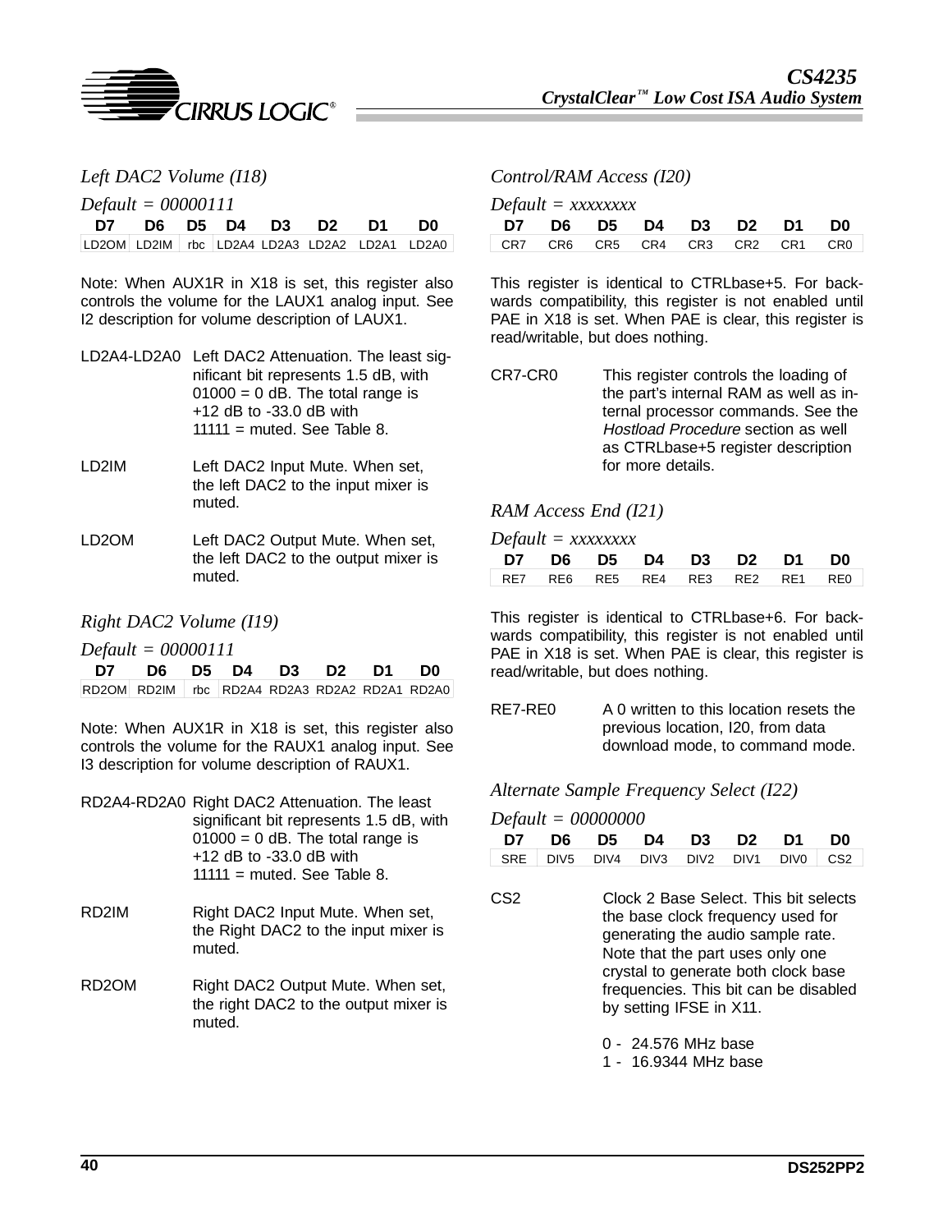### Left DAC2 Volume (I18)

*Default = 00000111*

| D7 | D6 | D5 | D4 | D3 | D2 | D1 | D0 |
|---|---|---|---|---|---|---|---|
| LD2OM | LD2IM | rbc | LD2A4 | LD2A3 | LD2A2 | LD2A1 | LD2A0 |

Note: When AUX1R in X18 is set, this register also controls the volume for the LAUX1 analog input. See I2 description for volume description of LAUX1.

LD2A4-LD2A0 Left DAC2 Attenuation. The least significant bit represents 1.5 dB, with 01000 = 0 dB. The total range is +12 dB to -33.0 dB with 11111 = muted. See Table 8.

LD2IM Left DAC2 Input Mute. When set, the left DAC2 to the input mixer is muted.

LD2OM Left DAC2 Output Mute. When set, the left DAC2 to the output mixer is muted.

### Right DAC2 Volume (I19)

*Default = 00000111*

| D7 | D6 | D5 | D4 | D3 | D2 | D1 | D0 |
|---|---|---|---|---|---|---|---|
| RD2OM | RD2IM | rbc | RD2A4 | RD2A3 | RD2A2 | RD2A1 | RD2A0 |

Note: When AUX1R in X18 is set, this register also controls the volume for the RAUX1 analog input. See I3 description for volume description of RAUX1.

RD2A4-RD2A0 Right DAC2 Attenuation. The least significant bit represents 1.5 dB, with 01000 = 0 dB. The total range is +12 dB to -33.0 dB with 11111 = muted. See Table 8.

RD2IM Right DAC2 Input Mute. When set, the Right DAC2 to the input mixer is muted.

RD2OM Right DAC2 Output Mute. When set, the right DAC2 to the output mixer is muted.

### Control/RAM Access (I20)

*Default = xxxxxxxx*

| D7 | D6 | D5 | D4 | D3 | D2 | D1 | D0 |
|---|---|---|---|---|---|---|---|
| CR7 | CR6 | CR5 | CR4 | CR3 | CR2 | CR1 | CR0 |

This register is identical to CTRLbase+5. For backwards compatibility, this register is not enabled until PAE in X18 is set. When PAE is clear, this register is read/writable, but does nothing.

CR7-CR0 This register controls the loading of the part's internal RAM as well as internal processor commands. See the *Hostload Procedure* section as well as CTRLbase+5 register description for more details.

### RAM Access End (I21)

*Default = xxxxxxxx*

| D7 | D6 | D5 | D4 | D3 | D2 | D1 | D0 |
|---|---|---|---|---|---|---|---|
| RE7 | RE6 | RE5 | RE4 | RE3 | RE2 | RE1 | RE0 |

This register is identical to CTRLbase+6. For backwards compatibility, this register is not enabled until PAE in X18 is set. When PAE is clear, this register is read/writable, but does nothing.

RE7-RE0 A 0 written to this location resets the previous location, I20, from data download mode, to command mode.

### Alternate Sample Frequency Select (I22)

*Default = 00000000*

| D7 | D6 | D5 | D4 | D3 | D2 | D1 | D0 |
|---|---|---|---|---|---|---|---|
| SRE | DIV5 | DIV4 | DIV3 | DIV2 | DIV1 | DIV0 | CS2 |

CS2 Clock 2 Base Select. This bit selects the base clock frequency used for generating the audio sample rate. Note that the part uses only one crystal to generate both clock base frequencies. This bit can be disabled by setting IFSE in X11.

0 - 24.576 MHz base
1 - 16.9344 MHz base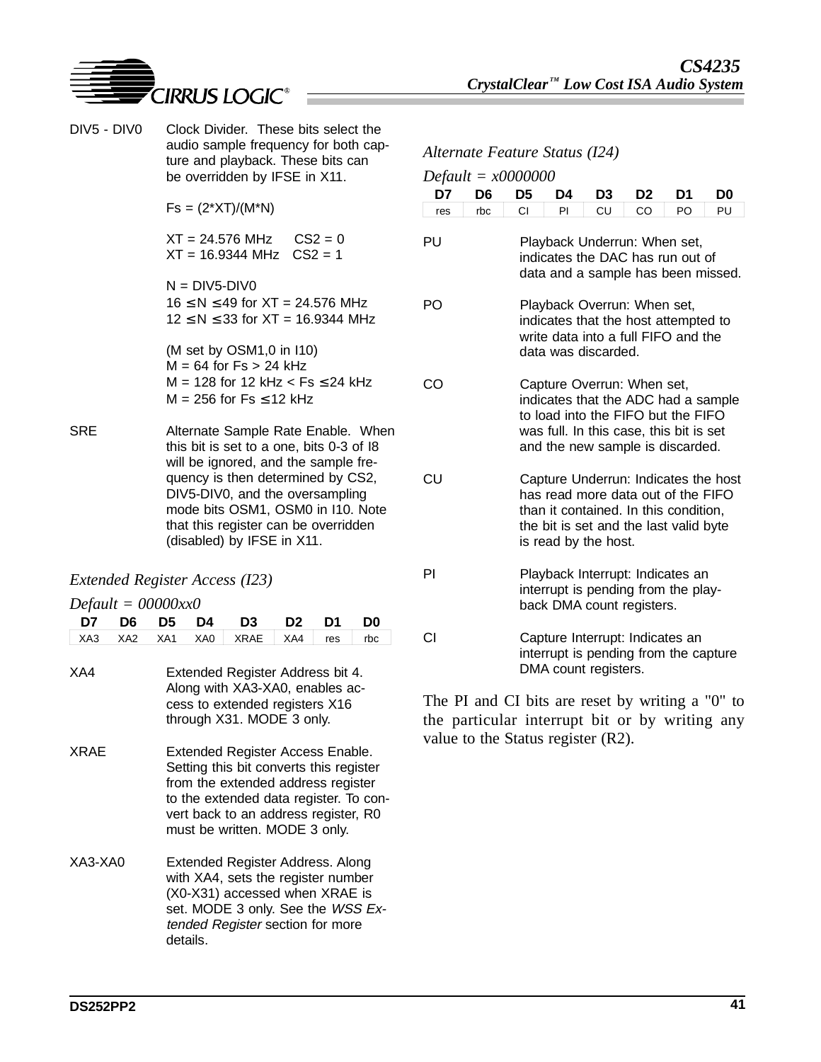DIV5 - DIV0 Clock Divider. These bits select the audio sample frequency for both capture and playback. These bits can be overridden by IFSE in X11.

$Fs = (2*XT)/(M*N)$

XT = 24.576 MHz  CS2 = 0
XT = 16.9344 MHz  CS2 = 1

N = DIV5-DIV0
$16 \le N \le 49$ for XT = 24.576 MHz
$12 \le N \le 33$ for XT = 16.9344 MHz

(M set by OSM1,0 in I10)
M = 64 for Fs > 24 kHz
M = 128 for 12 kHz < Fs ≤ 24 kHz
M = 256 for Fs ≤ 12 kHz

SRE Alternate Sample Rate Enable. When this bit is set to a one, bits 0-3 of I8 will be ignored, and the sample frequency is then determined by CS2, DIV5-DIV0, and the oversampling mode bits OSM1, OSM0 in I10. Note that this register can be overridden (disabled) by IFSE in X11.

### *Extended Register Access (I23)*

*Default = 00000xx0*

| D7 | D6 | D5 | D4 | D3 | D2 | D1 | D0 |
|---|---|---|---|---|---|---|---|
| XA3 | XA2 | XA1 | XA0 | XRAE | XA4 | res | rbc |

XA4 Extended Register Address bit 4. Along with XA3-XA0, enables access to extended registers X16 through X31. MODE 3 only.

XRAE Extended Register Access Enable. Setting this bit converts this register from the extended address register to the extended data register. To convert back to an address register, R0 must be written. MODE 3 only.

XA3-XA0 Extended Register Address. Along with XA4, sets the register number (X0-X31) accessed when XRAE is set. MODE 3 only. See the *WSS Extended Register* section for more details.

### *Alternate Feature Status (I24)*

*Default = x0000000*

| D7 | D6 | D5 | D4 | D3 | D2 | D1 | D0 |
|---|---|---|---|---|---|---|---|
| res | rbc | CI | PI | CU | CO | PO | PU |

PU Playback Underrun: When set, indicates the DAC has run out of data and a sample has been missed.

PO Playback Overrun: When set, indicates that the host attempted to write data into a full FIFO and the data was discarded.

CO Capture Overrun: When set, indicates that the ADC had a sample to load into the FIFO but the FIFO was full. In this case, this bit is set and the new sample is discarded.

CU Capture Underrun: Indicates the host has read more data out of the FIFO than it contained. In this condition, the bit is set and the last valid byte is read by the host.

PI Playback Interrupt: Indicates an interrupt is pending from the playback DMA count registers.

CI Capture Interrupt: Indicates an interrupt is pending from the capture DMA count registers.

The PI and CI bits are reset by writing a "0" to the particular interrupt bit or by writing any value to the Status register (R2).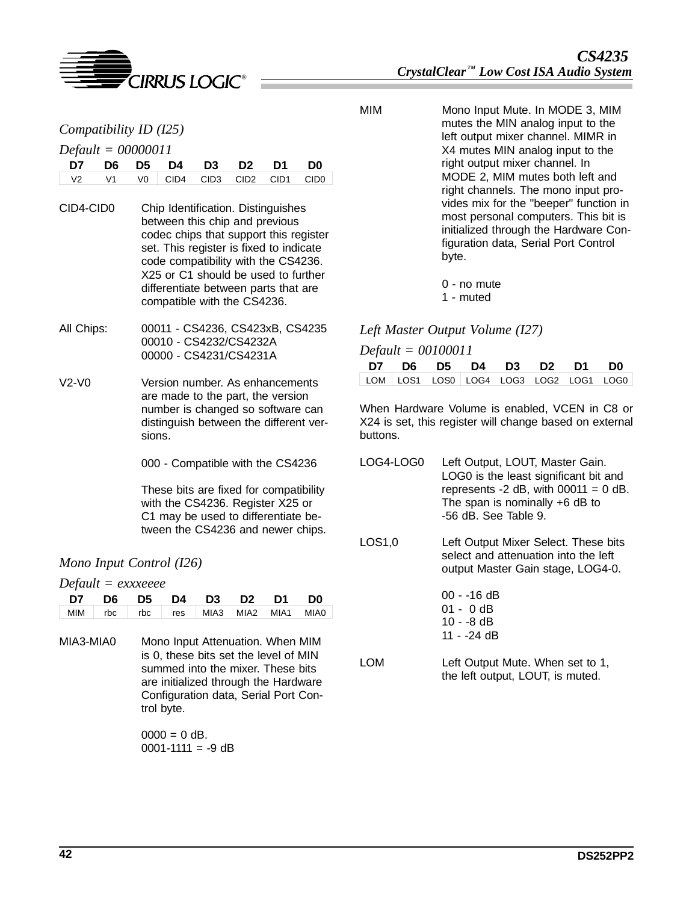### *Compatibility ID (I25)*

*Default = 00000011*

| D7 | D6 | D5 | D4 | D3 | D2 | D1 | D0 |
|---|---|---|---|---|---|---|---|
| V2 | V1 | V0 | CID4 | CID3 | CID2 | CID1 | CID0 |

CID4-CID0 Chip Identification. Distinguishes between this chip and previous codec chips that support this register set. This register is fixed to indicate code compatibility with the CS4236. X25 or C1 should be used to further differentiate between parts that are compatible with the CS4236.

All Chips:
- 00011 - CS4236, CS423xB, CS4235
- 00010 - CS4232/CS4232A
- 00000 - CS4231/CS4231A

V2-V0 Version number. As enhancements are made to the part, the version number is changed so software can distinguish between the different versions.

000 - Compatible with the CS4236

These bits are fixed for compatibility with the CS4236. Register X25 or C1 may be used to differentiate between the CS4236 and newer chips.

### *Mono Input Control (I26)*

*Default = exxxeeee*

| D7 | D6 | D5 | D4 | D3 | D2 | D1 | D0 |
|---|---|---|---|---|---|---|---|
| MIM | rbc | rbc | res | MIA3 | MIA2 | MIA1 | MIA0 |

MIA3-MIA0 Mono Input Attenuation. When MIM is 0, these bits set the level of MIN summed into the mixer. These bits are initialized through the Hardware Configuration data, Serial Port Control byte.

0000 = 0 dB.
0001-1111 = -9 dB

MIM Mono Input Mute. In MODE 3, MIM mutes the MIN analog input to the left output mixer channel. MIMR in X4 mutes MIN analog input to the right output mixer channel. In MODE 2, MIM mutes both left and right channels. The mono input provides mix for the "beeper" function in most personal computers. This bit is initialized through the Hardware Configuration data, Serial Port Control byte.

0 - no mute
1 - muted

### *Left Master Output Volume (I27)*

*Default = 00100011*

| D7 | D6 | D5 | D4 | D3 | D2 | D1 | D0 |
|---|---|---|---|---|---|---|---|
| LOM | LOS1 | LOS0 | LOG4 | LOG3 | LOG2 | LOG1 | LOG0 |

When Hardware Volume is enabled, VCEN in C8 or X24 is set, this register will change based on external buttons.

LOG4-LOG0 Left Output, LOUT, Master Gain. LOG0 is the least significant bit and represents -2 dB, with 00011 = 0 dB. The span is nominally +6 dB to -56 dB. See Table 9.

LOS1,0 Left Output Mixer Select. These bits select and attenuation into the left output Master Gain stage, LOG4-0.

00 - -16 dB
01 - 0 dB
10 - -8 dB
11 - -24 dB

LOM Left Output Mute. When set to 1, the left output, LOUT, is muted.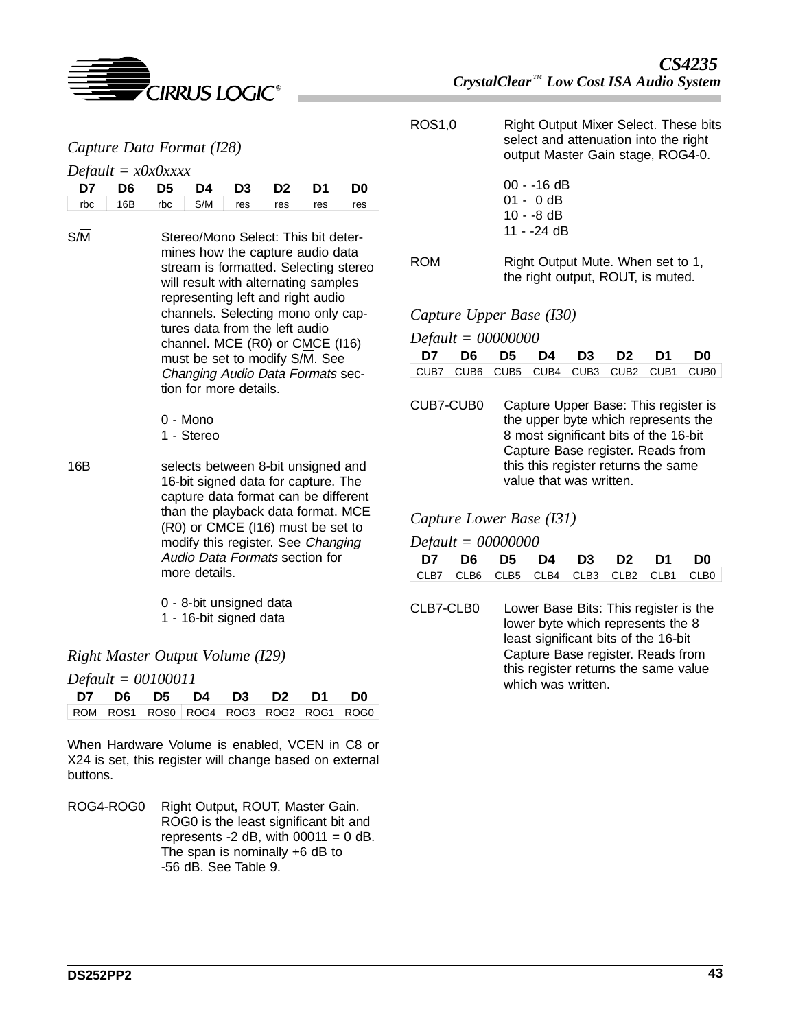### Capture Data Format (I28)

*Default = x0x0xxxx*

| D7 | D6 | D5 | D4 | D3 | D2 | D1 | D0 |
|---|---|---|---|---|---|---|---|
| rbc | 16B | rbc | S/$\overline{M}$ | res | res | res | res |

S/$\overline{M}$ Stereo/Mono Select: This bit determines how the capture audio data stream is formatted. Selecting stereo will result with alternating samples representing left and right audio channels. Selecting mono only captures data from the left audio channel. MCE (R0) or CMCE (I16) must be set to modify S/$\overline{M}$. See *Changing Audio Data Formats* section for more details.

0 - Mono
1 - Stereo

16B selects between 8-bit unsigned and 16-bit signed data for capture. The capture data format can be different than the playback data format. MCE (R0) or CMCE (I16) must be set to modify this register. See *Changing Audio Data Formats* section for more details.

0 - 8-bit unsigned data
1 - 16-bit signed data

### Right Master Output Volume (I29)

*Default = 00100011*

| D7 | D6 | D5 | D4 | D3 | D2 | D1 | D0 |
|---|---|---|---|---|---|---|---|
| ROM | ROS1 | ROS0 | ROG4 | ROG3 | ROG2 | ROG1 | ROG0 |

When Hardware Volume is enabled, VCEN in C8 or X24 is set, this register will change based on external buttons.

ROG4-ROG0 Right Output, ROUT, Master Gain. ROG0 is the least significant bit and represents -2 dB, with 00011 = 0 dB. The span is nominally +6 dB to -56 dB. See Table 9.

ROS1,0 Right Output Mixer Select. These bits select and attenuation into the right output Master Gain stage, ROG4-0.

00 - -16 dB
01 - 0 dB
10 - -8 dB
11 - -24 dB

ROM Right Output Mute. When set to 1, the right output, ROUT, is muted.

### Capture Upper Base (I30)

*Default = 00000000*

| D7 | D6 | D5 | D4 | D3 | D2 | D1 | D0 |
|---|---|---|---|---|---|---|---|
| CUB7 | CUB6 | CUB5 | CUB4 | CUB3 | CUB2 | CUB1 | CUB0 |

CUB7-CUB0 Capture Upper Base: This register is the upper byte which represents the 8 most significant bits of the 16-bit Capture Base register. Reads from this this register returns the same value that was written.

### Capture Lower Base (I31)

*Default = 00000000*

| D7 | D6 | D5 | D4 | D3 | D2 | D1 | D0 |
|---|---|---|---|---|---|---|---|
| CLB7 | CLB6 | CLB5 | CLB4 | CLB3 | CLB2 | CLB1 | CLB0 |

CLB7-CLB0 Lower Base Bits: This register is the lower byte which represents the 8 least significant bits of the 16-bit Capture Base register. Reads from this register returns the same value which was written.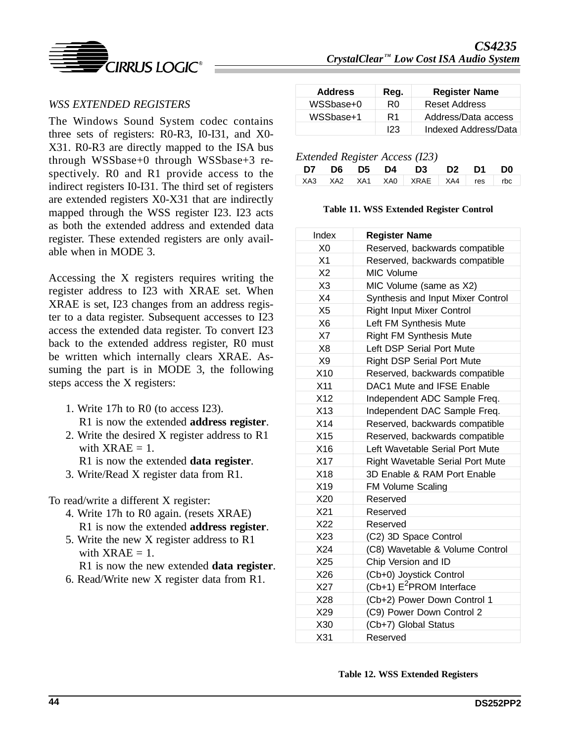### *WSS EXTENDED REGISTERS*

The Windows Sound System codec contains three sets of registers: R0-R3, I0-I31, and X0-X31. R0-R3 are directly mapped to the ISA bus through WSSbase+0 through WSSbase+3 respectively. R0 and R1 provide access to the indirect registers I0-I31. The third set of registers are extended registers X0-X31 that are indirectly mapped through the WSS register I23. I23 acts as both the extended address and extended data register. These extended registers are only available when in MODE 3.

Accessing the X registers requires writing the register address to I23 with XRAE set. When XRAE is set, I23 changes from an address register to a data register. Subsequent accesses to I23 access the extended data register. To convert I23 back to the extended address register, R0 must be written which internally clears XRAE. Assuming the part is in MODE 3, the following steps access the X registers:

1. Write 17h to R0 (to access I23).
   R1 is now the extended **address register**.
2. Write the desired X register address to R1 with XRAE = 1.
   R1 is now the extended **data register**.
3. Write/Read X register data from R1.

To read/write a different X register:

4. Write 17h to R0 again. (resets XRAE)
   R1 is now the extended **address register**.
5. Write the new X register address to R1 with XRAE = 1.
   R1 is now the new extended **data register**.
6. Read/Write new X register data from R1.

| Address | Reg. | Register Name |
|---|---|---|
| WSSbase+0 | R0 | Reset Address |
| WSSbase+1 | R1 | Address/Data access |
| | I23 | Indexed Address/Data |

*Extended Register Access (I23)*

| D7 | D6 | D5 | D4 | D3 | D2 | D1 | D0 |
|---|---|---|---|---|---|---|---|
| XA3 | XA2 | XA1 | XA0 | XRAE | XA4 | res | rbc |

**Table 11. WSS Extended Register Control**

| Index | Register Name |
|---|---|
| X0 | Reserved, backwards compatible |
| X1 | Reserved, backwards compatible |
| X2 | MIC Volume |
| X3 | MIC Volume (same as X2) |
| X4 | Synthesis and Input Mixer Control |
| X5 | Right Input Mixer Control |
| X6 | Left FM Synthesis Mute |
| X7 | Right FM Synthesis Mute |
| X8 | Left DSP Serial Port Mute |
| X9 | Right DSP Serial Port Mute |
| X10 | Reserved, backwards compatible |
| X11 | DAC1 Mute and IFSE Enable |
| X12 | Independent ADC Sample Freq. |
| X13 | Independent DAC Sample Freq. |
| X14 | Reserved, backwards compatible |
| X15 | Reserved, backwards compatible |
| X16 | Left Wavetable Serial Port Mute |
| X17 | Right Wavetable Serial Port Mute |
| X18 | 3D Enable & RAM Port Enable |
| X19 | FM Volume Scaling |
| X20 | Reserved |
| X21 | Reserved |
| X22 | Reserved |
| X23 | (C2) 3D Space Control |
| X24 | (C8) Wavetable & Volume Control |
| X25 | Chip Version and ID |
| X26 | (Cb+0) Joystick Control |
| X27 | (Cb+1) $E^2$PROM Interface |
| X28 | (Cb+2) Power Down Control 1 |
| X29 | (C9) Power Down Control 2 |
| X30 | (Cb+7) Global Status |
| X31 | Reserved |

**Table 12. WSS Extended Registers**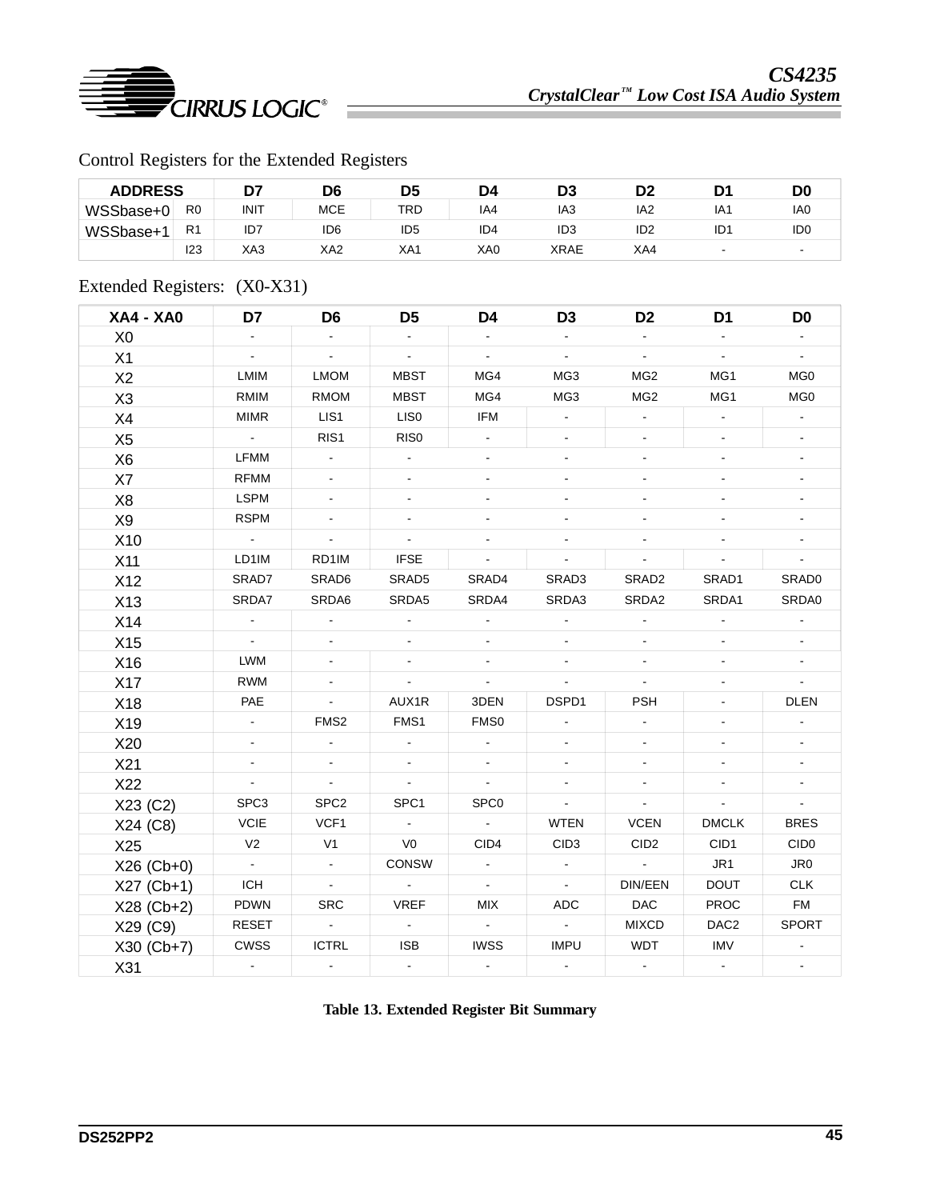## Control Registers for the Extended Registers

| ADDRESS | | D7 | D6 | D5 | D4 | D3 | D2 | D1 | D0 |
|---|---|---|---|---|---|---|---|---|---|
| WSSbase+0 | R0 | INIT | MCE | TRD | IA4 | IA3 | IA2 | IA1 | IA0 |
| WSSbase+1 | R1 | ID7 | ID6 | ID5 | ID4 | ID3 | ID2 | ID1 | ID0 |
| | I23 | XA3 | XA2 | XA1 | XA0 | XRAE | XA4 | - | - |

## Extended Registers: (X0-X31)

| XA4 - XA0 | D7 | D6 | D5 | D4 | D3 | D2 | D1 | D0 |
|---|---|---|---|---|---|---|---|---|
| X0 | - | - | - | - | - | - | - | - |
| X1 | - | - | - | - | - | - | - | - |
| X2 | LMIM | LMOM | MBST | MG4 | MG3 | MG2 | MG1 | MG0 |
| X3 | RMIM | RMOM | MBST | MG4 | MG3 | MG2 | MG1 | MG0 |
| X4 | MIMR | LIS1 | LIS0 | IFM | - | - | - | - |
| X5 | - | RIS1 | RIS0 | - | - | - | - | - |
| X6 | LFMM | - | - | - | - | - | - | - |
| X7 | RFMM | - | - | - | - | - | - | - |
| X8 | LSPM | - | - | - | - | - | - | - |
| X9 | RSPM | - | - | - | - | - | - | - |
| X10 | - | - | - | - | - | - | - | - |
| X11 | LD1IM | RD1IM | IFSE | - | - | - | - | - |
| X12 | SRAD7 | SRAD6 | SRAD5 | SRAD4 | SRAD3 | SRAD2 | SRAD1 | SRAD0 |
| X13 | SRDA7 | SRDA6 | SRDA5 | SRDA4 | SRDA3 | SRDA2 | SRDA1 | SRDA0 |
| X14 | - | - | - | - | - | - | - | - |
| X15 | - | - | - | - | - | - | - | - |
| X16 | LWM | - | - | - | - | - | - | - |
| X17 | RWM | - | - | - | - | - | - | - |
| X18 | PAE | - | AUX1R | 3DEN | DSPD1 | PSH | - | DLEN |
| X19 | - | FMS2 | FMS1 | FMS0 | - | - | - | - |
| X20 | - | - | - | - | - | - | - | - |
| X21 | - | - | - | - | - | - | - | - |
| X22 | - | - | - | - | - | - | - | - |
| X23 (C2) | SPC3 | SPC2 | SPC1 | SPC0 | - | - | - | - |
| X24 (C8) | VCIE | VCF1 | - | - | WTEN | VCEN | DMCLK | BRES |
| X25 | V2 | V1 | V0 | CID4 | CID3 | CID2 | CID1 | CID0 |
| X26 (Cb+0) | - | - | CONSW | - | - | - | JR1 | JR0 |
| X27 (Cb+1) | ICH | - | - | - | - | DIN/EEN | DOUT | CLK |
| X28 (Cb+2) | PDWN | SRC | VREF | MIX | ADC | DAC | PROC | FM |
| X29 (C9) | RESET | - | - | - | - | MIXCD | DAC2 | SPORT |
| X30 (Cb+7) | CWSS | ICTRL | ISB | IWSS | IMPU | WDT | IMV | - |
| X31 | - | - | - | - | - | - | - | - |

**Table 13. Extended Register Bit Summary**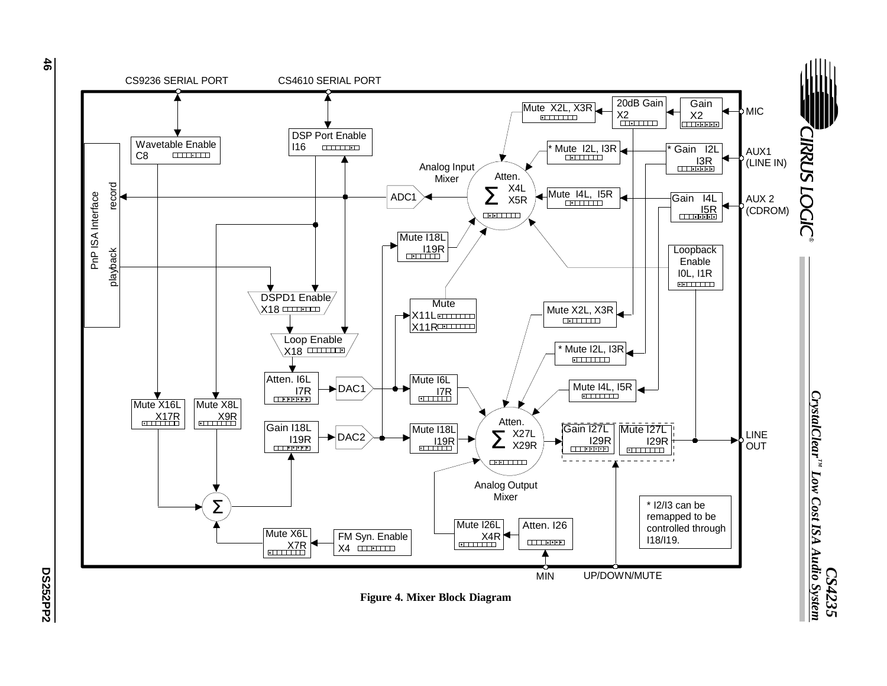CS9236 SERIAL PORT

CS4610 SERIAL PORT

Mute X2L, X3R

20dB Gain X2

Gain X2

MIC

Wavetable Enable C8

DSP Port Enable I16

* Mute I2L, I3R

* Gain I2L I3R

AUX1 (LINE IN)

Analog Input Mixer

Atten. X4L X5R

PnP ISA Interface

record

playback

ADC1

Mute I4L, I5R

Gain I4L I5R

AUX 2 (CDROM)

Mute I18L I19R

Loopback Enable I0L, I1R

DSPD1 Enable X18

Mute X11L X11R

Mute X2L, X3R

Loop Enable X18

* Mute I2L, I3R

Atten. I6L I7R

DAC1

Mute I6L I7R

Mute I4L, I5R

Mute X16L X17R

Mute X8L X9R

Gain I18L I19R

DAC2

Mute I18L I19R

Atten. X27L X29R

Gain I27L I29R

Mute I27L I29R

LINE OUT

Analog Output Mixer

* I2/I3 can be remapped to be controlled through I18/I19.

Mute X6L X7R

FM Syn. Enable X4

Mute I26L X4R

Atten. I26

MIN

UP/DOWN/MUTE

**Figure 4. Mixer Block Diagram**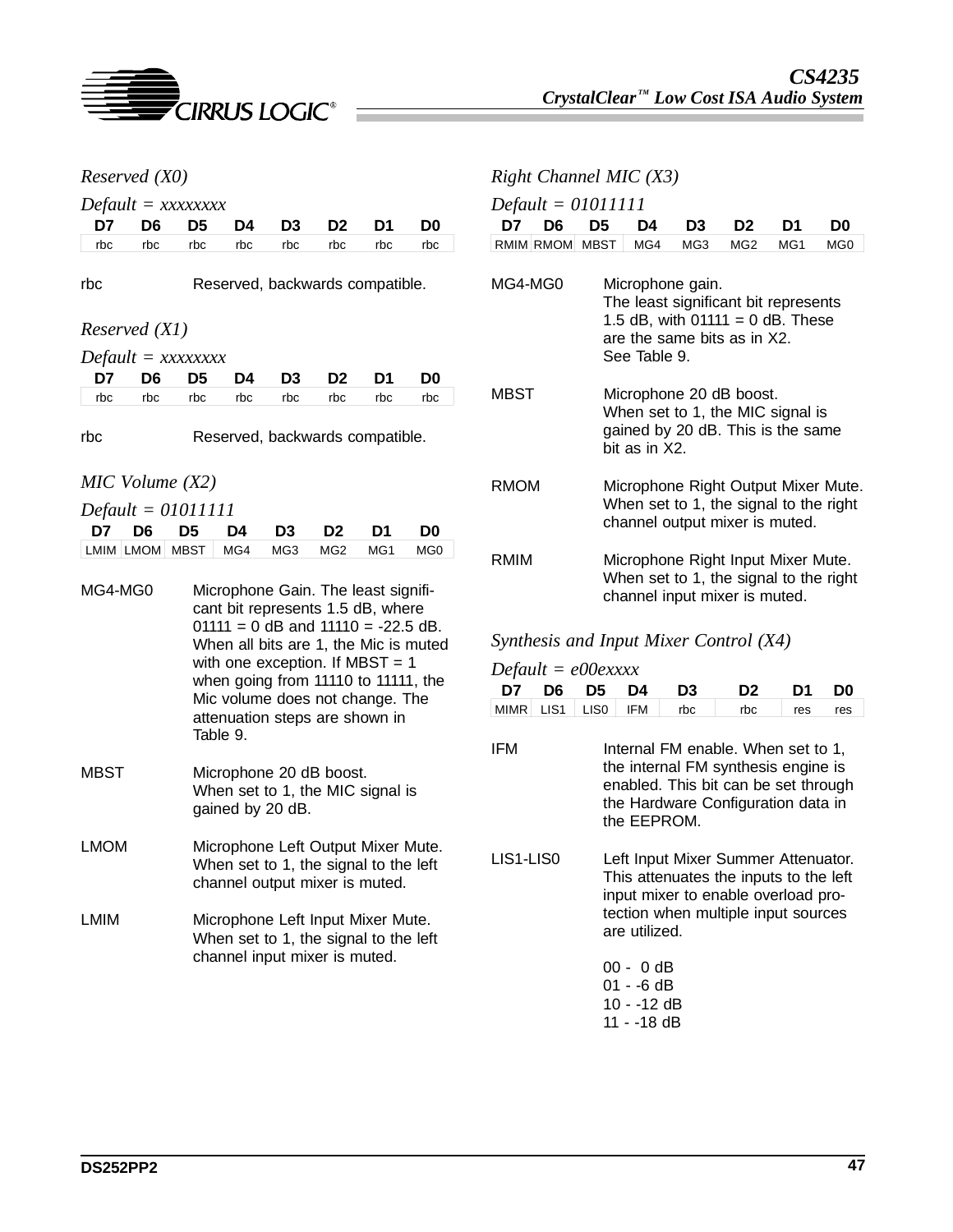*Reserved (X0)*

*Default = xxxxxxxx*

| D7 | D6 | D5 | D4 | D3 | D2 | D1 | D0 |
|---|---|---|---|---|---|---|---|
| rbc | rbc | rbc | rbc | rbc | rbc | rbc | rbc |

rbc Reserved, backwards compatible.

*Reserved (X1)*

*Default = xxxxxxxx*

| D7 | D6 | D5 | D4 | D3 | D2 | D1 | D0 |
|---|---|---|---|---|---|---|---|
| rbc | rbc | rbc | rbc | rbc | rbc | rbc | rbc |

rbc Reserved, backwards compatible.

*MIC Volume (X2)*

*Default = 01011111*

| D7 | D6 | D5 | D4 | D3 | D2 | D1 | D0 |
|---|---|---|---|---|---|---|---|
| LMIM | LMOM | MBST | MG4 | MG3 | MG2 | MG1 | MG0 |

MG4-MG0 Microphone Gain. The least significant bit represents 1.5 dB, where 01111 = 0 dB and 11110 = -22.5 dB. When all bits are 1, the Mic is muted with one exception. If MBST = 1 when going from 11110 to 11111, the Mic volume does not change. The attenuation steps are shown in Table 9.

MBST Microphone 20 dB boost. When set to 1, the MIC signal is gained by 20 dB.

LMOM Microphone Left Output Mixer Mute. When set to 1, the signal to the left channel output mixer is muted.

LMIM Microphone Left Input Mixer Mute. When set to 1, the signal to the left channel input mixer is muted.

*Right Channel MIC (X3)*

*Default = 01011111*

| D7 | D6 | D5 | D4 | D3 | D2 | D1 | D0 |
|---|---|---|---|---|---|---|---|
| RMIM | RMOM | MBST | MG4 | MG3 | MG2 | MG1 | MG0 |

MG4-MG0 Microphone gain. The least significant bit represents 1.5 dB, with 01111 = 0 dB. These are the same bits as in X2. See Table 9.

MBST Microphone 20 dB boost. When set to 1, the MIC signal is gained by 20 dB. This is the same bit as in X2.

RMOM Microphone Right Output Mixer Mute. When set to 1, the signal to the right channel output mixer is muted.

RMIM Microphone Right Input Mixer Mute. When set to 1, the signal to the right channel input mixer is muted.

*Synthesis and Input Mixer Control (X4)*

*Default = e00exxxx*

| D7 | D6 | D5 | D4 | D3 | D2 | D1 | D0 |
|---|---|---|---|---|---|---|---|
| MIMR | LIS1 | LIS0 | IFM | rbc | rbc | res | res |

IFM Internal FM enable. When set to 1, the internal FM synthesis engine is enabled. This bit can be set through the Hardware Configuration data in the EEPROM.

LIS1-LIS0 Left Input Mixer Summer Attenuator. This attenuates the inputs to the left input mixer to enable overload protection when multiple input sources are utilized.

00 - 0 dB
01 - -6 dB
10 - -12 dB
11 - -18 dB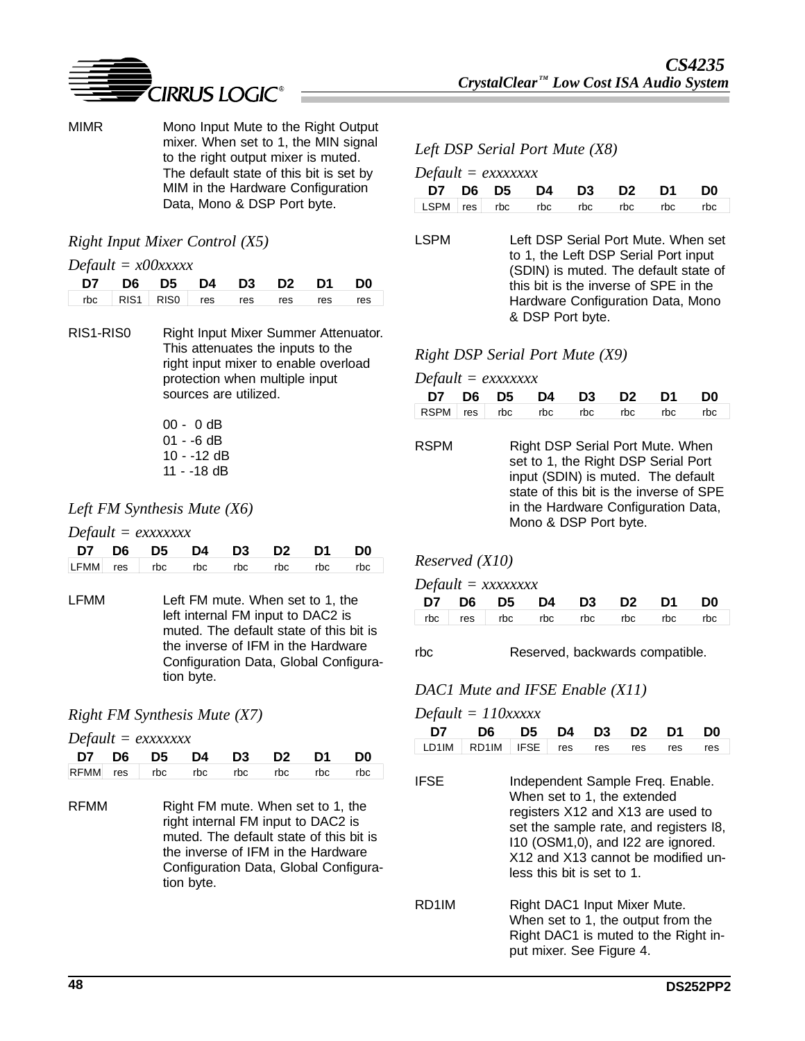MIMR — Mono Input Mute to the Right Output mixer. When set to 1, the MIN signal to the right output mixer is muted. The default state of this bit is set by MIM in the Hardware Configuration Data, Mono & DSP Port byte.

### *Right Input Mixer Control (X5)*

*Default = x00xxxxx*

| D7 | D6 | D5 | D4 | D3 | D2 | D1 | D0 |
|---|---|---|---|---|---|---|---|
| rbc | RIS1 | RIS0 | res | res | res | res | res |

RIS1-RIS0 — Right Input Mixer Summer Attenuator. This attenuates the inputs to the right input mixer to enable overload protection when multiple input sources are utilized.

00 - 0 dB
01 - -6 dB
10 - -12 dB
11 - -18 dB

### *Left FM Synthesis Mute (X6)*

*Default = exxxxxxx*

| D7 | D6 | D5 | D4 | D3 | D2 | D1 | D0 |
|---|---|---|---|---|---|---|---|
| LFMM | res | rbc | rbc | rbc | rbc | rbc | rbc |

LFMM — Left FM mute. When set to 1, the left internal FM input to DAC2 is muted. The default state of this bit is the inverse of IFM in the Hardware Configuration Data, Global Configuration byte.

### *Right FM Synthesis Mute (X7)*

*Default = exxxxxxx*

| D7 | D6 | D5 | D4 | D3 | D2 | D1 | D0 |
|---|---|---|---|---|---|---|---|
| RFMM | res | rbc | rbc | rbc | rbc | rbc | rbc |

RFMM — Right FM mute. When set to 1, the right internal FM input to DAC2 is muted. The default state of this bit is the inverse of IFM in the Hardware Configuration Data, Global Configuration byte.

### *Left DSP Serial Port Mute (X8)*

*Default = exxxxxxx*

| D7 | D6 | D5 | D4 | D3 | D2 | D1 | D0 |
|---|---|---|---|---|---|---|---|
| LSPM | res | rbc | rbc | rbc | rbc | rbc | rbc |

LSPM — Left DSP Serial Port Mute. When set to 1, the Left DSP Serial Port input (SDIN) is muted. The default state of this bit is the inverse of SPE in the Hardware Configuration Data, Mono & DSP Port byte.

### *Right DSP Serial Port Mute (X9)*

*Default = exxxxxxx*

| D7 | D6 | D5 | D4 | D3 | D2 | D1 | D0 |
|---|---|---|---|---|---|---|---|
| RSPM | res | rbc | rbc | rbc | rbc | rbc | rbc |

RSPM — Right DSP Serial Port Mute. When set to 1, the Right DSP Serial Port input (SDIN) is muted. The default state of this bit is the inverse of SPE in the Hardware Configuration Data, Mono & DSP Port byte.

### *Reserved (X10)*

*Default = xxxxxxxx*

| D7 | D6 | D5 | D4 | D3 | D2 | D1 | D0 |
|---|---|---|---|---|---|---|---|
| rbc | res | rbc | rbc | rbc | rbc | rbc | rbc |

rbc — Reserved, backwards compatible.

### *DAC1 Mute and IFSE Enable (X11)*

*Default = 110xxxxx*

| D7 | D6 | D5 | D4 | D3 | D2 | D1 | D0 |
|---|---|---|---|---|---|---|---|
| LD1IM | RD1IM | IFSE | res | res | res | res | res |

IFSE — Independent Sample Freq. Enable. When set to 1, the extended registers X12 and X13 are used to set the sample rate, and registers I8, I10 (OSM1,0), and I22 are ignored. X12 and X13 cannot be modified unless this bit is set to 1.

RD1IM — Right DAC1 Input Mixer Mute. When set to 1, the output from the Right DAC1 is muted to the Right input mixer. See Figure 4.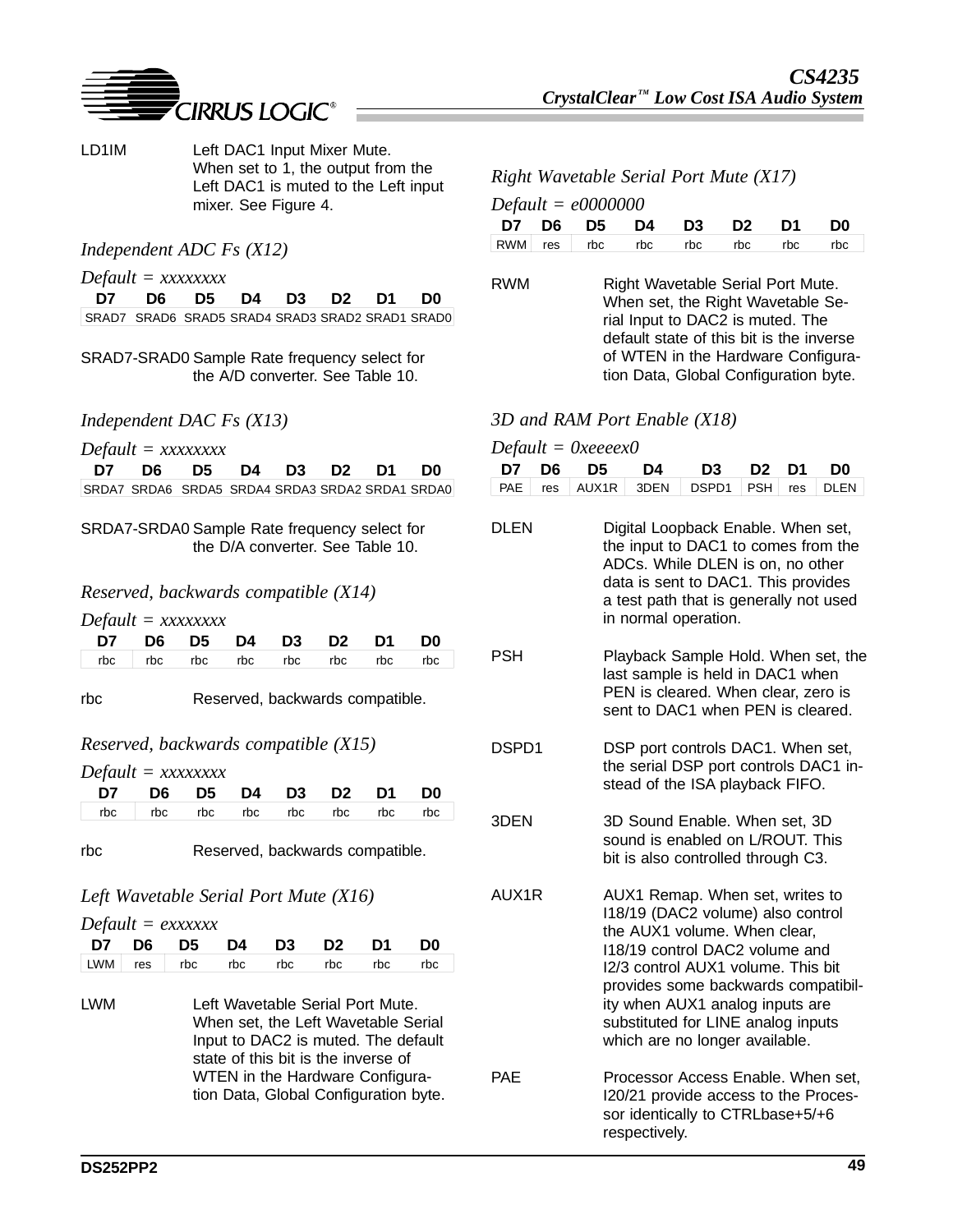LD1IM Left DAC1 Input Mixer Mute. When set to 1, the output from the Left DAC1 is muted to the Left input mixer. See Figure 4.

### Independent ADC Fs (X12)

*Default = xxxxxxxx*

| D7 | D6 | D5 | D4 | D3 | D2 | D1 | D0 |
|---|---|---|---|---|---|---|---|
| SRAD7 | SRAD6 | SRAD5 | SRAD4 | SRAD3 | SRAD2 | SRAD1 | SRAD0 |

SRAD7-SRAD0 Sample Rate frequency select for the A/D converter. See Table 10.

### Independent DAC Fs (X13)

*Default = xxxxxxxx*

| D7 | D6 | D5 | D4 | D3 | D2 | D1 | D0 |
|---|---|---|---|---|---|---|---|
| SRDA7 | SRDA6 | SRDA5 | SRDA4 | SRDA3 | SRDA2 | SRDA1 | SRDA0 |

SRDA7-SRDA0 Sample Rate frequency select for the D/A converter. See Table 10.

### Reserved, backwards compatible (X14)

*Default = xxxxxxxx*

| D7 | D6 | D5 | D4 | D3 | D2 | D1 | D0 |
|---|---|---|---|---|---|---|---|
| rbc | rbc | rbc | rbc | rbc | rbc | rbc | rbc |

rbc Reserved, backwards compatible.

### Reserved, backwards compatible (X15)

*Default = xxxxxxxx*

| D7 | D6 | D5 | D4 | D3 | D2 | D1 | D0 |
|---|---|---|---|---|---|---|---|
| rbc | rbc | rbc | rbc | rbc | rbc | rbc | rbc |

rbc Reserved, backwards compatible.

### Left Wavetable Serial Port Mute (X16)

*Default = exxxxxx*

| D7 | D6 | D5 | D4 | D3 | D2 | D1 | D0 |
|---|---|---|---|---|---|---|---|
| LWM | res | rbc | rbc | rbc | rbc | rbc | rbc |

LWM Left Wavetable Serial Port Mute. When set, the Left Wavetable Serial Input to DAC2 is muted. The default state of this bit is the inverse of WTEN in the Hardware Configuration Data, Global Configuration byte.

### Right Wavetable Serial Port Mute (X17)

*Default = e0000000*

| D7 | D6 | D5 | D4 | D3 | D2 | D1 | D0 |
|---|---|---|---|---|---|---|---|
| RWM | res | rbc | rbc | rbc | rbc | rbc | rbc |

RWM Right Wavetable Serial Port Mute. When set, the Right Wavetable Serial Input to DAC2 is muted. The default state of this bit is the inverse of WTEN in the Hardware Configuration Data, Global Configuration byte.

### 3D and RAM Port Enable (X18)

*Default = 0xeeeex0*

| D7 | D6 | D5 | D4 | D3 | D2 | D1 | D0 |
|---|---|---|---|---|---|---|---|
| PAE | res | AUX1R | 3DEN | DSPD1 | PSH | res | DLEN |

DLEN Digital Loopback Enable. When set, the input to DAC1 to comes from the ADCs. While DLEN is on, no other data is sent to DAC1. This provides a test path that is generally not used in normal operation.

PSH Playback Sample Hold. When set, the last sample is held in DAC1 when PEN is cleared. When clear, zero is sent to DAC1 when PEN is cleared.

DSPD1 DSP port controls DAC1. When set, the serial DSP port controls DAC1 instead of the ISA playback FIFO.

3DEN 3D Sound Enable. When set, 3D sound is enabled on L/ROUT. This bit is also controlled through C3.

AUX1R AUX1 Remap. When set, writes to I18/19 (DAC2 volume) also control the AUX1 volume. When clear, I18/19 control DAC2 volume and I2/3 control AUX1 volume. This bit provides some backwards compatibility when AUX1 analog inputs are substituted for LINE analog inputs which are no longer available.

PAE Processor Access Enable. When set, I20/21 provide access to the Processor identically to CTRLbase+5/+6 respectively.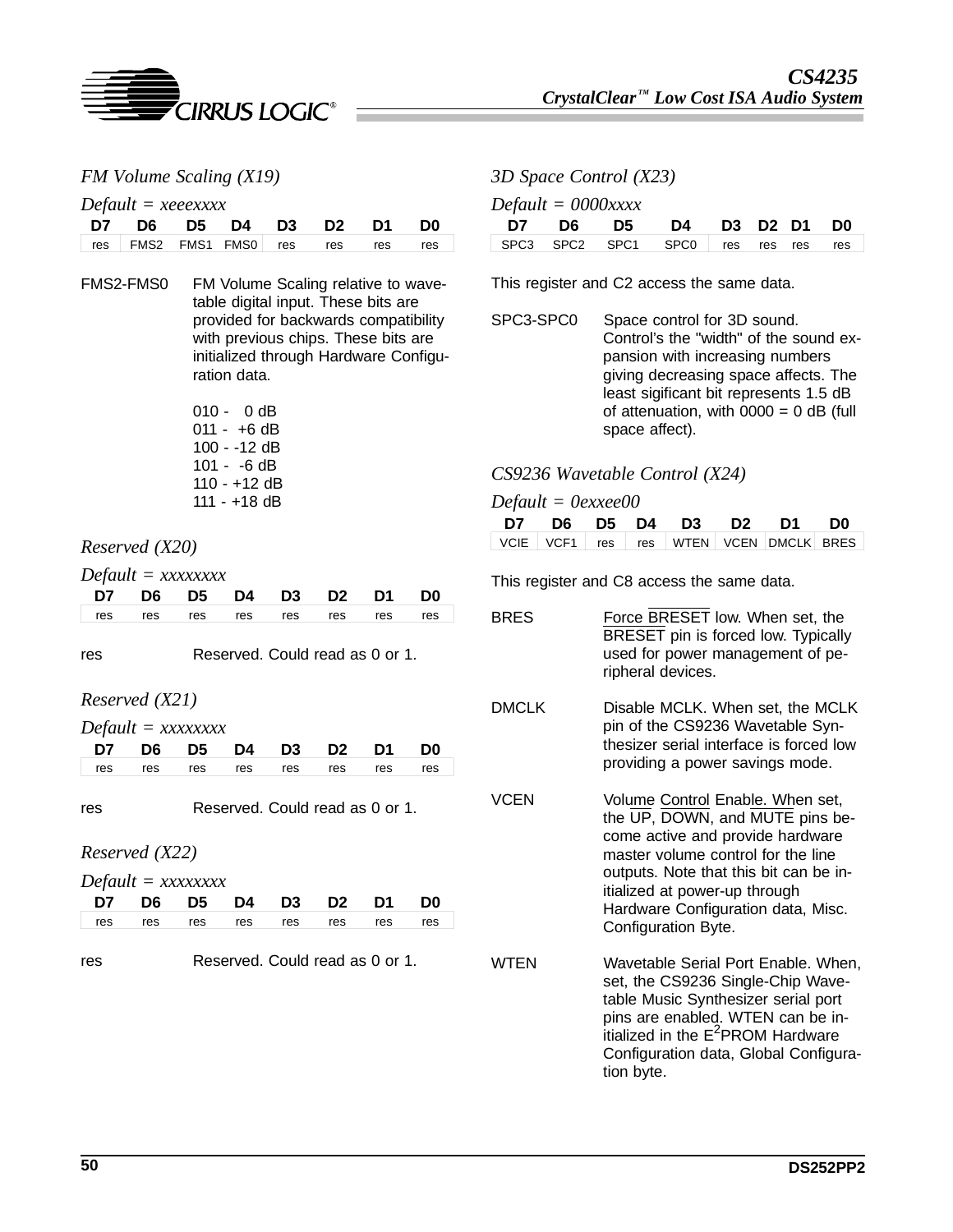### FM Volume Scaling (X19)

*Default = xeeexxxx*

| D7 | D6 | D5 | D4 | D3 | D2 | D1 | D0 |
|---|---|---|---|---|---|---|---|
| res | FMS2 | FMS1 | FMS0 | res | res | res | res |

FMS2-FMS0 FM Volume Scaling relative to wavetable digital input. These bits are provided for backwards compatibility with previous chips. These bits are initialized through Hardware Configuration data.

010 - 0 dB
011 - +6 dB
100 - -12 dB
101 - -6 dB
110 - +12 dB
111 - +18 dB

### Reserved (X20)

*Default = xxxxxxxx*

| D7 | D6 | D5 | D4 | D3 | D2 | D1 | D0 |
|---|---|---|---|---|---|---|---|
| res | res | res | res | res | res | res | res |

res Reserved. Could read as 0 or 1.

### Reserved (X21)

*Default = xxxxxxxx*

| D7 | D6 | D5 | D4 | D3 | D2 | D1 | D0 |
|---|---|---|---|---|---|---|---|
| res | res | res | res | res | res | res | res |

res Reserved. Could read as 0 or 1.

### Reserved (X22)

*Default = xxxxxxxx*

| D7 | D6 | D5 | D4 | D3 | D2 | D1 | D0 |
|---|---|---|---|---|---|---|---|
| res | res | res | res | res | res | res | res |

res Reserved. Could read as 0 or 1.

### 3D Space Control (X23)

*Default = 0000xxxx*

| D7 | D6 | D5 | D4 | D3 | D2 | D1 | D0 |
|---|---|---|---|---|---|---|---|
| SPC3 | SPC2 | SPC1 | SPC0 | res | res | res | res |

This register and C2 access the same data.

SPC3-SPC0 Space control for 3D sound. Control's the "width" of the sound expansion with increasing numbers giving decreasing space affects. The least sigificant bit represents 1.5 dB of attenuation, with 0000 = 0 dB (full space affect).

### CS9236 Wavetable Control (X24)

*Default = 0exxee00*

| D7 | D6 | D5 | D4 | D3 | D2 | D1 | D0 |
|---|---|---|---|---|---|---|---|
| VCIE | VCF1 | res | res | WTEN | VCEN | DMCLK | BRES |

This register and C8 access the same data.

BRES Force BRESET low. When set, the BRESET pin is forced low. Typically used for power management of peripheral devices.

DMCLK Disable MCLK. When set, the MCLK pin of the CS9236 Wavetable Synthesizer serial interface is forced low providing a power savings mode.

VCEN Volume Control Enable. When set, the UP, DOWN, and MUTE pins become active and provide hardware master volume control for the line outputs. Note that this bit can be initialized at power-up through Hardware Configuration data, Misc. Configuration Byte.

WTEN Wavetable Serial Port Enable. When, set, the CS9236 Single-Chip Wavetable Music Synthesizer serial port pins are enabled. WTEN can be initialized in the $E^2$PROM Hardware Configuration data, Global Configuration byte.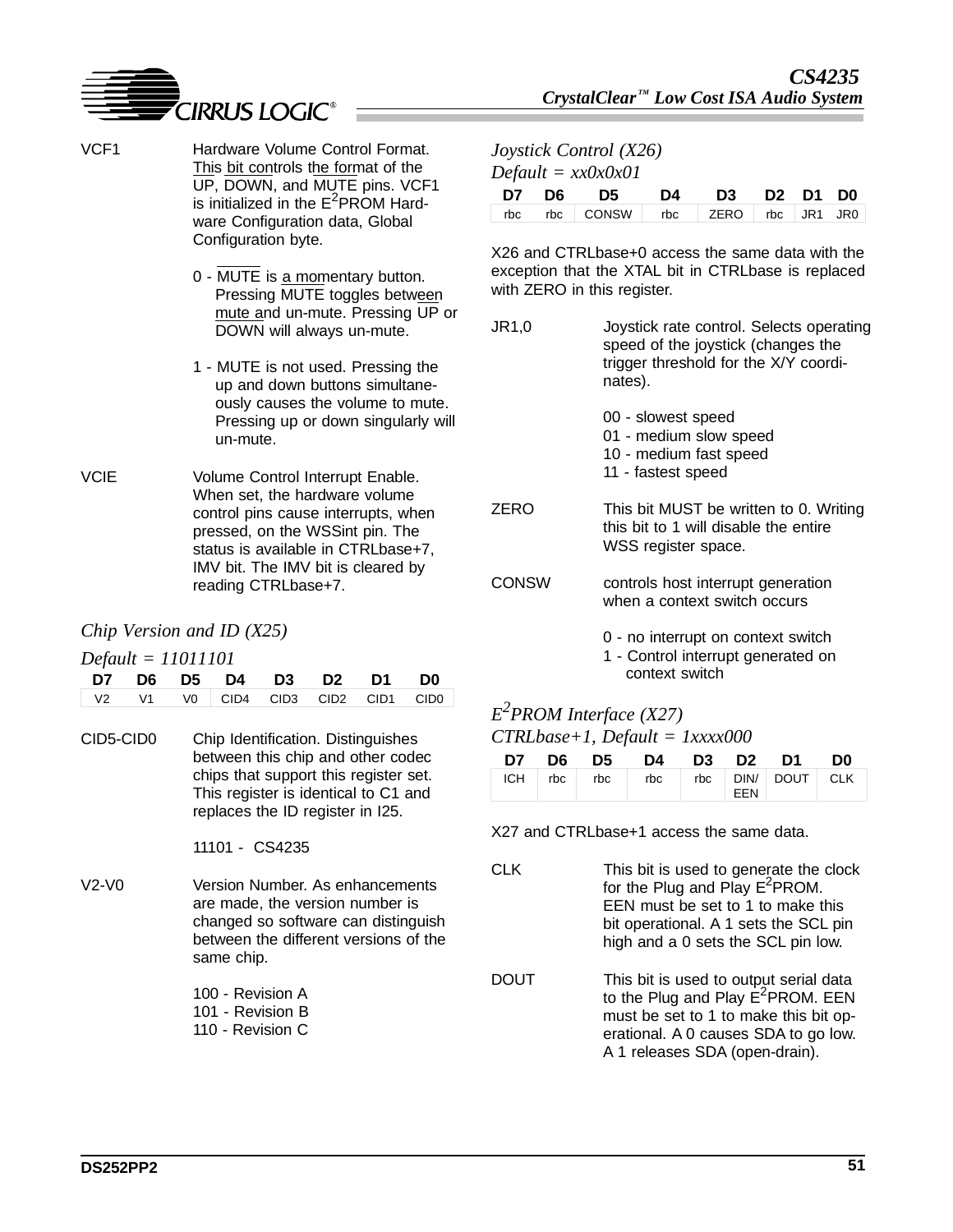VCF1 Hardware Volume Control Format. This bit controls the format of the UP, DOWN, and MUTE pins. VCF1 is initialized in the $E^2$PROM Hardware Configuration data, Global Configuration byte.

- 0 - MUTE is a momentary button. Pressing MUTE toggles between mute and un-mute. Pressing UP or DOWN will always un-mute.
- 1 - MUTE is not used. Pressing the up and down buttons simultaneously causes the volume to mute. Pressing up or down singularly will un-mute.

VCIE Volume Control Interrupt Enable. When set, the hardware volume control pins cause interrupts, when pressed, on the WSSint pin. The status is available in CTRLbase+7, IMV bit. The IMV bit is cleared by reading CTRLbase+7.

### *Chip Version and ID (X25)*

*Default = 11011101*

| D7 | D6 | D5 | D4 | D3 | D2 | D1 | D0 |
|---|---|---|---|---|---|---|---|
| V2 | V1 | V0 | CID4 | CID3 | CID2 | CID1 | CID0 |

CID5-CID0 Chip Identification. Distinguishes between this chip and other codec chips that support this register set. This register is identical to C1 and replaces the ID register in I25.

11101 - CS4235

V2-V0 Version Number. As enhancements are made, the version number is changed so software can distinguish between the different versions of the same chip.

- 100 - Revision A
- 101 - Revision B
- 110 - Revision C

### *Joystick Control (X26)*

*Default = xx0x0x01*

| D7 | D6 | D5 | D4 | D3 | D2 | D1 | D0 |
|---|---|---|---|---|---|---|---|
| rbc | rbc | CONSW | rbc | ZERO | rbc | JR1 | JR0 |

X26 and CTRLbase+0 access the same data with the exception that the XTAL bit in CTRLbase is replaced with ZERO in this register.

JR1,0 Joystick rate control. Selects operating speed of the joystick (changes the trigger threshold for the X/Y coordinates).

- 00 - slowest speed
- 01 - medium slow speed
- 10 - medium fast speed
- 11 - fastest speed

ZERO This bit MUST be written to 0. Writing this bit to 1 will disable the entire WSS register space.

CONSW controls host interrupt generation when a context switch occurs

- 0 - no interrupt on context switch
- 1 - Control interrupt generated on context switch

### *$E^2$PROM Interface (X27)*

*CTRLbase+1, Default = 1xxxx000*

| D7 | D6 | D5 | D4 | D3 | D2 | D1 | D0 |
|---|---|---|---|---|---|---|---|
| ICH | rbc | rbc | rbc | rbc | DIN/EEN | DOUT | CLK |

X27 and CTRLbase+1 access the same data.

CLK This bit is used to generate the clock for the Plug and Play $E^2$PROM. EEN must be set to 1 to make this bit operational. A 1 sets the SCL pin high and a 0 sets the SCL pin low.

DOUT This bit is used to output serial data to the Plug and Play $E^2$PROM. EEN must be set to 1 to make this bit operational. A 0 causes SDA to go low. A 1 releases SDA (open-drain).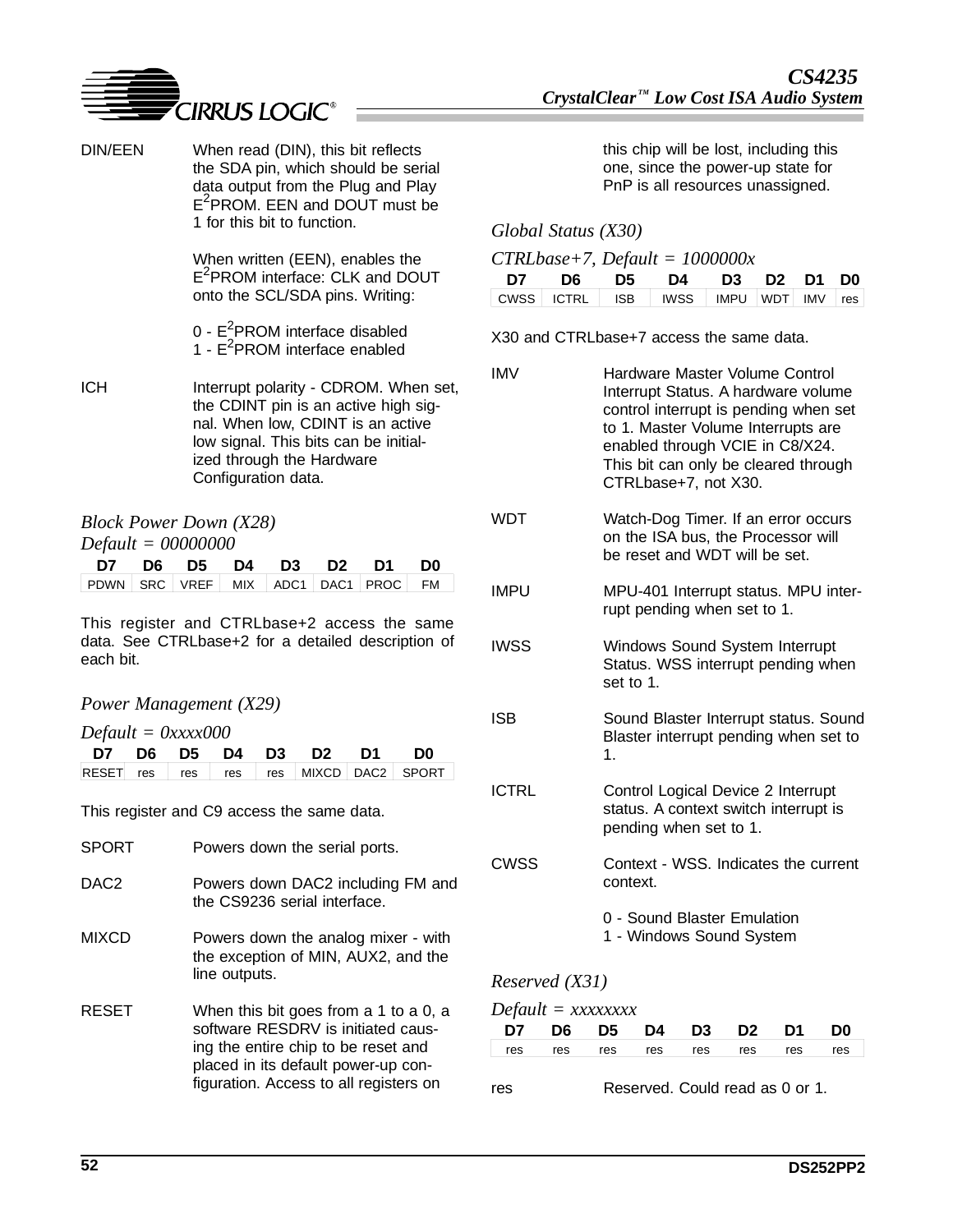DIN/EEN — When read (DIN), this bit reflects the SDA pin, which should be serial data output from the Plug and Play $E^2$PROM. EEN and DOUT must be 1 for this bit to function.

When written (EEN), enables the $E^2$PROM interface: CLK and DOUT onto the SCL/SDA pins. Writing:

0 - $E^2$PROM interface disabled
1 - $E^2$PROM interface enabled

ICH — Interrupt polarity - CDROM. When set, the CDINT pin is an active high signal. When low, CDINT is an active low signal. This bits can be initialized through the Hardware Configuration data.

### *Block Power Down (X28)*

*Default = 00000000*

| D7 | D6 | D5 | D4 | D3 | D2 | D1 | D0 |
|---|---|---|---|---|---|---|---|
| PDWN | SRC | VREF | MIX | ADC1 | DAC1 | PROC | FM |

This register and CTRLbase+2 access the same data. See CTRLbase+2 for a detailed description of each bit.

### *Power Management (X29)*

*Default = 0xxxx000*

| D7 | D6 | D5 | D4 | D3 | D2 | D1 | D0 |
|---|---|---|---|---|---|---|---|
| RESET | res | res | res | res | MIXCD | DAC2 | SPORT |

This register and C9 access the same data.

SPORT — Powers down the serial ports.

DAC2 — Powers down DAC2 including FM and the CS9236 serial interface.

MIXCD — Powers down the analog mixer - with the exception of MIN, AUX2, and the line outputs.

RESET — When this bit goes from a 1 to a 0, a software RESDRV is initiated causing the entire chip to be reset and placed in its default power-up configuration. Access to all registers on this chip will be lost, including this one, since the power-up state for PnP is all resources unassigned.

### *Global Status (X30)*

*CTRLbase+7, Default = 1000000x*

| D7 | D6 | D5 | D4 | D3 | D2 | D1 | D0 |
|---|---|---|---|---|---|---|---|
| CWSS | ICTRL | ISB | IWSS | IMPU | WDT | IMV | res |

X30 and CTRLbase+7 access the same data.

IMV — Hardware Master Volume Control Interrupt Status. A hardware volume control interrupt is pending when set to 1. Master Volume Interrupts are enabled through VCIE in C8/X24. This bit can only be cleared through CTRLbase+7, not X30.

WDT — Watch-Dog Timer. If an error occurs on the ISA bus, the Processor will be reset and WDT will be set.

IMPU — MPU-401 Interrupt status. MPU interrupt pending when set to 1.

IWSS — Windows Sound System Interrupt Status. WSS interrupt pending when set to 1.

ISB — Sound Blaster Interrupt status. Sound Blaster interrupt pending when set to 1.

ICTRL — Control Logical Device 2 Interrupt status. A context switch interrupt is pending when set to 1.

CWSS — Context - WSS. Indicates the current context.

0 - Sound Blaster Emulation
1 - Windows Sound System

### *Reserved (X31)*

*Default = xxxxxxxx*

| D7 | D6 | D5 | D4 | D3 | D2 | D1 | D0 |
|---|---|---|---|---|---|---|---|
| res | res | res | res | res | res | res | res |

res — Reserved. Could read as 0 or 1.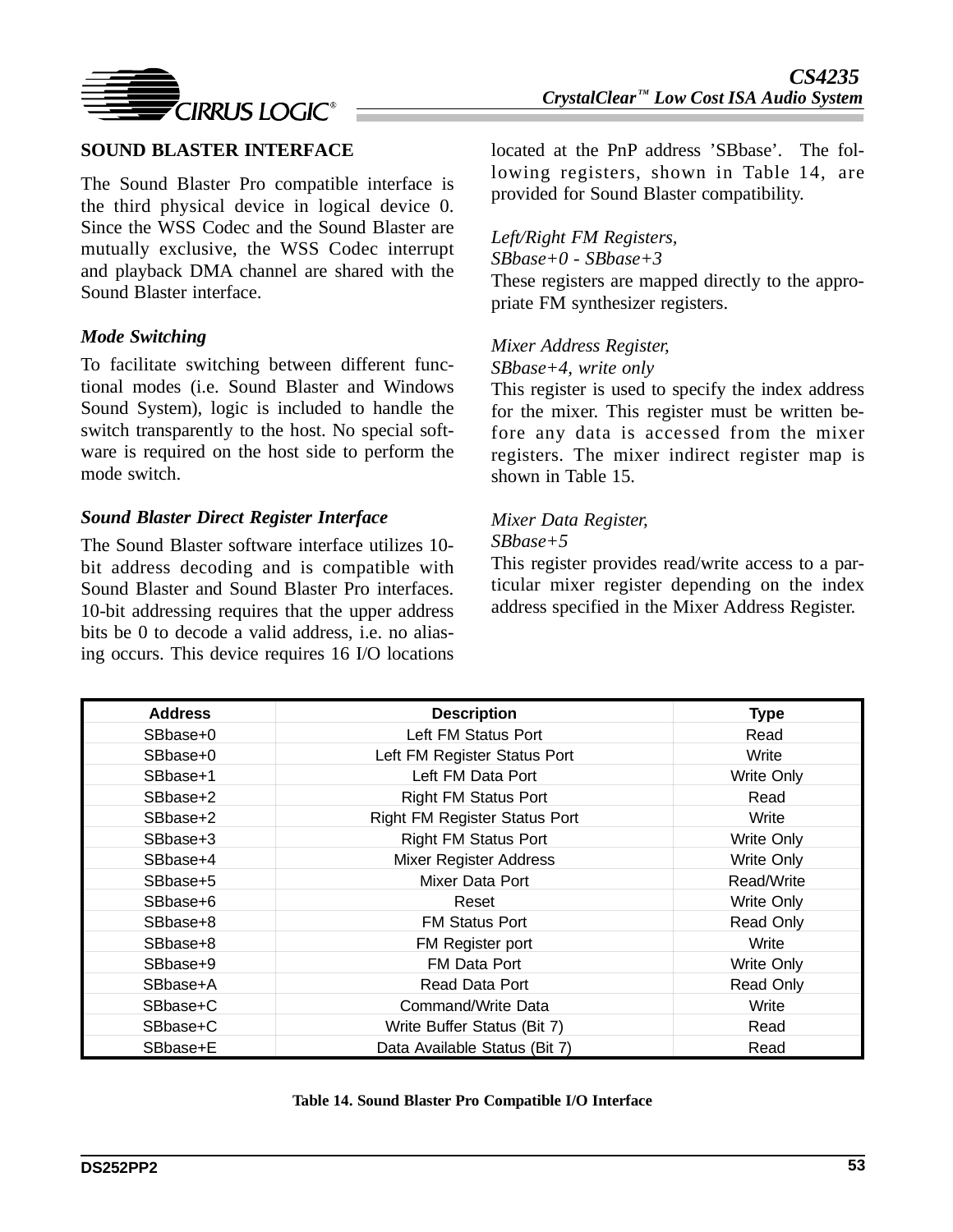## SOUND BLASTER INTERFACE

The Sound Blaster Pro compatible interface is the third physical device in logical device 0. Since the WSS Codec and the Sound Blaster are mutually exclusive, the WSS Codec interrupt and playback DMA channel are shared with the Sound Blaster interface.

### *Mode Switching*

To facilitate switching between different functional modes (i.e. Sound Blaster and Windows Sound System), logic is included to handle the switch transparently to the host. No special software is required on the host side to perform the mode switch.

### *Sound Blaster Direct Register Interface*

The Sound Blaster software interface utilizes 10-bit address decoding and is compatible with Sound Blaster and Sound Blaster Pro interfaces. 10-bit addressing requires that the upper address bits be 0 to decode a valid address, i.e. no aliasing occurs. This device requires 16 I/O locations located at the PnP address 'SBbase'. The following registers, shown in Table 14, are provided for Sound Blaster compatibility.

*Left/Right FM Registers,*
*SBbase+0 - SBbase+3*
These registers are mapped directly to the appropriate FM synthesizer registers.

*Mixer Address Register,*
*SBbase+4, write only*
This register is used to specify the index address for the mixer. This register must be written before any data is accessed from the mixer registers. The mixer indirect register map is shown in Table 15.

*Mixer Data Register,*
*SBbase+5*
This register provides read/write access to a particular mixer register depending on the index address specified in the Mixer Address Register.

| Address | Description | Type |
|---|---|---|
| SBbase+0 | Left FM Status Port | Read |
| SBbase+0 | Left FM Register Status Port | Write |
| SBbase+1 | Left FM Data Port | Write Only |
| SBbase+2 | Right FM Status Port | Read |
| SBbase+2 | Right FM Register Status Port | Write |
| SBbase+3 | Right FM Status Port | Write Only |
| SBbase+4 | Mixer Register Address | Write Only |
| SBbase+5 | Mixer Data Port | Read/Write |
| SBbase+6 | Reset | Write Only |
| SBbase+8 | FM Status Port | Read Only |
| SBbase+8 | FM Register port | Write |
| SBbase+9 | FM Data Port | Write Only |
| SBbase+A | Read Data Port | Read Only |
| SBbase+C | Command/Write Data | Write |
| SBbase+C | Write Buffer Status (Bit 7) | Read |
| SBbase+E | Data Available Status (Bit 7) | Read |

**Table 14. Sound Blaster Pro Compatible I/O Interface**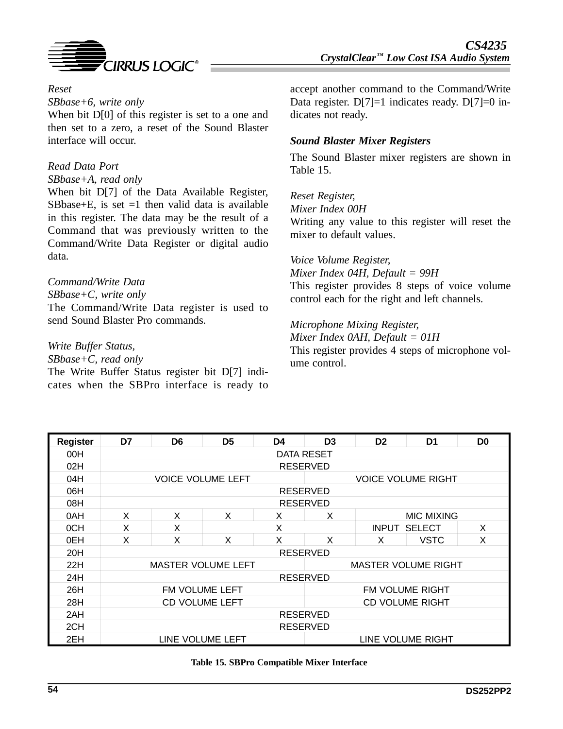*Reset*
*SBbase+6, write only*
When bit D[0] of this register is set to a one and then set to a zero, a reset of the Sound Blaster interface will occur.

*Read Data Port*
*SBbase+A, read only*
When bit D[7] of the Data Available Register, SBbase+E, is set =1 then valid data is available in this register. The data may be the result of a Command that was previously written to the Command/Write Data Register or digital audio data.

*Command/Write Data*
*SBbase+C, write only*
The Command/Write Data register is used to send Sound Blaster Pro commands.

*Write Buffer Status,*
*SBbase+C, read only*
The Write Buffer Status register bit D[7] indicates when the SBPro interface is ready to accept another command to the Command/Write Data register. D[7]=1 indicates ready. D[7]=0 indicates not ready.

### *Sound Blaster Mixer Registers*

The Sound Blaster mixer registers are shown in Table 15.

*Reset Register,*
*Mixer Index 00H*
Writing any value to this register will reset the mixer to default values.

*Voice Volume Register,*
*Mixer Index 04H, Default = 99H*
This register provides 8 steps of voice volume control each for the right and left channels.

*Microphone Mixing Register,*
*Mixer Index 0AH, Default = 01H*
This register provides 4 steps of microphone volume control.

| Register | D7 | D6 | D5 | D4 | D3 | D2 | D1 | D0 |
|---|---|---|---|---|---|---|---|---|
| 00H | DATA RESET | | | | | | | |
| 02H | RESERVED | | | | | | | |
| 04H | VOICE VOLUME LEFT | | | | VOICE VOLUME RIGHT | | | |
| 06H | RESERVED | | | | | | | |
| 08H | RESERVED | | | | | | | |
| 0AH | X | X | X | X | X | MIC MIXING | | |
| 0CH | X | X | X | | | INPUT SELECT | | X |
| 0EH | X | X | X | X | X | X | VSTC | X |
| 20H | RESERVED | | | | | | | |
| 22H | MASTER VOLUME LEFT | | | | MASTER VOLUME RIGHT | | | |
| 24H | RESERVED | | | | | | | |
| 26H | FM VOLUME LEFT | | | | FM VOLUME RIGHT | | | |
| 28H | CD VOLUME LEFT | | | | CD VOLUME RIGHT | | | |
| 2AH | RESERVED | | | | | | | |
| 2CH | RESERVED | | | | | | | |
| 2EH | LINE VOLUME LEFT | | | | LINE VOLUME RIGHT | | | |

**Table 15. SBPro Compatible Mixer Interface**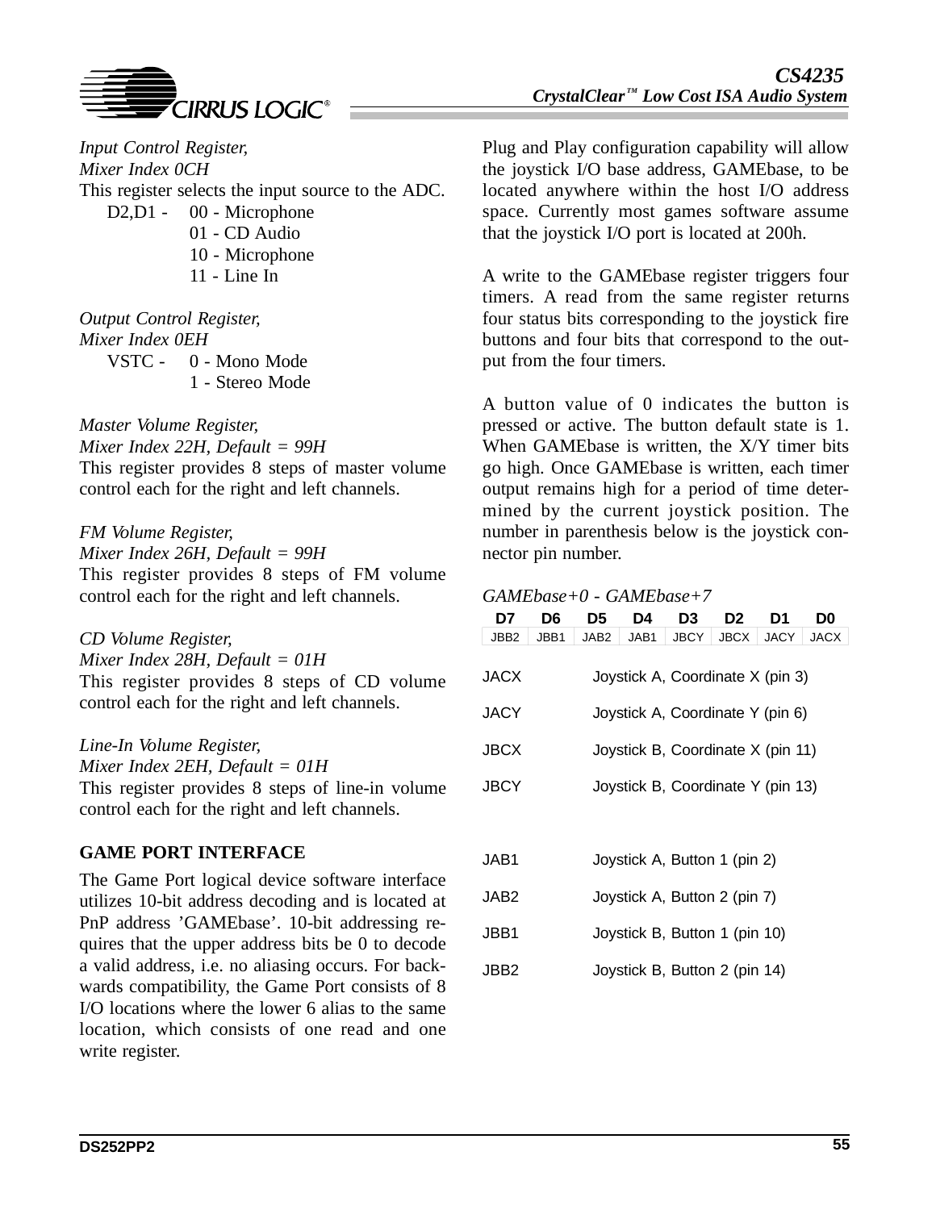*Input Control Register,*
*Mixer Index 0CH*
This register selects the input source to the ADC.

D2,D1 - 00 - Microphone
01 - CD Audio
10 - Microphone
11 - Line In

*Output Control Register,*
*Mixer Index 0EH*

VSTC - 0 - Mono Mode
1 - Stereo Mode

*Master Volume Register,*
*Mixer Index 22H, Default = 99H*
This register provides 8 steps of master volume control each for the right and left channels.

*FM Volume Register,*
*Mixer Index 26H, Default = 99H*
This register provides 8 steps of FM volume control each for the right and left channels.

*CD Volume Register,*
*Mixer Index 28H, Default = 01H*
This register provides 8 steps of CD volume control each for the right and left channels.

*Line-In Volume Register,*
*Mixer Index 2EH, Default = 01H*
This register provides 8 steps of line-in volume control each for the right and left channels.

## GAME PORT INTERFACE

The Game Port logical device software interface utilizes 10-bit address decoding and is located at PnP address 'GAMEbase'. 10-bit addressing requires that the upper address bits be 0 to decode a valid address, i.e. no aliasing occurs. For backwards compatibility, the Game Port consists of 8 I/O locations where the lower 6 alias to the same location, which consists of one read and one write register.

Plug and Play configuration capability will allow the joystick I/O base address, GAMEbase, to be located anywhere within the host I/O address space. Currently most games software assume that the joystick I/O port is located at 200h.

A write to the GAMEbase register triggers four timers. A read from the same register returns four status bits corresponding to the joystick fire buttons and four bits that correspond to the output from the four timers.

A button value of 0 indicates the button is pressed or active. The button default state is 1. When GAMEbase is written, the X/Y timer bits go high. Once GAMEbase is written, each timer output remains high for a period of time determined by the current joystick position. The number in parenthesis below is the joystick connector pin number.

*GAMEbase+0 - GAMEbase+7*

| D7 | D6 | D5 | D4 | D3 | D2 | D1 | D0 |
|---|---|---|---|---|---|---|---|
| JBB2 | JBB1 | JAB2 | JAB1 | JBCY | JBCX | JACY | JACX |

JACX Joystick A, Coordinate X (pin 3)

JACY Joystick A, Coordinate Y (pin 6)

JBCX Joystick B, Coordinate X (pin 11)

JBCY Joystick B, Coordinate Y (pin 13)

JAB1 Joystick A, Button 1 (pin 2)

JAB2 Joystick A, Button 2 (pin 7)

JBB1 Joystick B, Button 1 (pin 10)

JBB2 Joystick B, Button 2 (pin 14)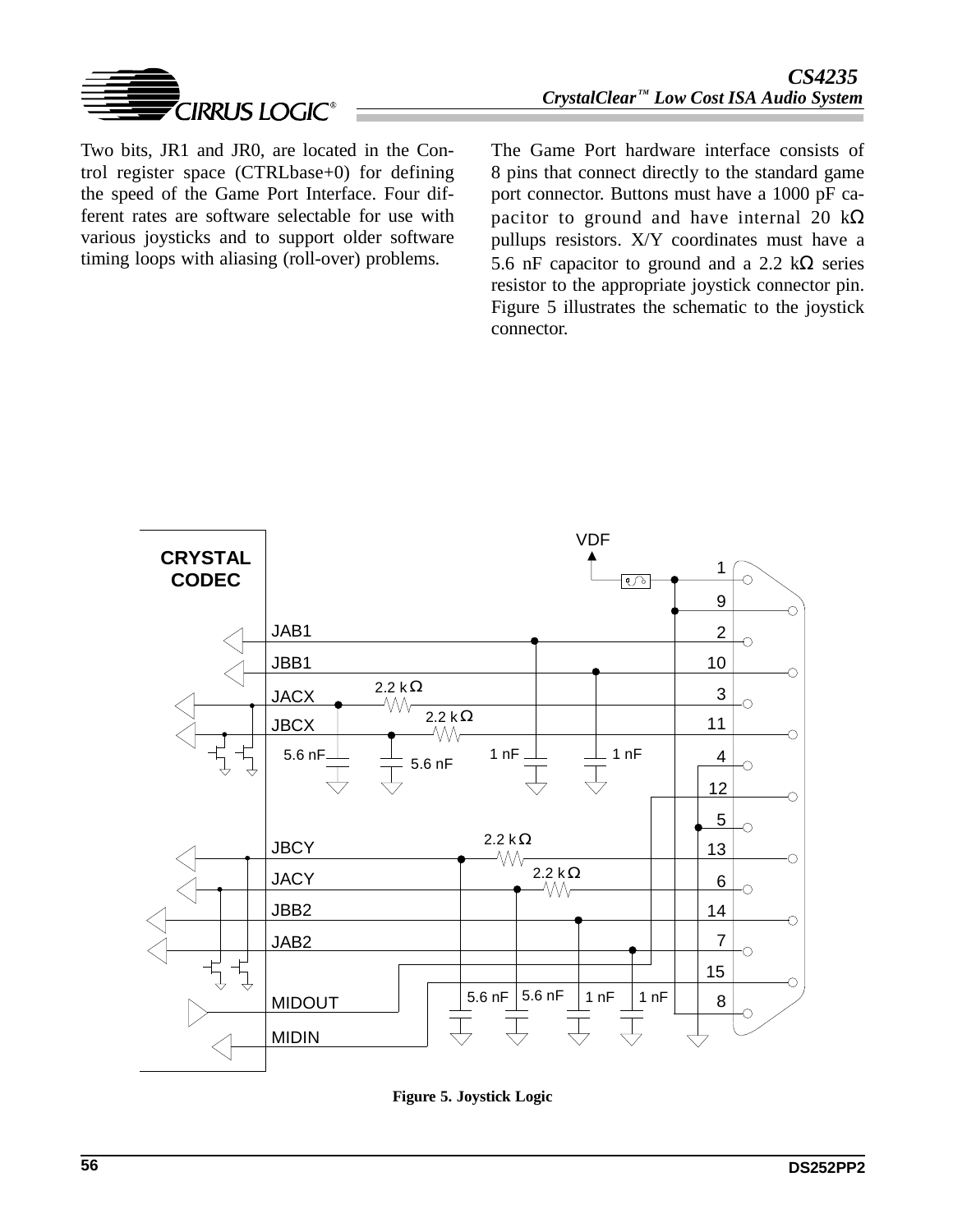Two bits, JR1 and JR0, are located in the Control register space (CTRLbase+0) for defining the speed of the Game Port Interface. Four different rates are software selectable for use with various joysticks and to support older software timing loops with aliasing (roll-over) problems.

The Game Port hardware interface consists of 8 pins that connect directly to the standard game port connector. Buttons must have a 1000 pF capacitor to ground and have internal 20 kΩ pullups resistors. X/Y coordinates must have a 5.6 nF capacitor to ground and a 2.2 kΩ series resistor to the appropriate joystick connector pin. Figure 5 illustrates the schematic to the joystick connector.

**Figure 5. Joystick Logic**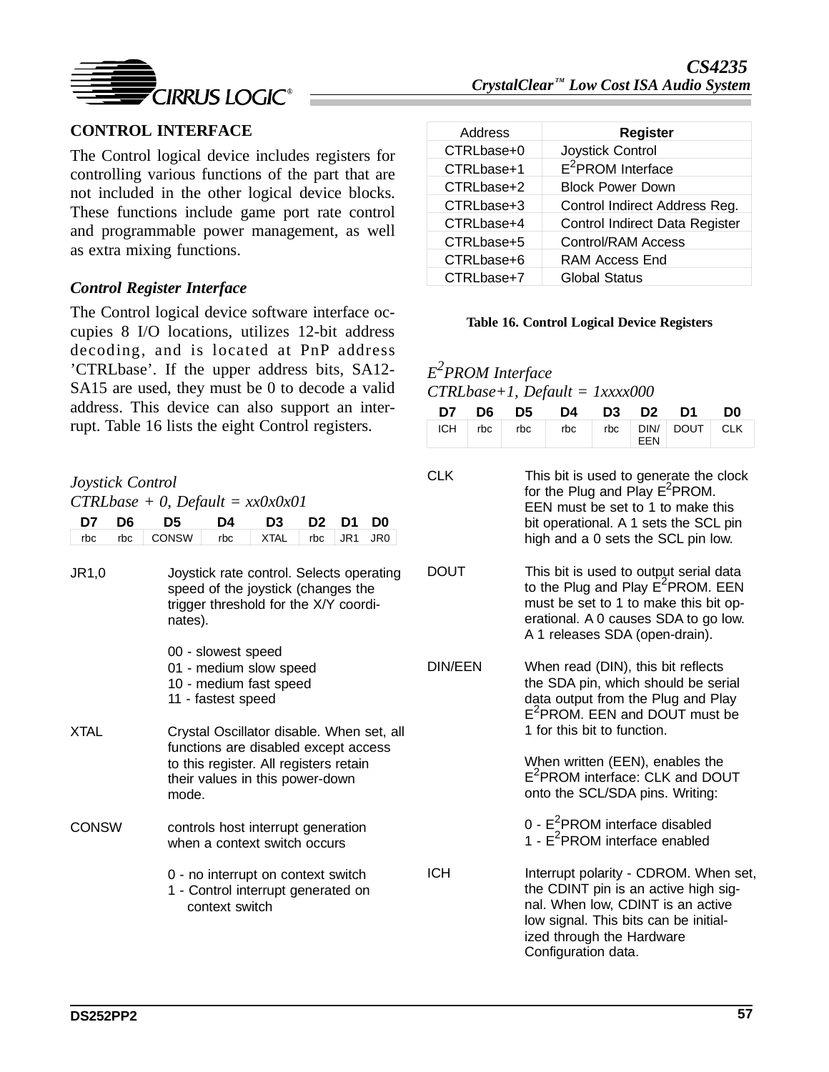## CONTROL INTERFACE

The Control logical device includes registers for controlling various functions of the part that are not included in the other logical device blocks. These functions include game port rate control and programmable power management, as well as extra mixing functions.

### *Control Register Interface*

The Control logical device software interface occupies 8 I/O locations, utilizes 12-bit address decoding, and is located at PnP address ’CTRLbase’. If the upper address bits, SA12-SA15 are used, they must be 0 to decode a valid address. This device can also support an interrupt. Table 16 lists the eight Control registers.

| Address | Register |
|---|---|
| CTRLbase+0 | Joystick Control |
| CTRLbase+1 | $E^2$PROM Interface |
| CTRLbase+2 | Block Power Down |
| CTRLbase+3 | Control Indirect Address Reg. |
| CTRLbase+4 | Control Indirect Data Register |
| CTRLbase+5 | Control/RAM Access |
| CTRLbase+6 | RAM Access End |
| CTRLbase+7 | Global Status |

**Table 16. Control Logical Device Registers**

*Joystick Control*
*CTRLbase + 0, Default = xx0x0x01*

| D7 | D6 | D5 | D4 | D3 | D2 | D1 | D0 |
|---|---|---|---|---|---|---|---|
| rbc | rbc | CONSW | rbc | XTAL | rbc | JR1 | JR0 |

JR1,0 — Joystick rate control. Selects operating speed of the joystick (changes the trigger threshold for the X/Y coordinates).

00 - slowest speed
01 - medium slow speed
10 - medium fast speed
11 - fastest speed

XTAL — Crystal Oscillator disable. When set, all functions are disabled except access to this register. All registers retain their values in this power-down mode.

CONSW — controls host interrupt generation when a context switch occurs

0 - no interrupt on context switch
1 - Control interrupt generated on context switch

*$E^2$PROM Interface*
*CTRLbase+1, Default = 1xxxx000*

| D7 | D6 | D5 | D4 | D3 | D2 | D1 | D0 |
|---|---|---|---|---|---|---|---|
| ICH | rbc | rbc | rbc | rbc | DIN/EEN | DOUT | CLK |

CLK — This bit is used to generate the clock for the Plug and Play $E^2$PROM. EEN must be set to 1 to make this bit operational. A 1 sets the SCL pin high and a 0 sets the SCL pin low.

DOUT — This bit is used to output serial data to the Plug and Play $E^2$PROM. EEN must be set to 1 to make this bit operational. A 0 causes SDA to go low. A 1 releases SDA (open-drain).

DIN/EEN — When read (DIN), this bit reflects the SDA pin, which should be serial data output from the Plug and Play $E^2$PROM. EEN and DOUT must be 1 for this bit to function.

When written (EEN), enables the $E^2$PROM interface: CLK and DOUT onto the SCL/SDA pins. Writing:

0 - $E^2$PROM interface disabled
1 - $E^2$PROM interface enabled

ICH — Interrupt polarity - CDROM. When set, the CDINT pin is an active high signal. When low, CDINT is an active low signal. This bits can be initialized through the Hardware Configuration data.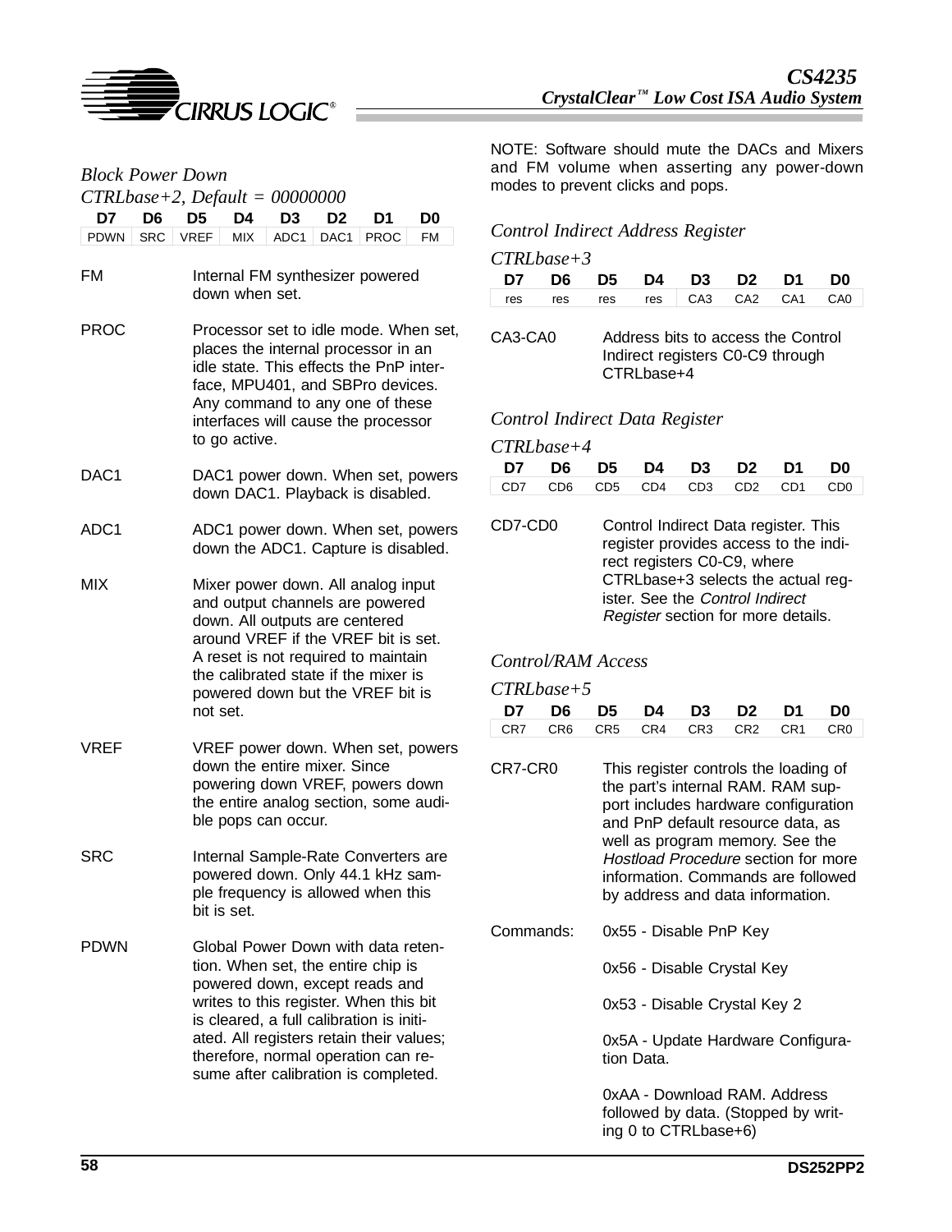*Block Power Down*

*CTRLbase+2, Default = 00000000*

| D7 | D6 | D5 | D4 | D3 | D2 | D1 | D0 |
|---|---|---|---|---|---|---|---|
| PDWN | SRC | VREF | MIX | ADC1 | DAC1 | PROC | FM |

FM — Internal FM synthesizer powered down when set.

PROC — Processor set to idle mode. When set, places the internal processor in an idle state. This effects the PnP interface, MPU401, and SBPro devices. Any command to any one of these interfaces will cause the processor to go active.

DAC1 — DAC1 power down. When set, powers down DAC1. Playback is disabled.

ADC1 — ADC1 power down. When set, powers down the ADC1. Capture is disabled.

MIX — Mixer power down. All analog input and output channels are powered down. All outputs are centered around VREF if the VREF bit is set. A reset is not required to maintain the calibrated state if the mixer is powered down but the VREF bit is not set.

VREF — VREF power down. When set, powers down the entire mixer. Since powering down VREF, powers down the entire analog section, some audible pops can occur.

SRC — Internal Sample-Rate Converters are powered down. Only 44.1 kHz sample frequency is allowed when this bit is set.

PDWN — Global Power Down with data retention. When set, the entire chip is powered down, except reads and writes to this register. When this bit is cleared, a full calibration is initiated. All registers retain their values; therefore, normal operation can resume after calibration is completed.

NOTE: Software should mute the DACs and Mixers and FM volume when asserting any power-down modes to prevent clicks and pops.

*Control Indirect Address Register*

*CTRLbase+3*

| D7 | D6 | D5 | D4 | D3 | D2 | D1 | D0 |
|---|---|---|---|---|---|---|---|
| res | res | res | res | CA3 | CA2 | CA1 | CA0 |

CA3-CA0 — Address bits to access the Control Indirect registers C0-C9 through CTRLbase+4

*Control Indirect Data Register*

*CTRLbase+4*

| D7 | D6 | D5 | D4 | D3 | D2 | D1 | D0 |
|---|---|---|---|---|---|---|---|
| CD7 | CD6 | CD5 | CD4 | CD3 | CD2 | CD1 | CD0 |

CD7-CD0 — Control Indirect Data register. This register provides access to the indirect registers C0-C9, where CTRLbase+3 selects the actual register. See the *Control Indirect Register* section for more details.

*Control/RAM Access*

*CTRLbase+5*

| D7 | D6 | D5 | D4 | D3 | D2 | D1 | D0 |
|---|---|---|---|---|---|---|---|
| CR7 | CR6 | CR5 | CR4 | CR3 | CR2 | CR1 | CR0 |

CR7-CR0 — This register controls the loading of the part's internal RAM. RAM support includes hardware configuration and PnP default resource data, as well as program memory. See the *Hostload Procedure* section for more information. Commands are followed by address and data information.

Commands:

- 0x55 - Disable PnP Key
- 0x56 - Disable Crystal Key
- 0x53 - Disable Crystal Key 2
- 0x5A - Update Hardware Configuration Data.
- 0xAA - Download RAM. Address followed by data. (Stopped by writing 0 to CTRLbase+6)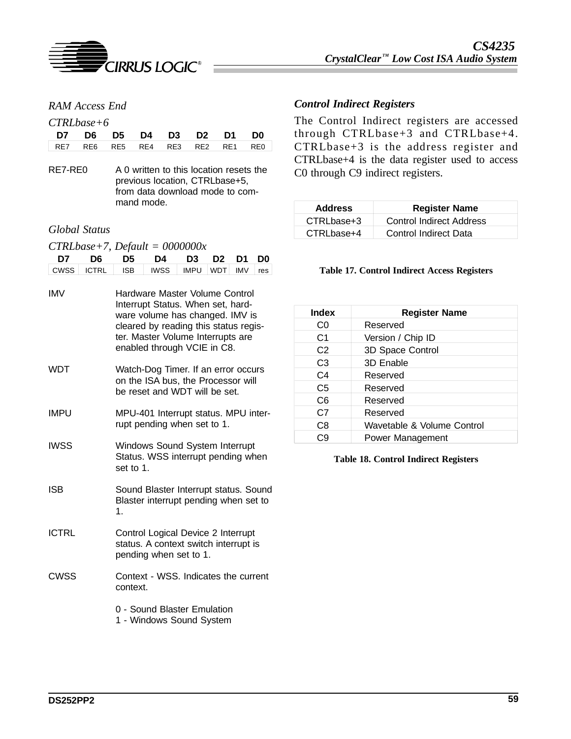### *RAM Access End*

*CTRLbase+6*

| D7 | D6 | D5 | D4 | D3 | D2 | D1 | D0 |
|---|---|---|---|---|---|---|---|
| RE7 | RE6 | RE5 | RE4 | RE3 | RE2 | RE1 | RE0 |

RE7-RE0 — A 0 written to this location resets the previous location, CTRLbase+5, from data download mode to command mode.

### *Global Status*

*CTRLbase+7, Default = 0000000x*

| D7 | D6 | D5 | D4 | D3 | D2 | D1 | D0 |
|---|---|---|---|---|---|---|---|
| CWSS | ICTRL | ISB | IWSS | IMPU | WDT | IMV | res |

IMV — Hardware Master Volume Control Interrupt Status. When set, hardware volume has changed. IMV is cleared by reading this status register. Master Volume Interrupts are enabled through VCIE in C8.

WDT — Watch-Dog Timer. If an error occurs on the ISA bus, the Processor will be reset and WDT will be set.

IMPU — MPU-401 Interrupt status. MPU interrupt pending when set to 1.

IWSS — Windows Sound System Interrupt Status. WSS interrupt pending when set to 1.

ISB — Sound Blaster Interrupt status. Sound Blaster interrupt pending when set to 1.

ICTRL — Control Logical Device 2 Interrupt status. A context switch interrupt is pending when set to 1.

CWSS — Context - WSS. Indicates the current context.

0 - Sound Blaster Emulation
1 - Windows Sound System

### *Control Indirect Registers*

The Control Indirect registers are accessed through CTRLbase+3 and CTRLbase+4. CTRLbase+3 is the address register and CTRLbase+4 is the data register used to access C0 through C9 indirect registers.

| Address | Register Name |
|---|---|
| CTRLbase+3 | Control Indirect Address |
| CTRLbase+4 | Control Indirect Data |

**Table 17. Control Indirect Access Registers**

| Index | Register Name |
|---|---|
| C0 | Reserved |
| C1 | Version / Chip ID |
| C2 | 3D Space Control |
| C3 | 3D Enable |
| C4 | Reserved |
| C5 | Reserved |
| C6 | Reserved |
| C7 | Reserved |
| C8 | Wavetable & Volume Control |
| C9 | Power Management |

**Table 18. Control Indirect Registers**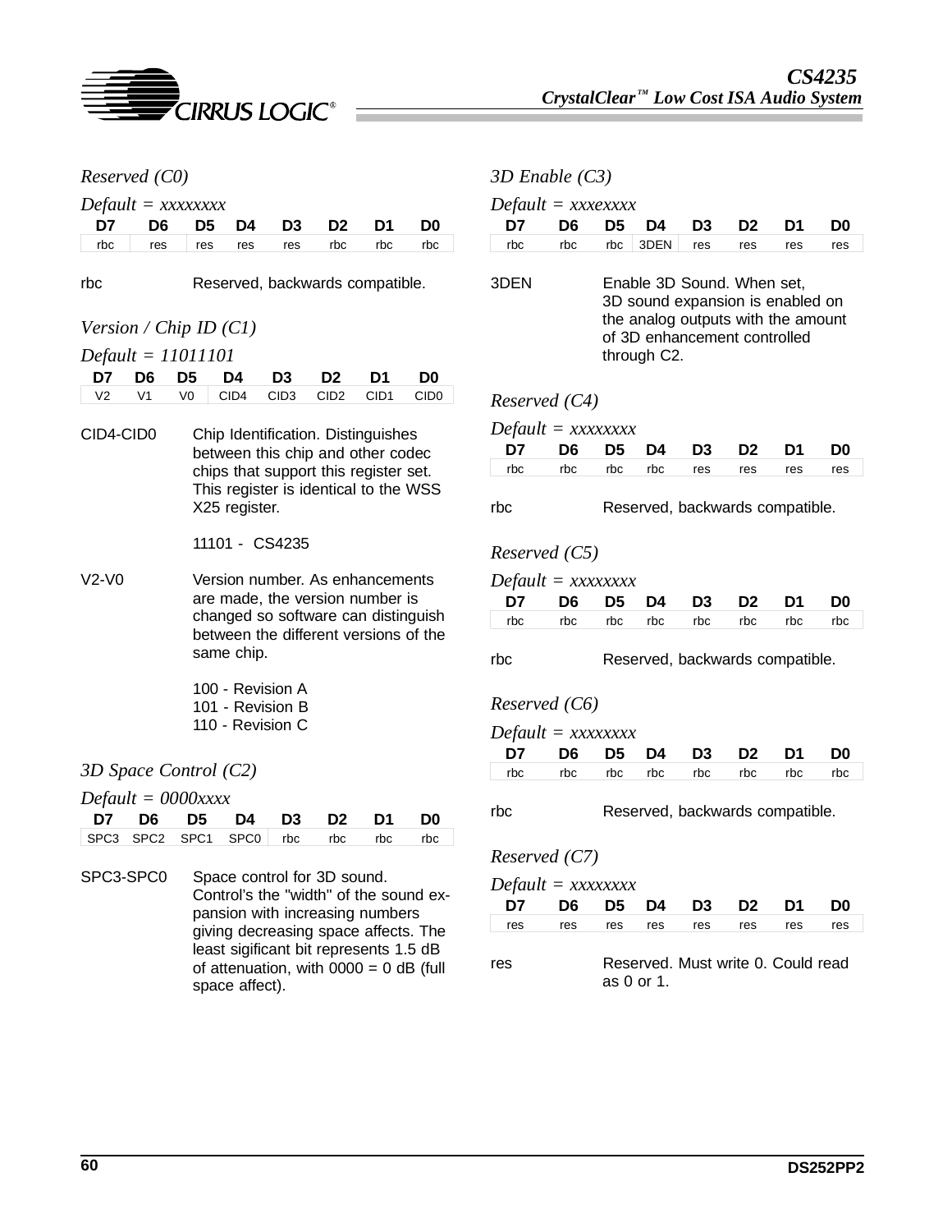### *Reserved (C0)*

*Default = xxxxxxxx*

| D7 | D6 | D5 | D4 | D3 | D2 | D1 | D0 |
|---|---|---|---|---|---|---|---|
| rbc | res | res | res | res | rbc | rbc | rbc |

rbc — Reserved, backwards compatible.

### *Version / Chip ID (C1)*

*Default = 11011101*

| D7 | D6 | D5 | D4 | D3 | D2 | D1 | D0 |
|---|---|---|---|---|---|---|---|
| V2 | V1 | V0 | CID4 | CID3 | CID2 | CID1 | CID0 |

CID4-CID0 — Chip Identification. Distinguishes between this chip and other codec chips that support this register set. This register is identical to the WSS X25 register.

11101 - CS4235

V2-V0 — Version number. As enhancements are made, the version number is changed so software can distinguish between the different versions of the same chip.

100 - Revision A
101 - Revision B
110 - Revision C

### *3D Space Control (C2)*

*Default = 0000xxxx*

| D7 | D6 | D5 | D4 | D3 | D2 | D1 | D0 |
|---|---|---|---|---|---|---|---|
| SPC3 | SPC2 | SPC1 | SPC0 | rbc | rbc | rbc | rbc |

SPC3-SPC0 — Space control for 3D sound. Control's the "width" of the sound expansion with increasing numbers giving decreasing space affects. The least sigificant bit represents 1.5 dB of attenuation, with 0000 = 0 dB (full space affect).

### *3D Enable (C3)*

*Default = xxxexxxx*

| D7 | D6 | D5 | D4 | D3 | D2 | D1 | D0 |
|---|---|---|---|---|---|---|---|
| rbc | rbc | rbc | 3DEN | res | res | res | res |

3DEN — Enable 3D Sound. When set, 3D sound expansion is enabled on the analog outputs with the amount of 3D enhancement controlled through C2.

### *Reserved (C4)*

*Default = xxxxxxxx*

| D7 | D6 | D5 | D4 | D3 | D2 | D1 | D0 |
|---|---|---|---|---|---|---|---|
| rbc | rbc | rbc | rbc | res | res | res | res |

rbc — Reserved, backwards compatible.

### *Reserved (C5)*

*Default = xxxxxxxx*

| D7 | D6 | D5 | D4 | D3 | D2 | D1 | D0 |
|---|---|---|---|---|---|---|---|
| rbc | rbc | rbc | rbc | rbc | rbc | rbc | rbc |

rbc — Reserved, backwards compatible.

### *Reserved (C6)*

*Default = xxxxxxxx*

| D7 | D6 | D5 | D4 | D3 | D2 | D1 | D0 |
|---|---|---|---|---|---|---|---|
| rbc | rbc | rbc | rbc | rbc | rbc | rbc | rbc |

rbc — Reserved, backwards compatible.

### *Reserved (C7)*

*Default = xxxxxxxx*

| D7 | D6 | D5 | D4 | D3 | D2 | D1 | D0 |
|---|---|---|---|---|---|---|---|
| res | res | res | res | res | res | res | res |

res — Reserved. Must write 0. Could read as 0 or 1.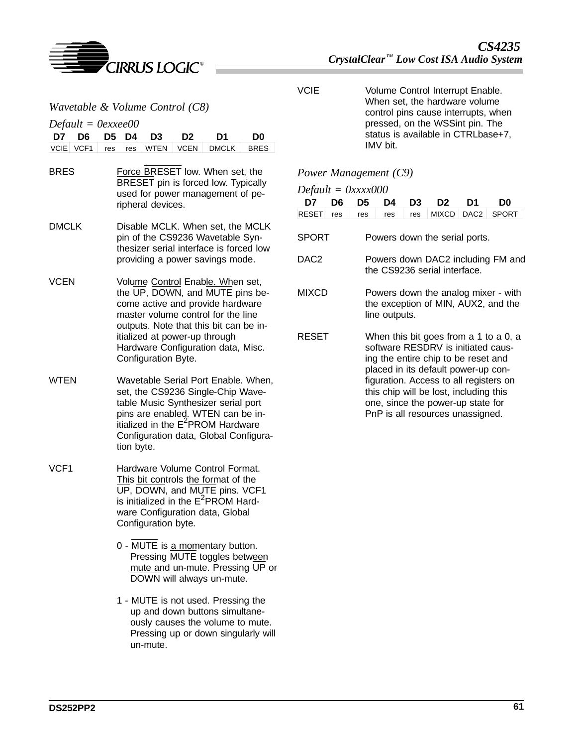### *Wavetable & Volume Control (C8)*

*Default = 0exxee00*

| D7 | D6 | D5 | D4 | D3 | D2 | D1 | D0 |
|---|---|---|---|---|---|---|---|
| VCIE | VCF1 | res | res | WTEN | VCEN | DMCLK | BRES |

BRES — Force BRESET low. When set, the BRESET pin is forced low. Typically used for power management of peripheral devices.

DMCLK — Disable MCLK. When set, the MCLK pin of the CS9236 Wavetable Synthesizer serial interface is forced low providing a power savings mode.

VCEN — Volume Control Enable. When set, the UP, DOWN, and MUTE pins become active and provide hardware master volume control for the line outputs. Note that this bit can be initialized at power-up through Hardware Configuration data, Misc. Configuration Byte.

WTEN — Wavetable Serial Port Enable. When, set, the CS9236 Single-Chip Wavetable Music Synthesizer serial port pins are enabled. WTEN can be initialized in the $E^2$PROM Hardware Configuration data, Global Configuration byte.

VCF1 — Hardware Volume Control Format. This bit controls the format of the UP, DOWN, and MUTE pins. VCF1 is initialized in the $E^2$PROM Hardware Configuration data, Global Configuration byte.

- 0 - MUTE is a momentary button. Pressing MUTE toggles between mute and un-mute. Pressing UP or DOWN will always un-mute.
- 1 - MUTE is not used. Pressing the up and down buttons simultaneously causes the volume to mute. Pressing up or down singularly will un-mute.

VCIE — Volume Control Interrupt Enable. When set, the hardware volume control pins cause interrupts, when pressed, on the WSSint pin. The status is available in CTRLbase+7, IMV bit.

### *Power Management (C9)*

*Default = 0xxxx000*

| D7 | D6 | D5 | D4 | D3 | D2 | D1 | D0 |
|---|---|---|---|---|---|---|---|
| RESET | res | res | res | res | MIXCD | DAC2 | SPORT |

SPORT — Powers down the serial ports.

DAC2 — Powers down DAC2 including FM and the CS9236 serial interface.

MIXCD — Powers down the analog mixer - with the exception of MIN, AUX2, and the line outputs.

RESET — When this bit goes from a 1 to a 0, a software RESDRV is initiated causing the entire chip to be reset and placed in its default power-up configuration. Access to all registers on this chip will be lost, including this one, since the power-up state for PnP is all resources unassigned.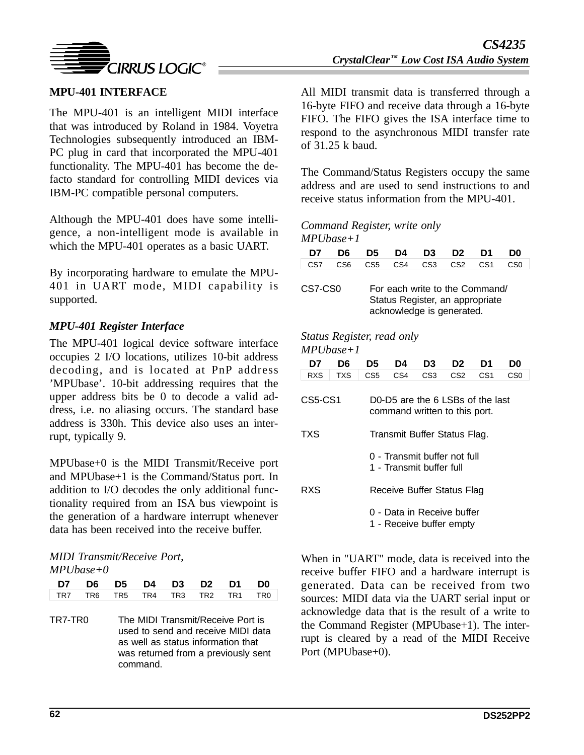## MPU-401 INTERFACE

The MPU-401 is an intelligent MIDI interface that was introduced by Roland in 1984. Voyetra Technologies subsequently introduced an IBM-PC plug in card that incorporated the MPU-401 functionality. The MPU-401 has become the de-facto standard for controlling MIDI devices via IBM-PC compatible personal computers.

Although the MPU-401 does have some intelligence, a non-intelligent mode is available in which the MPU-401 operates as a basic UART.

By incorporating hardware to emulate the MPU-401 in UART mode, MIDI capability is supported.

### *MPU-401 Register Interface*

The MPU-401 logical device software interface occupies 2 I/O locations, utilizes 10-bit address decoding, and is located at PnP address 'MPUbase'. 10-bit addressing requires that the upper address bits be 0 to decode a valid address, i.e. no aliasing occurs. The standard base address is 330h. This device also uses an interrupt, typically 9.

MPUbase+0 is the MIDI Transmit/Receive port and MPUbase+1 is the Command/Status port. In addition to I/O decodes the only additional functionality required from an ISA bus viewpoint is the generation of a hardware interrupt whenever data has been received into the receive buffer.

*MIDI Transmit/Receive Port, MPUbase+0*

| D7 | D6 | D5 | D4 | D3 | D2 | D1 | D0 |
|---|---|---|---|---|---|---|---|
| TR7 | TR6 | TR5 | TR4 | TR3 | TR2 | TR1 | TR0 |

TR7-TR0 The MIDI Transmit/Receive Port is used to send and receive MIDI data as well as status information that was returned from a previously sent command.

All MIDI transmit data is transferred through a 16-byte FIFO and receive data through a 16-byte FIFO. The FIFO gives the ISA interface time to respond to the asynchronous MIDI transfer rate of 31.25 k baud.

The Command/Status Registers occupy the same address and are used to send instructions to and receive status information from the MPU-401.

*Command Register, write only MPUbase+1*

| D7 | D6 | D5 | D4 | D3 | D2 | D1 | D0 |
|---|---|---|---|---|---|---|---|
| CS7 | CS6 | CS5 | CS4 | CS3 | CS2 | CS1 | CS0 |

CS7-CS0 For each write to the Command/Status Register, an appropriate acknowledge is generated.

*Status Register, read only MPUbase+1*

| D7 | D6 | D5 | D4 | D3 | D2 | D1 | D0 |
|---|---|---|---|---|---|---|---|
| RXS | TXS | CS5 | CS4 | CS3 | CS2 | CS1 | CS0 |

CS5-CS1 D0-D5 are the 6 LSBs of the last command written to this port.

TXS Transmit Buffer Status Flag.

0 - Transmit buffer not full
1 - Transmit buffer full

RXS Receive Buffer Status Flag

0 - Data in Receive buffer
1 - Receive buffer empty

When in "UART" mode, data is received into the receive buffer FIFO and a hardware interrupt is generated. Data can be received from two sources: MIDI data via the UART serial input or acknowledge data that is the result of a write to the Command Register (MPUbase+1). The interrupt is cleared by a read of the MIDI Receive Port (MPUbase+0).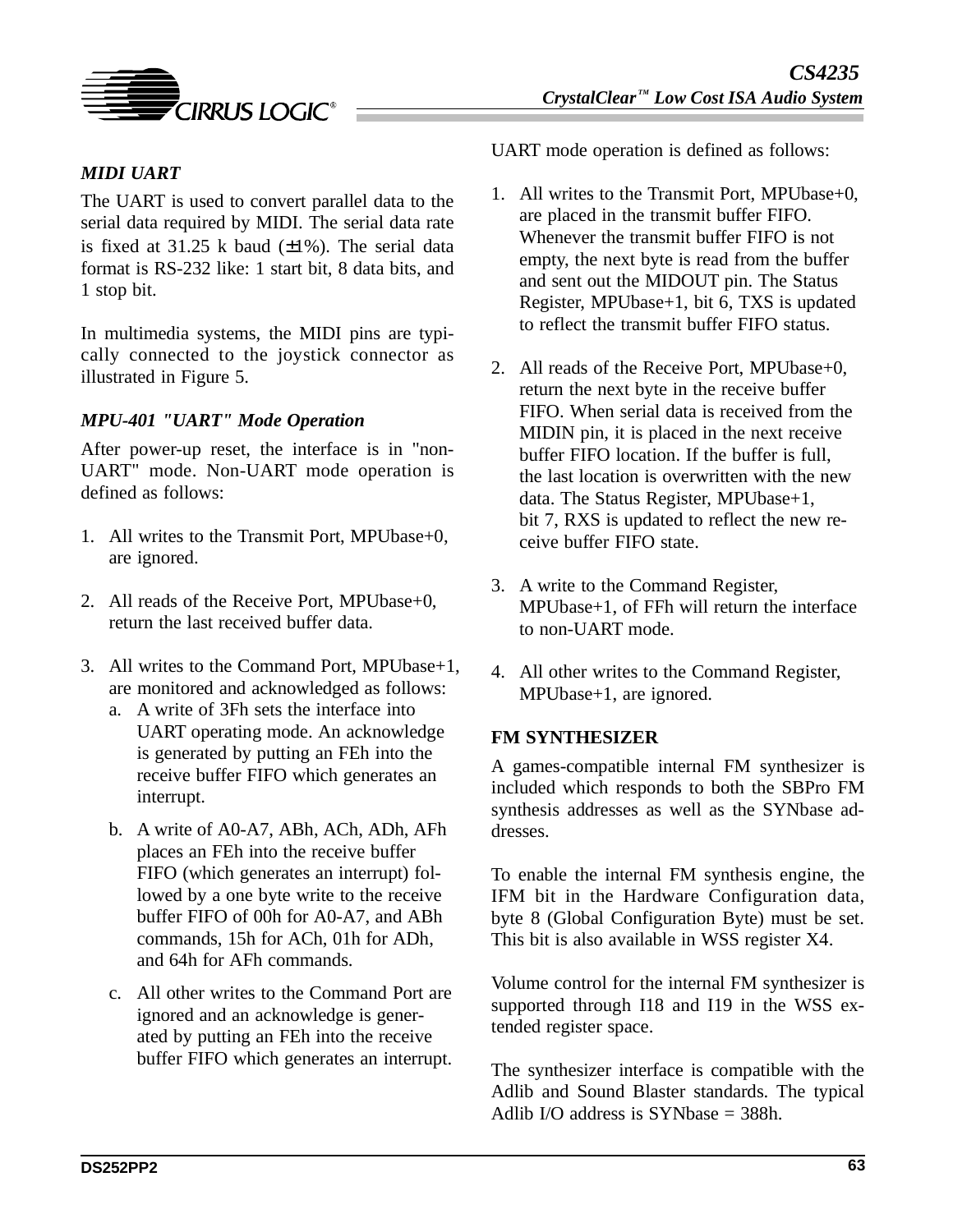### *MIDI UART*

The UART is used to convert parallel data to the serial data required by MIDI. The serial data rate is fixed at 31.25 k baud (±1%). The serial data format is RS-232 like: 1 start bit, 8 data bits, and 1 stop bit.

In multimedia systems, the MIDI pins are typically connected to the joystick connector as illustrated in Figure 5.

### *MPU-401 "UART" Mode Operation*

After power-up reset, the interface is in "non-UART" mode. Non-UART mode operation is defined as follows:

1. All writes to the Transmit Port, MPUbase+0, are ignored.

2. All reads of the Receive Port, MPUbase+0, return the last received buffer data.

3. All writes to the Command Port, MPUbase+1, are monitored and acknowledged as follows:
   a. A write of 3Fh sets the interface into UART operating mode. An acknowledge is generated by putting an FEh into the receive buffer FIFO which generates an interrupt.

   b. A write of A0-A7, ABh, ACh, ADh, AFh places an FEh into the receive buffer FIFO (which generates an interrupt) followed by a one byte write to the receive buffer FIFO of 00h for A0-A7, and ABh commands, 15h for ACh, 01h for ADh, and 64h for AFh commands.

   c. All other writes to the Command Port are ignored and an acknowledge is generated by putting an FEh into the receive buffer FIFO which generates an interrupt.

UART mode operation is defined as follows:

1. All writes to the Transmit Port, MPUbase+0, are placed in the transmit buffer FIFO. Whenever the transmit buffer FIFO is not empty, the next byte is read from the buffer and sent out the MIDOUT pin. The Status Register, MPUbase+1, bit 6, TXS is updated to reflect the transmit buffer FIFO status.

2. All reads of the Receive Port, MPUbase+0, return the next byte in the receive buffer FIFO. When serial data is received from the MIDIN pin, it is placed in the next receive buffer FIFO location. If the buffer is full, the last location is overwritten with the new data. The Status Register, MPUbase+1, bit 7, RXS is updated to reflect the new receive buffer FIFO state.

3. A write to the Command Register, MPUbase+1, of FFh will return the interface to non-UART mode.

4. All other writes to the Command Register, MPUbase+1, are ignored.

## FM SYNTHESIZER

A games-compatible internal FM synthesizer is included which responds to both the SBPro FM synthesis addresses as well as the SYNbase addresses.

To enable the internal FM synthesis engine, the IFM bit in the Hardware Configuration data, byte 8 (Global Configuration Byte) must be set. This bit is also available in WSS register X4.

Volume control for the internal FM synthesizer is supported through I18 and I19 in the WSS extended register space.

The synthesizer interface is compatible with the Adlib and Sound Blaster standards. The typical Adlib I/O address is SYNbase = 388h.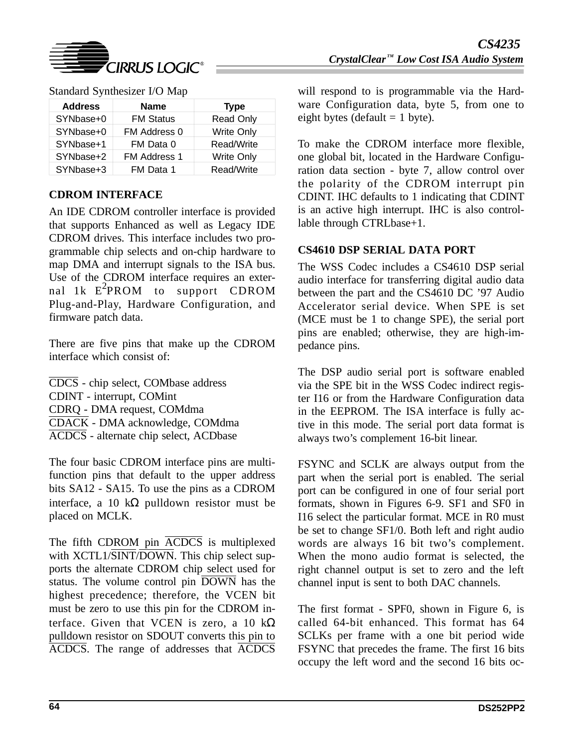Standard Synthesizer I/O Map

| Address | Name | Type |
|---|---|---|
| SYNbase+0 | FM Status | Read Only |
| SYNbase+0 | FM Address 0 | Write Only |
| SYNbase+1 | FM Data 0 | Read/Write |
| SYNbase+2 | FM Address 1 | Write Only |
| SYNbase+3 | FM Data 1 | Read/Write |

## CDROM INTERFACE

An IDE CDROM controller interface is provided that supports Enhanced as well as Legacy IDE CDROM drives. This interface includes two programmable chip selects and on-chip hardware to map DMA and interrupt signals to the ISA bus. Use of the CDROM interface requires an external 1k $E^2$PROM to support CDROM Plug-and-Play, Hardware Configuration, and firmware patch data.

There are five pins that make up the CDROM interface which consist of:

$\overline{\text{CDCS}}$ - chip select, COMbase address
CDINT - interrupt, COMint
CDRQ - DMA request, COMdma
$\overline{\text{CDACK}}$ - DMA acknowledge, COMdma
$\overline{\text{ACDCS}}$ - alternate chip select, ACDbase

The four basic CDROM interface pins are multifunction pins that default to the upper address bits SA12 - SA15. To use the pins as a CDROM interface, a 10 kΩ pulldown resistor must be placed on MCLK.

The fifth CDROM pin $\overline{\text{ACDCS}}$ is multiplexed with XCTL1/$\overline{\text{SINT}}$/$\overline{\text{DOWN}}$. This chip select supports the alternate CDROM chip select used for status. The volume control pin $\overline{\text{DOWN}}$ has the highest precedence; therefore, the VCEN bit must be zero to use this pin for the CDROM interface. Given that VCEN is zero, a 10 kΩ pulldown resistor on SDOUT converts this pin to $\overline{\text{ACDCS}}$. The range of addresses that $\overline{\text{ACDCS}}$ will respond to is programmable via the Hardware Configuration data, byte 5, from one to eight bytes (default = 1 byte).

To make the CDROM interface more flexible, one global bit, located in the Hardware Configuration data section - byte 7, allow control over the polarity of the CDROM interrupt pin CDINT. IHC defaults to 1 indicating that CDINT is an active high interrupt. IHC is also controllable through CTRLbase+1.

## CS4610 DSP SERIAL DATA PORT

The WSS Codec includes a CS4610 DSP serial audio interface for transferring digital audio data between the part and the CS4610 DC ’97 Audio Accelerator serial device. When SPE is set (MCE must be 1 to change SPE), the serial port pins are enabled; otherwise, they are high-impedance pins.

The DSP audio serial port is software enabled via the SPE bit in the WSS Codec indirect register I16 or from the Hardware Configuration data in the EEPROM. The ISA interface is fully active in this mode. The serial port data format is always two’s complement 16-bit linear.

FSYNC and SCLK are always output from the part when the serial port is enabled. The serial port can be configured in one of four serial port formats, shown in Figures 6-9. SF1 and SF0 in I16 select the particular format. MCE in R0 must be set to change SF1/0. Both left and right audio words are always 16 bit two’s complement. When the mono audio format is selected, the right channel output is set to zero and the left channel input is sent to both DAC channels.

The first format - SPF0, shown in Figure 6, is called 64-bit enhanced. This format has 64 SCLKs per frame with a one bit period wide FSYNC that precedes the frame. The first 16 bits occupy the left word and the second 16 bits oc-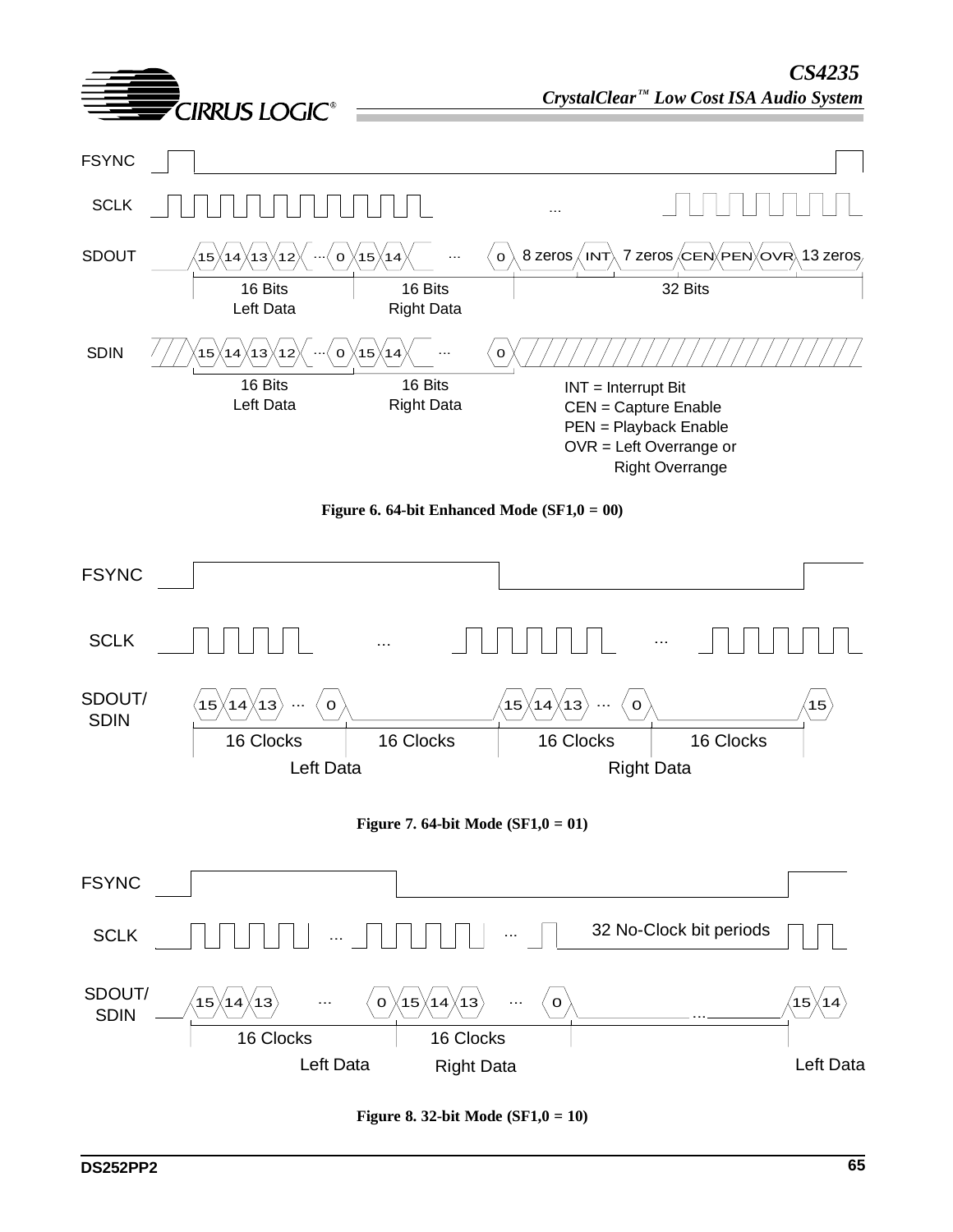FSYNC

SCLK

SDOUT 15 14 13 12 ... 0 15 14 ... 0 8 zeros INT 7 zeros CEN PEN OVR 13 zeros

16 Bits Left Data | 16 Bits Right Data | 32 Bits

SDIN 15 14 13 12 ... 0 15 14 ... 0

16 Bits Left Data | 16 Bits Right Data

INT = Interrupt Bit
CEN = Capture Enable
PEN = Playback Enable
OVR = Left Overrange or Right Overrange

**Figure 6. 64-bit Enhanced Mode (SF1,0 = 00)**

FSYNC

SCLK

SDOUT/SDIN 15 14 13 ... 0 | 15 14 13 ... 0 | 15

16 Clocks | 16 Clocks | 16 Clocks | 16 Clocks

Left Data | Right Data

**Figure 7. 64-bit Mode (SF1,0 = 01)**

FSYNC

SCLK ... 32 No-Clock bit periods

SDOUT/SDIN 15 14 13 ... 0 15 14 13 ... 0 ... 15 14

16 Clocks | 16 Clocks

Left Data | Right Data | Left Data

**Figure 8. 32-bit Mode (SF1,0 = 10)**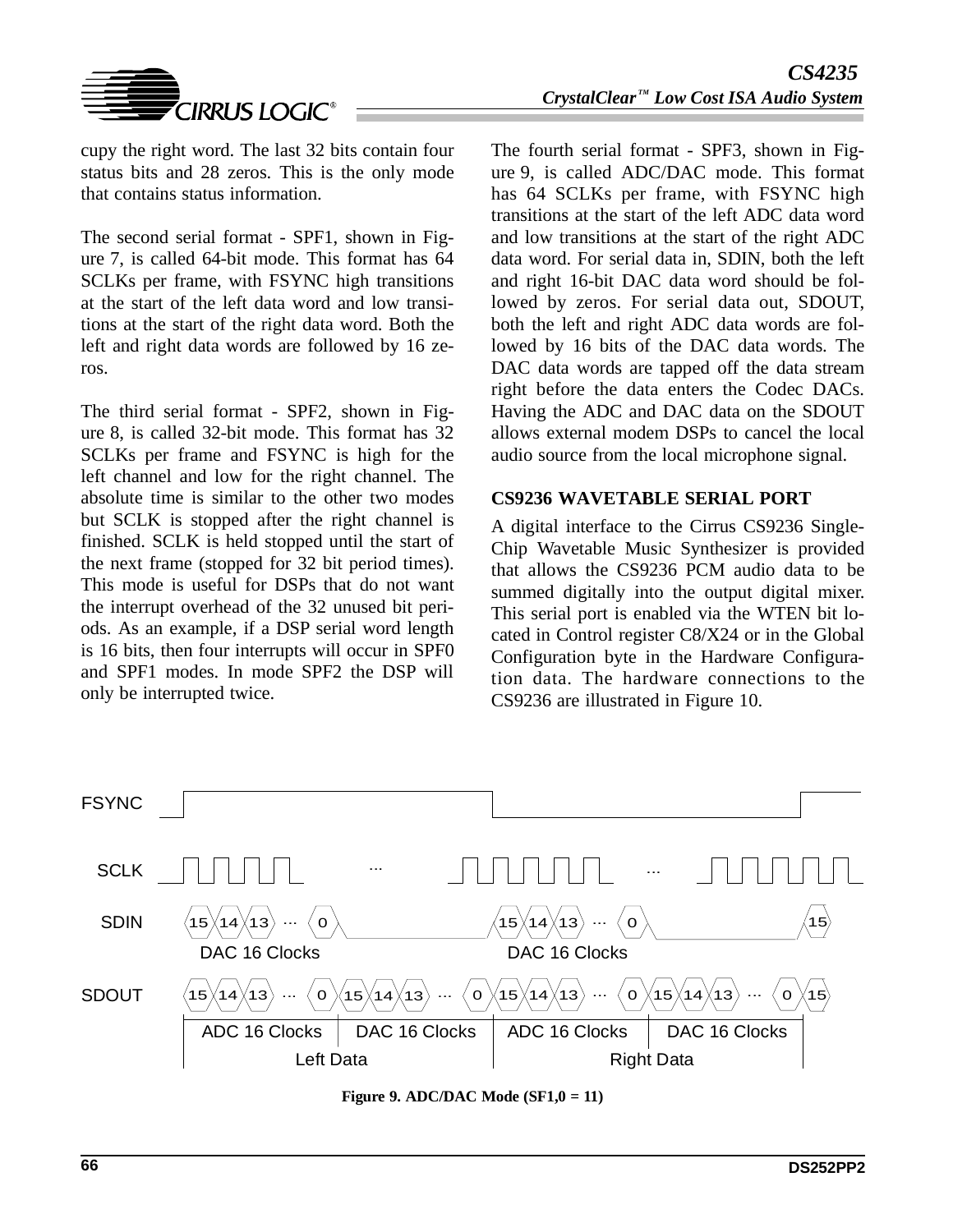cupy the right word. The last 32 bits contain four status bits and 28 zeros. This is the only mode that contains status information.

The second serial format - SPF1, shown in Figure 7, is called 64-bit mode. This format has 64 SCLKs per frame, with FSYNC high transitions at the start of the left data word and low transitions at the start of the right data word. Both the left and right data words are followed by 16 zeros.

The third serial format - SPF2, shown in Figure 8, is called 32-bit mode. This format has 32 SCLKs per frame and FSYNC is high for the left channel and low for the right channel. The absolute time is similar to the other two modes but SCLK is stopped after the right channel is finished. SCLK is held stopped until the start of the next frame (stopped for 32 bit period times). This mode is useful for DSPs that do not want the interrupt overhead of the 32 unused bit periods. As an example, if a DSP serial word length is 16 bits, then four interrupts will occur in SPF0 and SPF1 modes. In mode SPF2 the DSP will only be interrupted twice.

The fourth serial format - SPF3, shown in Figure 9, is called ADC/DAC mode. This format has 64 SCLKs per frame, with FSYNC high transitions at the start of the left ADC data word and low transitions at the start of the right ADC data word. For serial data in, SDIN, both the left and right 16-bit DAC data word should be followed by zeros. For serial data out, SDOUT, both the left and right ADC data words are followed by 16 bits of the DAC data words. The DAC data words are tapped off the data stream right before the data enters the Codec DACs. Having the ADC and DAC data on the SDOUT allows external modem DSPs to cancel the local audio source from the local microphone signal.

## CS9236 WAVETABLE SERIAL PORT

A digital interface to the Cirrus CS9236 Single-Chip Wavetable Music Synthesizer is provided that allows the CS9236 PCM audio data to be summed digitally into the output digital mixer. This serial port is enabled via the WTEN bit located in Control register C8/X24 or in the Global Configuration byte in the Hardware Configuration data. The hardware connections to the CS9236 are illustrated in Figure 10.

FSYNC

SCLK

SDIN: 15 14 13 ... 0 (DAC 16 Clocks) | 15 14 13 ... 0 (DAC 16 Clocks) | 15

SDOUT: 15 14 13 ... 0 (ADC 16 Clocks) | 15 14 13 ... 0 (DAC 16 Clocks) | 15 14 13 ... 0 (ADC 16 Clocks) | 15 14 13 ... 0 (DAC 16 Clocks) | 15

Left Data | Right Data

**Figure 9. ADC/DAC Mode (SF1,0 = 11)**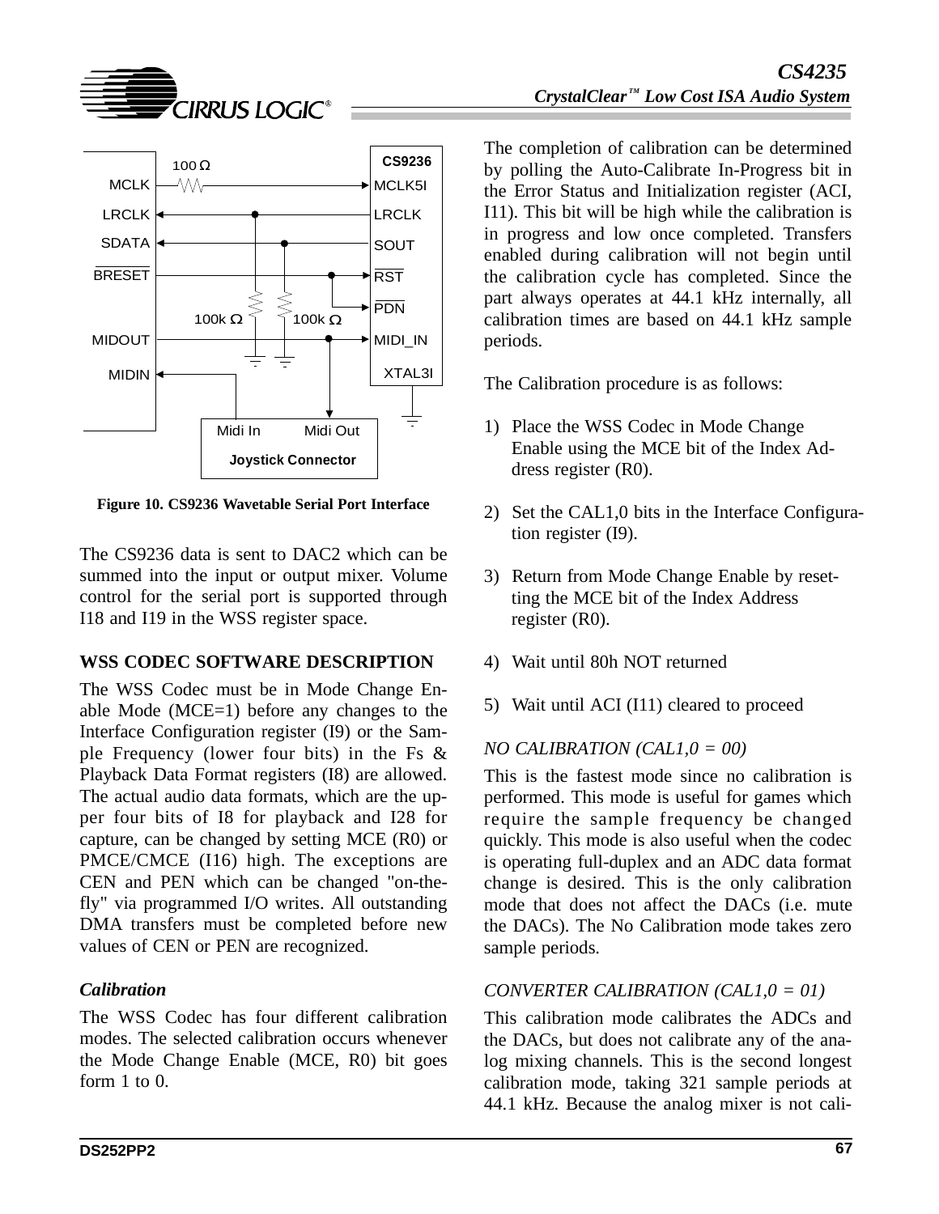Figure 10. CS9236 Wavetable Serial Port Interface

The CS9236 data is sent to DAC2 which can be summed into the input or output mixer. Volume control for the serial port is supported through I18 and I19 in the WSS register space.

## WSS CODEC SOFTWARE DESCRIPTION

The WSS Codec must be in Mode Change Enable Mode (MCE=1) before any changes to the Interface Configuration register (I9) or the Sample Frequency (lower four bits) in the Fs & Playback Data Format registers (I8) are allowed. The actual audio data formats, which are the upper four bits of I8 for playback and I28 for capture, can be changed by setting MCE (R0) or PMCE/CMCE (I16) high. The exceptions are CEN and PEN which can be changed "on-the-fly" via programmed I/O writes. All outstanding DMA transfers must be completed before new values of CEN or PEN are recognized.

### *Calibration*

The WSS Codec has four different calibration modes. The selected calibration occurs whenever the Mode Change Enable (MCE, R0) bit goes form 1 to 0.

The completion of calibration can be determined by polling the Auto-Calibrate In-Progress bit in the Error Status and Initialization register (ACI, I11). This bit will be high while the calibration is in progress and low once completed. Transfers enabled during calibration will not begin until the calibration cycle has completed. Since the part always operates at 44.1 kHz internally, all calibration times are based on 44.1 kHz sample periods.

The Calibration procedure is as follows:

1) Place the WSS Codec in Mode Change Enable using the MCE bit of the Index Address register (R0).

2) Set the CAL1,0 bits in the Interface Configuration register (I9).

3) Return from Mode Change Enable by resetting the MCE bit of the Index Address register (R0).

4) Wait until 80h NOT returned

5) Wait until ACI (I11) cleared to proceed

*NO CALIBRATION (CAL1,0 = 00)*

This is the fastest mode since no calibration is performed. This mode is useful for games which require the sample frequency be changed quickly. This mode is also useful when the codec is operating full-duplex and an ADC data format change is desired. This is the only calibration mode that does not affect the DACs (i.e. mute the DACs). The No Calibration mode takes zero sample periods.

*CONVERTER CALIBRATION (CAL1,0 = 01)*

This calibration mode calibrates the ADCs and the DACs, but does not calibrate any of the analog mixing channels. This is the second longest calibration mode, taking 321 sample periods at 44.1 kHz. Because the analog mixer is not cali-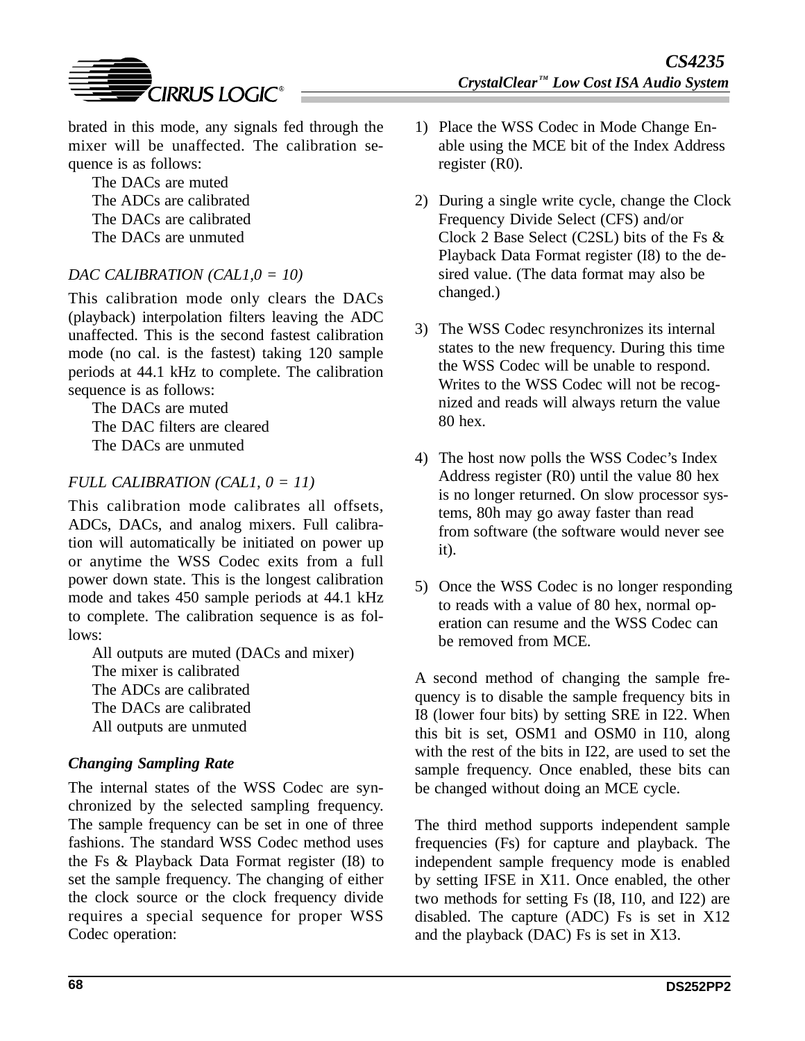brated in this mode, any signals fed through the mixer will be unaffected. The calibration sequence is as follows:

The DACs are muted
The ADCs are calibrated
The DACs are calibrated
The DACs are unmuted

*DAC CALIBRATION (CAL1,0 = 10)*

This calibration mode only clears the DACs (playback) interpolation filters leaving the ADC unaffected. This is the second fastest calibration mode (no cal. is the fastest) taking 120 sample periods at 44.1 kHz to complete. The calibration sequence is as follows:

The DACs are muted
The DAC filters are cleared
The DACs are unmuted

*FULL CALIBRATION (CAL1, 0 = 11)*

This calibration mode calibrates all offsets, ADCs, DACs, and analog mixers. Full calibration will automatically be initiated on power up or anytime the WSS Codec exits from a full power down state. This is the longest calibration mode and takes 450 sample periods at 44.1 kHz to complete. The calibration sequence is as follows:

All outputs are muted (DACs and mixer)
The mixer is calibrated
The ADCs are calibrated
The DACs are calibrated
All outputs are unmuted

### *Changing Sampling Rate*

The internal states of the WSS Codec are synchronized by the selected sampling frequency. The sample frequency can be set in one of three fashions. The standard WSS Codec method uses the Fs & Playback Data Format register (I8) to set the sample frequency. The changing of either the clock source or the clock frequency divide requires a special sequence for proper WSS Codec operation:

1) Place the WSS Codec in Mode Change Enable using the MCE bit of the Index Address register (R0).

2) During a single write cycle, change the Clock Frequency Divide Select (CFS) and/or Clock 2 Base Select (C2SL) bits of the Fs & Playback Data Format register (I8) to the desired value. (The data format may also be changed.)

3) The WSS Codec resynchronizes its internal states to the new frequency. During this time the WSS Codec will be unable to respond. Writes to the WSS Codec will not be recognized and reads will always return the value 80 hex.

4) The host now polls the WSS Codec's Index Address register (R0) until the value 80 hex is no longer returned. On slow processor systems, 80h may go away faster than read from software (the software would never see it).

5) Once the WSS Codec is no longer responding to reads with a value of 80 hex, normal operation can resume and the WSS Codec can be removed from MCE.

A second method of changing the sample frequency is to disable the sample frequency bits in I8 (lower four bits) by setting SRE in I22. When this bit is set, OSM1 and OSM0 in I10, along with the rest of the bits in I22, are used to set the sample frequency. Once enabled, these bits can be changed without doing an MCE cycle.

The third method supports independent sample frequencies (Fs) for capture and playback. The independent sample frequency mode is enabled by setting IFSE in X11. Once enabled, the other two methods for setting Fs (I8, I10, and I22) are disabled. The capture (ADC) Fs is set in X12 and the playback (DAC) Fs is set in X13.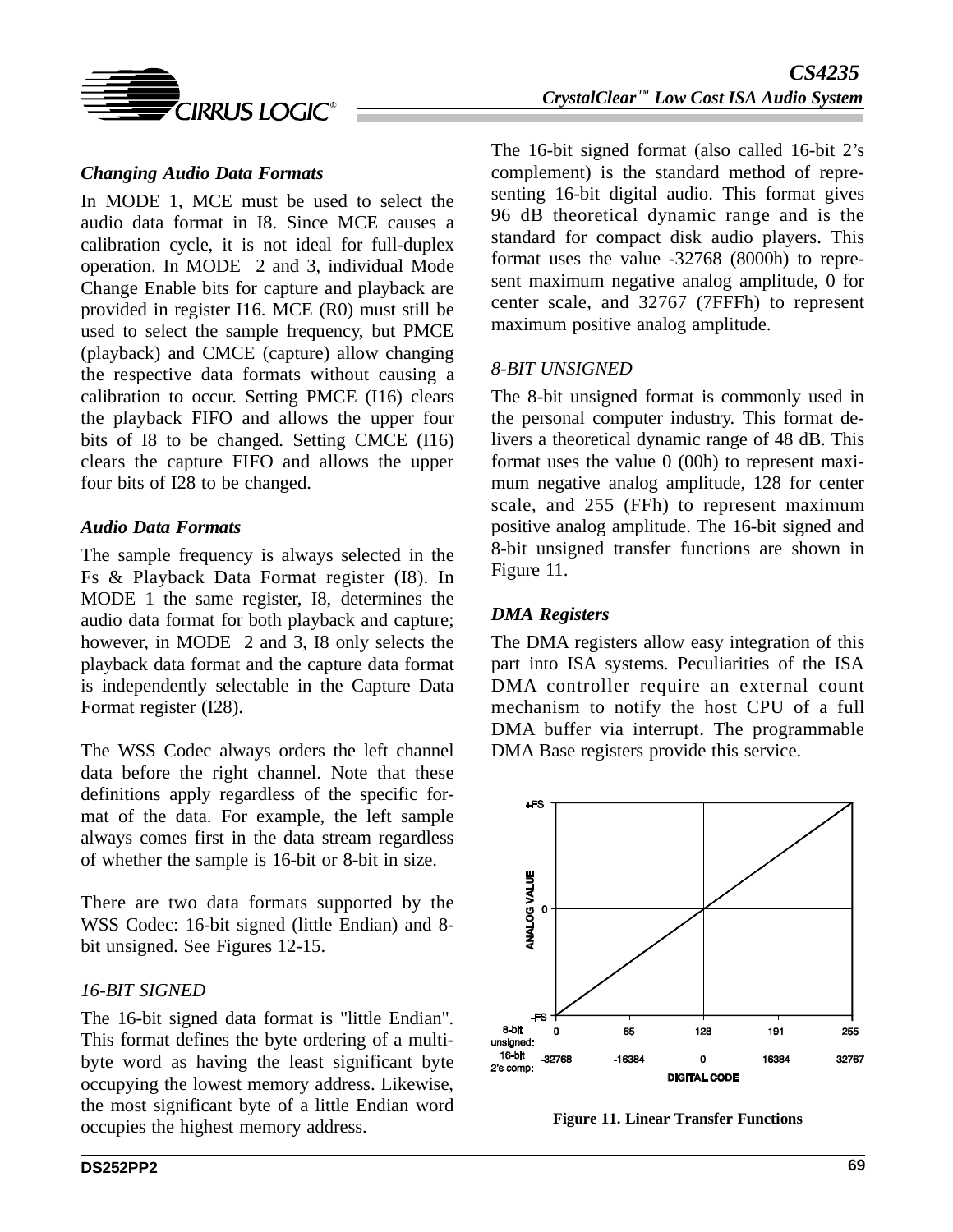### Changing Audio Data Formats

In MODE 1, MCE must be used to select the audio data format in I8. Since MCE causes a calibration cycle, it is not ideal for full-duplex operation. In MODE 2 and 3, individual Mode Change Enable bits for capture and playback are provided in register I16. MCE (R0) must still be used to select the sample frequency, but PMCE (playback) and CMCE (capture) allow changing the respective data formats without causing a calibration to occur. Setting PMCE (I16) clears the playback FIFO and allows the upper four bits of I8 to be changed. Setting CMCE (I16) clears the capture FIFO and allows the upper four bits of I28 to be changed.

### Audio Data Formats

The sample frequency is always selected in the Fs & Playback Data Format register (I8). In MODE 1 the same register, I8, determines the audio data format for both playback and capture; however, in MODE 2 and 3, I8 only selects the playback data format and the capture data format is independently selectable in the Capture Data Format register (I28).

The WSS Codec always orders the left channel data before the right channel. Note that these definitions apply regardless of the specific format of the data. For example, the left sample always comes first in the data stream regardless of whether the sample is 16-bit or 8-bit in size.

There are two data formats supported by the WSS Codec: 16-bit signed (little Endian) and 8-bit unsigned. See Figures 12-15.

#### *16-BIT SIGNED*

The 16-bit signed data format is "little Endian". This format defines the byte ordering of a multi-byte word as having the least significant byte occupying the lowest memory address. Likewise, the most significant byte of a little Endian word occupies the highest memory address.

The 16-bit signed format (also called 16-bit 2's complement) is the standard method of representing 16-bit digital audio. This format gives 96 dB theoretical dynamic range and is the standard for compact disk audio players. This format uses the value -32768 (8000h) to represent maximum negative analog amplitude, 0 for center scale, and 32767 (7FFFh) to represent maximum positive analog amplitude.

#### *8-BIT UNSIGNED*

The 8-bit unsigned format is commonly used in the personal computer industry. This format delivers a theoretical dynamic range of 48 dB. This format uses the value 0 (00h) to represent maximum negative analog amplitude, 128 for center scale, and 255 (FFh) to represent maximum positive analog amplitude. The 16-bit signed and 8-bit unsigned transfer functions are shown in Figure 11.

### DMA Registers

The DMA registers allow easy integration of this part into ISA systems. Peculiarities of the ISA DMA controller require an external count mechanism to notify the host CPU of a full DMA buffer via interrupt. The programmable DMA Base registers provide this service.

**Figure 11. Linear Transfer Functions**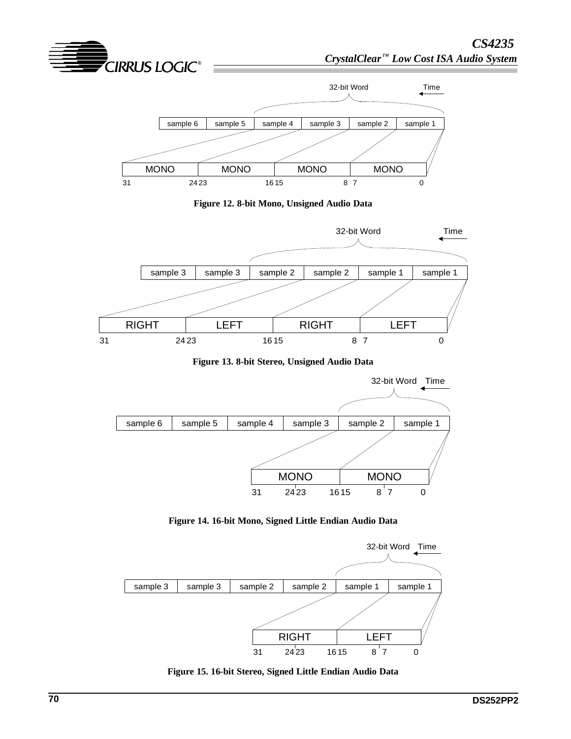32-bit Word    Time

| sample 6 | sample 5 | sample 4 | sample 3 | sample 2 | sample 1 |
|---|---|---|---|---|---|

| MONO | MONO | MONO | MONO |
|---|---|---|---|
| 31 — 24 | 23 — 16 | 15 — 8 | 7 — 0 |

**Figure 12. 8-bit Mono, Unsigned Audio Data**

32-bit Word    Time

| sample 3 | sample 3 | sample 2 | sample 2 | sample 1 | sample 1 |
|---|---|---|---|---|---|

| RIGHT | LEFT | RIGHT | LEFT |
|---|---|---|---|
| 31 — 24 | 23 — 16 | 15 — 8 | 7 — 0 |

**Figure 13. 8-bit Stereo, Unsigned Audio Data**

32-bit Word    Time

| sample 6 | sample 5 | sample 4 | sample 3 | sample 2 | sample 1 |
|---|---|---|---|---|---|

| MONO | MONO |
|---|---|
| 31 — 24, 23 — 16 | 15 — 8, 7 — 0 |

**Figure 14. 16-bit Mono, Signed Little Endian Audio Data**

32-bit Word    Time

| sample 3 | sample 3 | sample 2 | sample 2 | sample 1 | sample 1 |
|---|---|---|---|---|---|

| RIGHT | LEFT |
|---|---|
| 31 — 24, 23 — 16 | 15 — 8, 7 — 0 |

**Figure 15. 16-bit Stereo, Signed Little Endian Audio Data**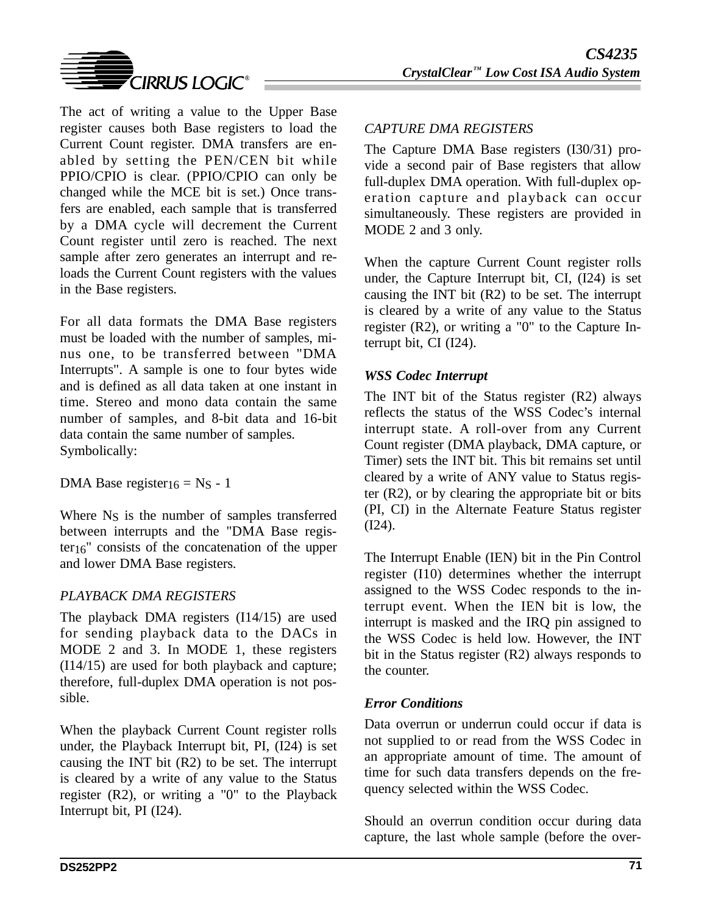The act of writing a value to the Upper Base register causes both Base registers to load the Current Count register. DMA transfers are enabled by setting the PEN/CEN bit while PPIO/CPIO is clear. (PPIO/CPIO can only be changed while the MCE bit is set.) Once transfers are enabled, each sample that is transferred by a DMA cycle will decrement the Current Count register until zero is reached. The next sample after zero generates an interrupt and reloads the Current Count registers with the values in the Base registers.

For all data formats the DMA Base registers must be loaded with the number of samples, minus one, to be transferred between "DMA Interrupts". A sample is one to four bytes wide and is defined as all data taken at one instant in time. Stereo and mono data contain the same number of samples, and 8-bit data and 16-bit data contain the same number of samples. Symbolically:

DMA Base $\text{register}_{16} = N_S - 1$

Where $N_S$ is the number of samples transferred between interrupts and the "DMA Base $\text{register}_{16}$" consists of the concatenation of the upper and lower DMA Base registers.

*PLAYBACK DMA REGISTERS*

The playback DMA registers (I14/15) are used for sending playback data to the DACs in MODE 2 and 3. In MODE 1, these registers (I14/15) are used for both playback and capture; therefore, full-duplex DMA operation is not possible.

When the playback Current Count register rolls under, the Playback Interrupt bit, PI, (I24) is set causing the INT bit (R2) to be set. The interrupt is cleared by a write of any value to the Status register (R2), or writing a "0" to the Playback Interrupt bit, PI (I24).

*CAPTURE DMA REGISTERS*

The Capture DMA Base registers (I30/31) provide a second pair of Base registers that allow full-duplex DMA operation. With full-duplex operation capture and playback can occur simultaneously. These registers are provided in MODE 2 and 3 only.

When the capture Current Count register rolls under, the Capture Interrupt bit, CI, (I24) is set causing the INT bit (R2) to be set. The interrupt is cleared by a write of any value to the Status register (R2), or writing a "0" to the Capture Interrupt bit, CI (I24).

### *WSS Codec Interrupt*

The INT bit of the Status register (R2) always reflects the status of the WSS Codec's internal interrupt state. A roll-over from any Current Count register (DMA playback, DMA capture, or Timer) sets the INT bit. This bit remains set until cleared by a write of ANY value to Status register (R2), or by clearing the appropriate bit or bits (PI, CI) in the Alternate Feature Status register (I24).

The Interrupt Enable (IEN) bit in the Pin Control register (I10) determines whether the interrupt assigned to the WSS Codec responds to the interrupt event. When the IEN bit is low, the interrupt is masked and the IRQ pin assigned to the WSS Codec is held low. However, the INT bit in the Status register (R2) always responds to the counter.

### *Error Conditions*

Data overrun or underrun could occur if data is not supplied to or read from the WSS Codec in an appropriate amount of time. The amount of time for such data transfers depends on the frequency selected within the WSS Codec.

Should an overrun condition occur during data capture, the last whole sample (before the over-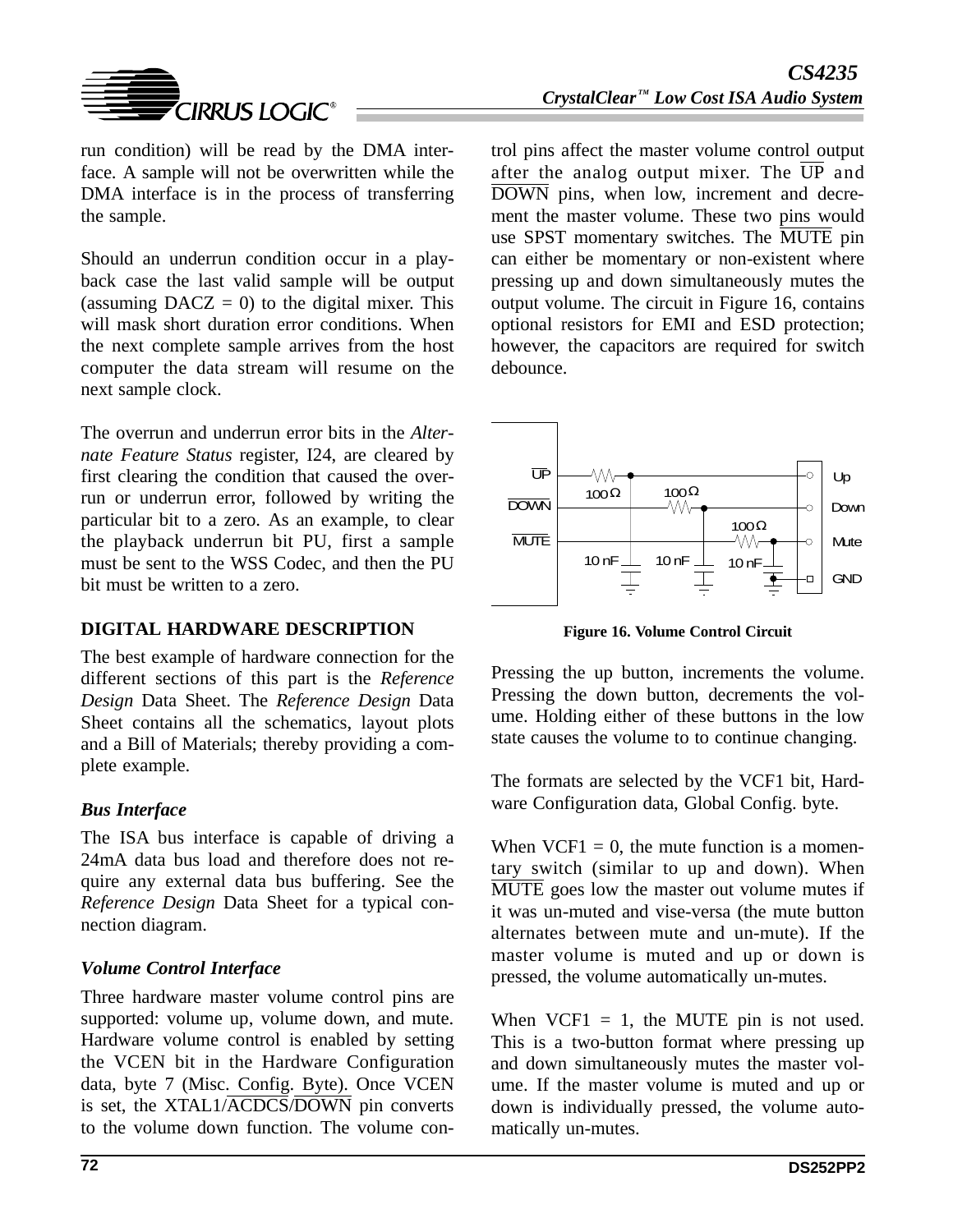run condition) will be read by the DMA interface. A sample will not be overwritten while the DMA interface is in the process of transferring the sample.

Should an underrun condition occur in a playback case the last valid sample will be output (assuming DACZ = 0) to the digital mixer. This will mask short duration error conditions. When the next complete sample arrives from the host computer the data stream will resume on the next sample clock.

The overrun and underrun error bits in the *Alternate Feature Status* register, I24, are cleared by first clearing the condition that caused the overrun or underrun error, followed by writing the particular bit to a zero. As an example, to clear the playback underrun bit PU, first a sample must be sent to the WSS Codec, and then the PU bit must be written to a zero.

## DIGITAL HARDWARE DESCRIPTION

The best example of hardware connection for the different sections of this part is the *Reference Design* Data Sheet. The *Reference Design* Data Sheet contains all the schematics, layout plots and a Bill of Materials; thereby providing a complete example.

### *Bus Interface*

The ISA bus interface is capable of driving a 24mA data bus load and therefore does not require any external data bus buffering. See the *Reference Design* Data Sheet for a typical connection diagram.

### *Volume Control Interface*

Three hardware master volume control pins are supported: volume up, volume down, and mute. Hardware volume control is enabled by setting the VCEN bit in the Hardware Configuration data, byte 7 (Misc. Config. Byte). Once VCEN is set, the XTAL1/$\overline{\text{ACDCS}}$/$\overline{\text{DOWN}}$ pin converts to the volume down function. The volume control pins affect the master volume control output after the analog output mixer. The $\overline{\text{UP}}$ and $\overline{\text{DOWN}}$ pins, when low, increment and decrement the master volume. These two pins would use SPST momentary switches. The $\overline{\text{MUTE}}$ pin can either be momentary or non-existent where pressing up and down simultaneously mutes the output volume. The circuit in Figure 16, contains optional resistors for EMI and ESD protection; however, the capacitors are required for switch debounce.

**Figure 16. Volume Control Circuit**

Pressing the up button, increments the volume. Pressing the down button, decrements the volume. Holding either of these buttons in the low state causes the volume to to continue changing.

The formats are selected by the VCF1 bit, Hardware Configuration data, Global Config. byte.

When VCF1 = 0, the mute function is a momentary switch (similar to up and down). When $\overline{\text{MUTE}}$ goes low the master out volume mutes if it was un-muted and vise-versa (the mute button alternates between mute and un-mute). If the master volume is muted and up or down is pressed, the volume automatically un-mutes.

When VCF1 = 1, the MUTE pin is not used. This is a two-button format where pressing up and down simultaneously mutes the master volume. If the master volume is muted and up or down is individually pressed, the volume automatically un-mutes.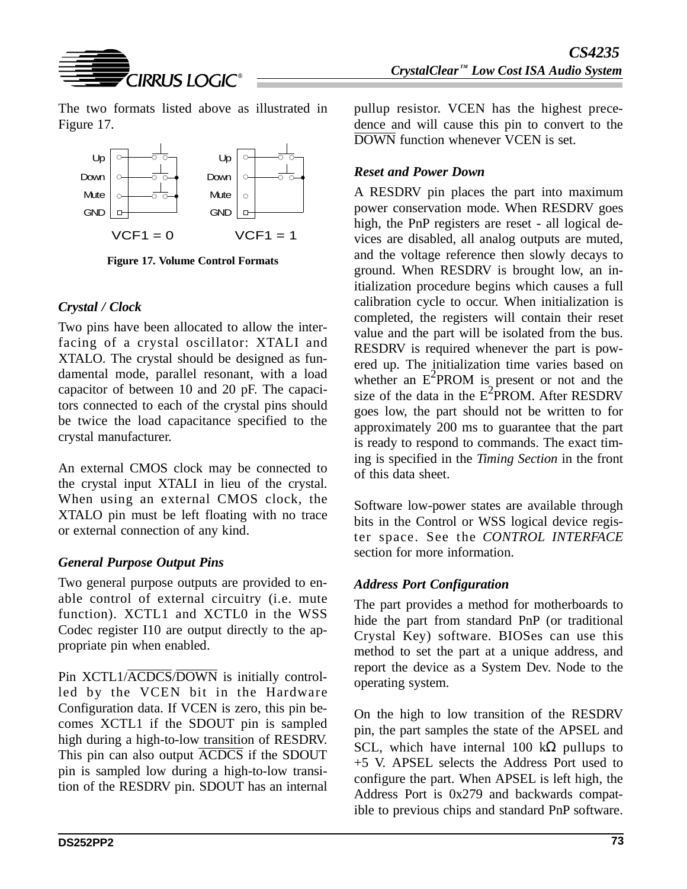The two formats listed above as illustrated in Figure 17.

Figure 17. Volume Control Formats

### *Crystal / Clock*

Two pins have been allocated to allow the interfacing of a crystal oscillator: XTALI and XTALO. The crystal should be designed as fundamental mode, parallel resonant, with a load capacitor of between 10 and 20 pF. The capacitors connected to each of the crystal pins should be twice the load capacitance specified to the crystal manufacturer.

An external CMOS clock may be connected to the crystal input XTALI in lieu of the crystal. When using an external CMOS clock, the XTALO pin must be left floating with no trace or external connection of any kind.

### *General Purpose Output Pins*

Two general purpose outputs are provided to enable control of external circuitry (i.e. mute function). XCTL1 and XCTL0 in the WSS Codec register I10 are output directly to the appropriate pin when enabled.

Pin XCTL1/$\overline{\text{ACDCS}}$/$\overline{\text{DOWN}}$ is initially controlled by the VCEN bit in the Hardware Configuration data. If VCEN is zero, this pin becomes XCTL1 if the SDOUT pin is sampled high during a high-to-low transition of RESDRV. This pin can also output $\overline{\text{ACDCS}}$ if the SDOUT pin is sampled low during a high-to-low transition of the RESDRV pin. SDOUT has an internal pullup resistor. VCEN has the highest precedence and will cause this pin to convert to the $\overline{\text{DOWN}}$ function whenever VCEN is set.

### *Reset and Power Down*

A RESDRV pin places the part into maximum power conservation mode. When RESDRV goes high, the PnP registers are reset - all logical devices are disabled, all analog outputs are muted, and the voltage reference then slowly decays to ground. When RESDRV is brought low, an initialization procedure begins which causes a full calibration cycle to occur. When initialization is completed, the registers will contain their reset value and the part will be isolated from the bus. RESDRV is required whenever the part is powered up. The initialization time varies based on whether an $E^2$PROM is present or not and the size of the data in the $E^2$PROM. After RESDRV goes low, the part should not be written to for approximately 200 ms to guarantee that the part is ready to respond to commands. The exact timing is specified in the *Timing Section* in the front of this data sheet.

Software low-power states are available through bits in the Control or WSS logical device register space. See the *CONTROL INTERFACE* section for more information.

### *Address Port Configuration*

The part provides a method for motherboards to hide the part from standard PnP (or traditional Crystal Key) software. BIOSes can use this method to set the part at a unique address, and report the device as a System Dev. Node to the operating system.

On the high to low transition of the RESDRV pin, the part samples the state of the APSEL and SCL, which have internal 100 kΩ pullups to +5 V. APSEL selects the Address Port used to configure the part. When APSEL is left high, the Address Port is 0x279 and backwards compatible to previous chips and standard PnP software.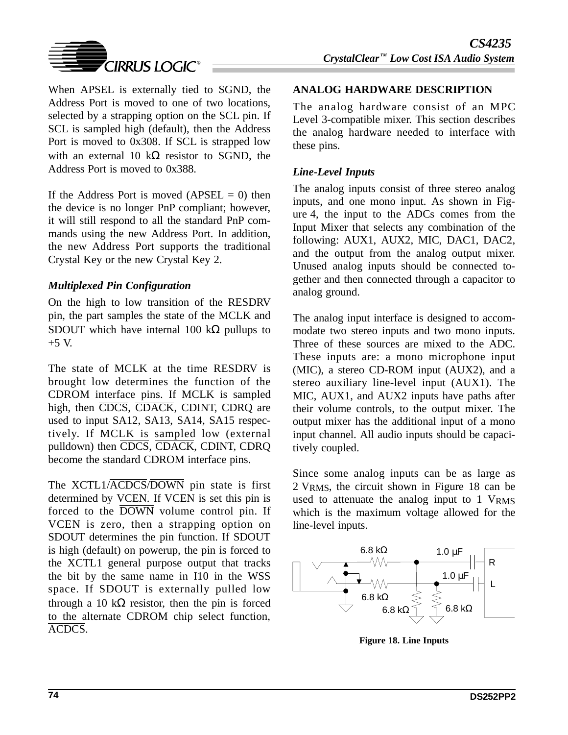When APSEL is externally tied to SGND, the Address Port is moved to one of two locations, selected by a strapping option on the SCL pin. If SCL is sampled high (default), then the Address Port is moved to 0x308. If SCL is strapped low with an external 10 kΩ resistor to SGND, the Address Port is moved to 0x388.

If the Address Port is moved (APSEL = 0) then the device is no longer PnP compliant; however, it will still respond to all the standard PnP commands using the new Address Port. In addition, the new Address Port supports the traditional Crystal Key or the new Crystal Key 2.

### *Multiplexed Pin Configuration*

On the high to low transition of the RESDRV pin, the part samples the state of the MCLK and SDOUT which have internal 100 kΩ pullups to +5 V.

The state of MCLK at the time RESDRV is brought low determines the function of the CDROM interface pins. If MCLK is sampled high, then $\overline{\text{CDCS}}$, $\overline{\text{CDACK}}$, CDINT, CDRQ are used to input SA12, SA13, SA14, SA15 respectively. If MCLK is sampled low (external pulldown) then $\overline{\text{CDCS}}$, $\overline{\text{CDACK}}$, CDINT, CDRQ become the standard CDROM interface pins.

The XCTL1/$\overline{\text{ACDCS}}$/$\overline{\text{DOWN}}$ pin state is first determined by VCEN. If VCEN is set this pin is forced to the $\overline{\text{DOWN}}$ volume control pin. If VCEN is zero, then a strapping option on SDOUT determines the pin function. If SDOUT is high (default) on powerup, the pin is forced to the XCTL1 general purpose output that tracks the bit by the same name in I10 in the WSS space. If SDOUT is externally pulled low through a 10 kΩ resistor, then the pin is forced to the alternate CDROM chip select function, $\overline{\text{ACDCS}}$.

## ANALOG HARDWARE DESCRIPTION

The analog hardware consist of an MPC Level 3-compatible mixer. This section describes the analog hardware needed to interface with these pins.

### *Line-Level Inputs*

The analog inputs consist of three stereo analog inputs, and one mono input. As shown in Figure 4, the input to the ADCs comes from the Input Mixer that selects any combination of the following: AUX1, AUX2, MIC, DAC1, DAC2, and the output from the analog output mixer. Unused analog inputs should be connected together and then connected through a capacitor to analog ground.

The analog input interface is designed to accommodate two stereo inputs and two mono inputs. Three of these sources are mixed to the ADC. These inputs are: a mono microphone input (MIC), a stereo CD-ROM input (AUX2), and a stereo auxiliary line-level input (AUX1). The MIC, AUX1, and AUX2 inputs have paths after their volume controls, to the output mixer. The output mixer has the additional input of a mono input channel. All audio inputs should be capacitively coupled.

Since some analog inputs can be as large as 2 $V_{RMS}$, the circuit shown in Figure 18 can be used to attenuate the analog input to 1 $V_{RMS}$ which is the maximum voltage allowed for the line-level inputs.

6.8 kΩ, 1.0 µF, R, 1.0 µF, L, 6.8 kΩ, 6.8 kΩ, 6.8 kΩ

**Figure 18. Line Inputs**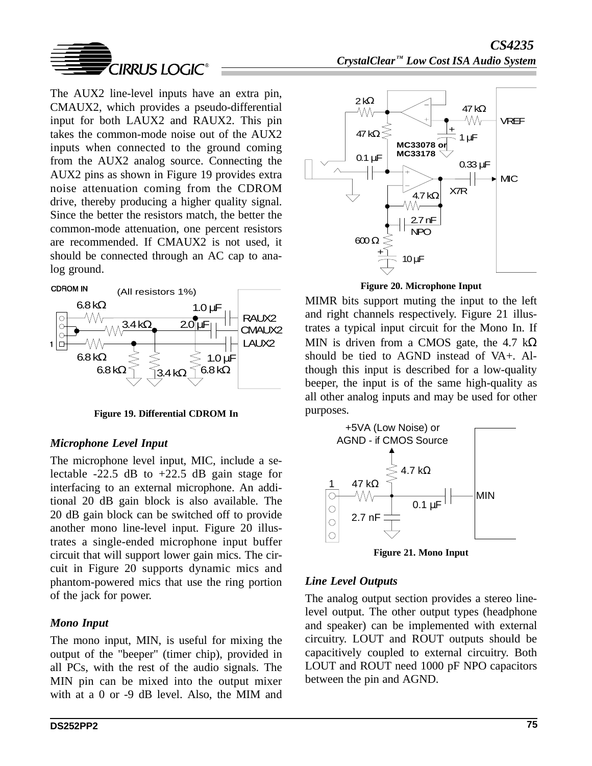The AUX2 line-level inputs have an extra pin, CMAUX2, which provides a pseudo-differential input for both LAUX2 and RAUX2. This pin takes the common-mode noise out of the AUX2 inputs when connected to the ground coming from the AUX2 analog source. Connecting the AUX2 pins as shown in Figure 19 provides extra noise attenuation coming from the CDROM drive, thereby producing a higher quality signal. Since the better the resistors match, the better the common-mode attenuation, one percent resistors are recommended. If CMAUX2 is not used, it should be connected through an AC cap to analog ground.

**Figure 19. Differential CDROM In**

### *Microphone Level Input*

The microphone level input, MIC, include a selectable -22.5 dB to +22.5 dB gain stage for interfacing to an external microphone. An additional 20 dB gain block is also available. The 20 dB gain block can be switched off to provide another mono line-level input. Figure 20 illustrates a single-ended microphone input buffer circuit that will support lower gain mics. The circuit in Figure 20 supports dynamic mics and phantom-powered mics that use the ring portion of the jack for power.

### *Mono Input*

The mono input, MIN, is useful for mixing the output of the "beeper" (timer chip), provided in all PCs, with the rest of the audio signals. The MIN pin can be mixed into the output mixer with at a 0 or -9 dB level. Also, the MIM and MIMR bits support muting the input to the left and right channels respectively. Figure 21 illustrates a typical input circuit for the Mono In. If MIN is driven from a CMOS gate, the 4.7 kΩ should be tied to AGND instead of VA+. Although this input is described for a low-quality beeper, the input is of the same high-quality as all other analog inputs and may be used for other purposes.

**Figure 20. Microphone Input**

**Figure 21. Mono Input**

### *Line Level Outputs*

The analog output section provides a stereo line-level output. The other output types (headphone and speaker) can be implemented with external circuitry. LOUT and ROUT outputs should be capacitively coupled to external circuitry. Both LOUT and ROUT need 1000 pF NPO capacitors between the pin and AGND.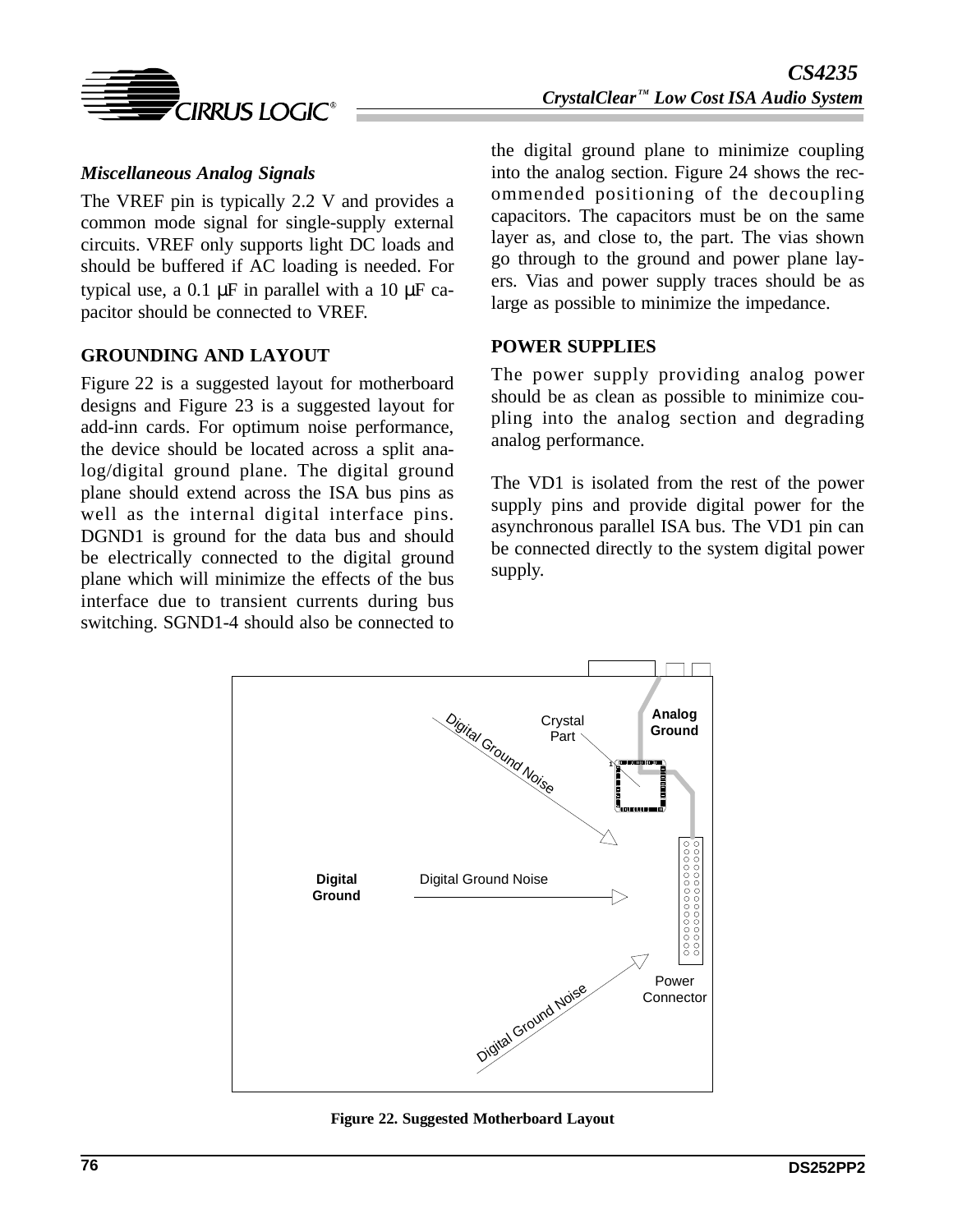### *Miscellaneous Analog Signals*

The VREF pin is typically 2.2 V and provides a common mode signal for single-supply external circuits. VREF only supports light DC loads and should be buffered if AC loading is needed. For typical use, a 0.1 µF in parallel with a 10 µF capacitor should be connected to VREF.

## GROUNDING AND LAYOUT

Figure 22 is a suggested layout for motherboard designs and Figure 23 is a suggested layout for add-inn cards. For optimum noise performance, the device should be located across a split analog/digital ground plane. The digital ground plane should extend across the ISA bus pins as well as the internal digital interface pins. DGND1 is ground for the data bus and should be electrically connected to the digital ground plane which will minimize the effects of the bus interface due to transient currents during bus switching. SGND1-4 should also be connected to the digital ground plane to minimize coupling into the analog section. Figure 24 shows the recommended positioning of the decoupling capacitors. The capacitors must be on the same layer as, and close to, the part. The vias shown go through to the ground and power plane layers. Vias and power supply traces should be as large as possible to minimize the impedance.

## POWER SUPPLIES

The power supply providing analog power should be as clean as possible to minimize coupling into the analog section and degrading analog performance.

The VD1 is isolated from the rest of the power supply pins and provide digital power for the asynchronous parallel ISA bus. The VD1 pin can be connected directly to the system digital power supply.

**Figure 22. Suggested Motherboard Layout**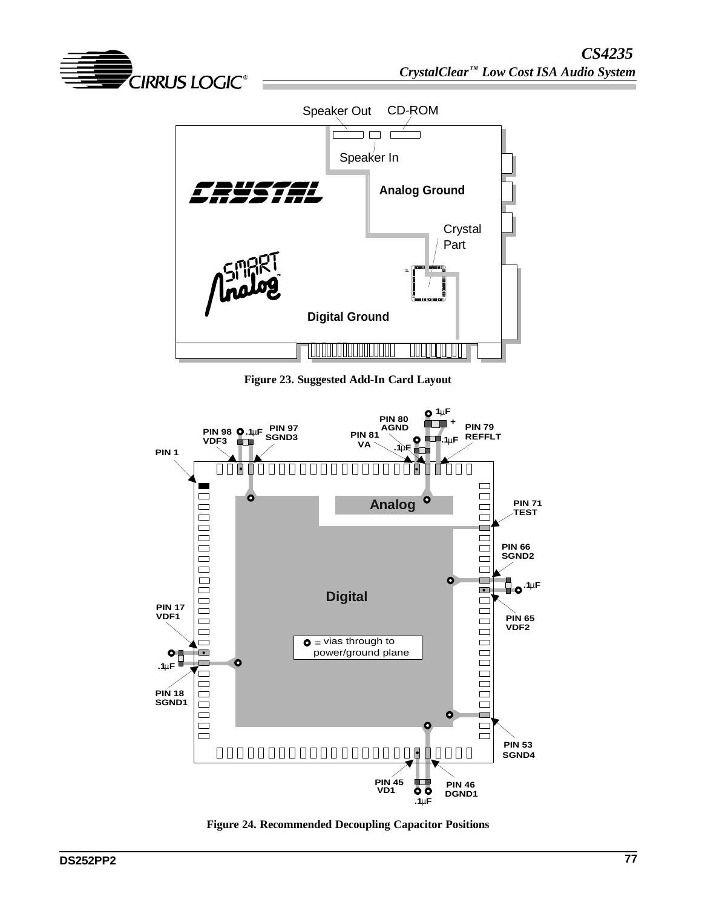Speaker Out CD-ROM

Speaker In

Analog Ground

Crystal Part

Digital Ground

**Figure 23. Suggested Add-In Card Layout**

PIN 1

PIN 98 VDF3 .1µF PIN 97 SGND3

PIN 80 AGND 1µF + PIN 79 REFFLT

PIN 81 VA .1µF .1µF

Analog

PIN 71 TEST

PIN 66 SGND2

.1µF

PIN 65 VDF2

Digital

PIN 17 VDF1

.1µF

PIN 18 SGND1

= vias through to power/ground plane

PIN 53 SGND4

PIN 45 VD1 .1µF PIN 46 DGND1

**Figure 24. Recommended Decoupling Capacitor Positions**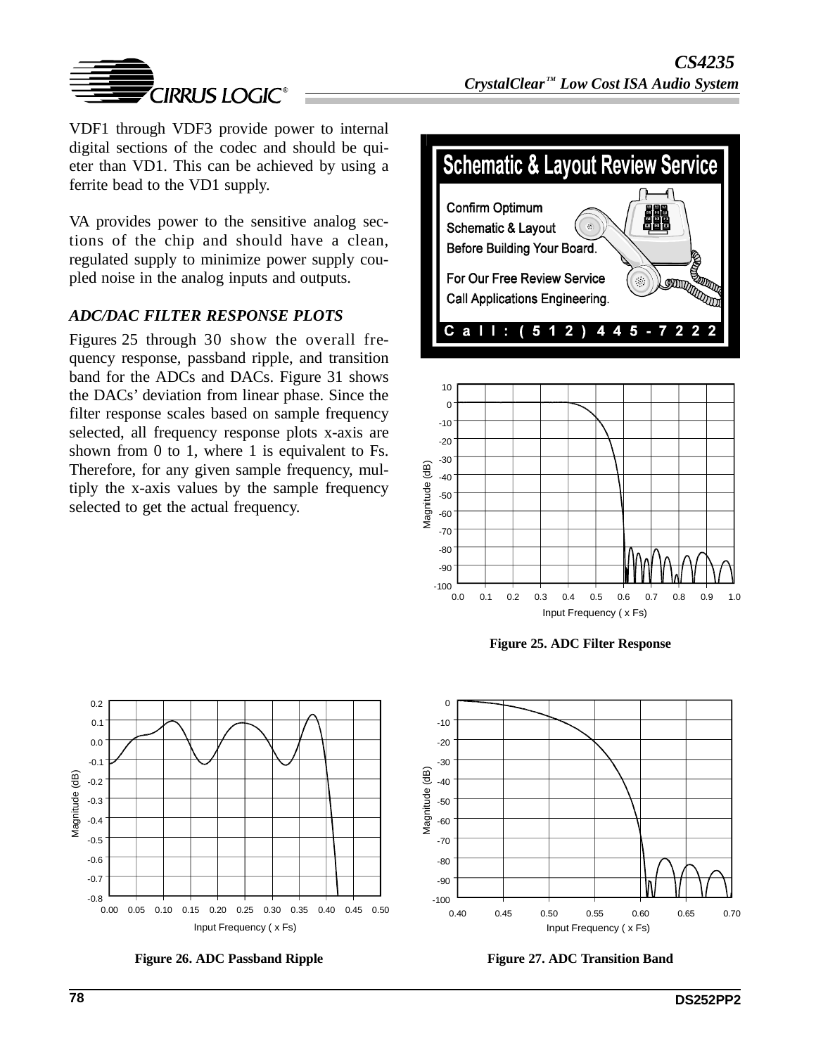VDF1 through VDF3 provide power to internal digital sections of the codec and should be quieter than VD1. This can be achieved by using a ferrite bead to the VD1 supply.

VA provides power to the sensitive analog sections of the chip and should have a clean, regulated supply to minimize power supply coupled noise in the analog inputs and outputs.

### *ADC/DAC FILTER RESPONSE PLOTS*

Figures 25 through 30 show the overall frequency response, passband ripple, and transition band for the ADCs and DACs. Figure 31 shows the DACs' deviation from linear phase. Since the filter response scales based on sample frequency selected, all frequency response plots x-axis are shown from 0 to 1, where 1 is equivalent to Fs. Therefore, for any given sample frequency, multiply the x-axis values by the sample frequency selected to get the actual frequency.

**Schematic & Layout Review Service**

Confirm Optimum Schematic & Layout Before Building Your Board.

For Our Free Review Service Call Applications Engineering.

Call: (512) 445-7222

**Figure 25. ADC Filter Response**

**Figure 26. ADC Passband Ripple**

**Figure 27. ADC Transition Band**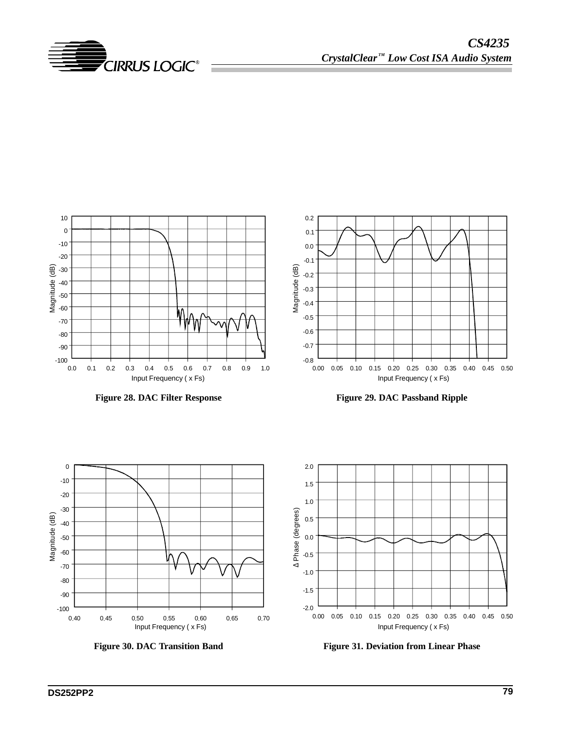Figure 28. DAC Filter Response

Figure 29. DAC Passband Ripple

Figure 30. DAC Transition Band

Figure 31. Deviation from Linear Phase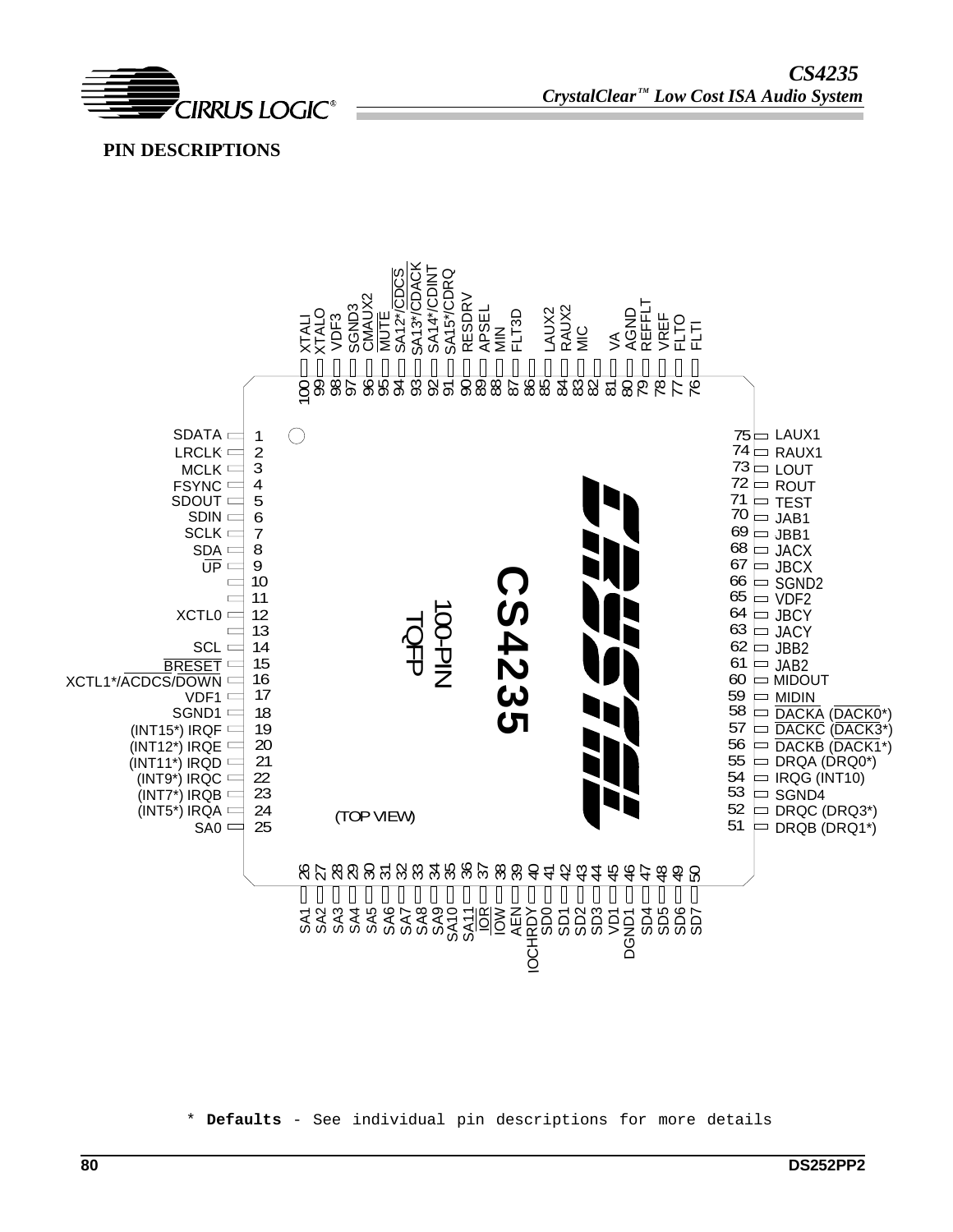## PIN DESCRIPTIONS

| Pin | Name | Pin | Name |
|---|---|---|---|
| 1 | SDATA | 51 | DRQB (DRQ1*) |
| 2 | LRCLK | 52 | DRQC (DRQ3*) |
| 3 | MCLK | 53 | SGND4 |
| 4 | FSYNC | 54 | IRQG (INT10) |
| 5 | SDOUT | 55 | DRQA (DRQ0*) |
| 6 | SDIN | 56 | DACKB (DACK1*) |
| 7 | SCLK | 57 | DACKC (DACK3*) |
| 8 | SDA | 58 | DACKA (DACK0*) |
| 9 | UP | 59 | MIDIN |
| 10 | | 60 | MIDOUT |
| 11 | | 61 | JAB2 |
| 12 | XCTL0 | 62 | JBB2 |
| 13 | | 63 | JACY |
| 14 | SCL | 64 | JBCY |
| 15 | BRESET | 65 | VDF2 |
| 16 | XCTL1*/ACDCS/DOWN | 66 | SGND2 |
| 17 | VDF1 | 67 | JBCX |
| 18 | SGND1 | 68 | JACX |
| 19 | (INT15*) IRQF | 69 | JBB1 |
| 20 | (INT12*) IRQE | 70 | JAB1 |
| 21 | (INT11*) IRQD | 71 | TEST |
| 22 | (INT9*) IRQC | 72 | ROUT |
| 23 | (INT7*) IRQB | 73 | LOUT |
| 24 | (INT5*) IRQA | 74 | RAUX1 |
| 25 | SA0 | 75 | LAUX1 |
| 26 | SA1 | 76 | FLTI |
| 27 | SA2 | 77 | FLTO |
| 28 | SA3 | 78 | VREF |
| 29 | SA4 | 79 | REFFLT |
| 30 | SA5 | 80 | AGND |
| 31 | SA6 | 81 | VA |
| 32 | SA7 | 82 | |
| 33 | SA8 | 83 | MIC |
| 34 | SA9 | 84 | RAUX2 |
| 35 | SA10 | 85 | LAUX2 |
| 36 | SA11 | 86 | |
| 37 | IOR | 87 | FLT3D |
| 38 | IOW | 88 | MIN |
| 39 | AEN | 89 | APSEL |
| 40 | IOCHRDY | 90 | RESDRV |
| 41 | SD0 | 91 | SA15*/CDRQ |
| 42 | SD1 | 92 | SA14*/CDINT |
| 43 | SD2 | 93 | SA13*/CDACK |
| 44 | SD3 | 94 | SA12*/CDCS |
| 45 | VD1 | 95 | MUTE |
| 46 | DGND1 | 96 | CMAUX2 |
| 47 | SD4 | 97 | SGND3 |
| 48 | SD5 | 98 | VDF3 |
| 49 | SD6 | 99 | XTALO |
| 50 | SD7 | 100 | XTALI |

CS4235 100-PIN TQFP (TOP VIEW)

\* **Defaults** - See individual pin descriptions for more details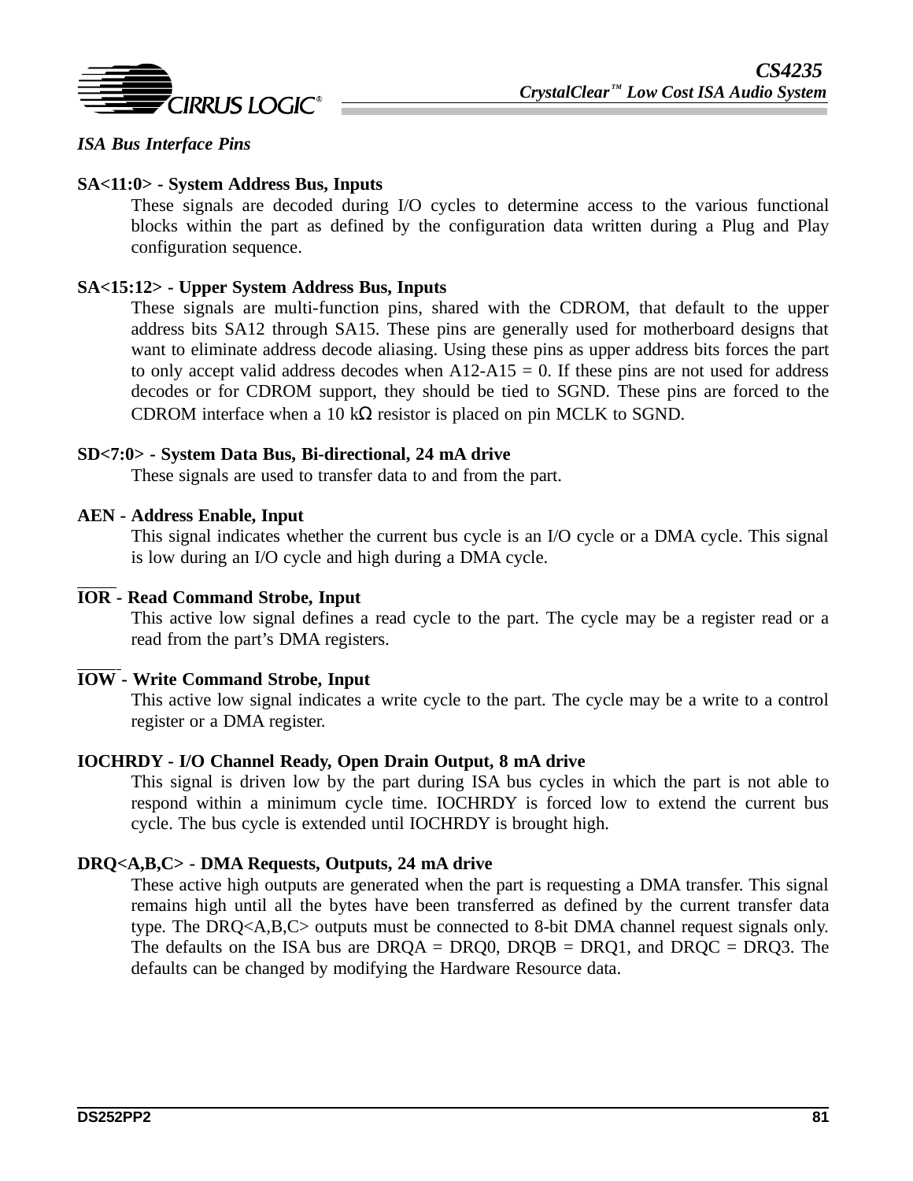### *ISA Bus Interface Pins*

**SA<11:0> - System Address Bus, Inputs**

These signals are decoded during I/O cycles to determine access to the various functional blocks within the part as defined by the configuration data written during a Plug and Play configuration sequence.

**SA<15:12> - Upper System Address Bus, Inputs**

These signals are multi-function pins, shared with the CDROM, that default to the upper address bits SA12 through SA15. These pins are generally used for motherboard designs that want to eliminate address decode aliasing. Using these pins as upper address bits forces the part to only accept valid address decodes when A12-A15 = 0. If these pins are not used for address decodes or for CDROM support, they should be tied to SGND. These pins are forced to the CDROM interface when a 10 kΩ resistor is placed on pin MCLK to SGND.

**SD<7:0> - System Data Bus, Bi-directional, 24 mA drive**

These signals are used to transfer data to and from the part.

**AEN - Address Enable, Input**

This signal indicates whether the current bus cycle is an I/O cycle or a DMA cycle. This signal is low during an I/O cycle and high during a DMA cycle.

**$\overline{\text{IOR}}$ - Read Command Strobe, Input**

This active low signal defines a read cycle to the part. The cycle may be a register read or a read from the part's DMA registers.

**$\overline{\text{IOW}}$ - Write Command Strobe, Input**

This active low signal indicates a write cycle to the part. The cycle may be a write to a control register or a DMA register.

**IOCHRDY - I/O Channel Ready, Open Drain Output, 8 mA drive**

This signal is driven low by the part during ISA bus cycles in which the part is not able to respond within a minimum cycle time. IOCHRDY is forced low to extend the current bus cycle. The bus cycle is extended until IOCHRDY is brought high.

**DRQ<A,B,C> - DMA Requests, Outputs, 24 mA drive**

These active high outputs are generated when the part is requesting a DMA transfer. This signal remains high until all the bytes have been transferred as defined by the current transfer data type. The DRQ<A,B,C> outputs must be connected to 8-bit DMA channel request signals only. The defaults on the ISA bus are DRQA = DRQ0, DRQB = DRQ1, and DRQC = DRQ3. The defaults can be changed by modifying the Hardware Resource data.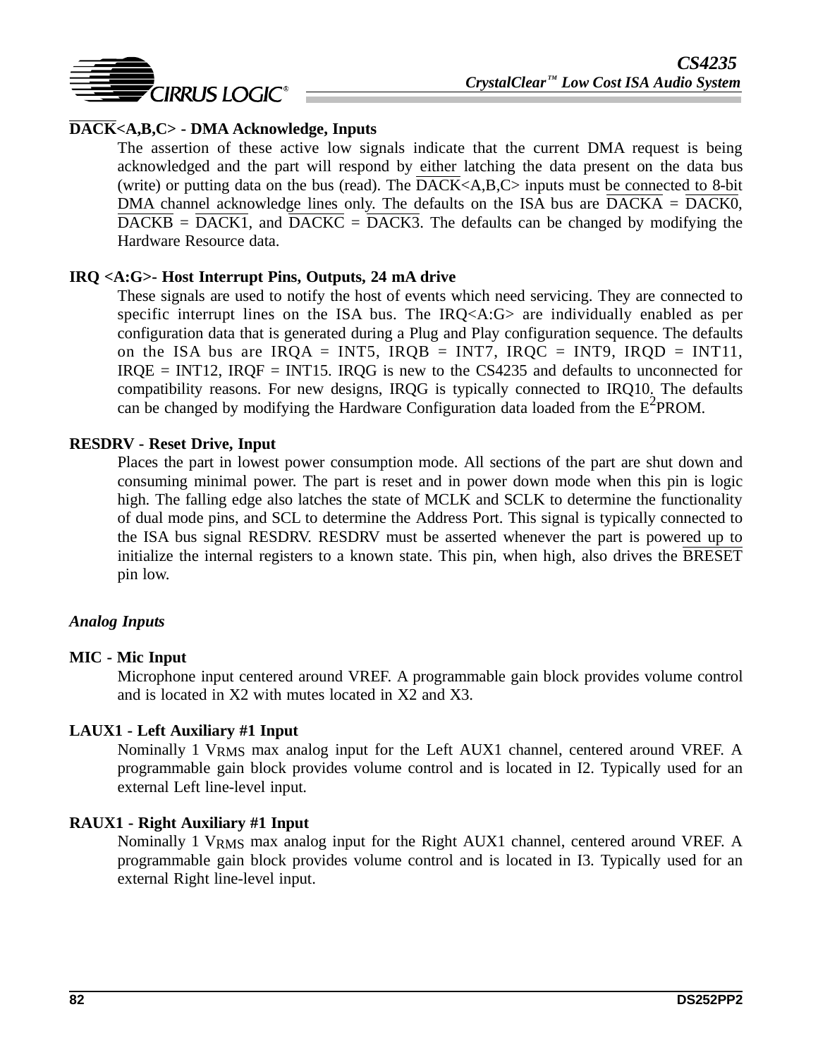**$\overline{\text{DACK}}$<A,B,C> - DMA Acknowledge, Inputs**

The assertion of these active low signals indicate that the current DMA request is being acknowledged and the part will respond by either latching the data present on the data bus (write) or putting data on the bus (read). The $\overline{\text{DACK}}$<A,B,C> inputs must be connected to 8-bit DMA channel acknowledge lines only. The defaults on the ISA bus are $\overline{\text{DACKA}}$ = $\overline{\text{DACK0}}$, $\overline{\text{DACKB}}$ = $\overline{\text{DACK1}}$, and $\overline{\text{DACKC}}$ = $\overline{\text{DACK3}}$. The defaults can be changed by modifying the Hardware Resource data.

**IRQ <A:G>- Host Interrupt Pins, Outputs, 24 mA drive**

These signals are used to notify the host of events which need servicing. They are connected to specific interrupt lines on the ISA bus. The IRQ<A:G> are individually enabled as per configuration data that is generated during a Plug and Play configuration sequence. The defaults on the ISA bus are IRQA = INT5, IRQB = INT7, IRQC = INT9, IRQD = INT11, IRQE = INT12, IRQF = INT15. IRQG is new to the CS4235 and defaults to unconnected for compatibility reasons. For new designs, IRQG is typically connected to IRQ10. The defaults can be changed by modifying the Hardware Configuration data loaded from the $E^2$PROM.

**RESDRV - Reset Drive, Input**

Places the part in lowest power consumption mode. All sections of the part are shut down and consuming minimal power. The part is reset and in power down mode when this pin is logic high. The falling edge also latches the state of MCLK and SCLK to determine the functionality of dual mode pins, and SCL to determine the Address Port. This signal is typically connected to the ISA bus signal RESDRV. RESDRV must be asserted whenever the part is powered up to initialize the internal registers to a known state. This pin, when high, also drives the $\overline{\text{BRESET}}$ pin low.

### *Analog Inputs*

**MIC - Mic Input**

Microphone input centered around VREF. A programmable gain block provides volume control and is located in X2 with mutes located in X2 and X3.

**LAUX1 - Left Auxiliary #1 Input**

Nominally 1 $V_{RMS}$ max analog input for the Left AUX1 channel, centered around VREF. A programmable gain block provides volume control and is located in I2. Typically used for an external Left line-level input.

**RAUX1 - Right Auxiliary #1 Input**

Nominally 1 $V_{RMS}$ max analog input for the Right AUX1 channel, centered around VREF. A programmable gain block provides volume control and is located in I3. Typically used for an external Right line-level input.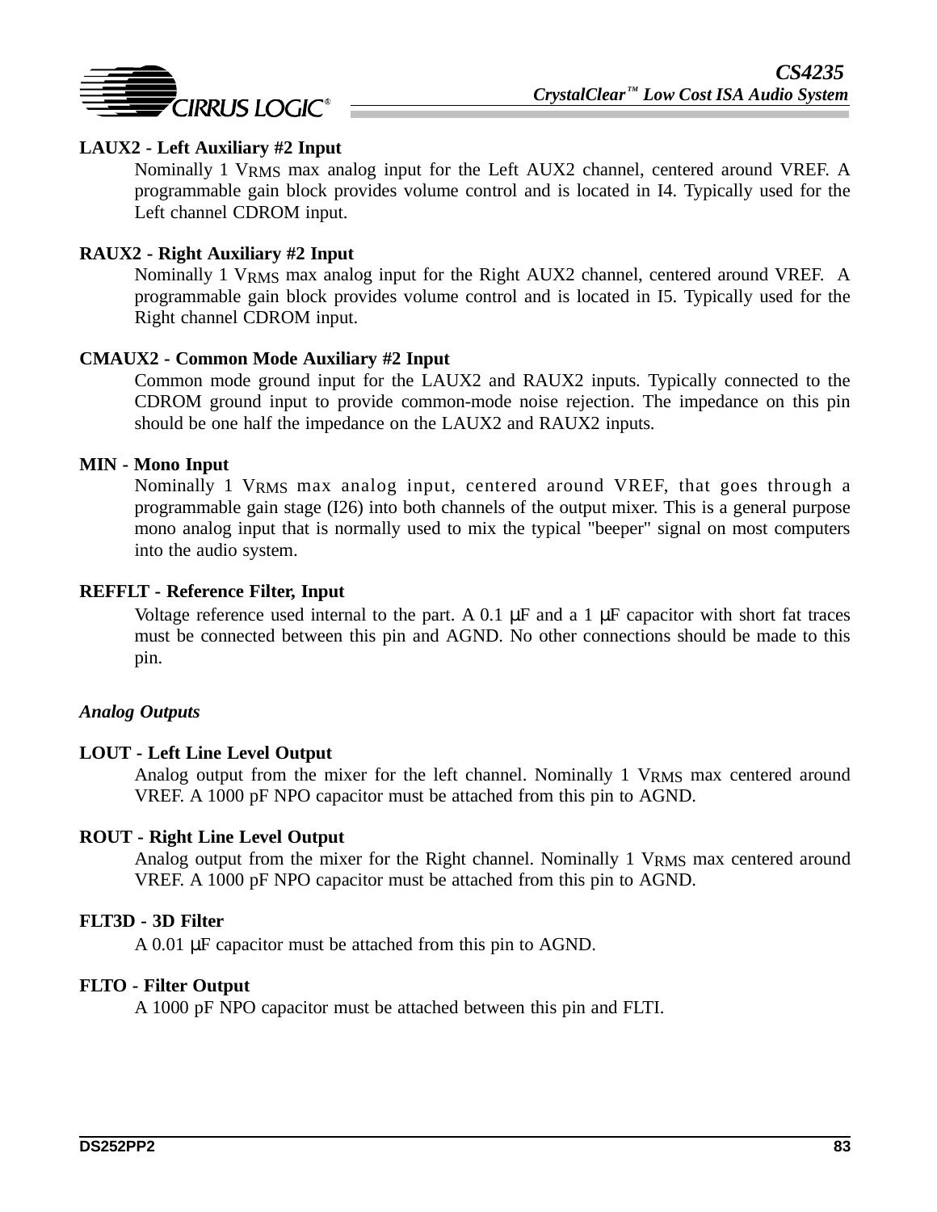**LAUX2 - Left Auxiliary #2 Input**

Nominally 1 $V_{RMS}$ max analog input for the Left AUX2 channel, centered around VREF. A programmable gain block provides volume control and is located in I4. Typically used for the Left channel CDROM input.

**RAUX2 - Right Auxiliary #2 Input**

Nominally 1 $V_{RMS}$ max analog input for the Right AUX2 channel, centered around VREF. A programmable gain block provides volume control and is located in I5. Typically used for the Right channel CDROM input.

**CMAUX2 - Common Mode Auxiliary #2 Input**

Common mode ground input for the LAUX2 and RAUX2 inputs. Typically connected to the CDROM ground input to provide common-mode noise rejection. The impedance on this pin should be one half the impedance on the LAUX2 and RAUX2 inputs.

**MIN - Mono Input**

Nominally 1 $V_{RMS}$ max analog input, centered around VREF, that goes through a programmable gain stage (I26) into both channels of the output mixer. This is a general purpose mono analog input that is normally used to mix the typical "beeper" signal on most computers into the audio system.

**REFFLT - Reference Filter, Input**

Voltage reference used internal to the part. A 0.1 μF and a 1 μF capacitor with short fat traces must be connected between this pin and AGND. No other connections should be made to this pin.

*Analog Outputs*

**LOUT - Left Line Level Output**

Analog output from the mixer for the left channel. Nominally 1 $V_{RMS}$ max centered around VREF. A 1000 pF NPO capacitor must be attached from this pin to AGND.

**ROUT - Right Line Level Output**

Analog output from the mixer for the Right channel. Nominally 1 $V_{RMS}$ max centered around VREF. A 1000 pF NPO capacitor must be attached from this pin to AGND.

**FLT3D - 3D Filter**

A 0.01 μF capacitor must be attached from this pin to AGND.

**FLTO - Filter Output**

A 1000 pF NPO capacitor must be attached between this pin and FLTI.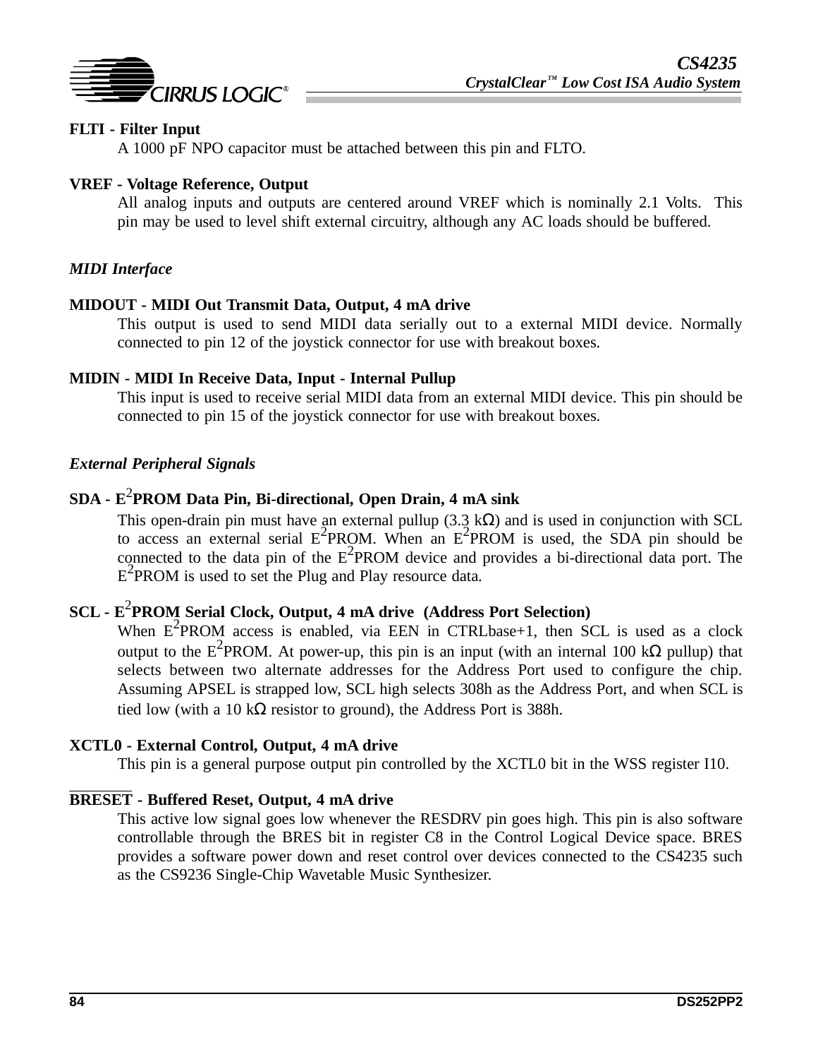**FLTI - Filter Input**

A 1000 pF NPO capacitor must be attached between this pin and FLTO.

**VREF - Voltage Reference, Output**

All analog inputs and outputs are centered around VREF which is nominally 2.1 Volts. This pin may be used to level shift external circuitry, although any AC loads should be buffered.

### *MIDI Interface*

**MIDOUT - MIDI Out Transmit Data, Output, 4 mA drive**

This output is used to send MIDI data serially out to a external MIDI device. Normally connected to pin 12 of the joystick connector for use with breakout boxes.

**MIDIN - MIDI In Receive Data, Input - Internal Pullup**

This input is used to receive serial MIDI data from an external MIDI device. This pin should be connected to pin 15 of the joystick connector for use with breakout boxes.

### *External Peripheral Signals*

**SDA - $E^2$PROM Data Pin, Bi-directional, Open Drain, 4 mA sink**

This open-drain pin must have an external pullup (3.3 kΩ) and is used in conjunction with SCL to access an external serial $E^2$PROM. When an $E^2$PROM is used, the SDA pin should be connected to the data pin of the $E^2$PROM device and provides a bi-directional data port. The $E^2$PROM is used to set the Plug and Play resource data.

**SCL - $E^2$PROM Serial Clock, Output, 4 mA drive (Address Port Selection)**

When $E^2$PROM access is enabled, via EEN in CTRLbase+1, then SCL is used as a clock output to the $E^2$PROM. At power-up, this pin is an input (with an internal 100 kΩ pullup) that selects between two alternate addresses for the Address Port used to configure the chip. Assuming APSEL is strapped low, SCL high selects 308h as the Address Port, and when SCL is tied low (with a 10 kΩ resistor to ground), the Address Port is 388h.

**XCTL0 - External Control, Output, 4 mA drive**

This pin is a general purpose output pin controlled by the XCTL0 bit in the WSS register I10.

**$\overline{\text{BRESET}}$ - Buffered Reset, Output, 4 mA drive**

This active low signal goes low whenever the RESDRV pin goes high. This pin is also software controllable through the BRES bit in register C8 in the Control Logical Device space. BRES provides a software power down and reset control over devices connected to the CS4235 such as the CS9236 Single-Chip Wavetable Music Synthesizer.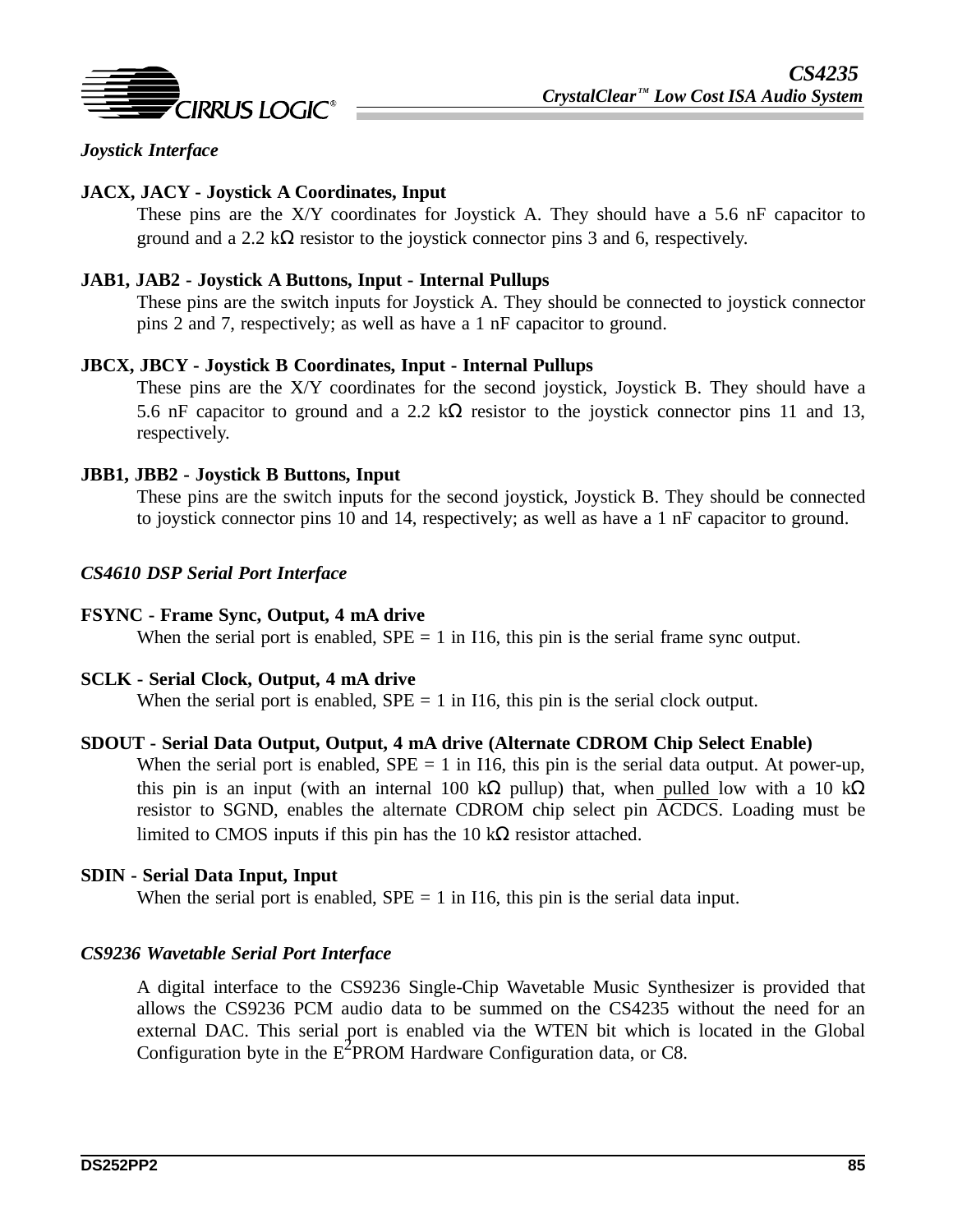*Joystick Interface*

**JACX, JACY - Joystick A Coordinates, Input**

These pins are the X/Y coordinates for Joystick A. They should have a 5.6 nF capacitor to ground and a 2.2 kΩ resistor to the joystick connector pins 3 and 6, respectively.

**JAB1, JAB2 - Joystick A Buttons, Input - Internal Pullups**

These pins are the switch inputs for Joystick A. They should be connected to joystick connector pins 2 and 7, respectively; as well as have a 1 nF capacitor to ground.

**JBCX, JBCY - Joystick B Coordinates, Input - Internal Pullups**

These pins are the X/Y coordinates for the second joystick, Joystick B. They should have a 5.6 nF capacitor to ground and a 2.2 kΩ resistor to the joystick connector pins 11 and 13, respectively.

**JBB1, JBB2 - Joystick B Buttons, Input**

These pins are the switch inputs for the second joystick, Joystick B. They should be connected to joystick connector pins 10 and 14, respectively; as well as have a 1 nF capacitor to ground.

*CS4610 DSP Serial Port Interface*

**FSYNC - Frame Sync, Output, 4 mA drive**

When the serial port is enabled, SPE = 1 in I16, this pin is the serial frame sync output.

**SCLK - Serial Clock, Output, 4 mA drive**

When the serial port is enabled, SPE = 1 in I16, this pin is the serial clock output.

**SDOUT - Serial Data Output, Output, 4 mA drive (Alternate CDROM Chip Select Enable)**

When the serial port is enabled, SPE = 1 in I16, this pin is the serial data output. At power-up, this pin is an input (with an internal 100 kΩ pullup) that, when pulled low with a 10 kΩ resistor to SGND, enables the alternate CDROM chip select pin $\overline{ACDCS}$. Loading must be limited to CMOS inputs if this pin has the 10 kΩ resistor attached.

**SDIN - Serial Data Input, Input**

When the serial port is enabled, SPE = 1 in I16, this pin is the serial data input.

*CS9236 Wavetable Serial Port Interface*

A digital interface to the CS9236 Single-Chip Wavetable Music Synthesizer is provided that allows the CS9236 PCM audio data to be summed on the CS4235 without the need for an external DAC. This serial port is enabled via the WTEN bit which is located in the Global Configuration byte in the $E^2$PROM Hardware Configuration data, or C8.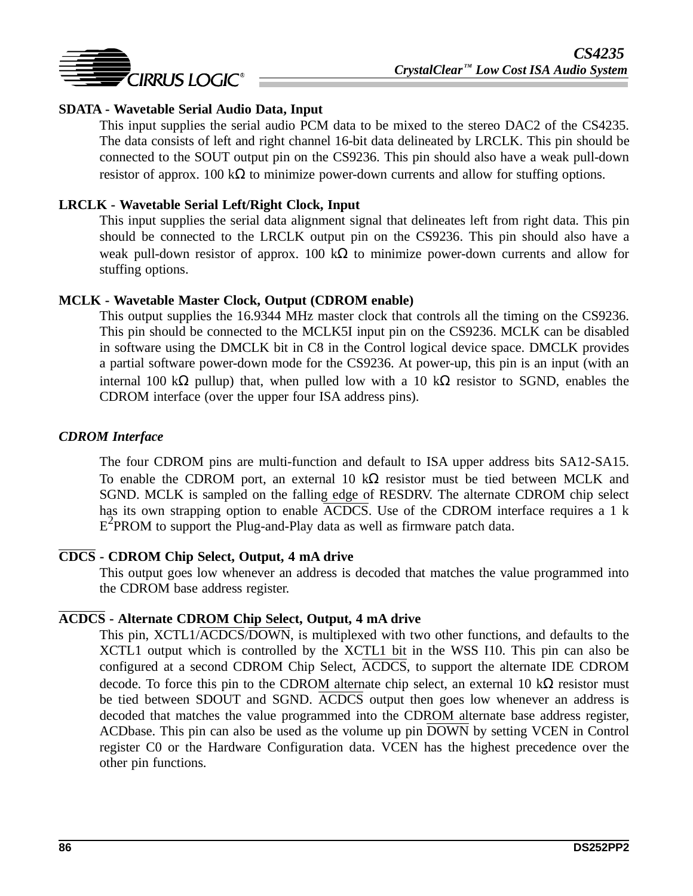**SDATA - Wavetable Serial Audio Data, Input**

This input supplies the serial audio PCM data to be mixed to the stereo DAC2 of the CS4235. The data consists of left and right channel 16-bit data delineated by LRCLK. This pin should be connected to the SOUT output pin on the CS9236. This pin should also have a weak pull-down resistor of approx. 100 kΩ to minimize power-down currents and allow for stuffing options.

**LRCLK - Wavetable Serial Left/Right Clock, Input**

This input supplies the serial data alignment signal that delineates left from right data. This pin should be connected to the LRCLK output pin on the CS9236. This pin should also have a weak pull-down resistor of approx. 100 kΩ to minimize power-down currents and allow for stuffing options.

**MCLK - Wavetable Master Clock, Output (CDROM enable)**

This output supplies the 16.9344 MHz master clock that controls all the timing on the CS9236. This pin should be connected to the MCLK5I input pin on the CS9236. MCLK can be disabled in software using the DMCLK bit in C8 in the Control logical device space. DMCLK provides a partial software power-down mode for the CS9236. At power-up, this pin is an input (with an internal 100 kΩ pullup) that, when pulled low with a 10 kΩ resistor to SGND, enables the CDROM interface (over the upper four ISA address pins).

### *CDROM Interface*

The four CDROM pins are multi-function and default to ISA upper address bits SA12-SA15. To enable the CDROM port, an external 10 kΩ resistor must be tied between MCLK and SGND. MCLK is sampled on the falling edge of RESDRV. The alternate CDROM chip select has its own strapping option to enable $\overline{\text{ACDCS}}$. Use of the CDROM interface requires a 1 k $E^2$PROM to support the Plug-and-Play data as well as firmware patch data.

**$\overline{\text{CDCS}}$ - CDROM Chip Select, Output, 4 mA drive**

This output goes low whenever an address is decoded that matches the value programmed into the CDROM base address register.

**$\overline{\text{ACDCS}}$ - Alternate CDROM Chip Select, Output, 4 mA drive**

This pin, XCTL1/$\overline{\text{ACDCS}}$/$\overline{\text{DOWN}}$, is multiplexed with two other functions, and defaults to the XCTL1 output which is controlled by the XCTL1 bit in the WSS I10. This pin can also be configured at a second CDROM Chip Select, $\overline{\text{ACDCS}}$, to support the alternate IDE CDROM decode. To force this pin to the CDROM alternate chip select, an external 10 kΩ resistor must be tied between SDOUT and SGND. $\overline{\text{ACDCS}}$ output then goes low whenever an address is decoded that matches the value programmed into the CDROM alternate base address register, ACDbase. This pin can also be used as the volume up pin $\overline{\text{DOWN}}$ by setting VCEN in Control register C0 or the Hardware Configuration data. VCEN has the highest precedence over the other pin functions.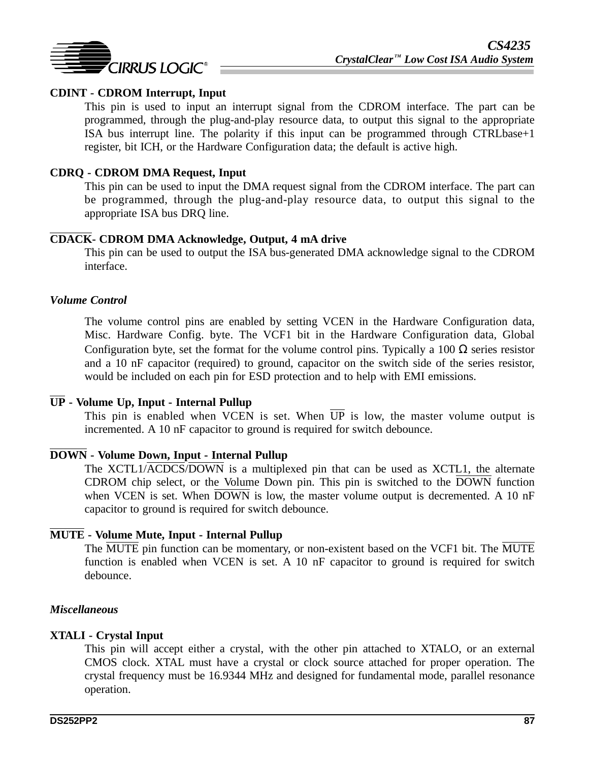**CDINT - CDROM Interrupt, Input**

This pin is used to input an interrupt signal from the CDROM interface. The part can be programmed, through the plug-and-play resource data, to output this signal to the appropriate ISA bus interrupt line. The polarity if this input can be programmed through CTRLbase+1 register, bit ICH, or the Hardware Configuration data; the default is active high.

**CDRQ - CDROM DMA Request, Input**

This pin can be used to input the DMA request signal from the CDROM interface. The part can be programmed, through the plug-and-play resource data, to output this signal to the appropriate ISA bus DRQ line.

**$\overline{\text{CDACK}}$- CDROM DMA Acknowledge, Output, 4 mA drive**

This pin can be used to output the ISA bus-generated DMA acknowledge signal to the CDROM interface.

### *Volume Control*

The volume control pins are enabled by setting VCEN in the Hardware Configuration data, Misc. Hardware Config. byte. The VCF1 bit in the Hardware Configuration data, Global Configuration byte, set the format for the volume control pins. Typically a 100 Ω series resistor and a 10 nF capacitor (required) to ground, capacitor on the switch side of the series resistor, would be included on each pin for ESD protection and to help with EMI emissions.

**$\overline{\text{UP}}$ - Volume Up, Input - Internal Pullup**

This pin is enabled when VCEN is set. When $\overline{\text{UP}}$ is low, the master volume output is incremented. A 10 nF capacitor to ground is required for switch debounce.

**$\overline{\text{DOWN}}$ - Volume Down, Input - Internal Pullup**

The XCTL1/$\overline{\text{ACDCS}}$/$\overline{\text{DOWN}}$ is a multiplexed pin that can be used as XCTL1, the alternate CDROM chip select, or the Volume Down pin. This pin is switched to the $\overline{\text{DOWN}}$ function when VCEN is set. When $\overline{\text{DOWN}}$ is low, the master volume output is decremented. A 10 nF capacitor to ground is required for switch debounce.

**$\overline{\text{MUTE}}$ - Volume Mute, Input - Internal Pullup**

The $\overline{\text{MUTE}}$ pin function can be momentary, or non-existent based on the VCF1 bit. The $\overline{\text{MUTE}}$ function is enabled when VCEN is set. A 10 nF capacitor to ground is required for switch debounce.

### *Miscellaneous*

**XTALI - Crystal Input**

This pin will accept either a crystal, with the other pin attached to XTALO, or an external CMOS clock. XTAL must have a crystal or clock source attached for proper operation. The crystal frequency must be 16.9344 MHz and designed for fundamental mode, parallel resonance operation.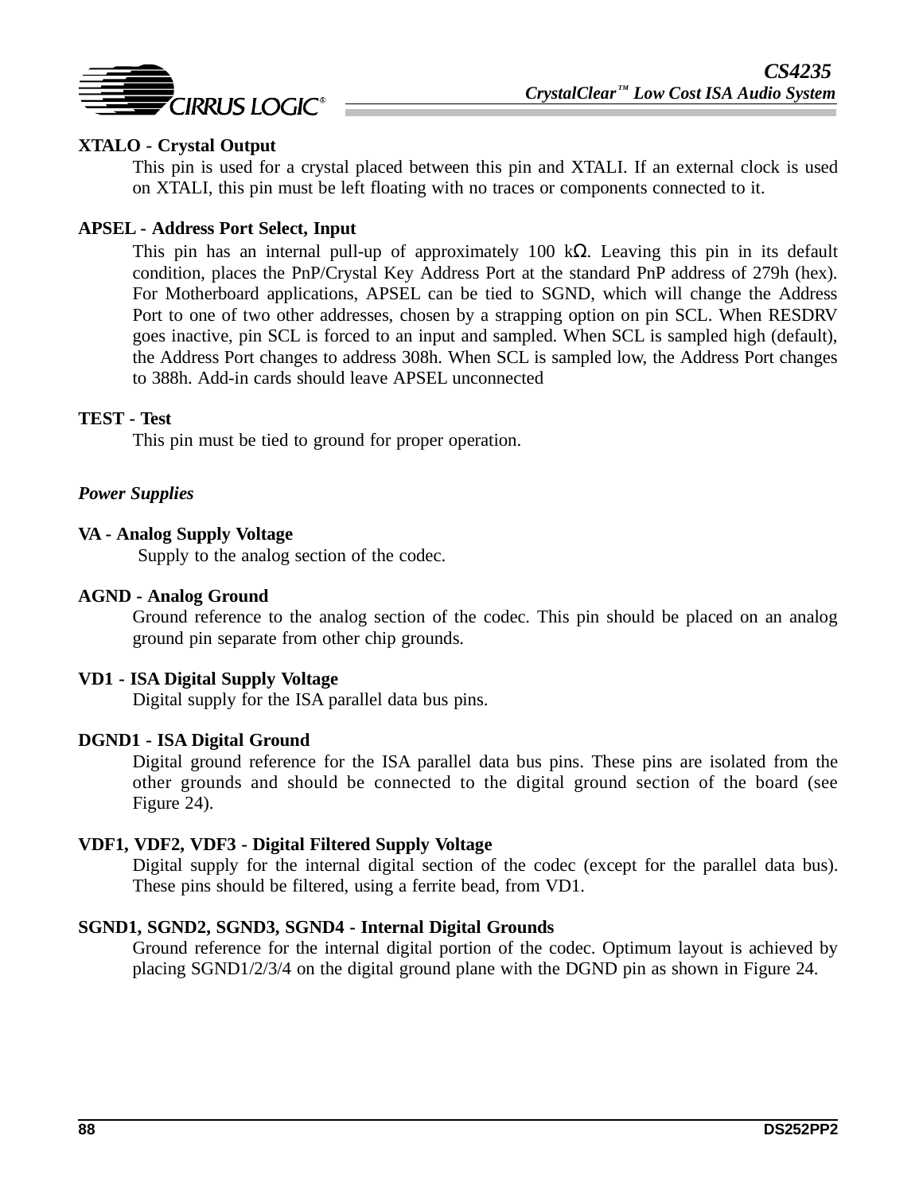**XTALO - Crystal Output**

This pin is used for a crystal placed between this pin and XTALI. If an external clock is used on XTALI, this pin must be left floating with no traces or components connected to it.

**APSEL - Address Port Select, Input**

This pin has an internal pull-up of approximately 100 kΩ. Leaving this pin in its default condition, places the PnP/Crystal Key Address Port at the standard PnP address of 279h (hex). For Motherboard applications, APSEL can be tied to SGND, which will change the Address Port to one of two other addresses, chosen by a strapping option on pin SCL. When RESDRV goes inactive, pin SCL is forced to an input and sampled. When SCL is sampled high (default), the Address Port changes to address 308h. When SCL is sampled low, the Address Port changes to 388h. Add-in cards should leave APSEL unconnected

**TEST - Test**

This pin must be tied to ground for proper operation.

### *Power Supplies*

**VA - Analog Supply Voltage**

Supply to the analog section of the codec.

**AGND - Analog Ground**

Ground reference to the analog section of the codec. This pin should be placed on an analog ground pin separate from other chip grounds.

**VD1 - ISA Digital Supply Voltage**

Digital supply for the ISA parallel data bus pins.

**DGND1 - ISA Digital Ground**

Digital ground reference for the ISA parallel data bus pins. These pins are isolated from the other grounds and should be connected to the digital ground section of the board (see Figure 24).

**VDF1, VDF2, VDF3 - Digital Filtered Supply Voltage**

Digital supply for the internal digital section of the codec (except for the parallel data bus). These pins should be filtered, using a ferrite bead, from VD1.

**SGND1, SGND2, SGND3, SGND4 - Internal Digital Grounds**

Ground reference for the internal digital portion of the codec. Optimum layout is achieved by placing SGND1/2/3/4 on the digital ground plane with the DGND pin as shown in Figure 24.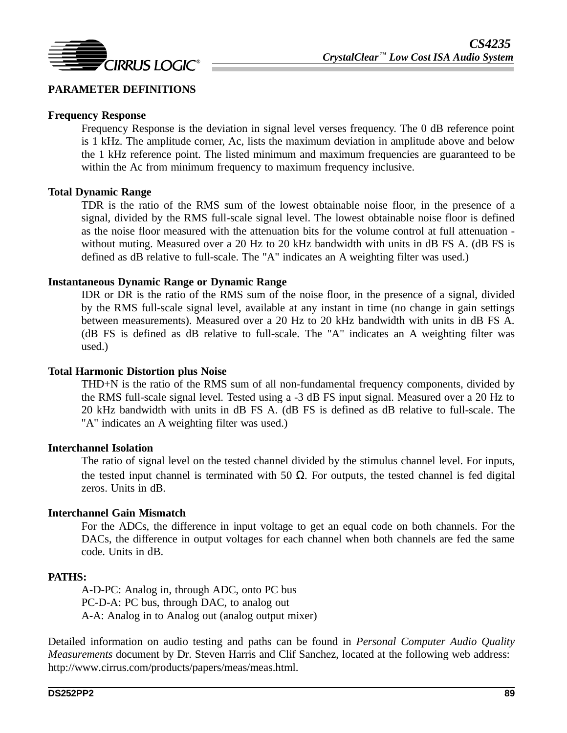## PARAMETER DEFINITIONS

### Frequency Response

Frequency Response is the deviation in signal level verses frequency. The 0 dB reference point is 1 kHz. The amplitude corner, Ac, lists the maximum deviation in amplitude above and below the 1 kHz reference point. The listed minimum and maximum frequencies are guaranteed to be within the Ac from minimum frequency to maximum frequency inclusive.

### Total Dynamic Range

TDR is the ratio of the RMS sum of the lowest obtainable noise floor, in the presence of a signal, divided by the RMS full-scale signal level. The lowest obtainable noise floor is defined as the noise floor measured with the attenuation bits for the volume control at full attenuation - without muting. Measured over a 20 Hz to 20 kHz bandwidth with units in dB FS A. (dB FS is defined as dB relative to full-scale. The "A" indicates an A weighting filter was used.)

### Instantaneous Dynamic Range or Dynamic Range

IDR or DR is the ratio of the RMS sum of the noise floor, in the presence of a signal, divided by the RMS full-scale signal level, available at any instant in time (no change in gain settings between measurements). Measured over a 20 Hz to 20 kHz bandwidth with units in dB FS A. (dB FS is defined as dB relative to full-scale. The "A" indicates an A weighting filter was used.)

### Total Harmonic Distortion plus Noise

THD+N is the ratio of the RMS sum of all non-fundamental frequency components, divided by the RMS full-scale signal level. Tested using a -3 dB FS input signal. Measured over a 20 Hz to 20 kHz bandwidth with units in dB FS A. (dB FS is defined as dB relative to full-scale. The "A" indicates an A weighting filter was used.)

### Interchannel Isolation

The ratio of signal level on the tested channel divided by the stimulus channel level. For inputs, the tested input channel is terminated with 50 Ω. For outputs, the tested channel is fed digital zeros. Units in dB.

### Interchannel Gain Mismatch

For the ADCs, the difference in input voltage to get an equal code on both channels. For the DACs, the difference in output voltages for each channel when both channels are fed the same code. Units in dB.

### PATHS:

A-D-PC: Analog in, through ADC, onto PC bus
PC-D-A: PC bus, through DAC, to analog out
A-A: Analog in to Analog out (analog output mixer)

Detailed information on audio testing and paths can be found in *Personal Computer Audio Quality Measurements* document by Dr. Steven Harris and Clif Sanchez, located at the following web address: http://www.cirrus.com/products/papers/meas/meas.html.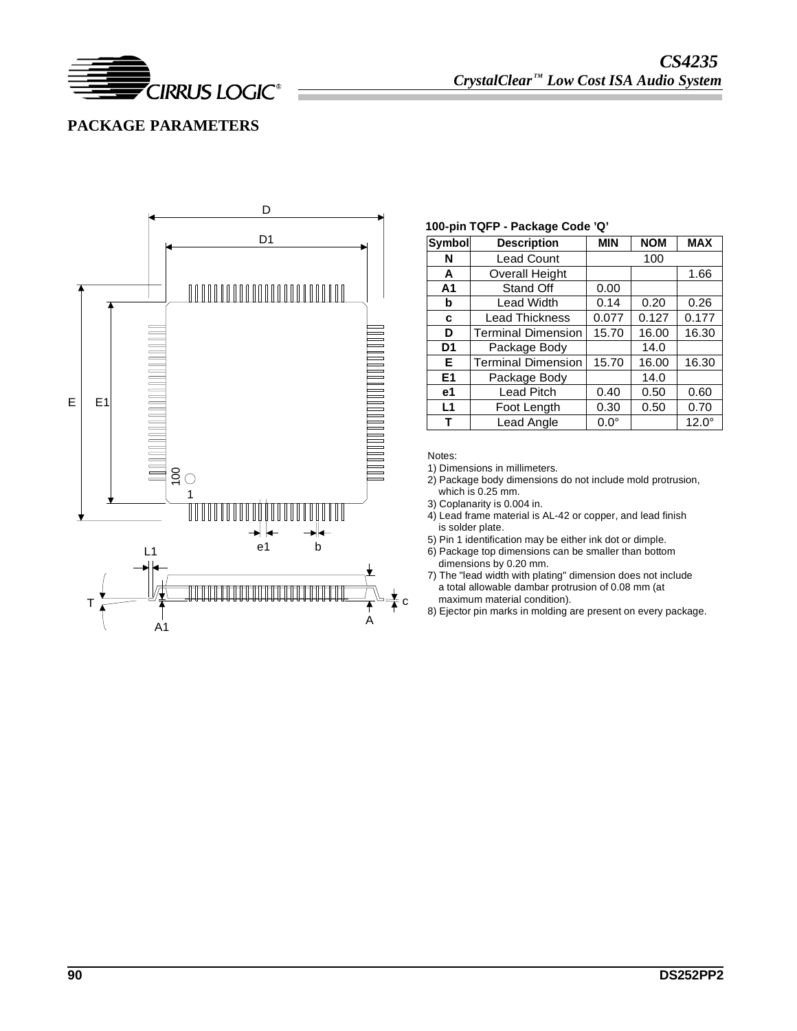## PACKAGE PARAMETERS

**100-pin TQFP - Package Code 'Q'**

| Symbol | Description | MIN | NOM | MAX |
|---|---|---|---|---|
| N | Lead Count | | 100 | |
| A | Overall Height | | | 1.66 |
| A1 | Stand Off | 0.00 | | |
| b | Lead Width | 0.14 | 0.20 | 0.26 |
| c | Lead Thickness | 0.077 | 0.127 | 0.177 |
| D | Terminal Dimension | 15.70 | 16.00 | 16.30 |
| D1 | Package Body | | 14.0 | |
| E | Terminal Dimension | 15.70 | 16.00 | 16.30 |
| E1 | Package Body | | 14.0 | |
| e1 | Lead Pitch | 0.40 | 0.50 | 0.60 |
| L1 | Foot Length | 0.30 | 0.50 | 0.70 |
| T | Lead Angle | 0.0° | | 12.0° |

Notes:

1) Dimensions in millimeters.
2) Package body dimensions do not include mold protrusion, which is 0.25 mm.
3) Coplanarity is 0.004 in.
4) Lead frame material is AL-42 or copper, and lead finish is solder plate.
5) Pin 1 identification may be either ink dot or dimple.
6) Package top dimensions can be smaller than bottom dimensions by 0.20 mm.
7) The "lead width with plating" dimension does not include a total allowable dambar protrusion of 0.08 mm (at maximum material condition).
8) Ejector pin marks in molding are present on every package.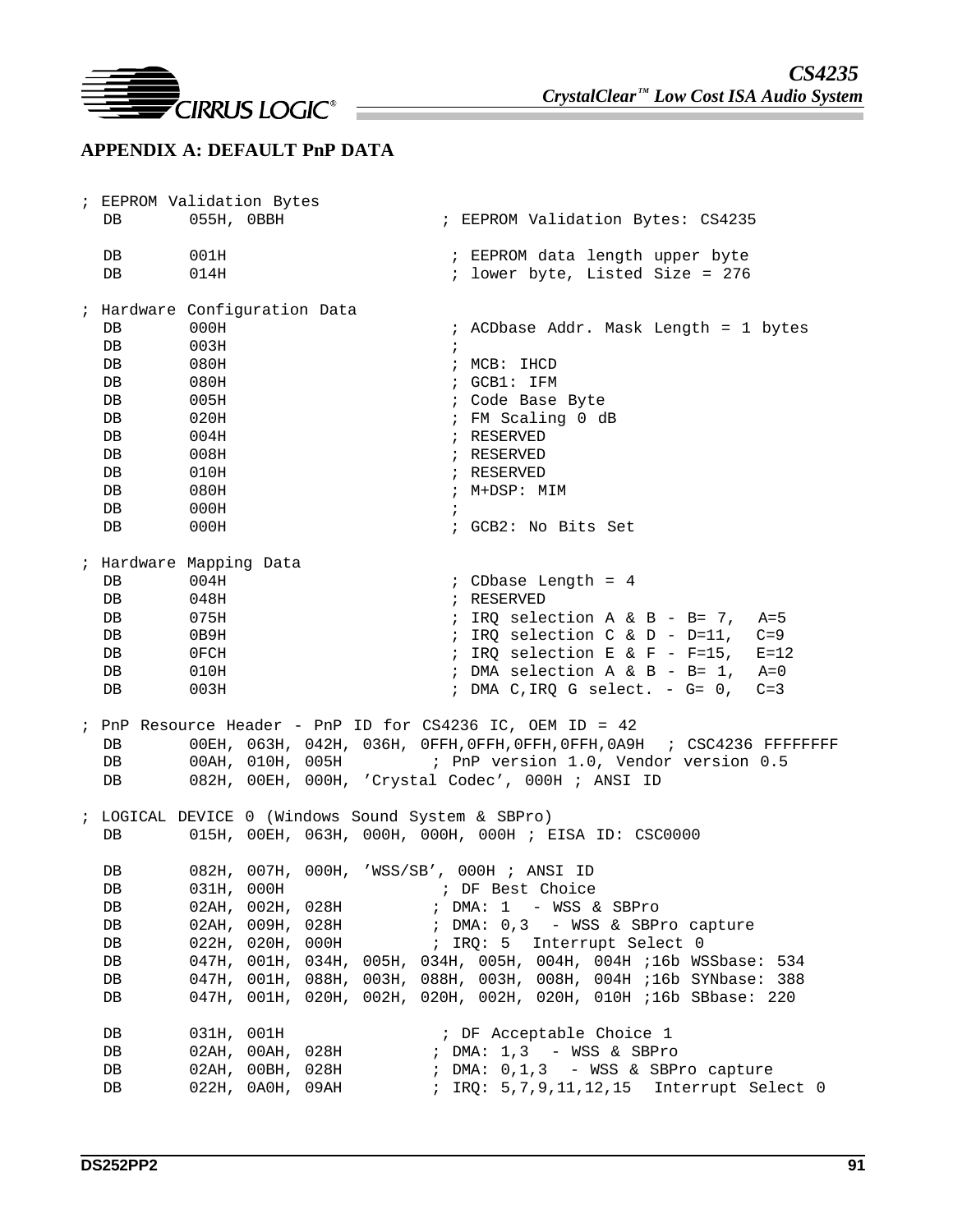## APPENDIX A: DEFAULT PnP DATA

```
; EEPROM Validation Bytes
  DB       055H, 0BBH                 ; EEPROM Validation Bytes: CS4235

  DB       001H                        ; EEPROM data length upper byte
  DB       014H                        ; lower byte, Listed Size = 276

; Hardware Configuration Data
  DB       000H                        ; ACDbase Addr. Mask Length = 1 bytes
  DB       003H                        ;
  DB       080H                        ; MCB: IHCD
  DB       080H                        ; GCB1: IFM
  DB       005H                        ; Code Base Byte
  DB       020H                        ; FM Scaling 0 dB
  DB       004H                        ; RESERVED
  DB       008H                        ; RESERVED
  DB       010H                        ; RESERVED
  DB       080H                        ; M+DSP: MIM
  DB       000H                        ;
  DB       000H                        ; GCB2: No Bits Set

; Hardware Mapping Data
  DB       004H                        ; CDbase Length = 4
  DB       048H                        ; RESERVED
  DB       075H                        ; IRQ selection A & B - B= 7,  A=5
  DB       0B9H                        ; IRQ selection C & D - D=11,  C=9
  DB       0FCH                        ; IRQ selection E & F - F=15,  E=12
  DB       010H                        ; DMA selection A & B - B= 1,  A=0
  DB       003H                        ; DMA C,IRQ G select. - G= 0,  C=3

; PnP Resource Header - PnP ID for CS4236 IC, OEM ID = 42
  DB       00EH, 063H, 042H, 036H, 0FFH,0FFH,0FFH,0FFH,0A9H  ; CSC4236 FFFFFFFF
  DB       00AH, 010H, 005H          ; PnP version 1.0, Vendor version 0.5
  DB       082H, 00EH, 000H, 'Crystal Codec', 000H ; ANSI ID

; LOGICAL DEVICE 0 (Windows Sound System & SBPro)
  DB       015H, 00EH, 063H, 000H, 000H, 000H ; EISA ID: CSC0000

  DB       082H, 007H, 000H, 'WSS/SB', 000H ; ANSI ID
  DB       031H, 000H                ; DF Best Choice
  DB       02AH, 002H, 028H         ; DMA: 1  - WSS & SBPro
  DB       02AH, 009H, 028H         ; DMA: 0,3  - WSS & SBPro capture
  DB       022H, 020H, 000H         ; IRQ: 5  Interrupt Select 0
  DB       047H, 001H, 034H, 005H, 034H, 005H, 004H, 004H ;16b WSSbase: 534
  DB       047H, 001H, 088H, 003H, 088H, 003H, 008H, 004H ;16b SYNbase: 388
  DB       047H, 001H, 020H, 002H, 020H, 002H, 020H, 010H ;16b SBbase: 220

  DB       031H, 001H                ; DF Acceptable Choice 1
  DB       02AH, 00AH, 028H         ; DMA: 1,3  - WSS & SBPro
  DB       02AH, 00BH, 028H         ; DMA: 0,1,3  - WSS & SBPro capture
  DB       022H, 0A0H, 09AH         ; IRQ: 5,7,9,11,12,15  Interrupt Select 0
```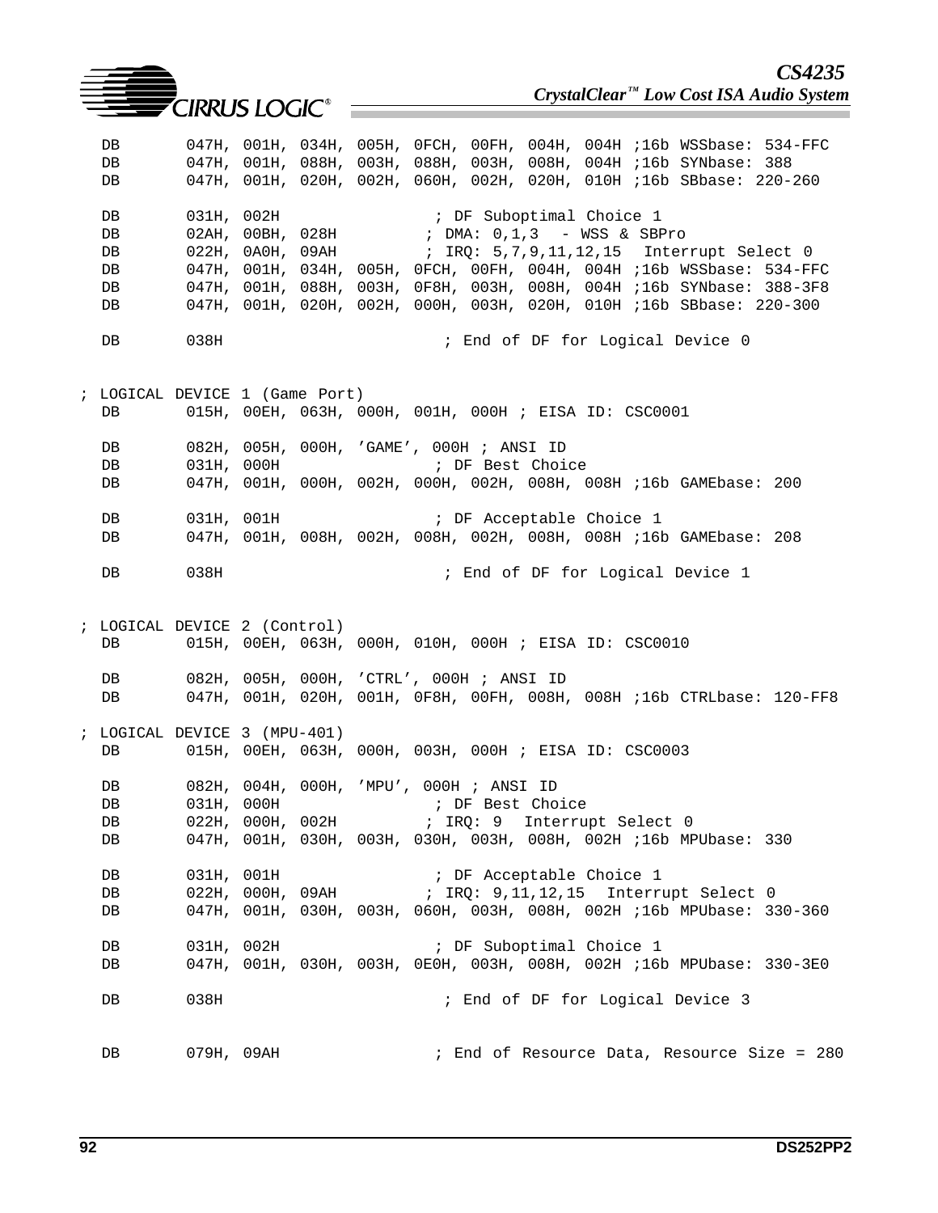```
  DB       047H, 001H, 034H, 005H, 0FCH, 00FH, 004H, 004H ;16b WSSbase: 534-FFC
  DB       047H, 001H, 088H, 003H, 088H, 003H, 008H, 004H ;16b SYNbase: 388
  DB       047H, 001H, 020H, 002H, 060H, 002H, 020H, 010H ;16b SBbase: 220-260

  DB       031H, 002H                ; DF Suboptimal Choice 1
  DB       02AH, 00BH, 028H         ; DMA: 0,1,3  - WSS & SBPro
  DB       022H, 0A0H, 09AH          ; IRQ: 5,7,9,11,12,15  Interrupt Select 0
  DB       047H, 001H, 034H, 005H, 0FCH, 00FH, 004H, 004H ;16b WSSbase: 534-FFC
  DB       047H, 001H, 088H, 003H, 0F8H, 003H, 008H, 004H ;16b SYNbase: 388-3F8
  DB       047H, 001H, 020H, 002H, 000H, 003H, 020H, 010H ;16b SBbase: 220-300

  DB       038H                        ; End of DF for Logical Device 0


; LOGICAL DEVICE 1 (Game Port)
  DB       015H, 00EH, 063H, 000H, 001H, 000H ; EISA ID: CSC0001

  DB       082H, 005H, 000H, 'GAME', 000H ; ANSI ID
  DB       031H, 000H                ; DF Best Choice
  DB       047H, 001H, 000H, 002H, 000H, 002H, 008H, 008H ;16b GAMEbase: 200

  DB       031H, 001H                ; DF Acceptable Choice 1
  DB       047H, 001H, 008H, 002H, 008H, 002H, 008H, 008H ;16b GAMEbase: 208

  DB       038H                        ; End of DF for Logical Device 1


; LOGICAL DEVICE 2 (Control)
  DB       015H, 00EH, 063H, 000H, 010H, 000H ; EISA ID: CSC0010

  DB       082H, 005H, 000H, 'CTRL', 000H ; ANSI ID
  DB       047H, 001H, 020H, 001H, 0F8H, 00FH, 008H, 008H ;16b CTRLbase: 120-FF8

; LOGICAL DEVICE 3 (MPU-401)
  DB       015H, 00EH, 063H, 000H, 003H, 000H ; EISA ID: CSC0003

  DB       082H, 004H, 000H, 'MPU', 000H ; ANSI ID
  DB       031H, 000H                ; DF Best Choice
  DB       022H, 000H, 002H          ; IRQ: 9  Interrupt Select 0
  DB       047H, 001H, 030H, 003H, 030H, 003H, 008H, 002H ;16b MPUbase: 330

  DB       031H, 001H                ; DF Acceptable Choice 1
  DB       022H, 000H, 09AH          ; IRQ: 9,11,12,15  Interrupt Select 0
  DB       047H, 001H, 030H, 003H, 060H, 003H, 008H, 002H ;16b MPUbase: 330-360

  DB       031H, 002H                ; DF Suboptimal Choice 1
  DB       047H, 001H, 030H, 003H, 0E0H, 003H, 008H, 002H ;16b MPUbase: 330-3E0

  DB       038H                        ; End of DF for Logical Device 3


  DB       079H, 09AH                ; End of Resource Data, Resource Size = 280
```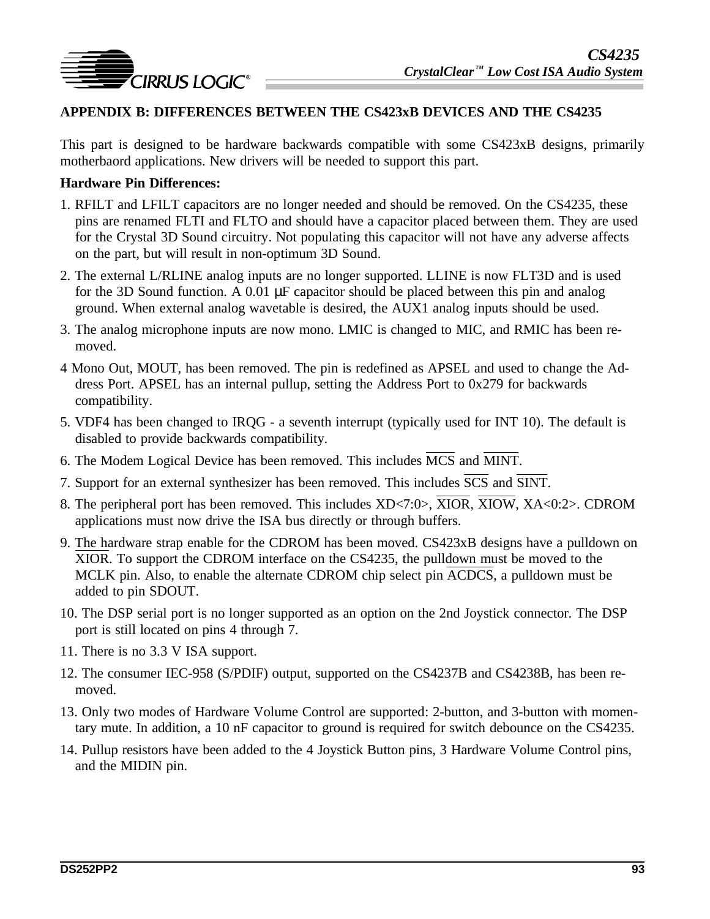## APPENDIX B: DIFFERENCES BETWEEN THE CS423xB DEVICES AND THE CS4235

This part is designed to be hardware backwards compatible with some CS423xB designs, primarily motherbaord applications. New drivers will be needed to support this part.

**Hardware Pin Differences:**

1. RFILT and LFILT capacitors are no longer needed and should be removed. On the CS4235, these pins are renamed FLTI and FLTO and should have a capacitor placed between them. They are used for the Crystal 3D Sound circuitry. Not populating this capacitor will not have any adverse affects on the part, but will result in non-optimum 3D Sound.
2. The external L/RLINE analog inputs are no longer supported. LLINE is now FLT3D and is used for the 3D Sound function. A 0.01 µF capacitor should be placed between this pin and analog ground. When external analog wavetable is desired, the AUX1 analog inputs should be used.
3. The analog microphone inputs are now mono. LMIC is changed to MIC, and RMIC has been removed.
4. Mono Out, MOUT, has been removed. The pin is redefined as APSEL and used to change the Address Port. APSEL has an internal pullup, setting the Address Port to 0x279 for backwards compatibility.
5. VDF4 has been changed to IRQG - a seventh interrupt (typically used for INT 10). The default is disabled to provide backwards compatibility.
6. The Modem Logical Device has been removed. This includes $\overline{MCS}$ and $\overline{MINT}$.
7. Support for an external synthesizer has been removed. This includes $\overline{SCS}$ and $\overline{SINT}$.
8. The peripheral port has been removed. This includes XD<7:0>, $\overline{XIOR}$, $\overline{XIOW}$, XA<0:2>. CDROM applications must now drive the ISA bus directly or through buffers.
9. The hardware strap enable for the CDROM has been moved. CS423xB designs have a pulldown on $\overline{XIOR}$. To support the CDROM interface on the CS4235, the pulldown must be moved to the MCLK pin. Also, to enable the alternate CDROM chip select pin $\overline{ACDCS}$, a pulldown must be added to pin SDOUT.
10. The DSP serial port is no longer supported as an option on the 2nd Joystick connector. The DSP port is still located on pins 4 through 7.
11. There is no 3.3 V ISA support.
12. The consumer IEC-958 (S/PDIF) output, supported on the CS4237B and CS4238B, has been removed.
13. Only two modes of Hardware Volume Control are supported: 2-button, and 3-button with momentary mute. In addition, a 10 nF capacitor to ground is required for switch debounce on the CS4235.
14. Pullup resistors have been added to the 4 Joystick Button pins, 3 Hardware Volume Control pins, and the MIDIN pin.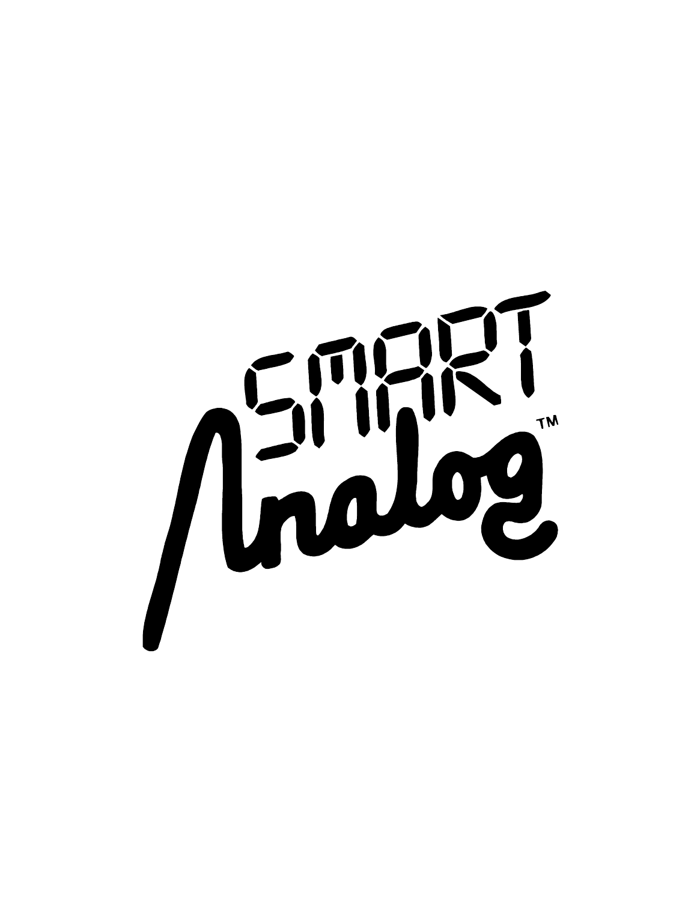SMART

Analog™